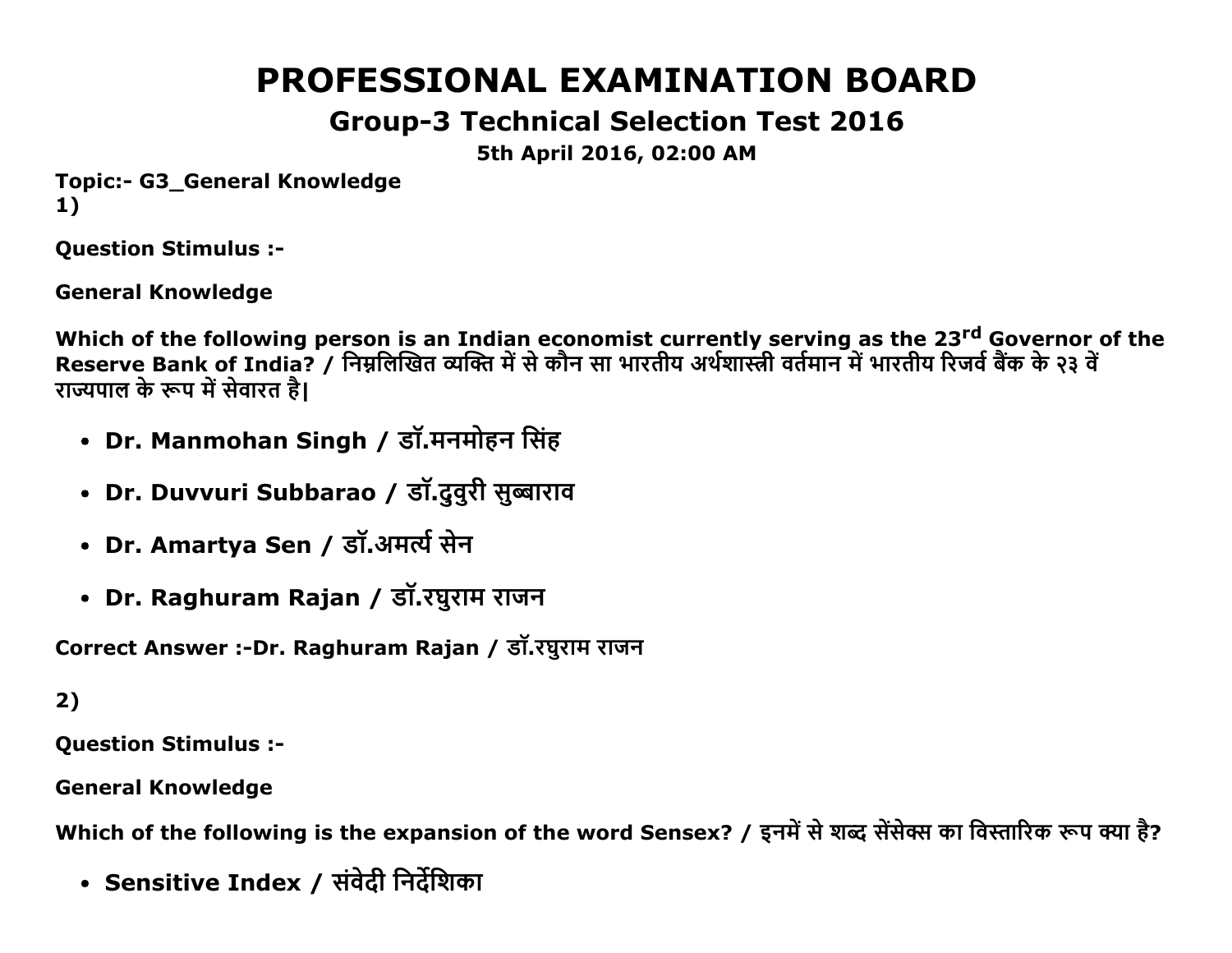# PROFESSIONAL EXAMINATION BOARD

## Group-3 Technical Selection Test 2016

**5th April 2016, 02:00 AM**

**Topic:- G3_General Knowledge**

**1)**

**Question Stimulus :-**

**General Knowledge**

**Which of the following person is an Indian economist currently serving as the 23rd Governor of the Reserve Bank of India? / निम्नलिखित व्यक्ति में से कौन सा भारतीय अर्थशास्त्री वर्तमान में भारतीय रिजर्व बैंक के २३ वें राज्यपाल के रूप में सेवारत है|**

- **Dr. Manmohan Singh / डॉ.मनमोहन सिंह**
- **Dr. Duvvuri Subbarao / डॉ.दुवुरी सुब्बाराव**
- **Dr. Amartya Sen / डॉ.अमर्त्य सेन**
- **Dr. Raghuram Rajan / डॉ.रघुराम राजन**

**Correct Answer :-Dr. Raghuram Rajan / डॉ.रघुराम राजन**

**2)**

**Question Stimulus :-**

**General Knowledge**

**Which of the following is the expansion of the word Sensex? / इनमें से शब्द सेंसेक्स का विस्तारिक रूप क्या है?**

- **Sensitive Index / संवेदी निर्देशिका**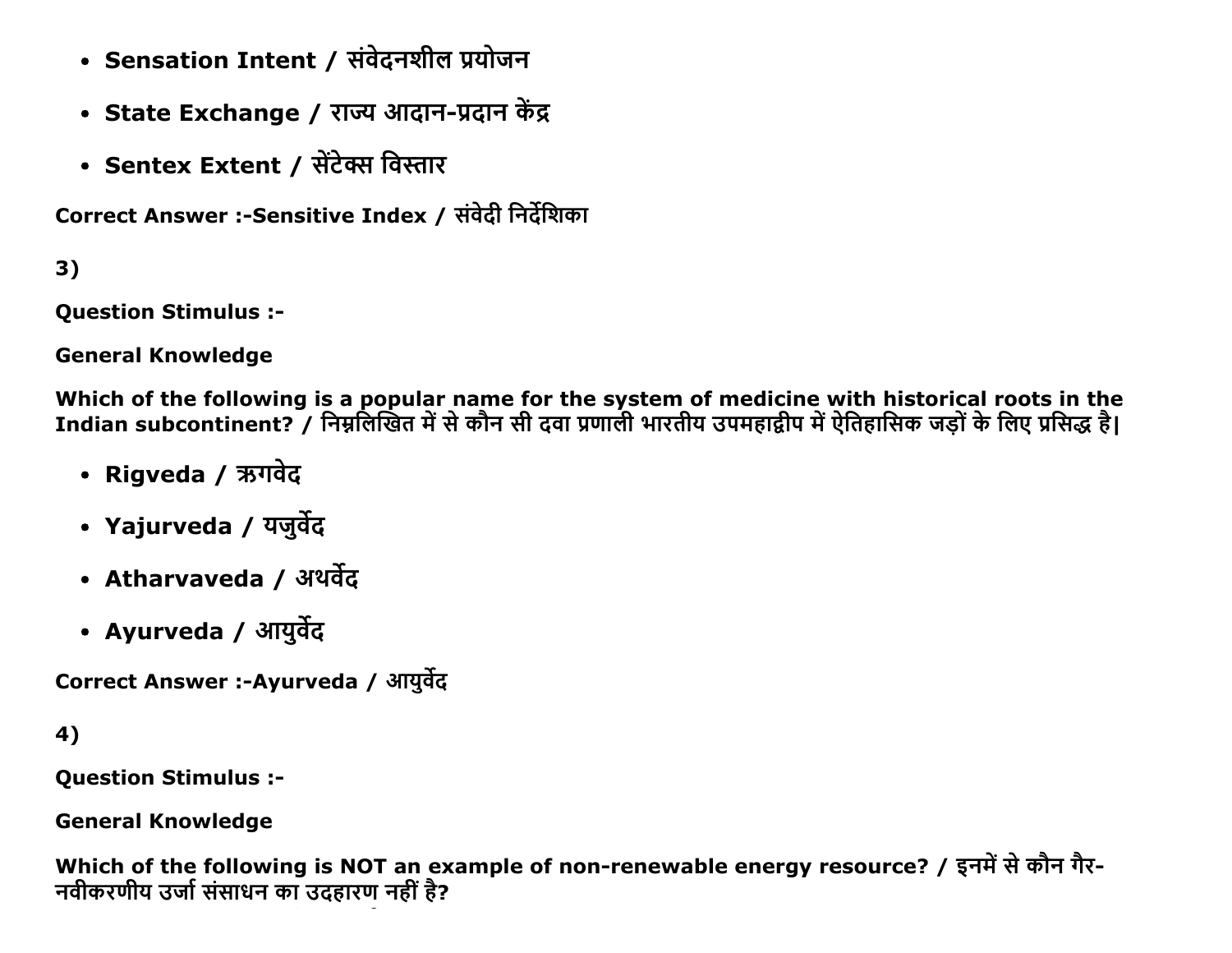- **Sensation Intent / संवेदनशील प्रयोजन**
- **State Exchange / राज्य आदान-प्रदान केंद्र**
- **Sentex Extent / सेंटेक्स विस्तार**

**Correct Answer :-Sensitive Index / संवेदी निर्देशिका**

**3)**

**Question Stimulus :-**

**General Knowledge**

**Which of the following is a popular name for the system of medicine with historical roots in the Indian subcontinent? / निम्नलिखित में से कौन सी दवा प्रणाली भारतीय उपमहाद्वीप में ऐतिहासिक जड़ों के लिए प्रसिद्ध है|**

- **Rigveda / ऋगवेद**
- **Yajurveda / यजुर्वेद**
- **Atharvaveda / अथर्वेद**
- **Ayurveda / आयुर्वेद**

**Correct Answer :-Ayurveda / आयुर्वेद**

**4)**

**Question Stimulus :-**

**General Knowledge**

**Which of the following is NOT an example of non-renewable energy resource? / इनमें से कौन गैर-नवीकरणीय उर्जा संसाधन का उदहारण नहीं है?**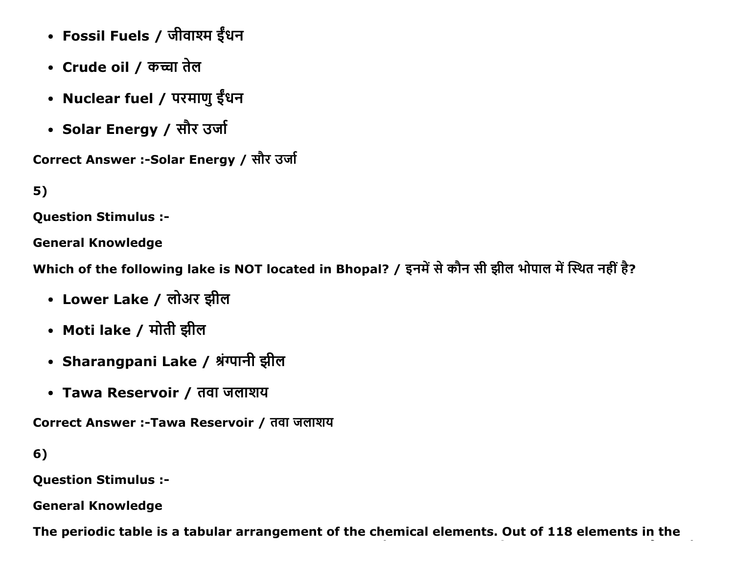- **Fossil Fuels / जीवाश्म ईंधन**
- **Crude oil / कच्चा तेल**
- **Nuclear fuel / परमाणु ईंधन**
- **Solar Energy / सौर उर्जा**

**Correct Answer :-Solar Energy / सौर उर्जा**

**5)**

**Question Stimulus :-**

**General Knowledge**

**Which of the following lake is NOT located in Bhopal? / इनमें से कौन सी झील भोपाल में स्थित नहीं है?**

- **Lower Lake / लोअर झील**
- **Moti lake / मोती झील**
- **Sharangpani Lake / श्रंग्पानी झील**
- **Tawa Reservoir / तवा जलाशय**

**Correct Answer :-Tawa Reservoir / तवा जलाशय**

**6)**

**Question Stimulus :-**

**General Knowledge**

**The periodic table is a tabular arrangement of the chemical elements. Out of 118 elements in the**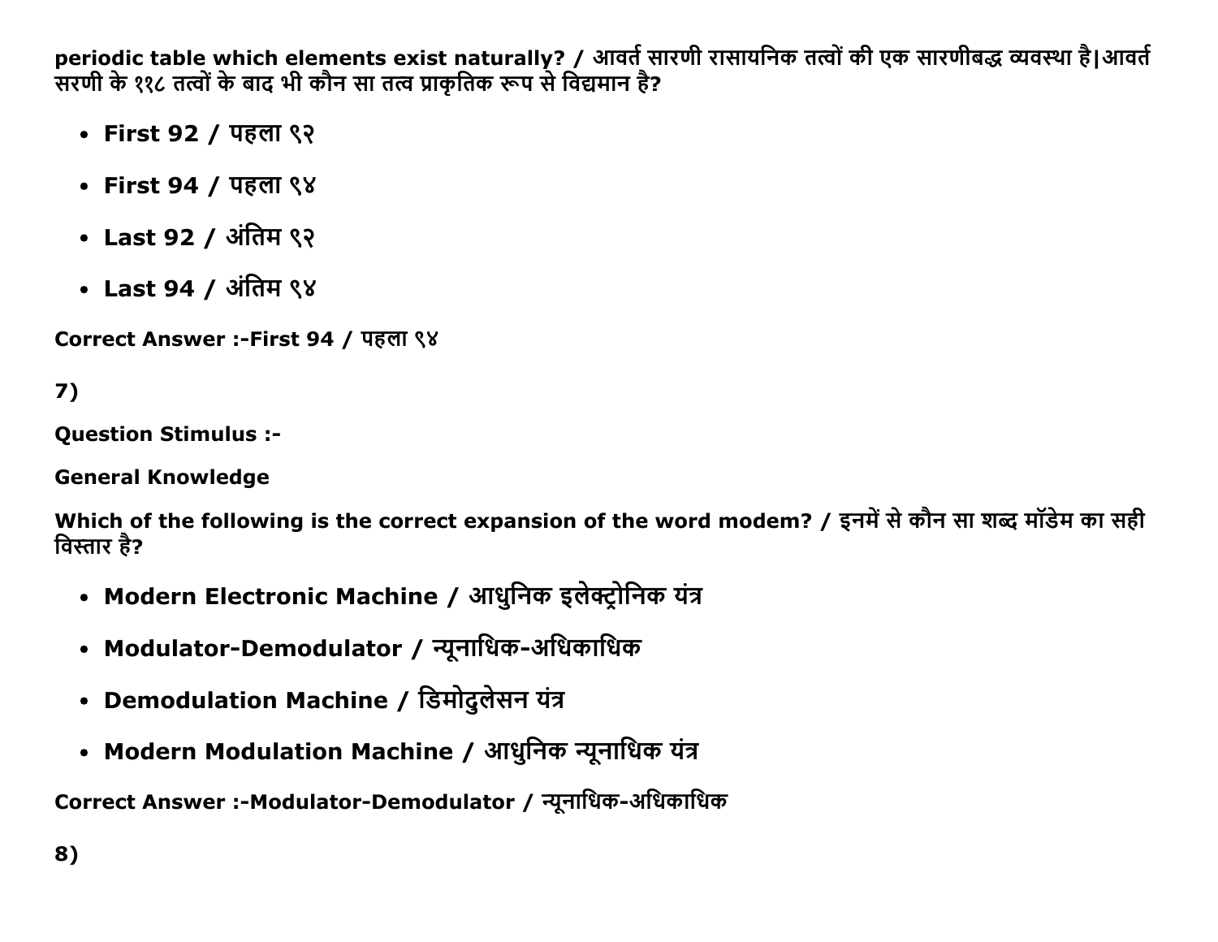periodic table which elements exist naturally? / आवर्त सारणी रासायनिक तत्वों की एक सारणीबद्ध व्यवस्था है|आवर्त सरणी के ११८ तत्वों के बाद भी कौन सा तत्व प्राकृतिक रूप से विद्यमान है?

- **First 92 / पहला ९२**
- **First 94 / पहला ९४**
- **Last 92 / अंतिम ९२**
- **Last 94 / अंतिम ९४**

**Correct Answer :-First 94 / पहला ९४**

**7)**

**Question Stimulus :-**

**General Knowledge**

**Which of the following is the correct expansion of the word modem? / इनमें से कौन सा शब्द मॉडेम का सही विस्तार है?**

- **Modern Electronic Machine / आधुनिक इलेक्ट्रोनिक यंत्र**
- **Modulator-Demodulator / न्यूनाधिक-अधिकाधिक**
- **Demodulation Machine / डिमोदुलेसन यंत्र**
- **Modern Modulation Machine / आधुनिक न्यूनाधिक यंत्र**

**Correct Answer :-Modulator-Demodulator / न्यूनाधिक-अधिकाधिक**

**8)**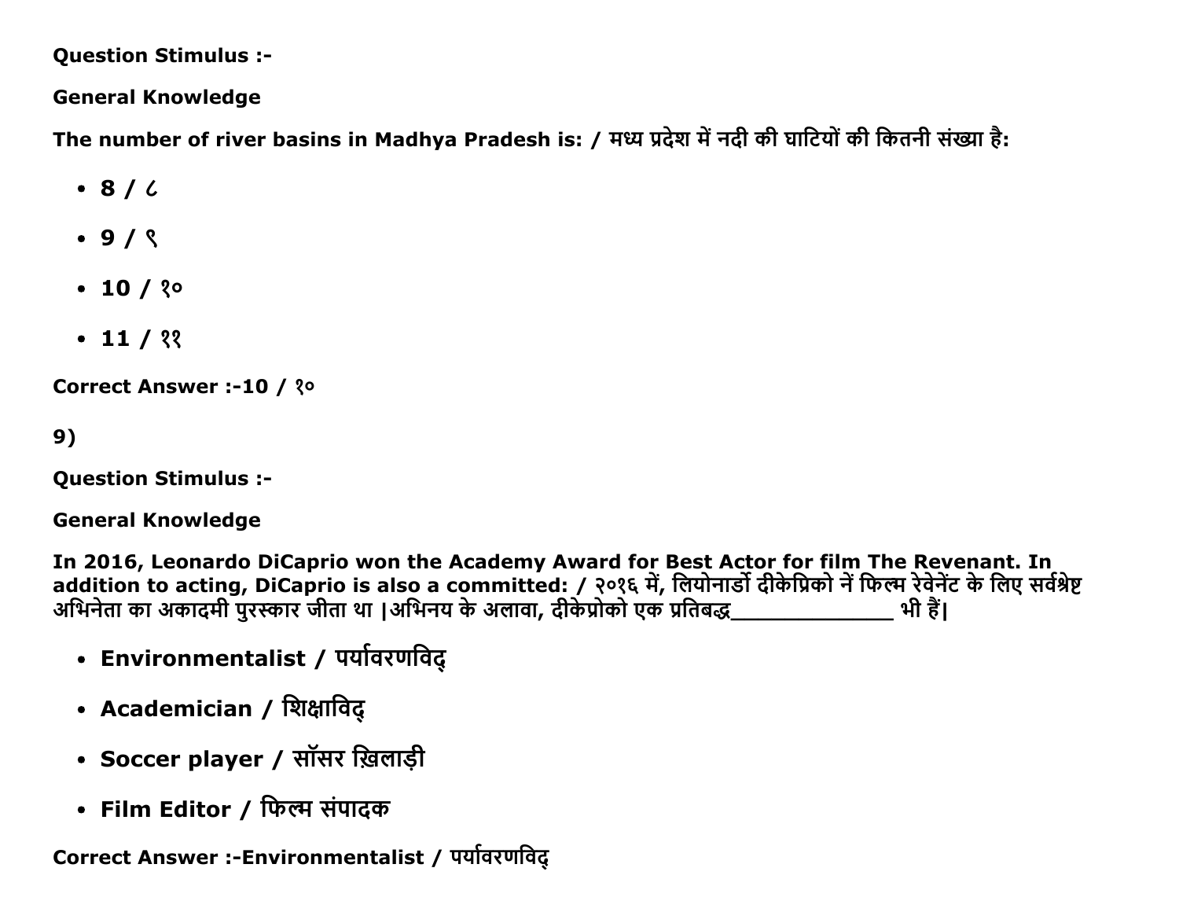**Question Stimulus :-**

**General Knowledge**

**The number of river basins in Madhya Pradesh is: / मध्य प्रदेश में नदी की घाटियों की कितनी संख्या है:**

- **8 / ८**
- **9 / ९**
- **10 / १०**
- **11 / ११**

**Correct Answer :-10 / १०**

**9)**

**Question Stimulus :-**

**General Knowledge**

**In 2016, Leonardo DiCaprio won the Academy Award for Best Actor for film The Revenant. In addition to acting, DiCaprio is also a committed: / २०१६ में, लियोनार्डो दीकेप्रिको नें फिल्म रेवेनेंट के लिए सर्वश्रेष्ट अभिनेता का अकादमी पुरस्कार जीता था |अभिनय के अलावा, दीकेप्रोको एक प्रतिबद्ध_____________ भी हैं|**

- **Environmentalist / पर्यावरणविद्**
- **Academician / शिक्षाविद्**
- **Soccer player / सॉसर ख़िलाड़ी**
- **Film Editor / फिल्म संपादक**

**Correct Answer :-Environmentalist / पर्यावरणविद्**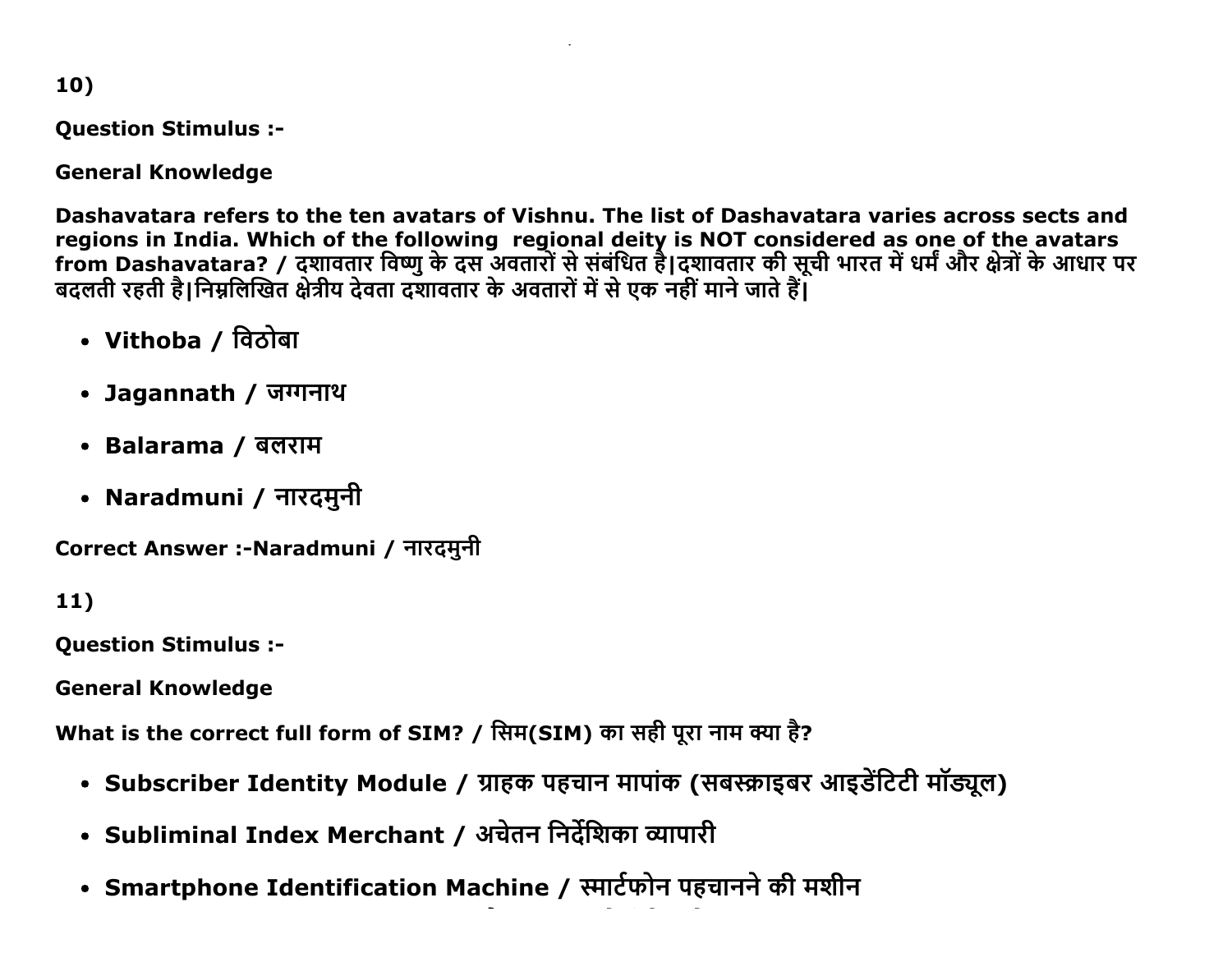10)

**Question Stimulus :-**

**General Knowledge**

**Dashavatara refers to the ten avatars of Vishnu. The list of Dashavatara varies across sects and regions in India. Which of the following regional deity is NOT considered as one of the avatars from Dashavatara? / दशावतार विष्णु के दस अवतारों से संबंधित है|दशावतार की सूची भारत में धर्म और क्षेत्रों के आधार पर बदलती रहती है|निम्नलिखित क्षेत्रीय देवता दशावतार के अवतारों में से एक नहीं माने जाते हैं|**

- **Vithoba / विठोबा**
- **Jagannath / जग्गनाथ**
- **Balarama / बलराम**
- **Naradmuni / नारदमुनी**

**Correct Answer :-Naradmuni / नारदमुनी**

11)

**Question Stimulus :-**

**General Knowledge**

**What is the correct full form of SIM? / सिम(SIM) का सही पूरा नाम क्या है?**

- **Subscriber Identity Module / ग्राहक पहचान मापांक (सबस्क्राइबर आइडेंटिटी मॉड्यूल)**
- **Subliminal Index Merchant / अचेतन निर्देशिका व्यापारी**
- **Smartphone Identification Machine / स्मार्टफोन पहचानने की मशीन**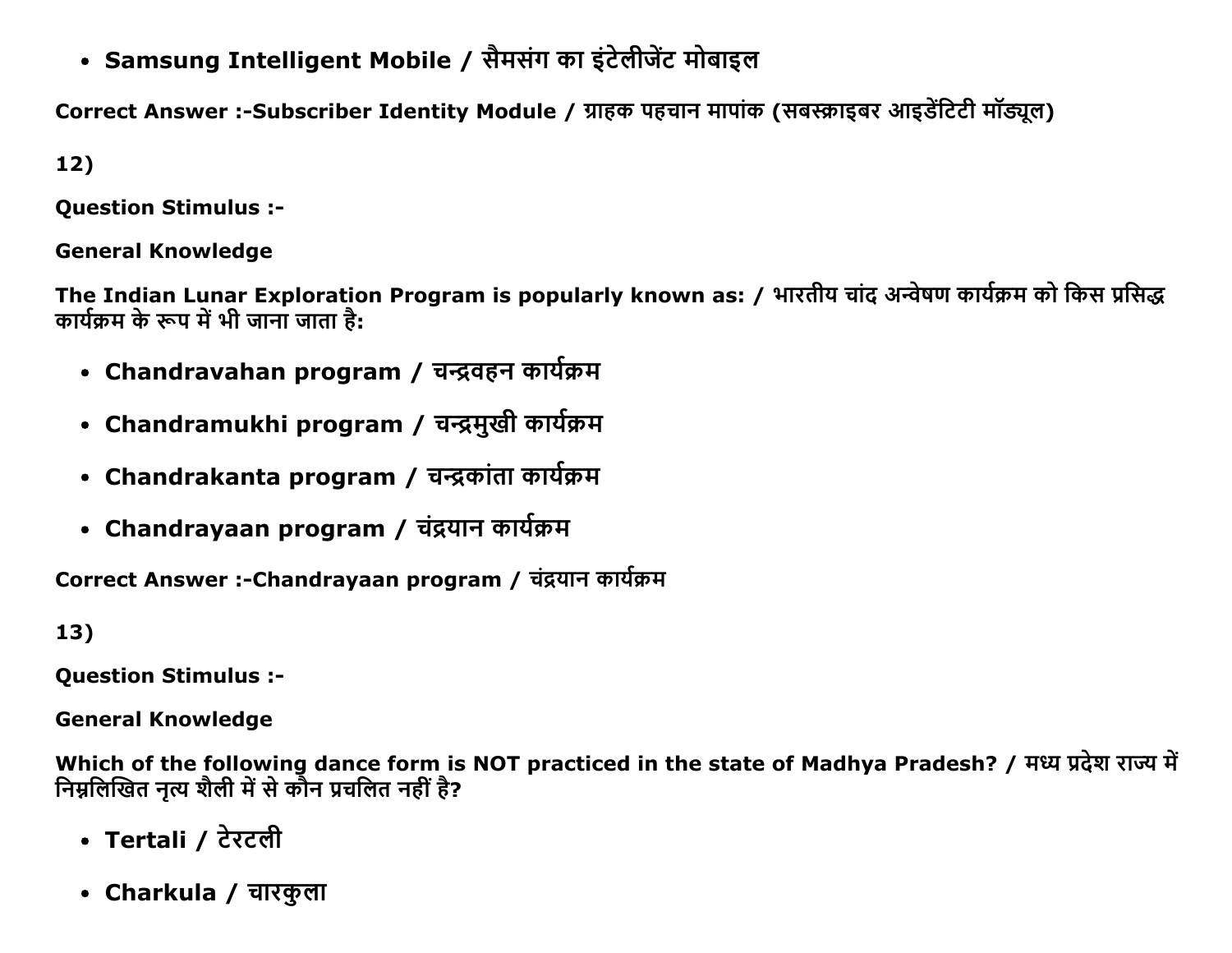- **Samsung Intelligent Mobile / सैमसंग का इंटेलीजेंट मोबाइल**

**Correct Answer :-Subscriber Identity Module / ग्राहक पहचान मापांक (सबस्क्राइबर आइडेंटिटी मॉड्यूल)**

**12)**

**Question Stimulus :-**

**General Knowledge**

**The Indian Lunar Exploration Program is popularly known as: / भारतीय चांद अन्वेषण कार्यक्रम को किस प्रसिद्ध कार्यक्रम के रूप में भी जाना जाता है:**

- **Chandravahan program / चन्द्रवहन कार्यक्रम**
- **Chandramukhi program / चन्द्रमुखी कार्यक्रम**
- **Chandrakanta program / चन्द्रकांता कार्यक्रम**
- **Chandrayaan program / चंद्रयान कार्यक्रम**

**Correct Answer :-Chandrayaan program / चंद्रयान कार्यक्रम**

**13)**

**Question Stimulus :-**

**General Knowledge**

**Which of the following dance form is NOT practiced in the state of Madhya Pradesh? / मध्य प्रदेश राज्य में निम्नलिखित नृत्य शैली में से कौन प्रचलित नहीं है?**

- **Tertali / टेरटली**
- **Charkula / चारकुला**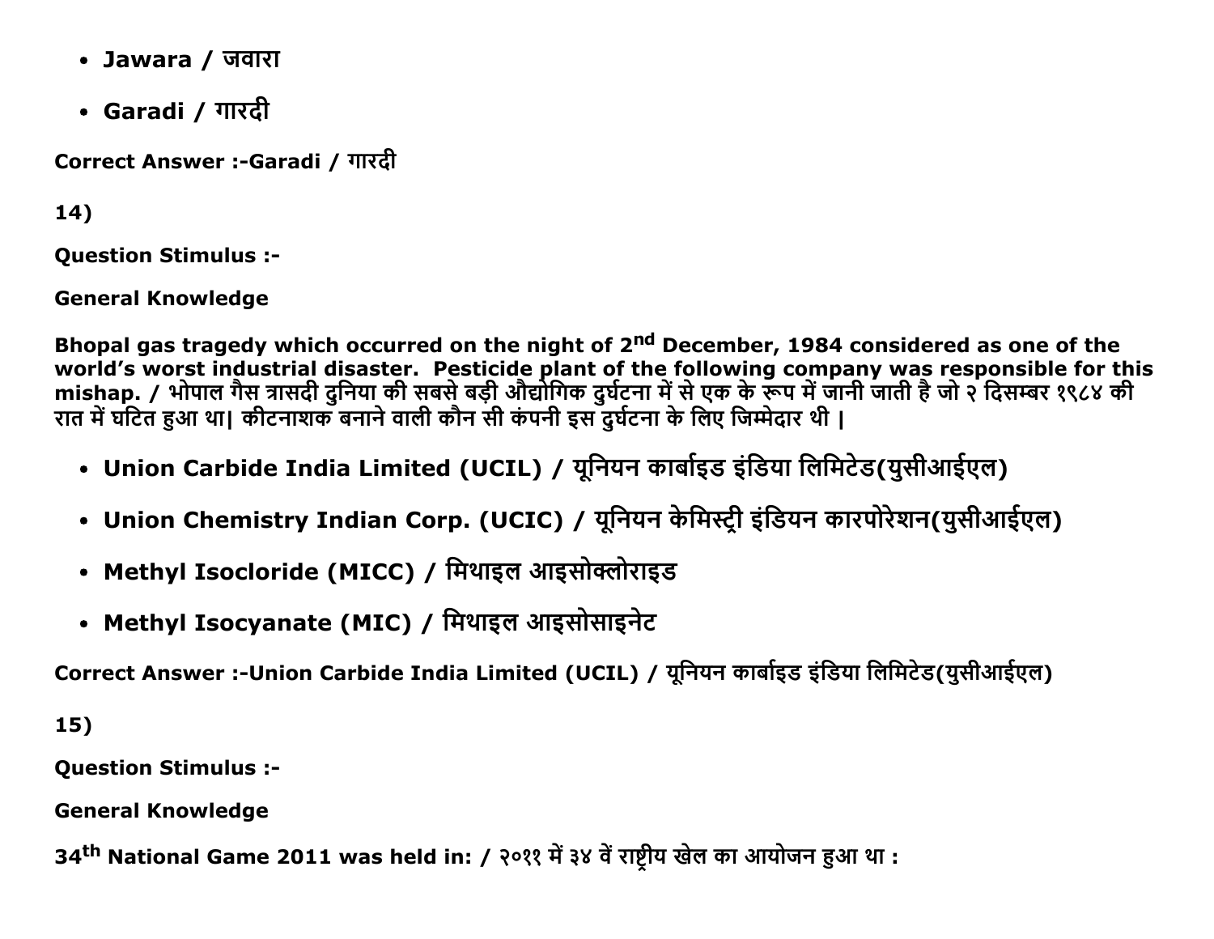- **Jawara / जवारा**
- **Garadi / गारदी**

**Correct Answer :-Garadi / गारदी**

**14)**

**Question Stimulus :-**

**General Knowledge**

**Bhopal gas tragedy which occurred on the night of 2nd December, 1984 considered as one of the world's worst industrial disaster. Pesticide plant of the following company was responsible for this mishap. / भोपाल गैस त्रासदी दुनिया की सबसे बड़ी औद्योगिक दुर्घटना में से एक के रूप में जानी जाती है जो २ दिसम्बर १९८४ की रात में घटित हुआ था| कीटनाशक बनाने वाली कौन सी कंपनी इस दुर्घटना के लिए जिम्मेदार थी |**

- **Union Carbide India Limited (UCIL) / यूनियन कार्बाइड इंडिया लिमिटेड(युसीआईएल)**
- **Union Chemistry Indian Corp. (UCIC) / यूनियन केमिस्ट्री इंडियन कारपोरेशन(युसीआईएल)**
- **Methyl Isocloride (MICC) / मिथाइल आइसोक्लोराइड**
- **Methyl Isocyanate (MIC) / मिथाइल आइसोसाइनेट**

**Correct Answer :-Union Carbide India Limited (UCIL) / यूनियन कार्बाइड इंडिया लिमिटेड(युसीआईएल)**

**15)**

**Question Stimulus :-**

**General Knowledge**

**34th National Game 2011 was held in: / २०११ में ३४ वें राष्ट्रीय खेल का आयोजन हुआ था :**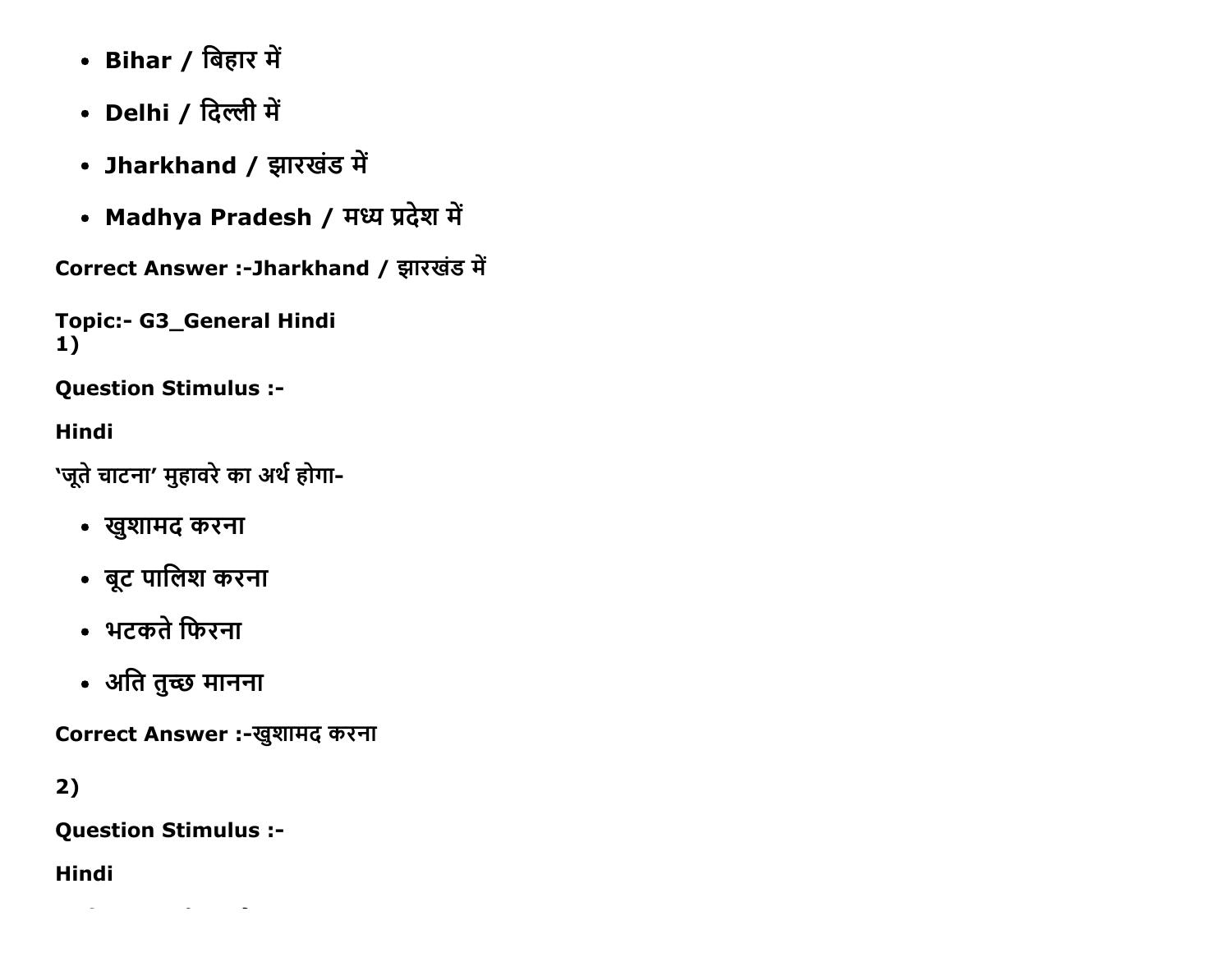- **Bihar / बिहार में**
- **Delhi / दिल्ली में**
- **Jharkhand / झारखंड में**
- **Madhya Pradesh / मध्य प्रदेश में**

**Correct Answer :-Jharkhand / झारखंड में**

**Topic:- G3_General Hindi**
**1)**

**Question Stimulus :-**

**Hindi**

'जूते चाटना' मुहावरे का अर्थ होगा-

- खुशामद करना
- बूट पालिश करना
- भटकते फिरना
- अति तुच्छ मानना

**Correct Answer :-खुशामद करना**

**2)**

**Question Stimulus :-**

**Hindi**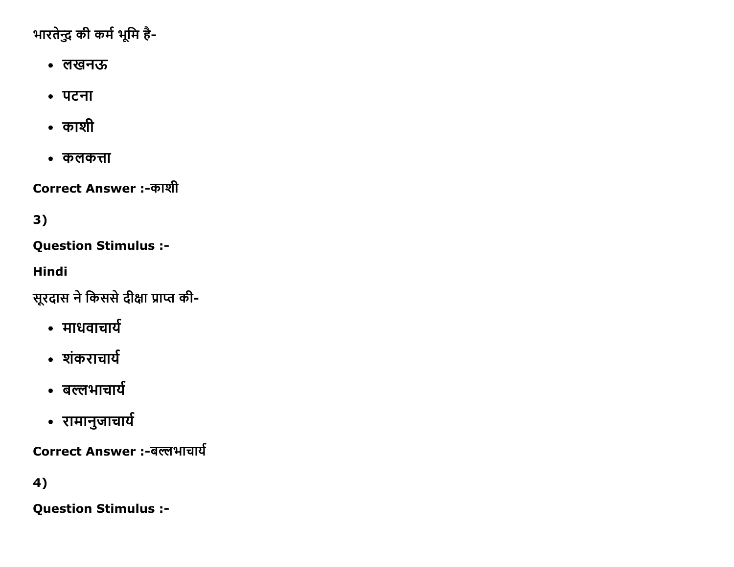भारतेन्दु की कर्म भूमि है-

- लखनऊ
- पटना
- काशी
- कलकत्ता

**Correct Answer :-**काशी

**3)**

**Question Stimulus :-**

**Hindi**

सूरदास ने किससे दीक्षा प्राप्त की-

- माधवाचार्य
- शंकराचार्य
- बल्लभाचार्य
- रामानुजाचार्य

**Correct Answer :-**बल्लभाचार्य

**4)**

**Question Stimulus :-**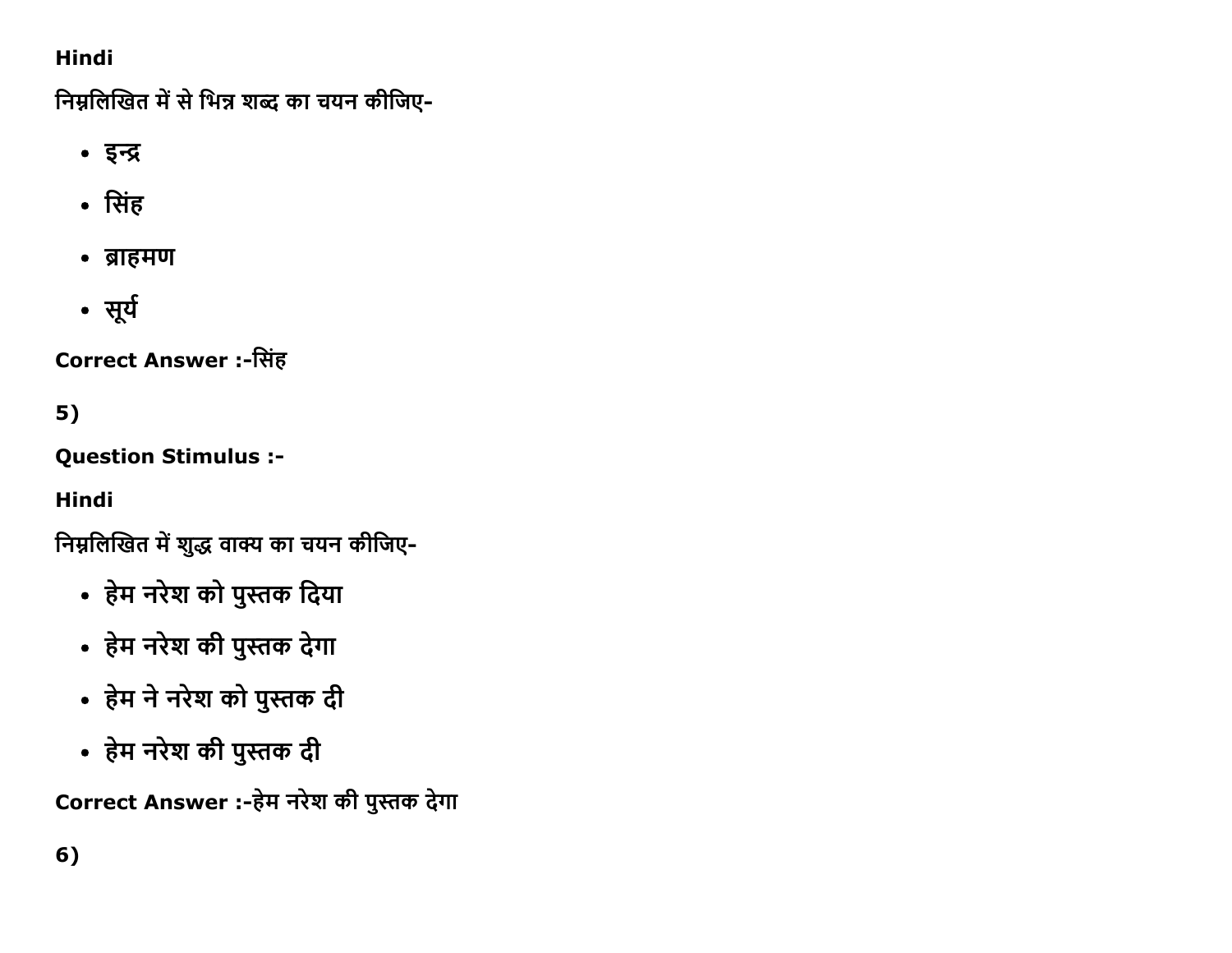Hindi

निम्नलिखित में से भिन्न शब्द का चयन कीजिए-

- इन्द्र
- सिंह
- ब्राहमण
- सूर्य

**Correct Answer :-**सिंह

**5)**

**Question Stimulus :-**

**Hindi**

निम्नलिखित में शुद्ध वाक्य का चयन कीजिए-

- हेम नरेश को पुस्तक दिया
- हेम नरेश की पुस्तक देगा
- हेम ने नरेश को पुस्तक दी
- हेम नरेश की पुस्तक दी

**Correct Answer :-**हेम नरेश की पुस्तक देगा

**6)**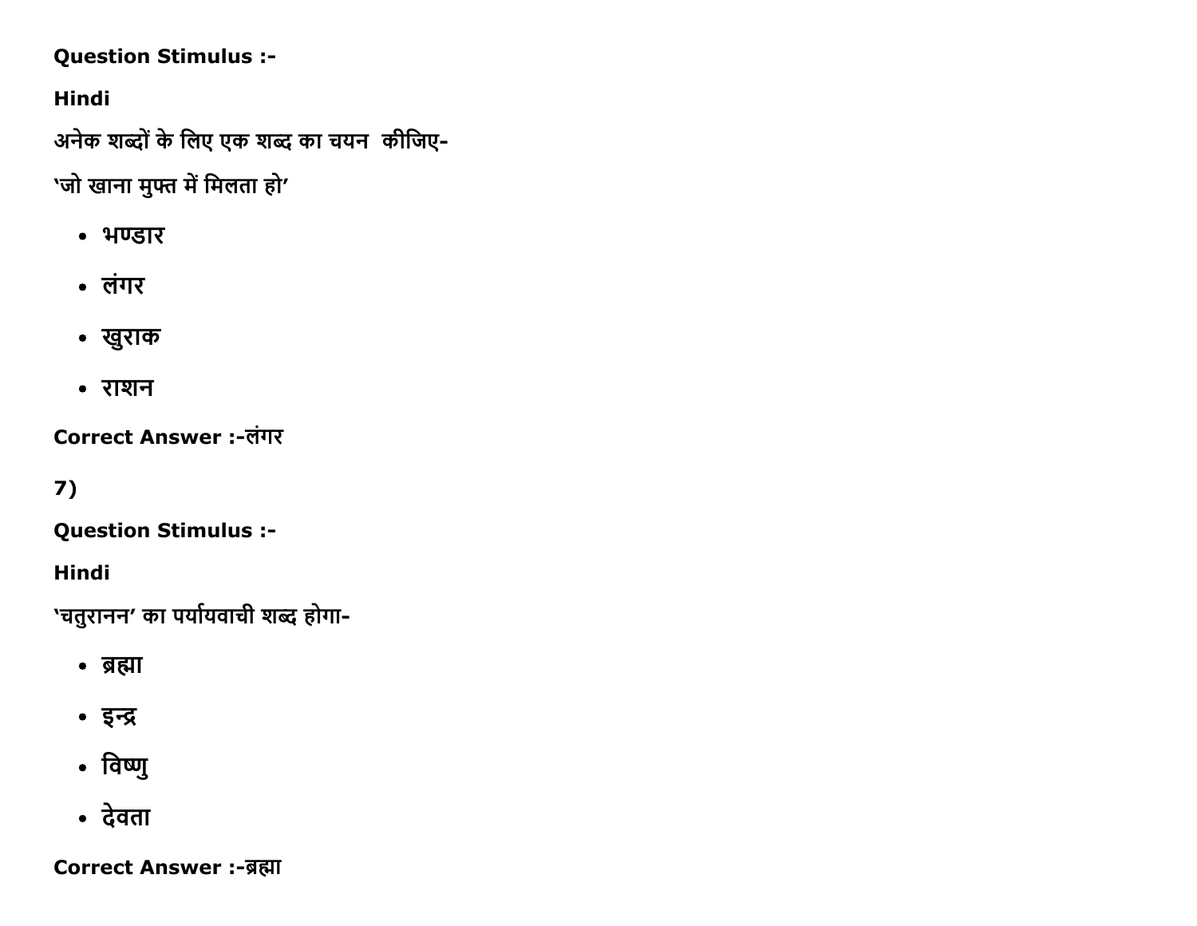**Question Stimulus :-**

**Hindi**

अनेक शब्दों के लिए एक शब्द का चयन  कीजिए-

'जो खाना मुफ्त में मिलता हो'

- भण्डार
- लंगर
- खुराक
- राशन

**Correct Answer :-**लंगर

**7)**

**Question Stimulus :-**

**Hindi**

'चतुरानन' का पर्यायवाची शब्द होगा-

- ब्रह्मा
- इन्द्र
- विष्णु
- देवता

**Correct Answer :-**ब्रह्मा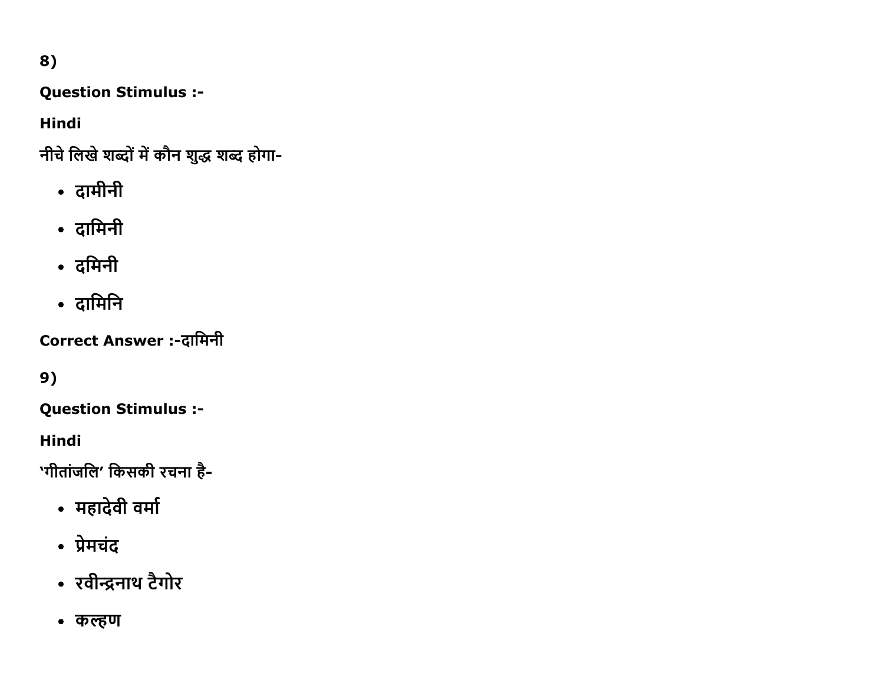8)

**Question Stimulus :-**

**Hindi**

नीचे लिखे शब्दों में कौन शुद्ध शब्द होगा-

- दामीनी
- दामिनी
- दमिनी
- दामिनि

**Correct Answer :-**दामिनी

9)

**Question Stimulus :-**

**Hindi**

'गीतांजलि' किसकी रचना है-

- महादेवी वर्मा
- प्रेमचंद
- रवीन्द्रनाथ टैगोर
- कल्हण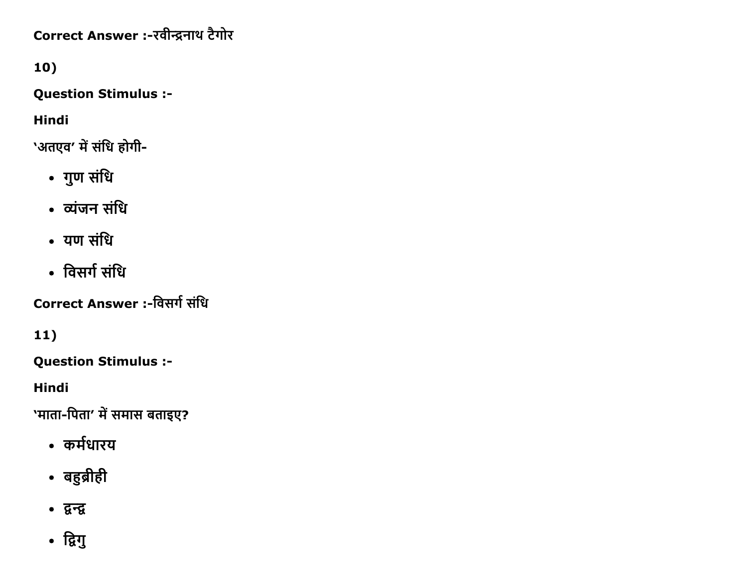**Correct Answer :-**रवीन्द्रनाथ टैगोर

10)

**Question Stimulus :-**

**Hindi**

'अतएव' में संधि होगी-

- गुण संधि
- व्यंजन संधि
- यण संधि
- विसर्ग संधि

**Correct Answer :-**विसर्ग संधि

11)

**Question Stimulus :-**

**Hindi**

'माता-पिता' में समास बताइए?

- कर्मधारय
- बहुब्रीही
- द्वन्द्व
- द्विगु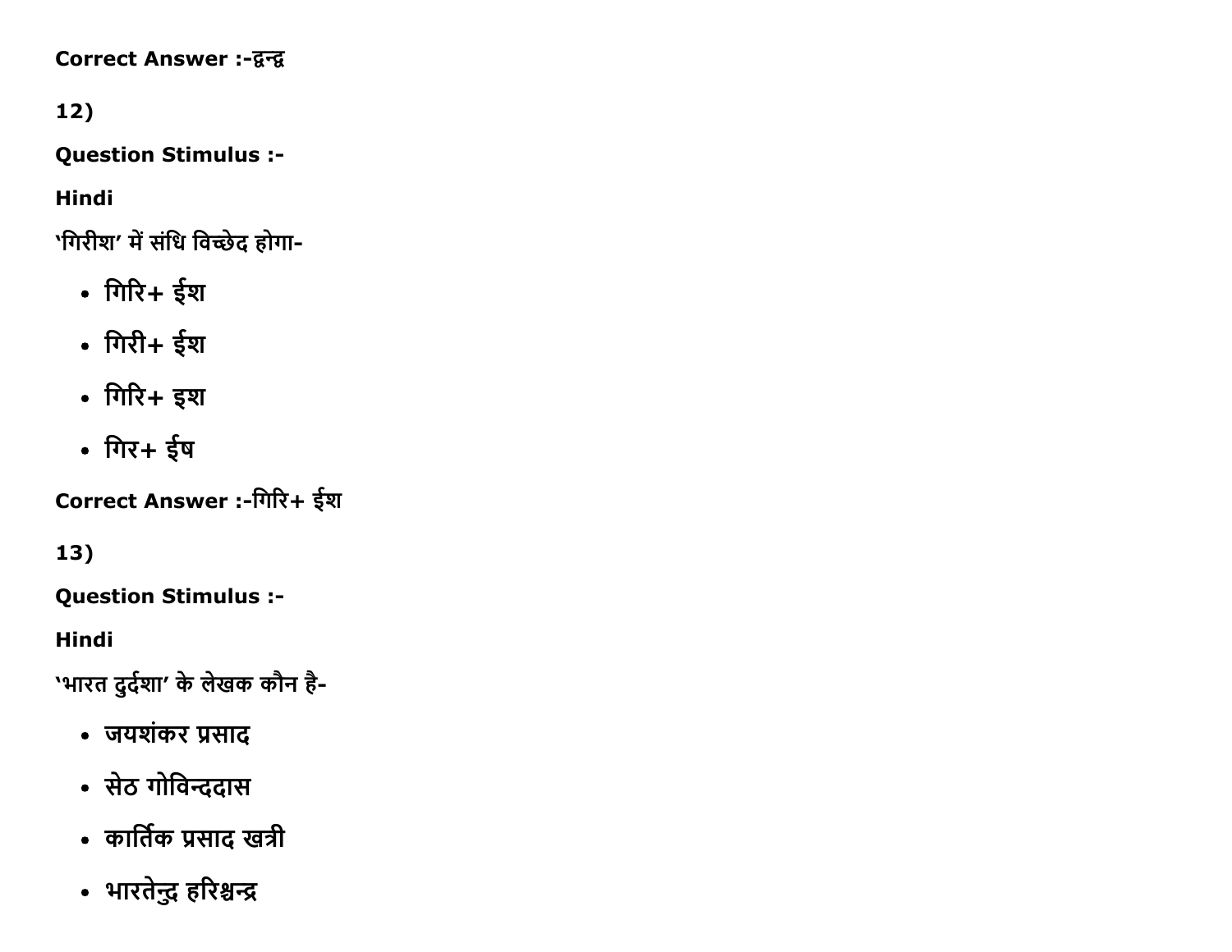Correct Answer :-द्वन्द्व

12)

Question Stimulus :-

Hindi

'गिरीश' में संधि विच्छेद होगा-

- गिरि+ ईश
- गिरी+ ईश
- गिरि+ इश
- गिर+ ईष

Correct Answer :-गिरि+ ईश

13)

Question Stimulus :-

Hindi

'भारत दुर्दशा' के लेखक कौन है-

- जयशंकर प्रसाद
- सेठ गोविन्ददास
- कार्तिक प्रसाद खत्री
- भारतेन्दु हरिश्चन्द्र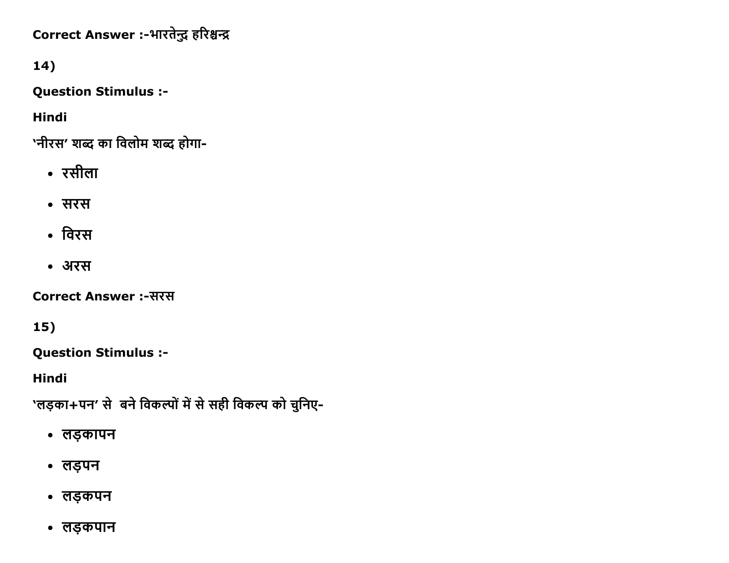Correct Answer :-भारतेन्दु हरिश्चन्द्र

14)

**Question Stimulus :-**

**Hindi**

'नीरस' शब्द का विलोम शब्द होगा-

- रसीला
- सरस
- विरस
- अरस

**Correct Answer :-**सरस

15)

**Question Stimulus :-**

**Hindi**

'लड़का+पन' से बने विकल्पों में से सही विकल्प को चुनिए-

- लड़कापन
- लड़पन
- लड़कपन
- लड़कपान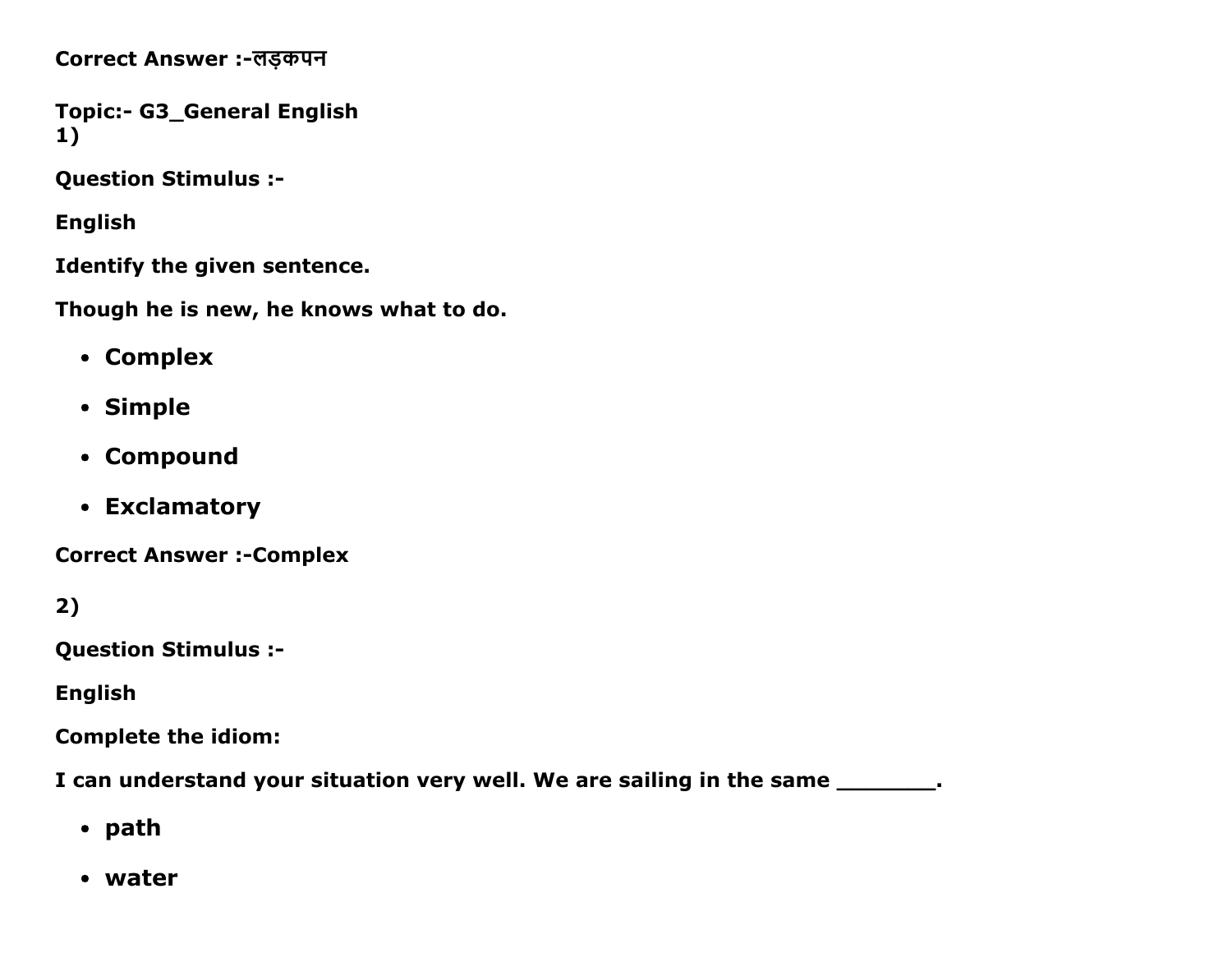**Correct Answer :-लड़कपन**

**Topic:- G3_General English**

**1)**

**Question Stimulus :-**

**English**

**Identify the given sentence.**

**Though he is new, he knows what to do.**

- **Complex**
- **Simple**
- **Compound**
- **Exclamatory**

**Correct Answer :-Complex**

**2)**

**Question Stimulus :-**

**English**

**Complete the idiom:**

**I can understand your situation very well. We are sailing in the same ________.**

- **path**
- **water**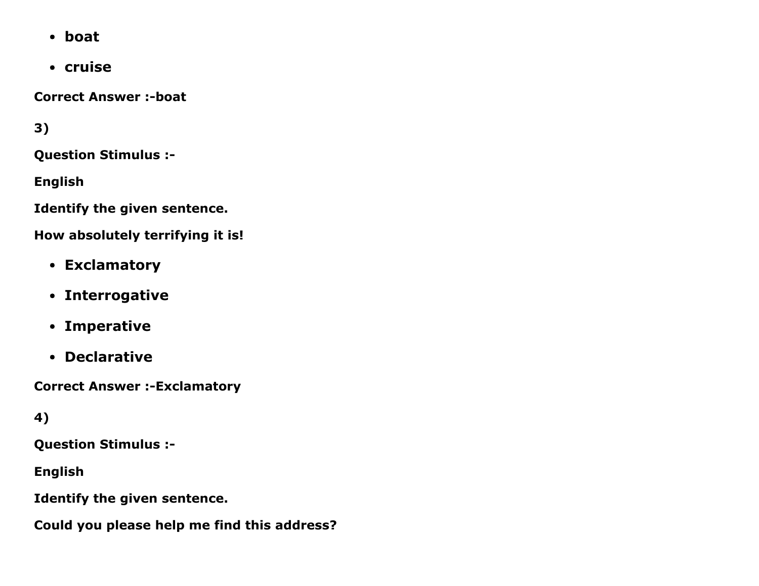- **boat**
- **cruise**

**Correct Answer :-boat**

**3)**

**Question Stimulus :-**

**English**

**Identify the given sentence.**

**How absolutely terrifying it is!**

- **Exclamatory**
- **Interrogative**
- **Imperative**
- **Declarative**

**Correct Answer :-Exclamatory**

**4)**

**Question Stimulus :-**

**English**

**Identify the given sentence.**

**Could you please help me find this address?**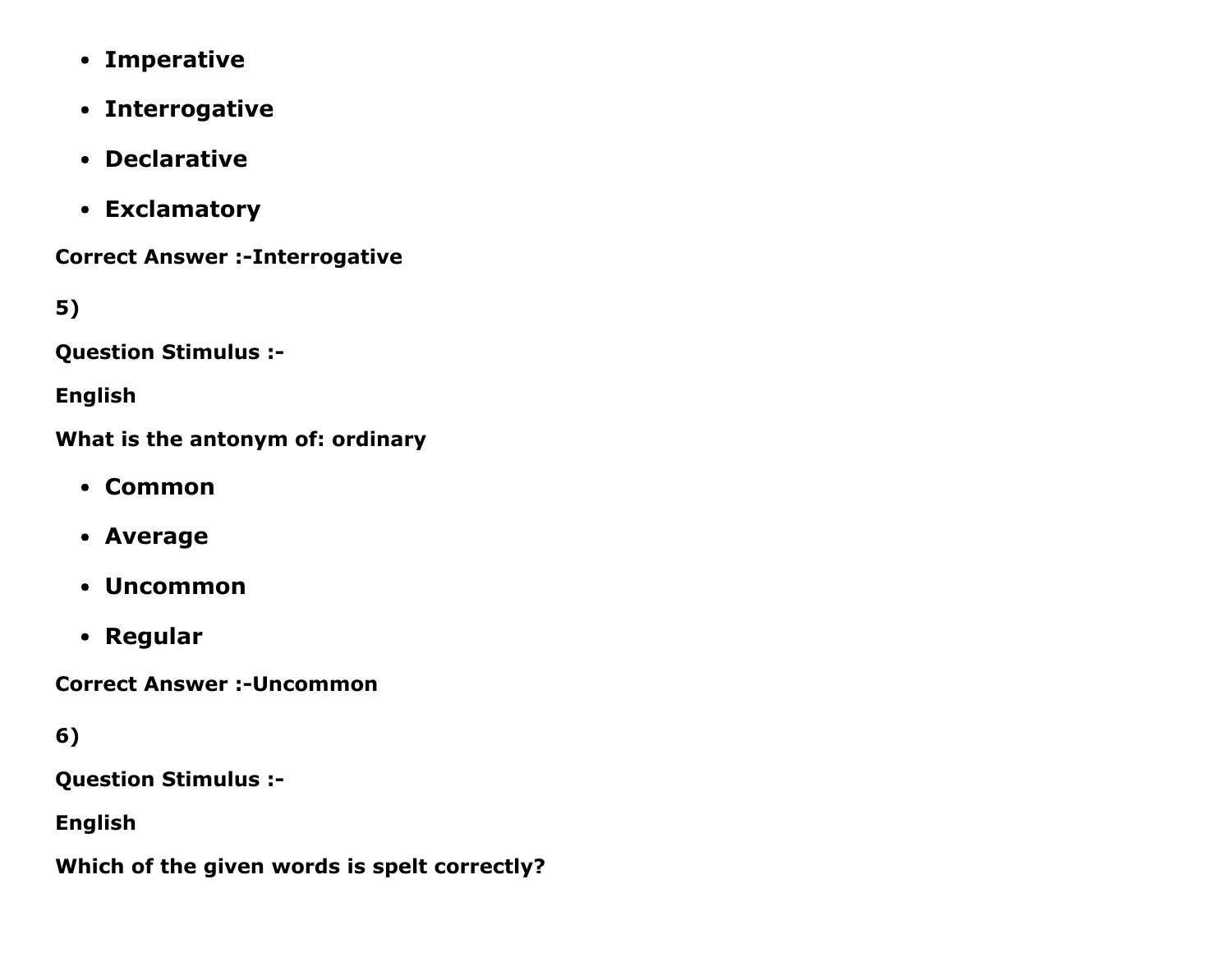- **Imperative**
- **Interrogative**
- **Declarative**
- **Exclamatory**

**Correct Answer :-Interrogative**

**5)**

**Question Stimulus :-**

**English**

**What is the antonym of: ordinary**

- **Common**
- **Average**
- **Uncommon**
- **Regular**

**Correct Answer :-Uncommon**

**6)**

**Question Stimulus :-**

**English**

**Which of the given words is spelt correctly?**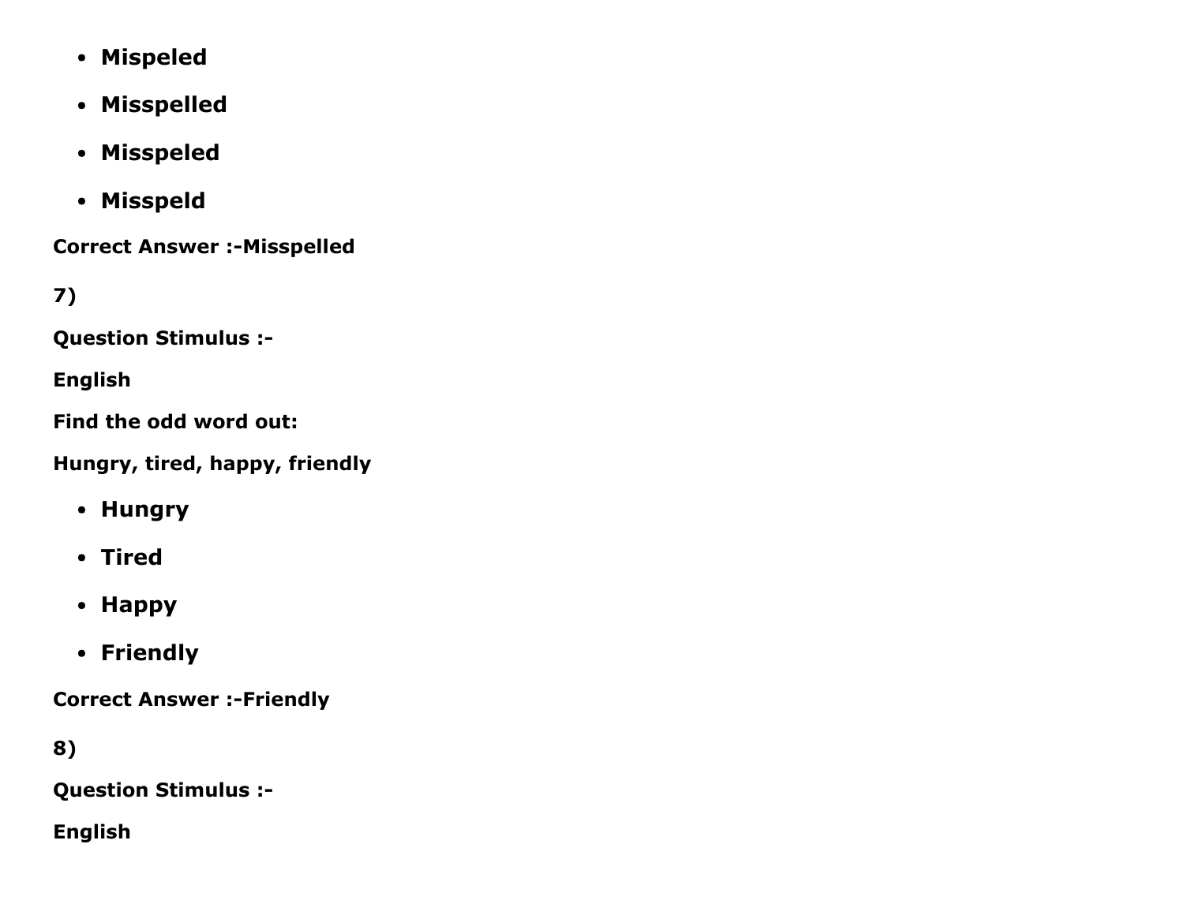- **Mispeled**
- **Misspelled**
- **Misspeled**
- **Misspeld**

**Correct Answer :-Misspelled**

**7)**

**Question Stimulus :-**

**English**

**Find the odd word out:**

**Hungry, tired, happy, friendly**

- **Hungry**
- **Tired**
- **Happy**
- **Friendly**

**Correct Answer :-Friendly**

**8)**

**Question Stimulus :-**

**English**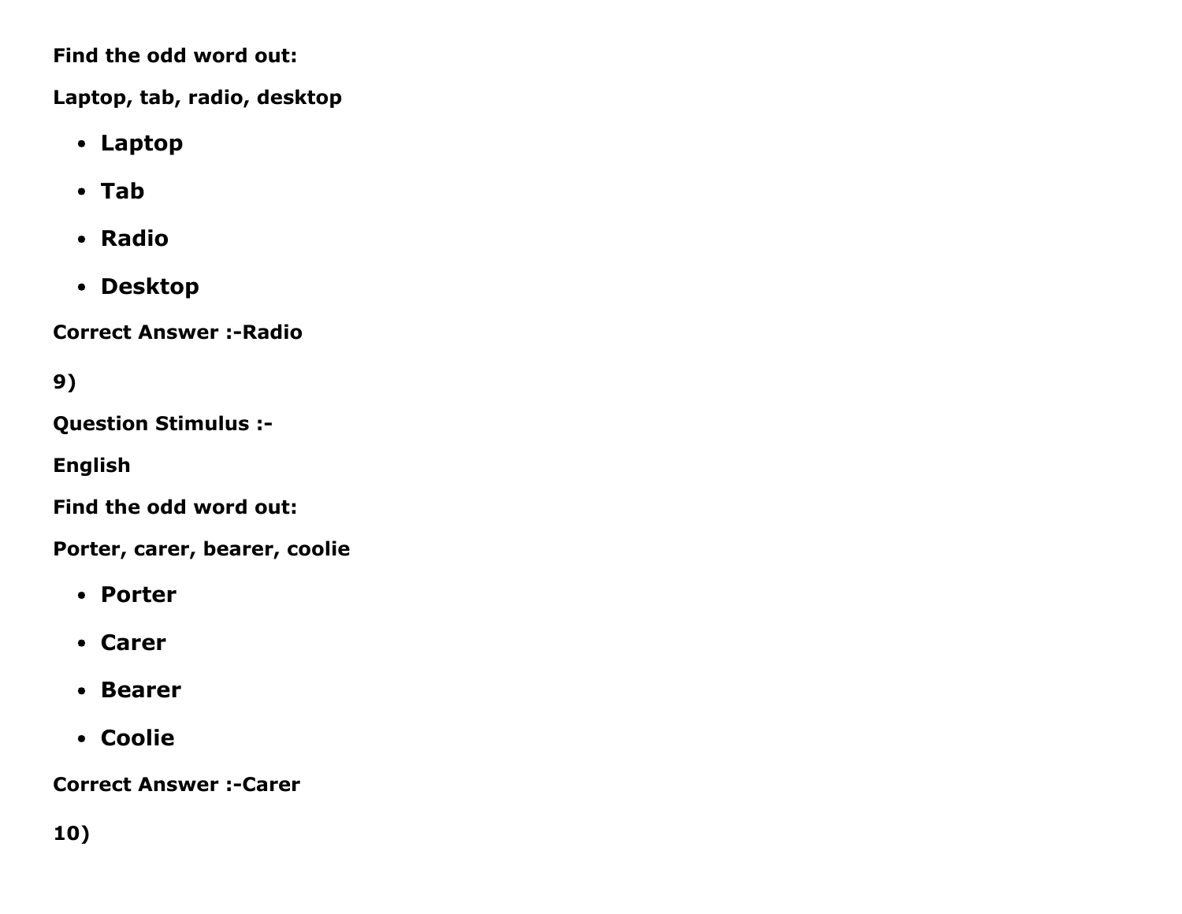**Find the odd word out:**

**Laptop, tab, radio, desktop**

- **Laptop**
- **Tab**
- **Radio**
- **Desktop**

**Correct Answer :-Radio**

**9)**

**Question Stimulus :-**

**English**

**Find the odd word out:**

**Porter, carer, bearer, coolie**

- **Porter**
- **Carer**
- **Bearer**
- **Coolie**

**Correct Answer :-Carer**

**10)**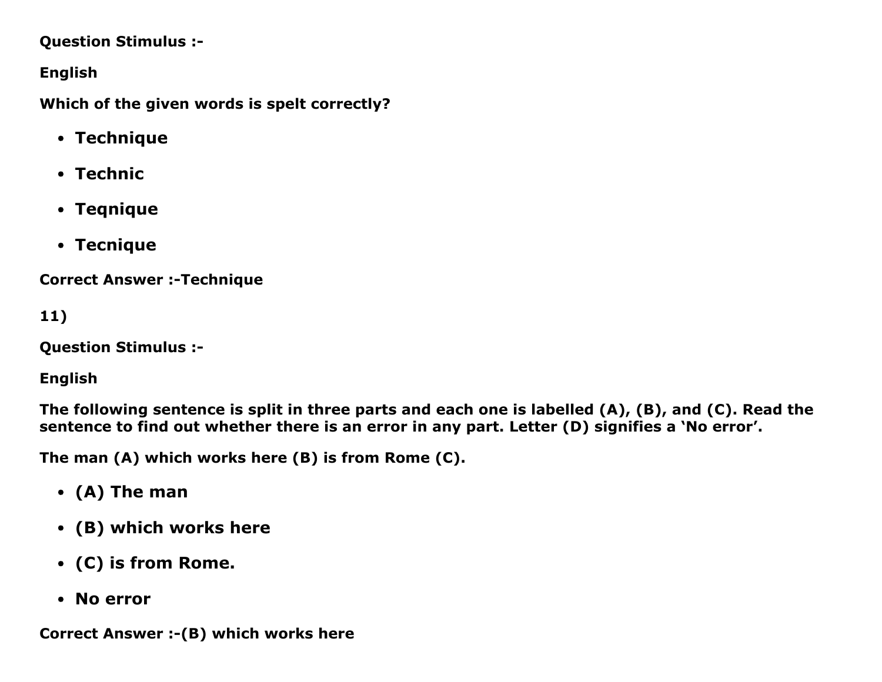**Question Stimulus :-**

**English**

**Which of the given words is spelt correctly?**

- **Technique**
- **Technic**
- **Teqnique**
- **Tecnique**

**Correct Answer :-Technique**

**11)**

**Question Stimulus :-**

**English**

**The following sentence is split in three parts and each one is labelled (A), (B), and (C). Read the sentence to find out whether there is an error in any part. Letter (D) signifies a 'No error'.**

**The man (A) which works here (B) is from Rome (C).**

- **(A) The man**
- **(B) which works here**
- **(C) is from Rome.**
- **No error**

**Correct Answer :-(B) which works here**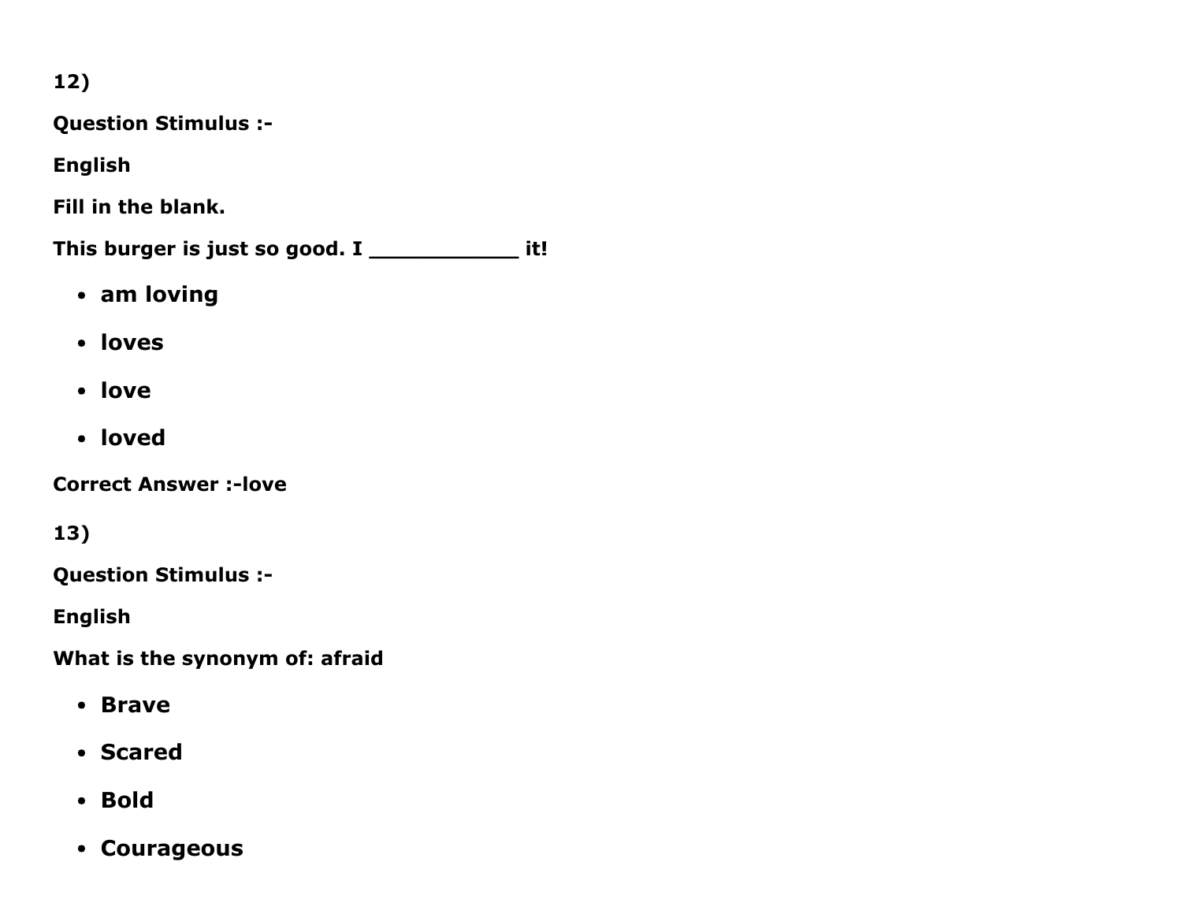12)

**Question Stimulus :-**

**English**

**Fill in the blank.**

**This burger is just so good. I ____________ it!**

- **am loving**
- **loves**
- **love**
- **loved**

**Correct Answer :-love**

13)

**Question Stimulus :-**

**English**

**What is the synonym of: afraid**

- **Brave**
- **Scared**
- **Bold**
- **Courageous**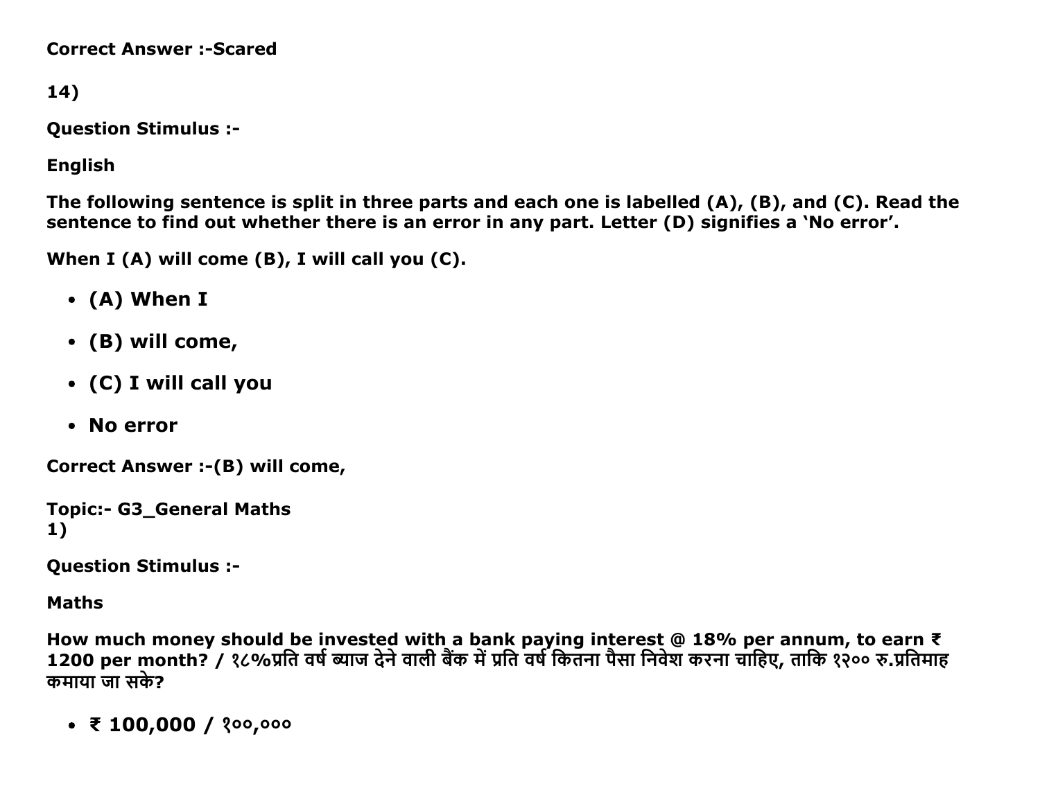**Correct Answer :-Scared**

**14)**

**Question Stimulus :-**

**English**

**The following sentence is split in three parts and each one is labelled (A), (B), and (C). Read the sentence to find out whether there is an error in any part. Letter (D) signifies a 'No error'.**

**When I (A) will come (B), I will call you (C).**

- **(A) When I**
- **(B) will come,**
- **(C) I will call you**
- **No error**

**Correct Answer :-(B) will come,**

**Topic:- G3_General Maths**
**1)**

**Question Stimulus :-**

**Maths**

**How much money should be invested with a bank paying interest @ 18% per annum, to earn ₹ 1200 per month? / १८%प्रति वर्ष ब्याज देने वाली बैंक में प्रति वर्ष कितना पैसा निवेश करना चाहिए, ताकि १२०० रु.प्रतिमाह कमाया जा सके?**

- **₹ 100,000 / १००,०००**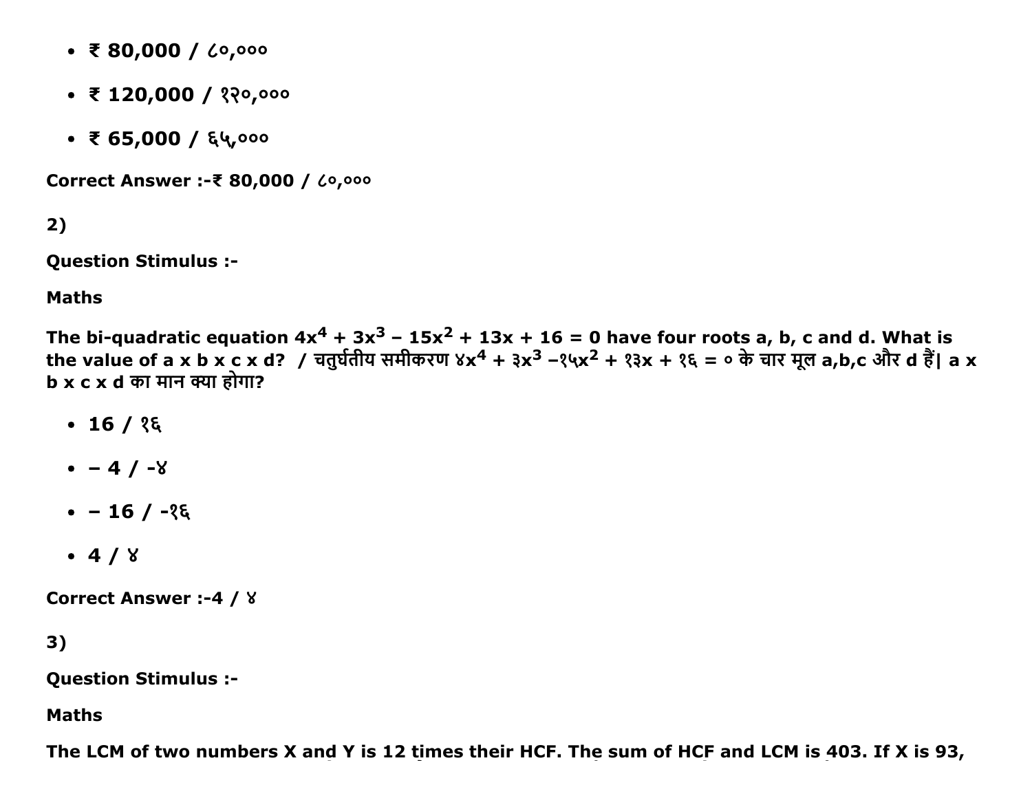- ₹ 80,000 / ८०,०००
- ₹ 120,000 / १२०,०००
- ₹ 65,000 / ६५,०००

**Correct Answer :-₹ 80,000 / ८०,०००**

**2)**

**Question Stimulus :-**

**Maths**

**The bi-quadratic equation $4x^4 + 3x^3 - 15x^2 + 13x + 16 = 0$ have four roots a, b, c and d. What is the value of a x b x c x d? / चतुर्घतीय समीकरण ४$x^4$ + ३$x^3$ −१५$x^2$ + १३x + १६ = ० के चार मूल a,b,c और d हैं| a x b x c x d का मान क्या होगा?**

- **16 / १६**
- **− 4 / -४**
- **− 16 / -१६**
- **4 / ४**

**Correct Answer :-4 / ४**

**3)**

**Question Stimulus :-**

**Maths**

**The LCM of two numbers X and Y is 12 times their HCF. The sum of HCF and LCM is 403. If X is 93,**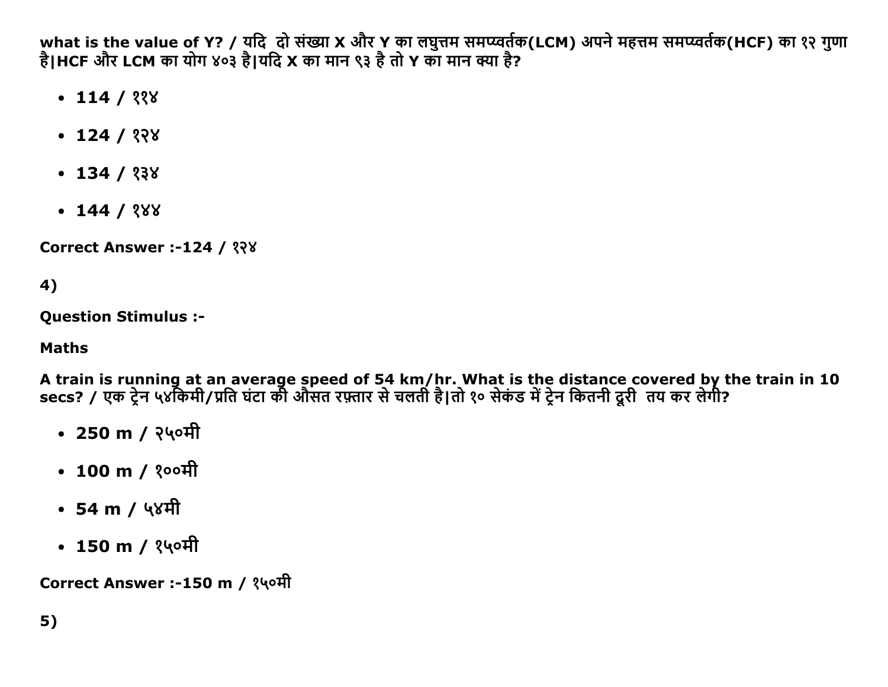what is the value of Y? / यदि  दो संख्या X और Y का लघुत्तम समप्वर्तक(LCM) अपने महत्तम समप्वर्तक(HCF) का १२ गुणा है|HCF और LCM का योग ४०३ है|यदि X का मान ९३ है तो Y का मान क्या है?

- 114 / ११४
- 124 / १२४
- 134 / १३४
- 144 / १४४

**Correct Answer :-124 / १२४**

4)

**Question Stimulus :-**

**Maths**

**A train is running at an average speed of 54 km/hr. What is the distance covered by the train in 10 secs? / एक ट्रेन ५४किमी/प्रति घंटा की औसत रफ़्तार से चलती है|तो १० सेकंड में ट्रेन कितनी दूरी  तय कर लेगी?**

- 250 m / २५०मी
- 100 m / १००मी
- 54 m / ५४मी
- 150 m / १५०मी

**Correct Answer :-150 m / १५०मी**

5)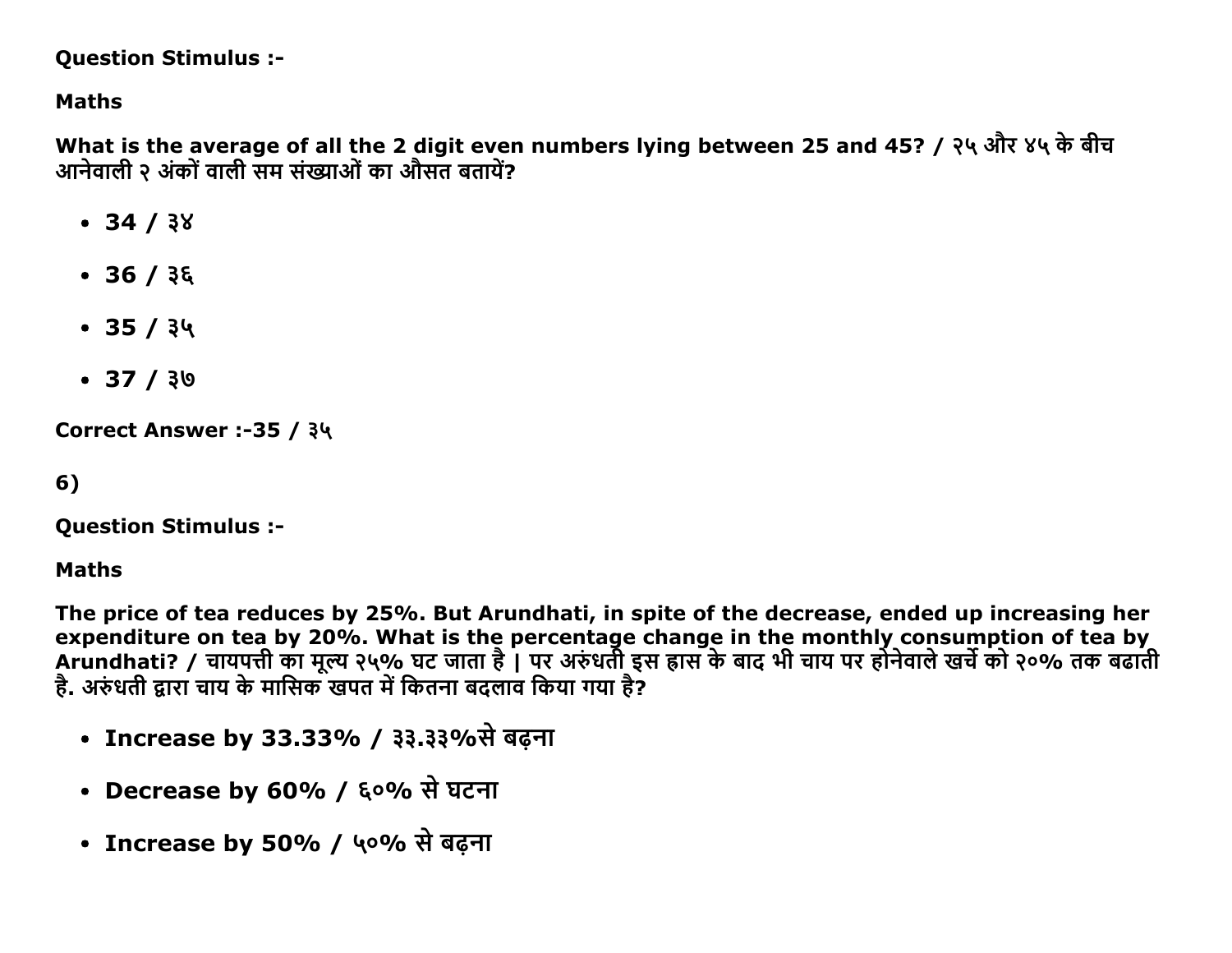**Question Stimulus :-**

**Maths**

**What is the average of all the 2 digit even numbers lying between 25 and 45? / २५ और ४५ के बीच आनेवाली २ अंकों वाली सम संख्याओं का औसत बतायें?**

- **34 / ३४**
- **36 / ३६**
- **35 / ३५**
- **37 / ३७**

**Correct Answer :-35 / ३५**

**6)**

**Question Stimulus :-**

**Maths**

**The price of tea reduces by 25%. But Arundhati, in spite of the decrease, ended up increasing her expenditure on tea by 20%. What is the percentage change in the monthly consumption of tea by Arundhati? / चायपत्ती का मूल्य २५% घट जाता है | पर अरुंधती इस ह्रास के बाद भी चाय पर होनेवाले खर्चे को २०% तक बढाती है. अरुंधती द्वारा चाय के मासिक खपत में कितना बदलाव किया गया है?**

- **Increase by 33.33% / ३३.३३%से बढ़ना**
- **Decrease by 60% / ६०% से घटना**
- **Increase by 50% / ५०% से बढ़ना**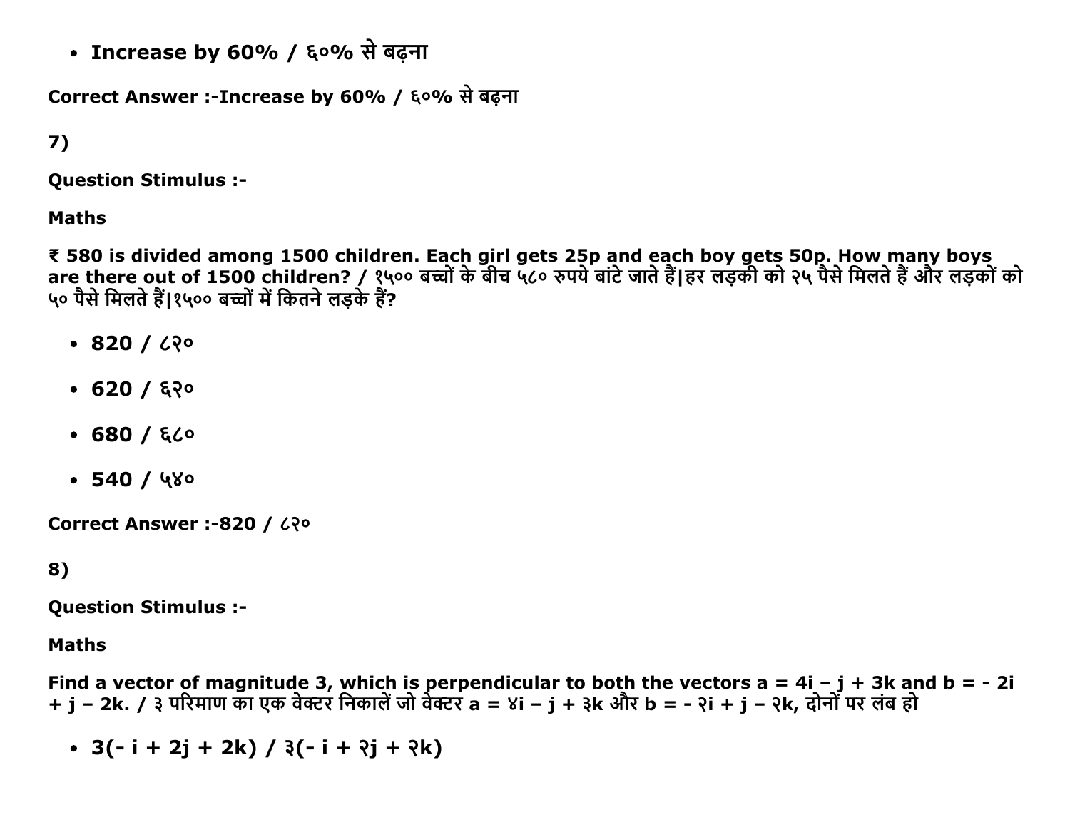- **Increase by 60% / ६०% से बढ़ना**

**Correct Answer :-Increase by 60% / ६०% से बढ़ना**

**7)**

**Question Stimulus :-**

**Maths**

**₹ 580 is divided among 1500 children. Each girl gets 25p and each boy gets 50p. How many boys are there out of 1500 children? / १५०० बच्चों के बीच ५८० रुपये बांटे जाते हैं|हर लड़की को २५ पैसे मिलते हैं और लड़कों को ५० पैसे मिलते हैं|१५०० बच्चों में कितने लड़के हैं?**

- **820 / ८२०**
- **620 / ६२०**
- **680 / ६८०**
- **540 / ५४०**

**Correct Answer :-820 / ८२०**

**8)**

**Question Stimulus :-**

**Maths**

**Find a vector of magnitude 3, which is perpendicular to both the vectors a = 4i – j + 3k and b = - 2i + j – 2k. / ३ परिमाण का एक वेक्टर निकालें जो वेक्टर a = ४i – j + ३k और b = - २i + j – २k, दोनों पर लंब हो**

- **3(- i + 2j + 2k) / ३(- i + २j + २k)**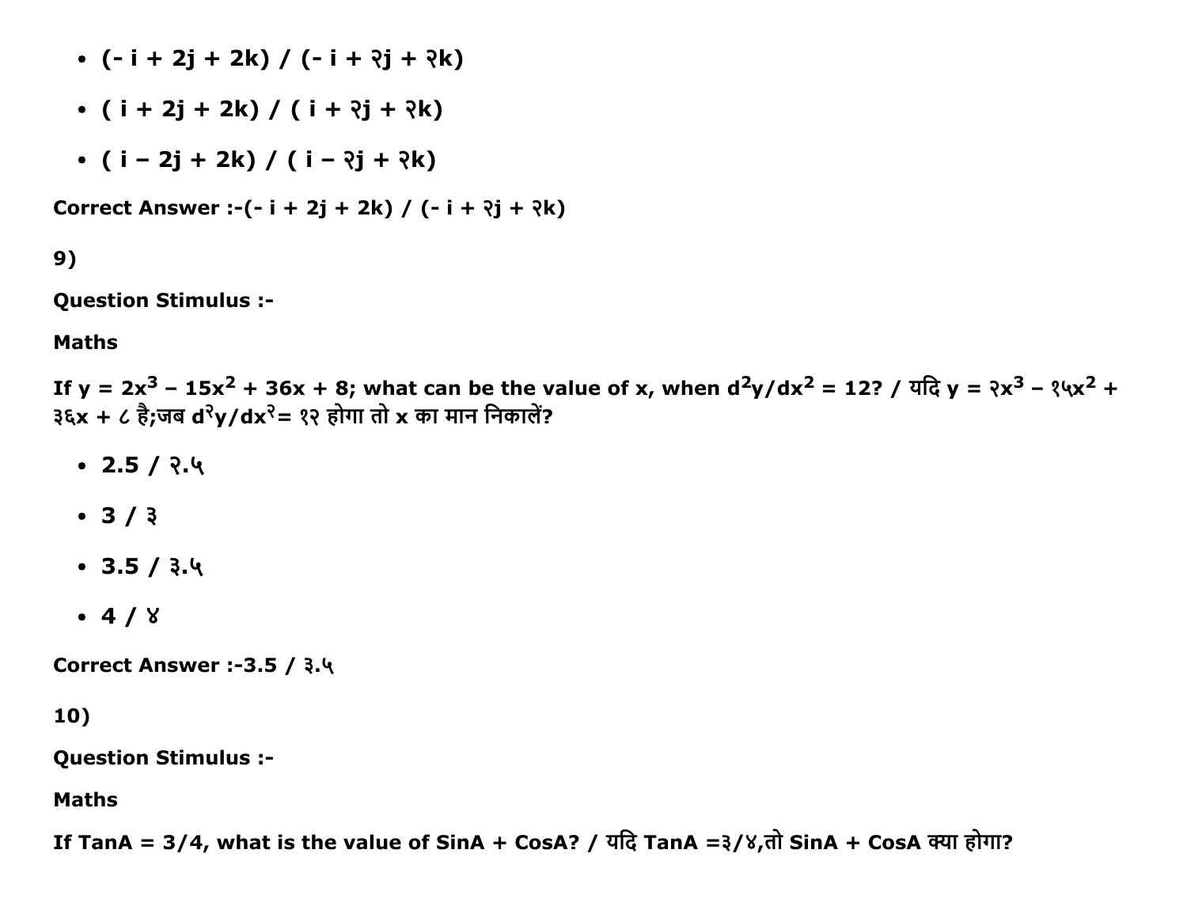- (- i + 2j + 2k) / (- i + २j + २k)
- ( i + 2j + 2k) / ( i + २j + २k)
- ( i – 2j + 2k) / ( i – २j + २k)

**Correct Answer :-(- i + 2j + 2k) / (- i + २j + २k)**

**9)**

**Question Stimulus :-**

**Maths**

**If $y = 2x^3 - 15x^2 + 36x + 8$; what can be the value of x, when $d^2y/dx^2 = 12$? / यदि y = २x³ – १५x² + ३६x + ८ है;जब d²y/dx²= १२ होगा तो x का मान निकालें?**

- **2.5 / २.५**
- **3 / ३**
- **3.5 / ३.५**
- **4 / ४**

**Correct Answer :-3.5 / ३.५**

**10)**

**Question Stimulus :-**

**Maths**

**If TanA = 3/4, what is the value of SinA + CosA? / यदि TanA =३/४,तो SinA + CosA क्या होगा?**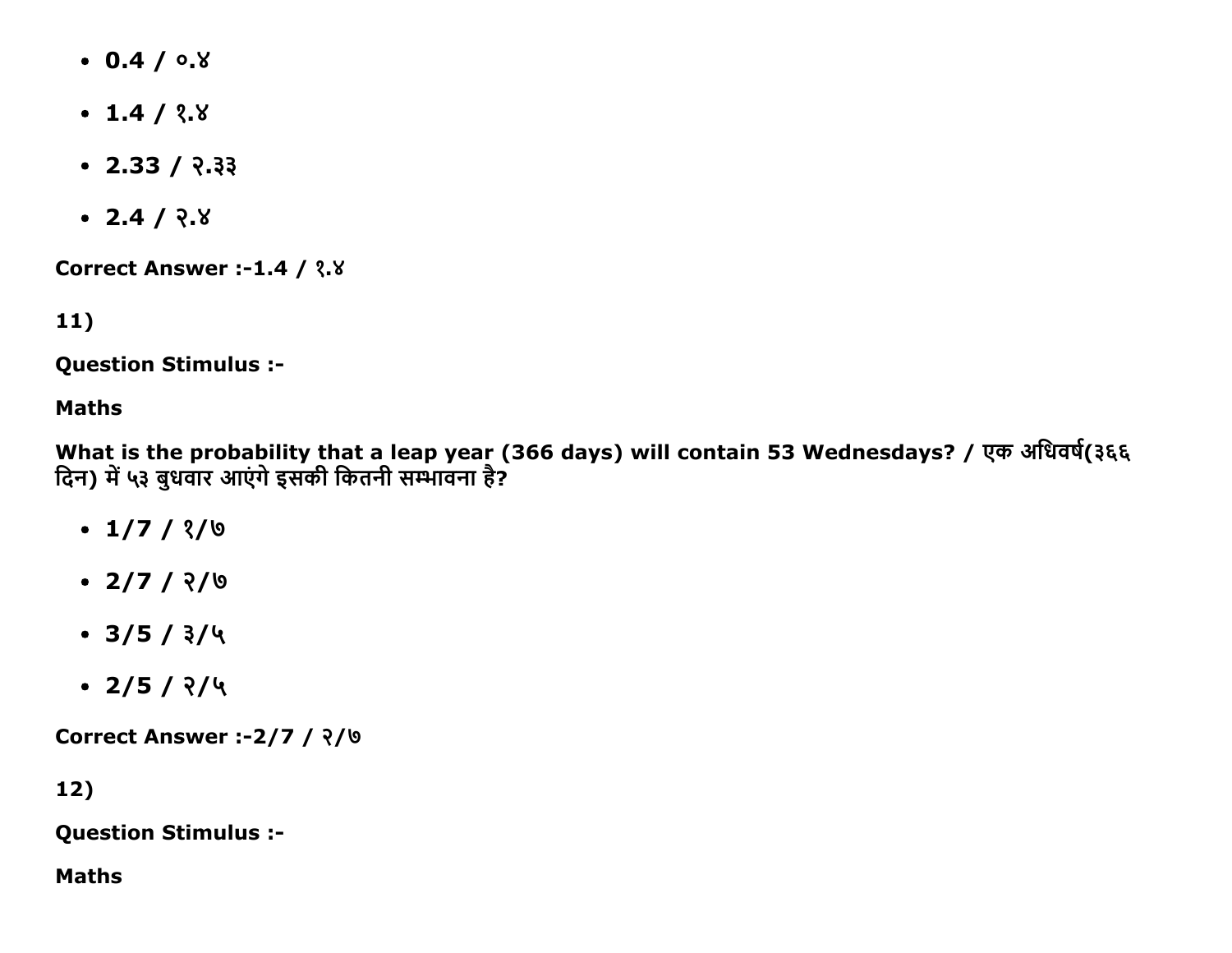- **0.4 / ०.४**
- **1.4 / १.४**
- **2.33 / २.३३**
- **2.4 / २.४**

**Correct Answer :-1.4 / १.४**

**11)**

**Question Stimulus :-**

**Maths**

**What is the probability that a leap year (366 days) will contain 53 Wednesdays? / एक अधिवर्ष(३६६ दिन) में ५३ बुधवार आएंगे इसकी कितनी सम्भावना है?**

- **1/7 / १/७**
- **2/7 / २/७**
- **3/5 / ३/५**
- **2/5 / २/५**

**Correct Answer :-2/7 / २/७**

**12)**

**Question Stimulus :-**

**Maths**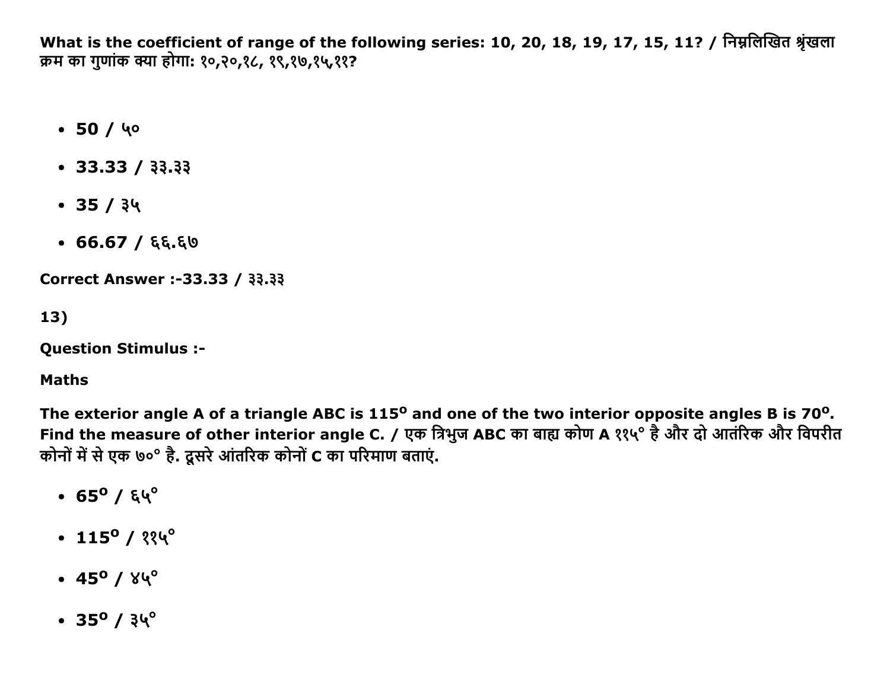**What is the coefficient of range of the following series: 10, 20, 18, 19, 17, 15, 11? / निम्नलिखित श्रृंखला क्रम का गुणांक क्या होगा: १०,२०,१८, १९,१७,१५,११?**

- **50 / ५०**
- **33.33 / ३३.३३**
- **35 / ३५**
- **66.67 / ६६.६७**

**Correct Answer :-33.33 / ३३.३३**

**13)**

**Question Stimulus :-**

**Maths**

**The exterior angle A of a triangle ABC is $115^o$ and one of the two interior opposite angles B is $70^o$. Find the measure of other interior angle C. / एक त्रिभुज ABC का बाह्य कोण A ११५° है और दो आतंरिक और विपरीत कोनों में से एक ७०° है. दूसरे आंतरिक कोनों C का परिमाण बताएं.**

- **$65^o$ / ६५°**
- **$115^o$ / ११५°**
- **$45^o$ / ४५°**
- **$35^o$ / ३५°**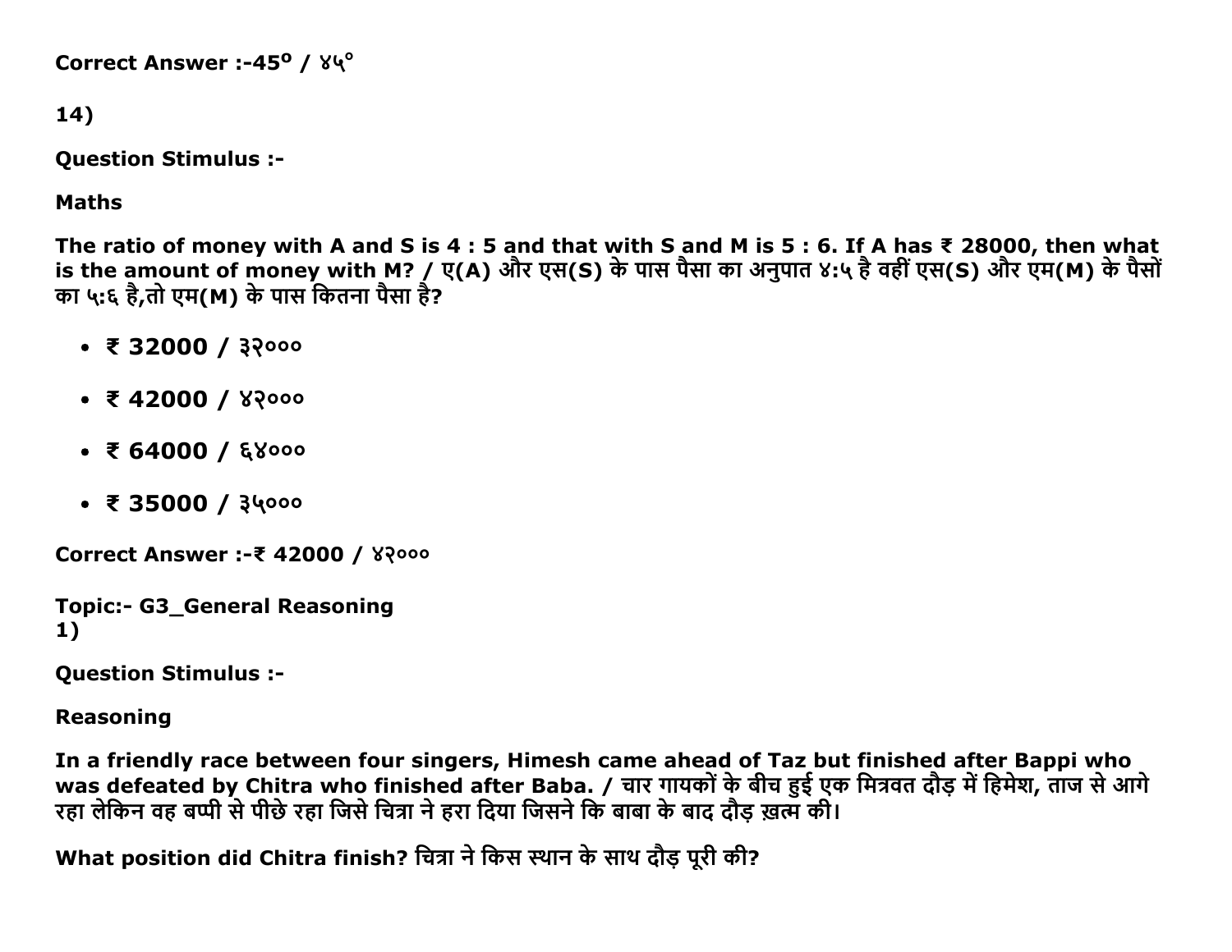**Correct Answer :-45° / ४५°**

**14)**

**Question Stimulus :-**

**Maths**

**The ratio of money with A and S is 4 : 5 and that with S and M is 5 : 6. If A has ₹ 28000, then what is the amount of money with M? / ए(A) और एस(S) के पास पैसा का अनुपात ४:५ है वहीं एस(S) और एम(M) के पैसों का ५:६ है,तो एम(M) के पास कितना पैसा है?**

- **₹ 32000 / ३२०००**
- **₹ 42000 / ४२०००**
- **₹ 64000 / ६४०००**
- **₹ 35000 / ३५०००**

**Correct Answer :-₹ 42000 / ४२०००**

**Topic:- G3_General Reasoning**
**1)**

**Question Stimulus :-**

**Reasoning**

**In a friendly race between four singers, Himesh came ahead of Taz but finished after Bappi who was defeated by Chitra who finished after Baba. / चार गायकों के बीच हुई एक मित्रवत दौड़ में हिमेश, ताज से आगे रहा लेकिन वह बप्पी से पीछे रहा जिसे चित्रा ने हरा दिया जिसने कि बाबा के बाद दौड़ ख़त्म की।**

**What position did Chitra finish? चित्रा ने किस स्थान के साथ दौड़ पूरी की?**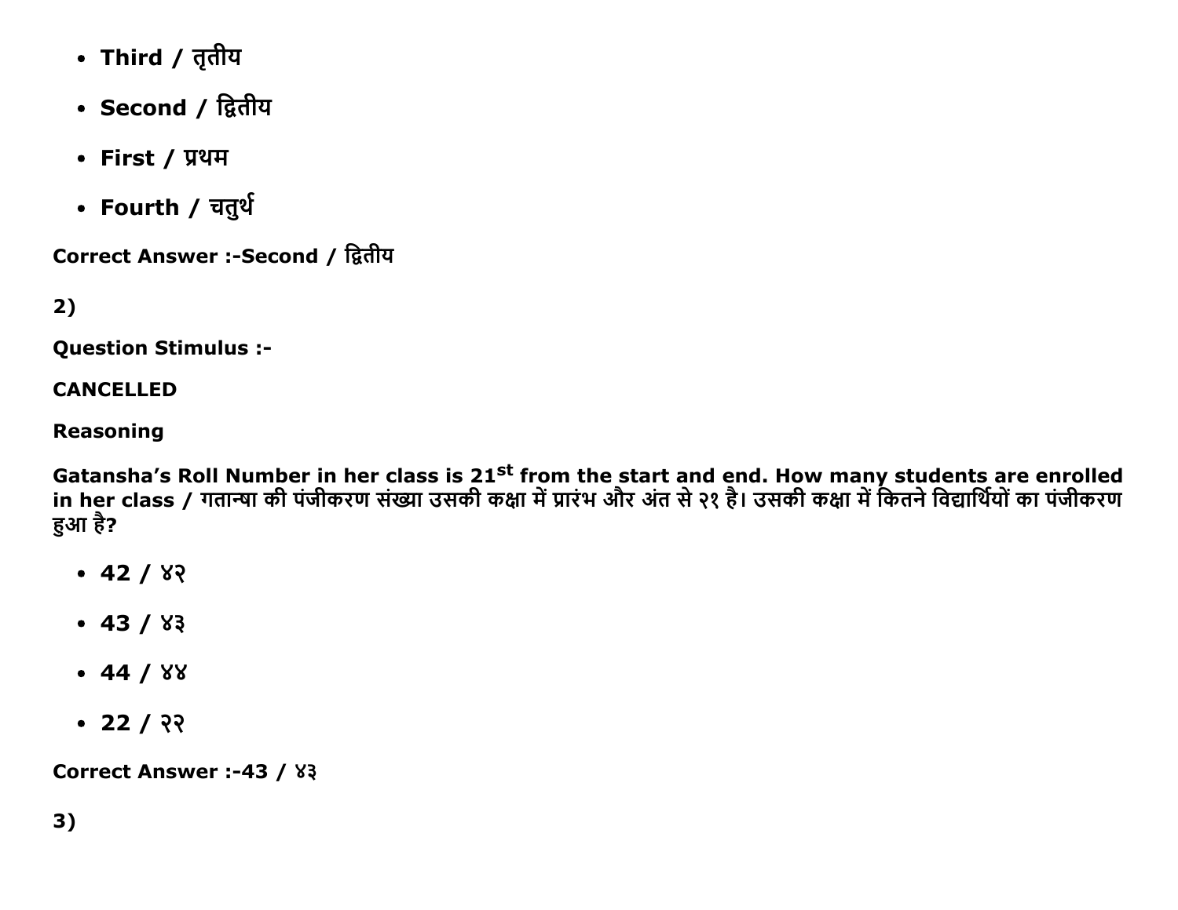- **Third / तृतीय**
- **Second / द्वितीय**
- **First / प्रथम**
- **Fourth / चतुर्थ**

**Correct Answer :-Second / द्वितीय**

**2)**

**Question Stimulus :-**

**CANCELLED**

**Reasoning**

**Gatansha's Roll Number in her class is $21^{st}$ from the start and end. How many students are enrolled in her class / गतान्षा की पंजीकरण संख्या उसकी कक्षा में प्रारंभ और अंत से २१ है। उसकी कक्षा में कितने विद्यार्थियों का पंजीकरण हुआ है?**

- **42 / ४२**
- **43 / ४३**
- **44 / ४४**
- **22 / २२**

**Correct Answer :-43 / ४३**

**3)**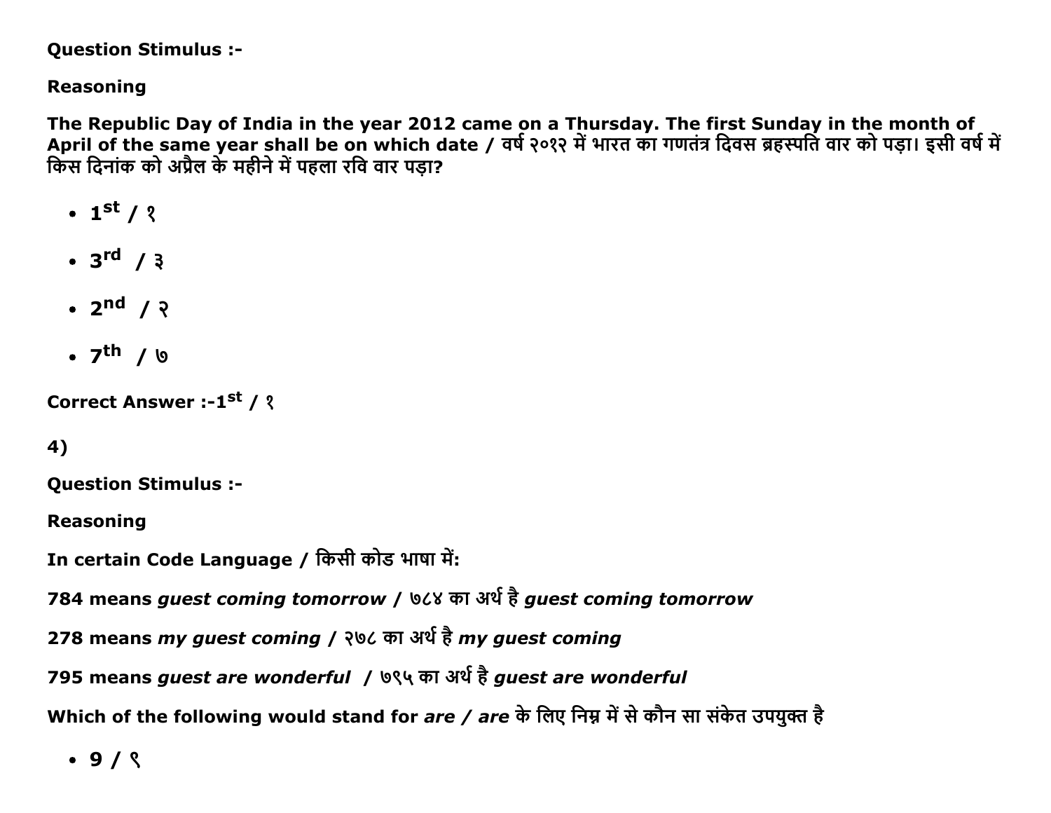**Question Stimulus :-**

**Reasoning**

**The Republic Day of India in the year 2012 came on a Thursday. The first Sunday in the month of April of the same year shall be on which date / वर्ष २०१२ में भारत का गणतंत्र दिवस ब्रहस्पति वार को पड़ा। इसी वर्ष में किस दिनांक को अप्रैल के महीने में पहला रवि वार पड़ा?**

- **1st / १**
- **3rd / ३**
- **2nd / २**
- **7th / ७**

**Correct Answer :-1st / १**

**4)**

**Question Stimulus :-**

**Reasoning**

**In certain Code Language / किसी कोड भाषा में:**

**784 means *guest coming tomorrow* / ७८४ का अर्थ है *guest coming tomorrow***

**278 means *my guest coming* / २७८ का अर्थ है *my guest coming***

**795 means *guest are wonderful* / ७९५ का अर्थ है *guest are wonderful***

**Which of the following would stand for *are / are* के लिए निम्न में से कौन सा संकेत उपयुक्त है**

- **9 / ९**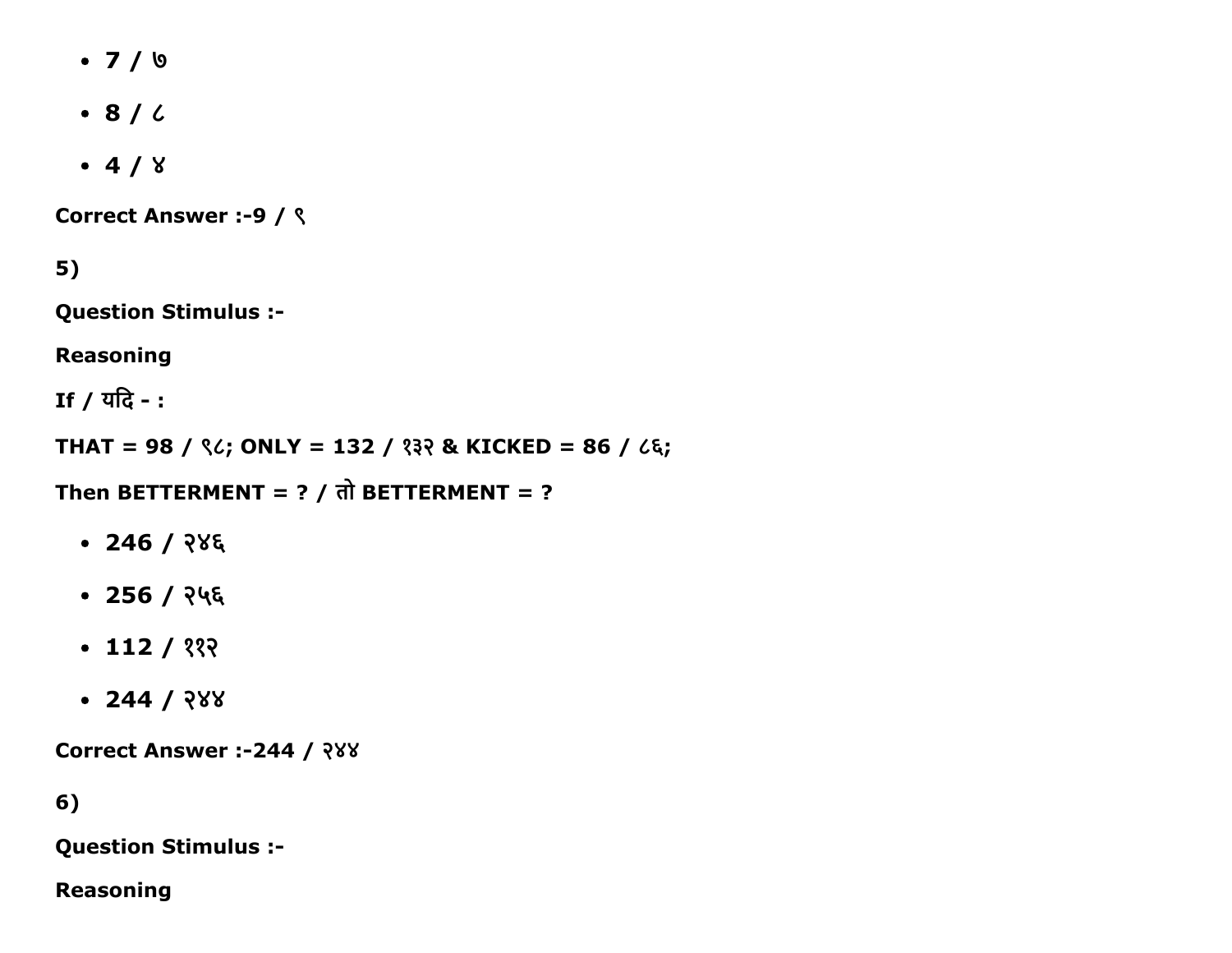- 7 / ७
- 8 / ८
- 4 / ४

**Correct Answer :-9 / ९**

**5)**

**Question Stimulus :-**

**Reasoning**

**If / यदि - :**

**THAT = 98 / ९८; ONLY = 132 / १३२ & KICKED = 86 / ८६;**

**Then BETTERMENT = ? / तो BETTERMENT = ?**

- **246 / २४६**
- **256 / २५६**
- **112 / ११२**
- **244 / २४४**

**Correct Answer :-244 / २४४**

**6)**

**Question Stimulus :-**

**Reasoning**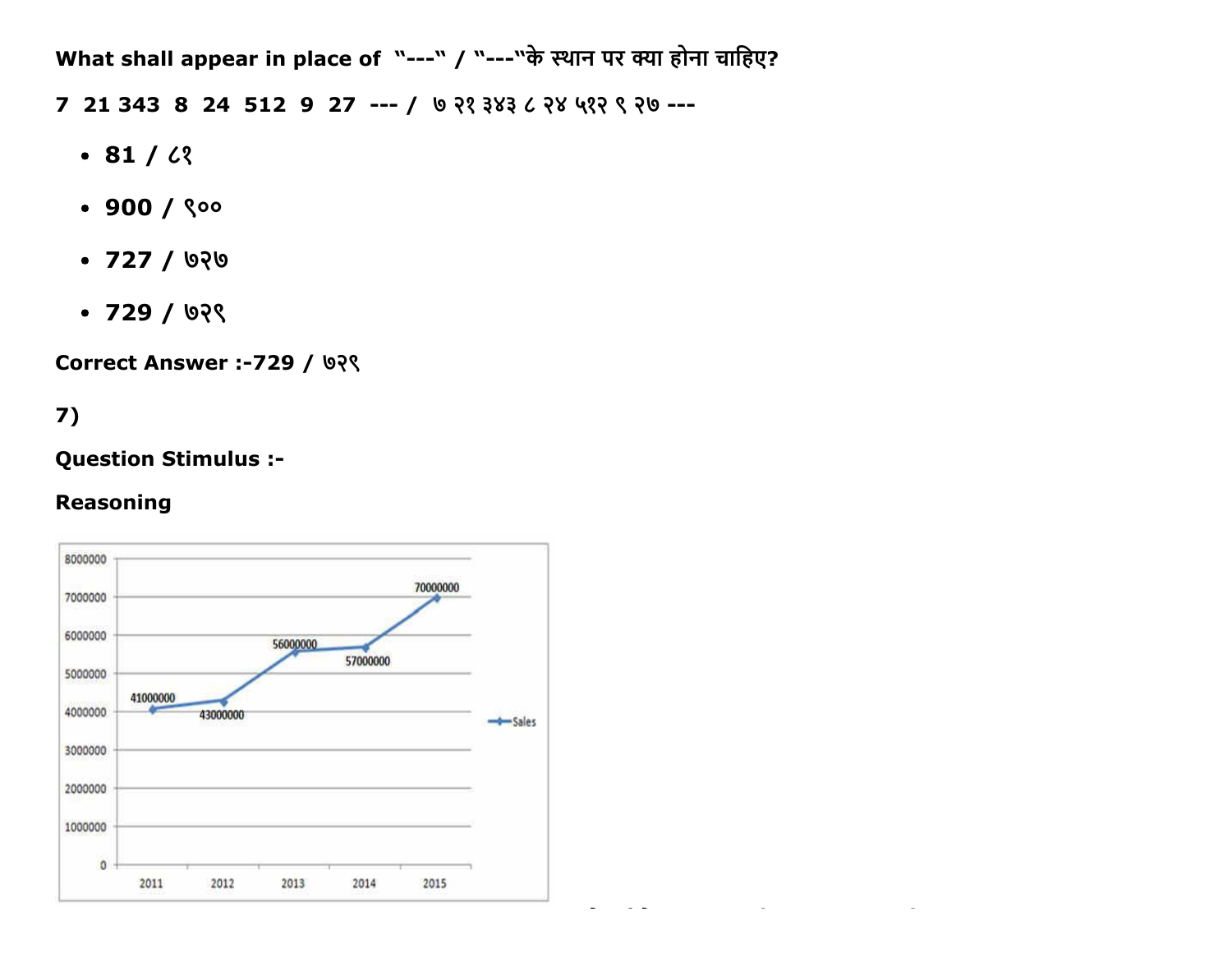What shall appear in place of "---" / "---"के स्थान पर क्या होना चाहिए?

7 21 343 8 24 512 9 27 --- / ७ २१ ३४३ ८ २४ ५१२ ९ २७ ---

- 81 / ८१
- 900 / ९००
- 727 / ७२७
- 729 / ७२९

**Correct Answer :-729 / ७२९**

**7)**

**Question Stimulus :-**

**Reasoning**

| Year | Sales |
|---|---|
| 2011 | 41000000 |
| 2012 | 43000000 |
| 2013 | 56000000 |
| 2014 | 57000000 |
| 2015 | 70000000 |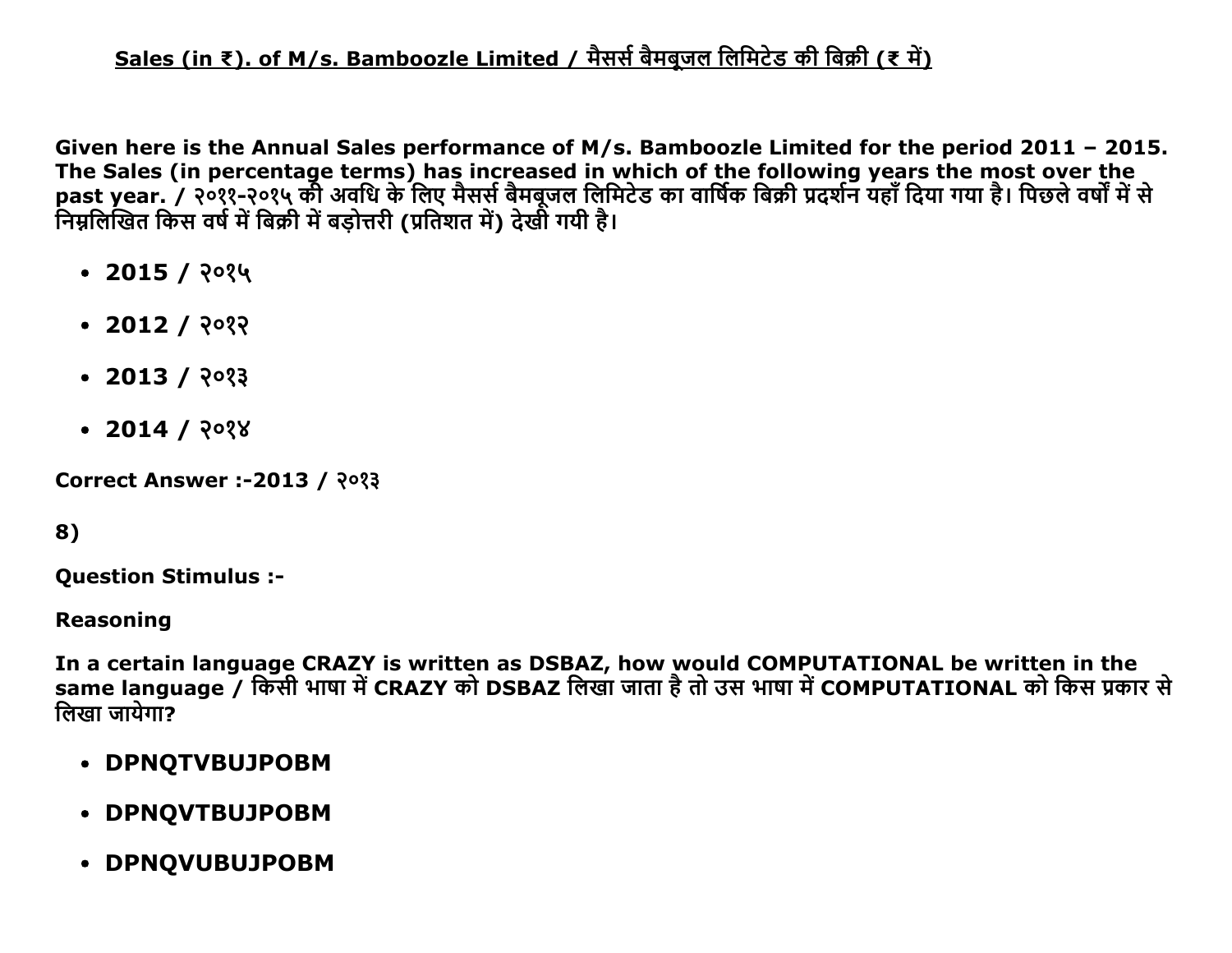**Sales (in ₹). of M/s. Bamboozle Limited / मैसर्स बैमबूजल लिमिटेड की बिक्री (₹ में)**

**Given here is the Annual Sales performance of M/s. Bamboozle Limited for the period 2011 – 2015. The Sales (in percentage terms) has increased in which of the following years the most over the past year. / २०११-२०१५ की अवधि के लिए मैसर्स बैमबूजल लिमिटेड का वार्षिक बिक्री प्रदर्शन यहाँ दिया गया है। पिछले वर्षों में से निम्नलिखित किस वर्ष में बिक्री में बड़ोत्तरी (प्रतिशत में) देखी गयी है।**

- **2015 / २०१५**
- **2012 / २०१२**
- **2013 / २०१३**
- **2014 / २०१४**

**Correct Answer :-2013 / २०१३**

**8)**

**Question Stimulus :-**

**Reasoning**

**In a certain language CRAZY is written as DSBAZ, how would COMPUTATIONAL be written in the same language / किसी भाषा में CRAZY को DSBAZ लिखा जाता है तो उस भाषा में COMPUTATIONAL को किस प्रकार से लिखा जायेगा?**

- **DPNQTVBUJPOBM**
- **DPNQVTBUJPOBM**
- **DPNQVUBUJPOBM**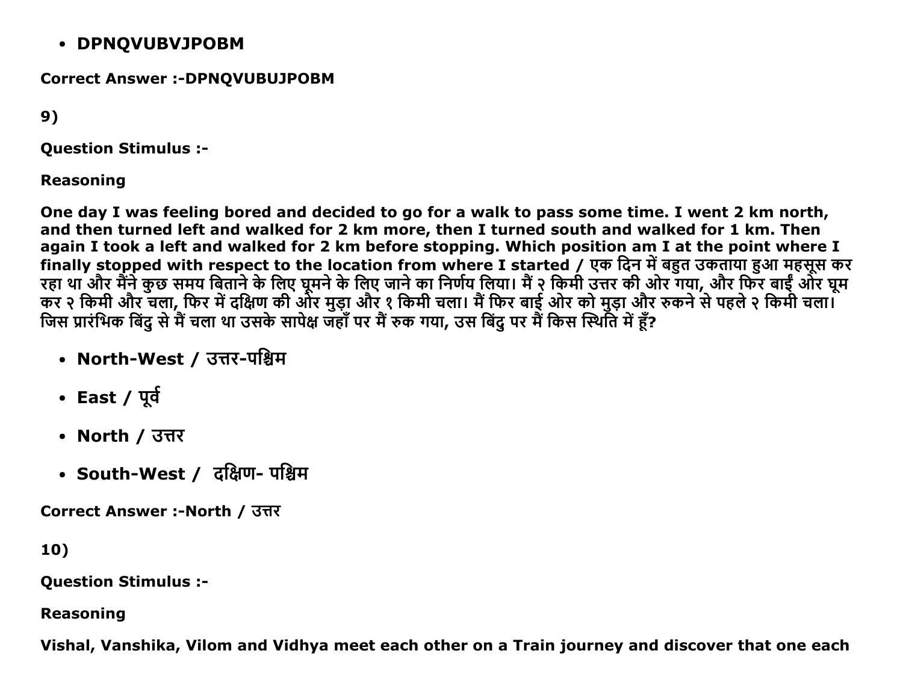- DPNQVUBVJPOBM

**Correct Answer :-DPNQVUBUJPOBM**

**9)**

**Question Stimulus :-**

**Reasoning**

**One day I was feeling bored and decided to go for a walk to pass some time. I went 2 km north, and then turned left and walked for 2 km more, then I turned south and walked for 1 km. Then again I took a left and walked for 2 km before stopping. Which position am I at the point where I finally stopped with respect to the location from where I started / एक दिन में बहुत उकताया हुआ महसूस कर रहा था और मैंने कुछ समय बिताने के लिए घूमने के लिए जाने का निर्णय लिया। मैं २ किमी उत्तर की ओर गया, और फिर बाईं ओर घूम कर २ किमी और चला, फिर में दक्षिण की ओर मुड़ा और १ किमी चला। मैं फिर बाई ओर को मुड़ा और रुकने से पहले २ किमी चला। जिस प्रारंभिक बिंदु से मैं चला था उसके सापेक्ष जहाँ पर मैं रुक गया, उस बिंदु पर मैं किस स्थिति में हूँ?**

- North-West / उत्तर-पश्चिम
- East / पूर्व
- North / उत्तर
- South-West / दक्षिण- पश्चिम

**Correct Answer :-North / उत्तर**

**10)**

**Question Stimulus :-**

**Reasoning**

**Vishal, Vanshika, Vilom and Vidhya meet each other on a Train journey and discover that one each**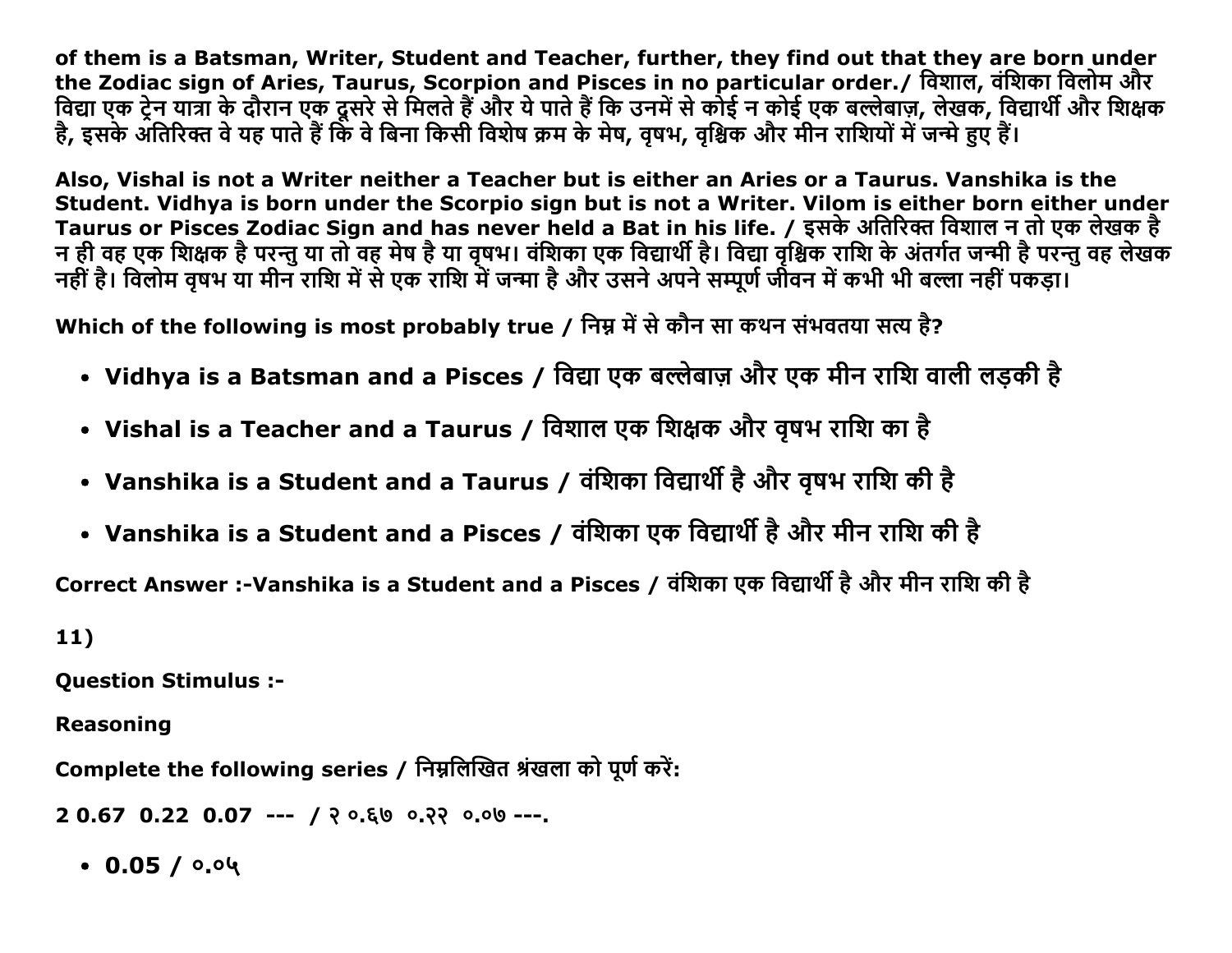**of them is a Batsman, Writer, Student and Teacher, further, they find out that they are born under the Zodiac sign of Aries, Taurus, Scorpion and Pisces in no particular order./ विशाल, वंशिका विलोम और विद्या एक ट्रेन यात्रा के दौरान एक दूसरे से मिलते हैं और ये पाते हैं कि उनमें से कोई न कोई एक बल्लेबाज़, लेखक, विद्यार्थी और शिक्षक है, इसके अतिरिक्त वे यह पाते हैं कि वे बिना किसी विशेष क्रम के मेष, वृषभ, वृश्चिक और मीन राशियों में जन्मे हुए हैं।**

**Also, Vishal is not a Writer neither a Teacher but is either an Aries or a Taurus. Vanshika is the Student. Vidhya is born under the Scorpio sign but is not a Writer. Vilom is either born either under Taurus or Pisces Zodiac Sign and has never held a Bat in his life. / इसके अतिरिक्त विशाल न तो एक लेखक है न ही वह एक शिक्षक है परन्तु या तो वह मेष है या वृषभ। वंशिका एक विद्यार्थी है। विद्या वृश्चिक राशि के अंतर्गत जन्मी है परन्तु वह लेखक नहीं है। विलोम वृषभ या मीन राशि में से एक राशि में जन्मा है और उसने अपने सम्पूर्ण जीवन में कभी भी बल्ला नहीं पकड़ा।**

**Which of the following is most probably true / निम्न में से कौन सा कथन संभवतया सत्य है?**

- **Vidhya is a Batsman and a Pisces / विद्या एक बल्लेबाज़ और एक मीन राशि वाली लड़की है**
- **Vishal is a Teacher and a Taurus / विशाल एक शिक्षक और वृषभ राशि का है**
- **Vanshika is a Student and a Taurus / वंशिका विद्यार्थी है और वृषभ राशि की है**
- **Vanshika is a Student and a Pisces / वंशिका एक विद्यार्थी है और मीन राशि की है**

**Correct Answer :-Vanshika is a Student and a Pisces / वंशिका एक विद्यार्थी है और मीन राशि की है**

**11)**

**Question Stimulus :-**

**Reasoning**

**Complete the following series / निम्नलिखित श्रंखला को पूर्ण करें:**

**2 0.67 0.22 0.07 --- / २ ०.६७ ०.२२ ०.०७ ---.**

- **0.05 / ०.०५**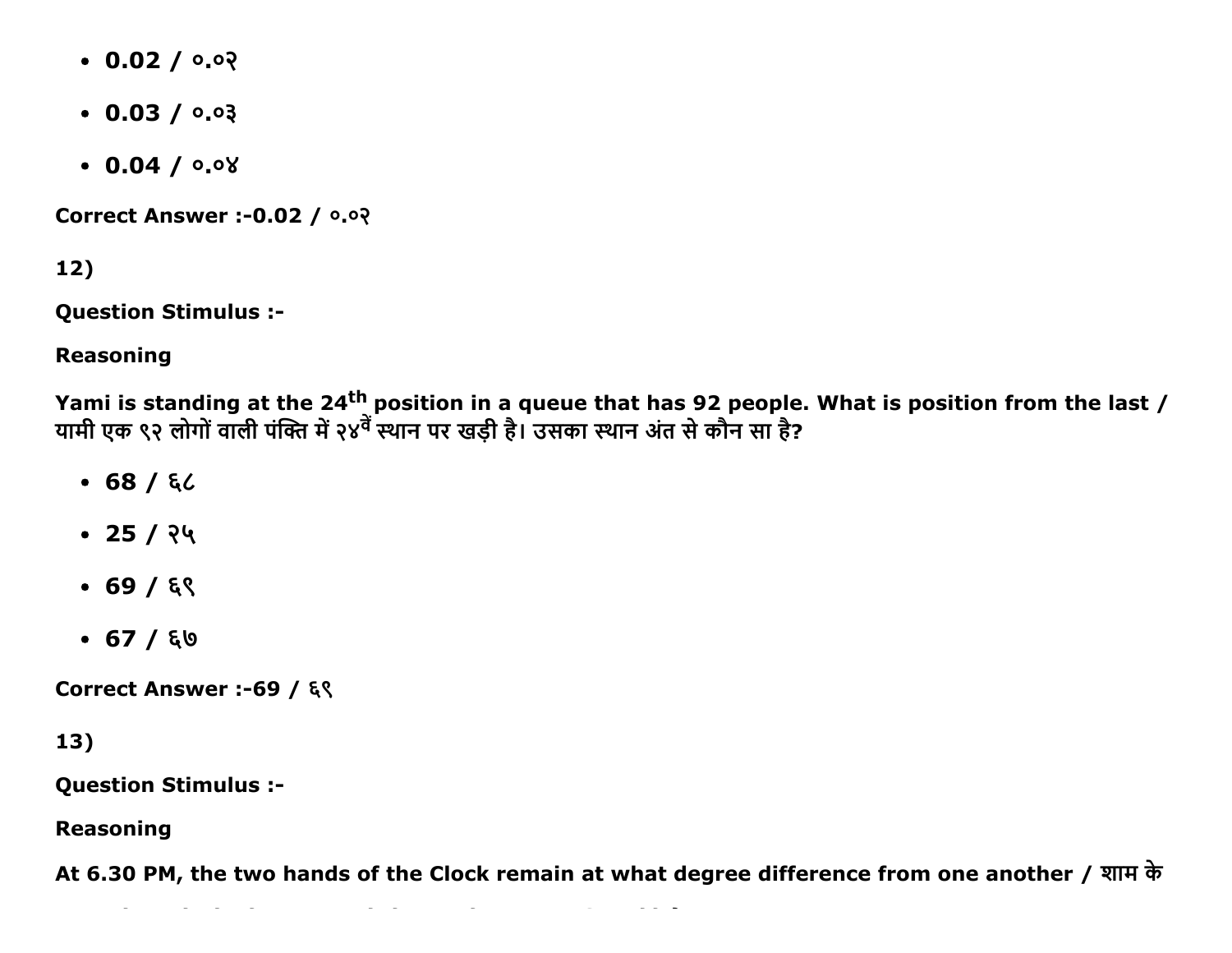- **0.02 / ०.०२**
- **0.03 / ०.०३**
- **0.04 / ०.०४**

**Correct Answer :-0.02 / ०.०२**

**12)**

**Question Stimulus :-**

**Reasoning**

**Yami is standing at the 24$^{th}$ position in a queue that has 92 people. What is position from the last / यामी एक ९२ लोगों वाली पंक्ति में २४$^{वें}$ स्थान पर खड़ी है। उसका स्थान अंत से कौन सा है?**

- **68 / ६८**
- **25 / २५**
- **69 / ६९**
- **67 / ६७**

**Correct Answer :-69 / ६९**

**13)**

**Question Stimulus :-**

**Reasoning**

**At 6.30 PM, the two hands of the Clock remain at what degree difference from one another / शाम के**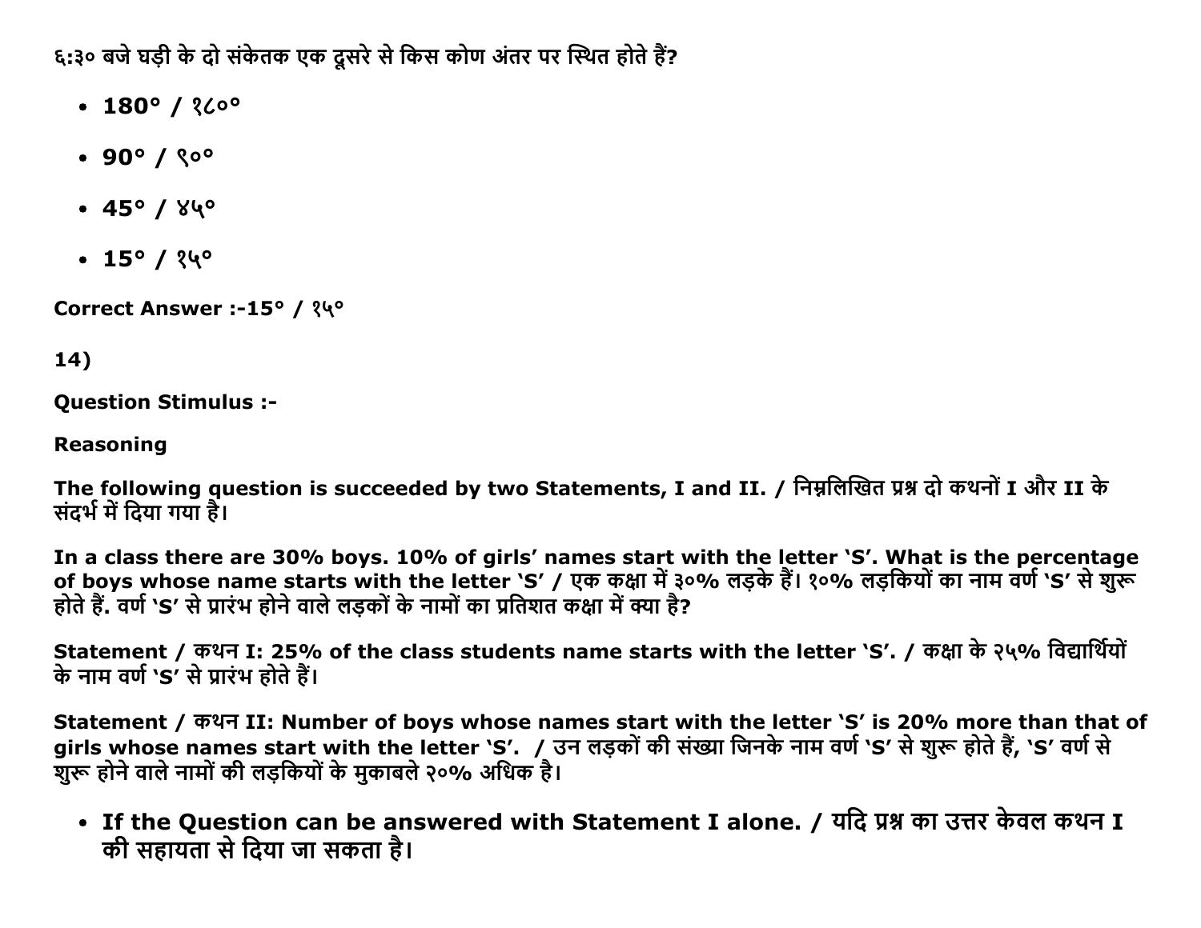६:३० बजे घड़ी के दो संकेतक एक दूसरे से किस कोण अंतर पर स्थित होते हैं?

- **180° / १८०°**
- **90° / ९०°**
- **45° / ४५°**
- **15° / १५°**

**Correct Answer :-15° / १५°**

**14)**

**Question Stimulus :-**

**Reasoning**

**The following question is succeeded by two Statements, I and II. / निम्नलिखित प्रश्न दो कथनों I और II के संदर्भ में दिया गया है।**

**In a class there are 30% boys. 10% of girls' names start with the letter 'S'. What is the percentage of boys whose name starts with the letter 'S' / एक कक्षा में ३०% लड़के हैं। १०% लड़कियों का नाम वर्ण 'S' से शुरू होते हैं. वर्ण 'S' से प्रारंभ होने वाले लड़कों के नामों का प्रतिशत कक्षा में क्या है?**

**Statement / कथन I: 25% of the class students name starts with the letter 'S'. / कक्षा के २५% विद्यार्थियों के नाम वर्ण 'S' से प्रारंभ होते हैं।**

**Statement / कथन II: Number of boys whose names start with the letter 'S' is 20% more than that of girls whose names start with the letter 'S'. / उन लड़कों की संख्या जिनके नाम वर्ण 'S' से शुरू होते हैं, 'S' वर्ण से शुरू होने वाले नामों की लड़कियों के मुकाबले २०% अधिक है।**

- **If the Question can be answered with Statement I alone. / यदि प्रश्न का उत्तर केवल कथन I की सहायता से दिया जा सकता है।**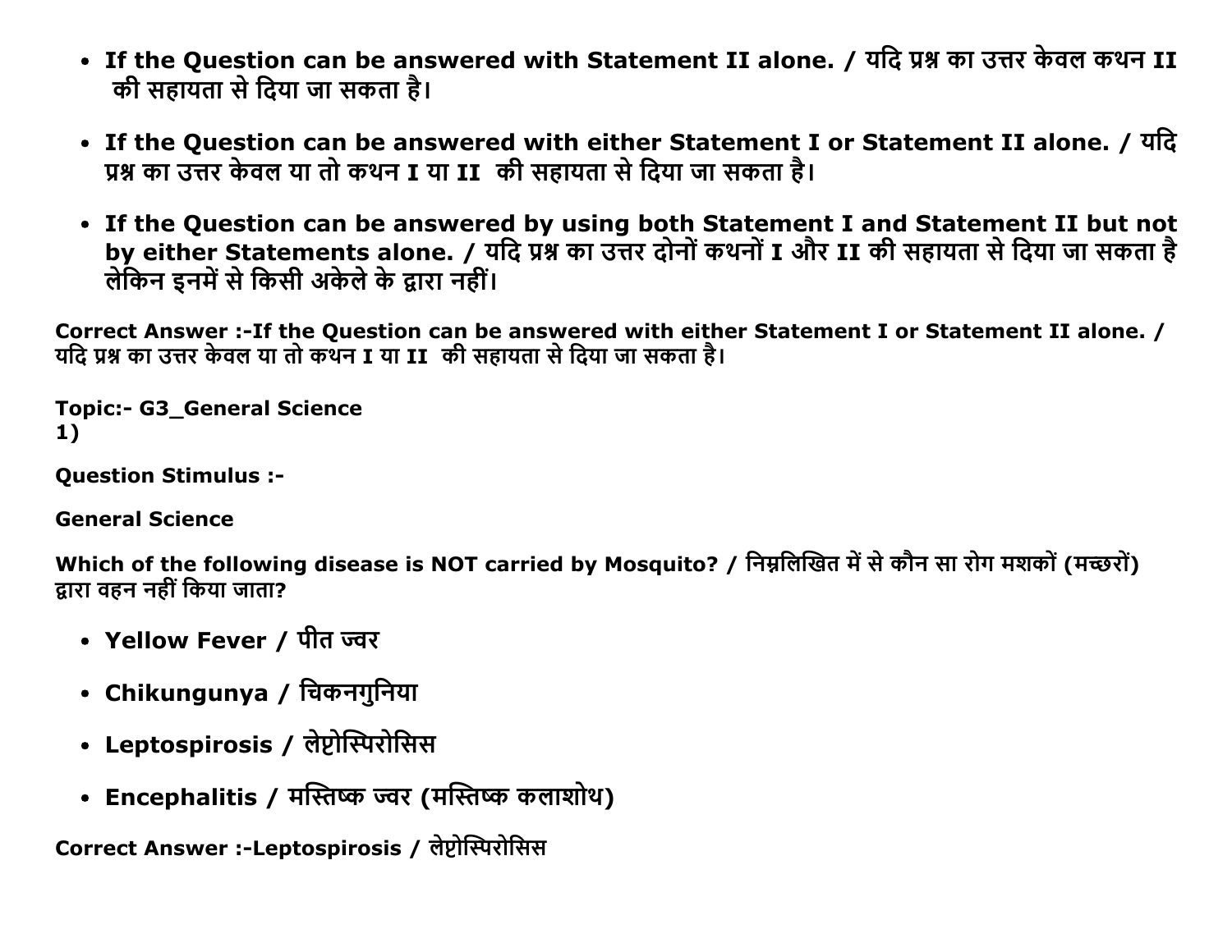- **If the Question can be answered with Statement II alone. / यदि प्रश्न का उत्तर केवल कथन II की सहायता से दिया जा सकता है।**

- **If the Question can be answered with either Statement I or Statement II alone. / यदि प्रश्न का उत्तर केवल या तो कथन I या II की सहायता से दिया जा सकता है।**

- **If the Question can be answered by using both Statement I and Statement II but not by either Statements alone. / यदि प्रश्न का उत्तर दोनों कथनों I और II की सहायता से दिया जा सकता है लेकिन इनमें से किसी अकेले के द्वारा नहीं।**

**Correct Answer :-If the Question can be answered with either Statement I or Statement II alone. / यदि प्रश्न का उत्तर केवल या तो कथन I या II की सहायता से दिया जा सकता है।**

**Topic:- G3_General Science**
**1)**

**Question Stimulus :-**

**General Science**

**Which of the following disease is NOT carried by Mosquito? / निम्नलिखित में से कौन सा रोग मशकों (मच्छरों) द्वारा वहन नहीं किया जाता?**

- **Yellow Fever / पीत ज्वर**

- **Chikungunya / चिकनगुनिया**

- **Leptospirosis / लेप्टोस्पिरोसिस**

- **Encephalitis / मस्तिष्क ज्वर (मस्तिष्क कलाशोथ)**

**Correct Answer :-Leptospirosis / लेप्टोस्पिरोसिस**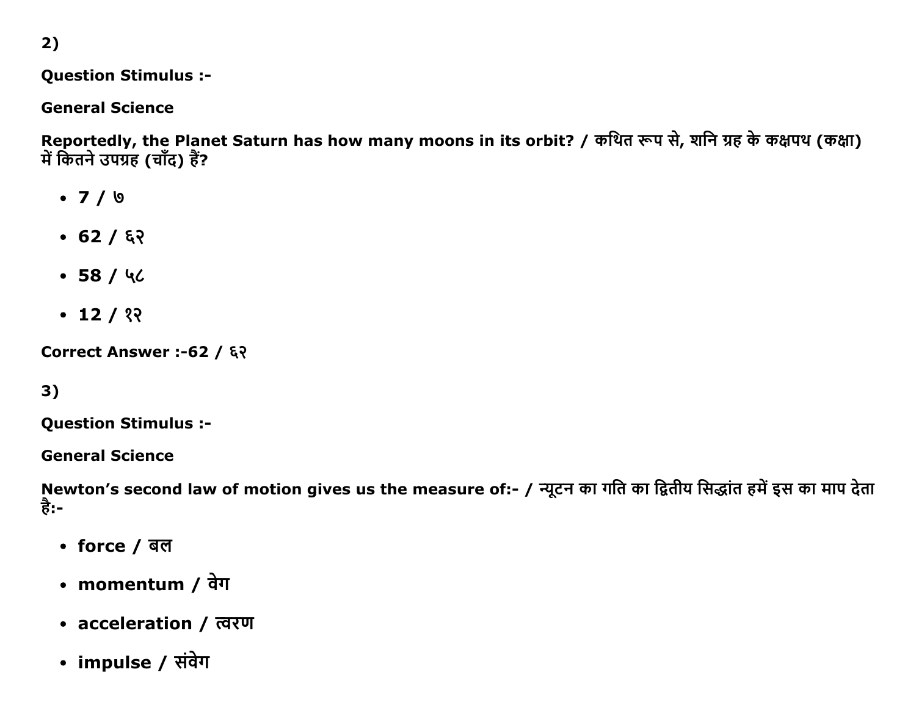2)

**Question Stimulus :-**

**General Science**

**Reportedly, the Planet Saturn has how many moons in its orbit? / कथित रूप से, शनि ग्रह के कक्षपथ (कक्षा) में कितने उपग्रह (चाँद) हैं?**

- **7 / ७**
- **62 / ६२**
- **58 / ५८**
- **12 / १२**

**Correct Answer :-62 / ६२**

3)

**Question Stimulus :-**

**General Science**

**Newton's second law of motion gives us the measure of:- / न्यूटन का गति का द्वितीय सिद्धांत हमें इस का माप देता है:-**

- **force / बल**
- **momentum / वेग**
- **acceleration / त्वरण**
- **impulse / संवेग**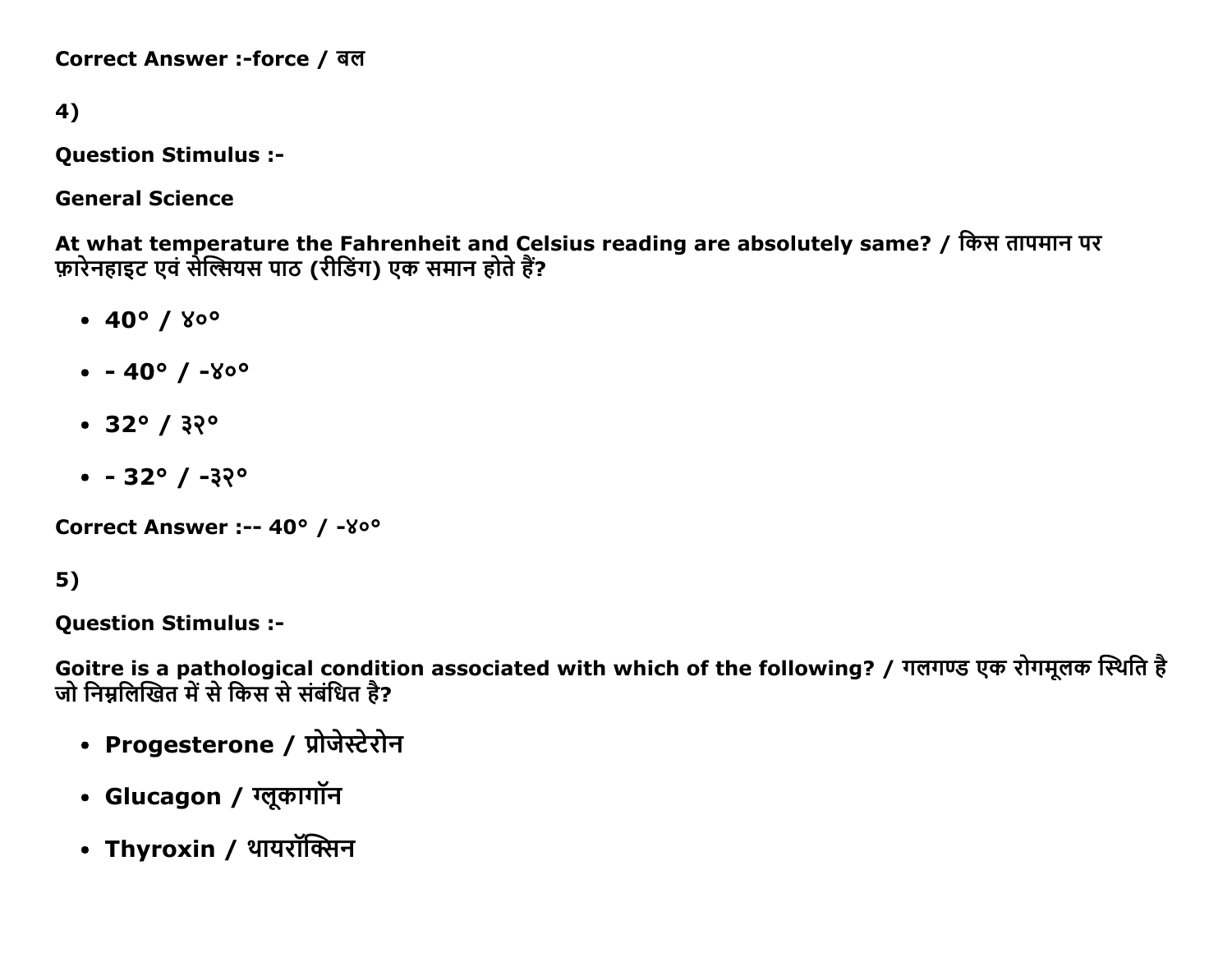**Correct Answer :-force / बल**

**4)**

**Question Stimulus :-**

**General Science**

**At what temperature the Fahrenheit and Celsius reading are absolutely same? / किस तापमान पर फ़ारेनहाइट एवं सेल्सियस पाठ (रीडिंग) एक समान होते हैं?**

- **40° / ४०°**
- **- 40° / -४०°**
- **32° / ३२°**
- **- 32° / -३२°**

**Correct Answer :-- 40° / -४०°**

**5)**

**Question Stimulus :-**

**Goitre is a pathological condition associated with which of the following? / गलगण्ड एक रोगमूलक स्थिति है जो निम्नलिखित में से किस से संबंधित है?**

- **Progesterone / प्रोजेस्टेरोन**
- **Glucagon / ग्लूकागॉन**
- **Thyroxin / थायरॉक्सिन**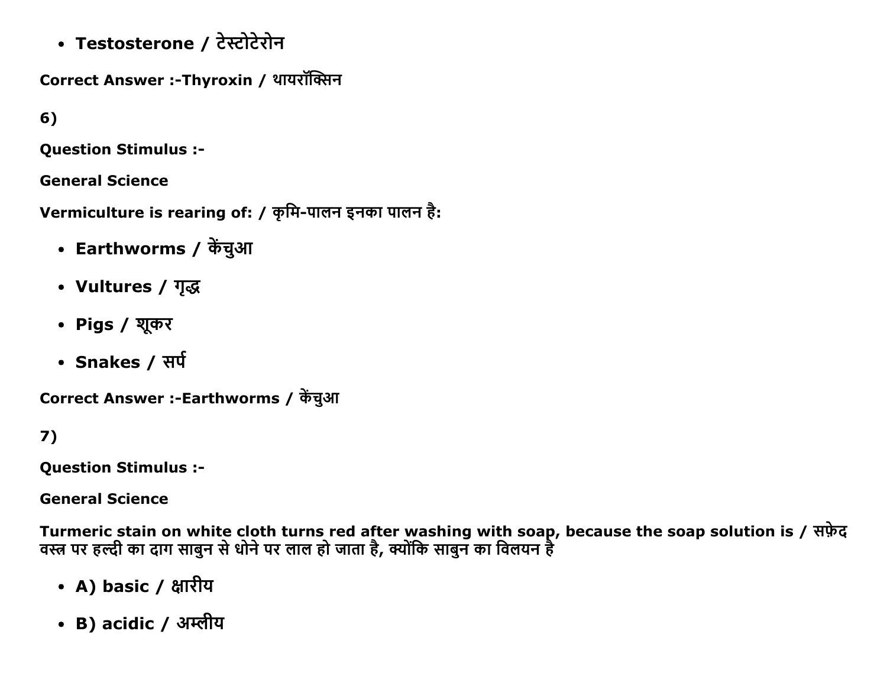- **Testosterone / टेस्टोटेरोन**

**Correct Answer :-Thyroxin / थायरॉक्सिन**

**6)**

**Question Stimulus :-**

**General Science**

**Vermiculture is rearing of: / कृमि-पालन इनका पालन है:**

- **Earthworms / केंचुआ**
- **Vultures / गृद्ध**
- **Pigs / शूकर**
- **Snakes / सर्प**

**Correct Answer :-Earthworms / केंचुआ**

**7)**

**Question Stimulus :-**

**General Science**

**Turmeric stain on white cloth turns red after washing with soap, because the soap solution is / सफ़ेद वस्त्र पर हल्दी का दाग साबुन से धोने पर लाल हो जाता है, क्योंकि साबुन का विलयन है**

- **A) basic / क्षारीय**
- **B) acidic / अम्लीय**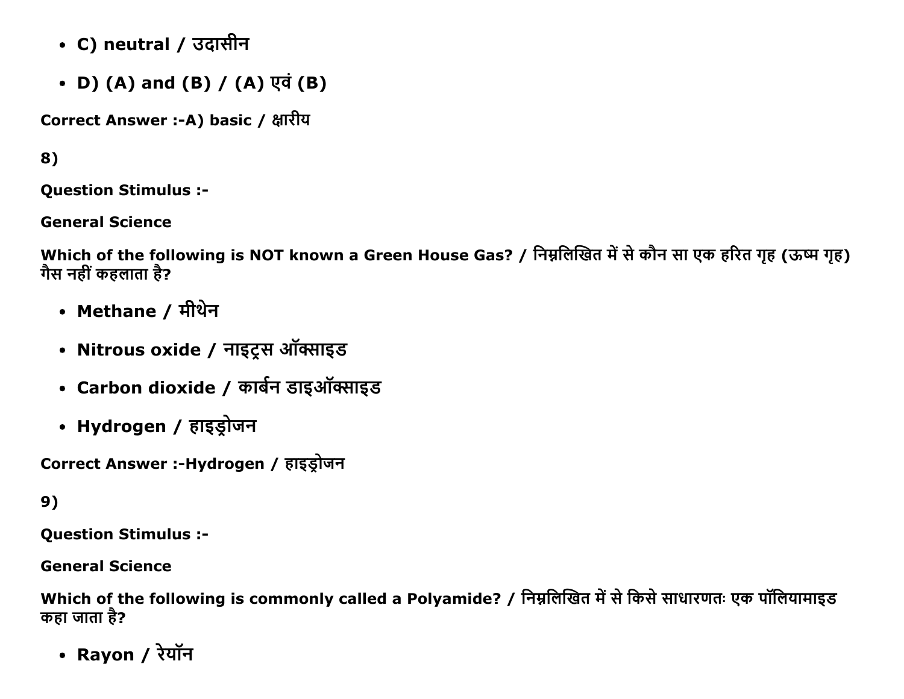- **C) neutral / उदासीन**
- **D) (A) and (B) / (A) एवं (B)**

**Correct Answer :-A) basic / क्षारीय**

**8)**

**Question Stimulus :-**

**General Science**

**Which of the following is NOT known a Green House Gas? / निम्नलिखित में से कौन सा एक हरित गृह (ऊष्म गृह) गैस नहीं कहलाता है?**

- **Methane / मीथेन**
- **Nitrous oxide / नाइट्रस ऑक्साइड**
- **Carbon dioxide / कार्बन डाइऑक्साइड**
- **Hydrogen / हाइड्रोजन**

**Correct Answer :-Hydrogen / हाइड्रोजन**

**9)**

**Question Stimulus :-**

**General Science**

**Which of the following is commonly called a Polyamide? / निम्नलिखित में से किसे साधारणतः एक पॉलियामाइड कहा जाता है?**

- **Rayon / रेयॉन**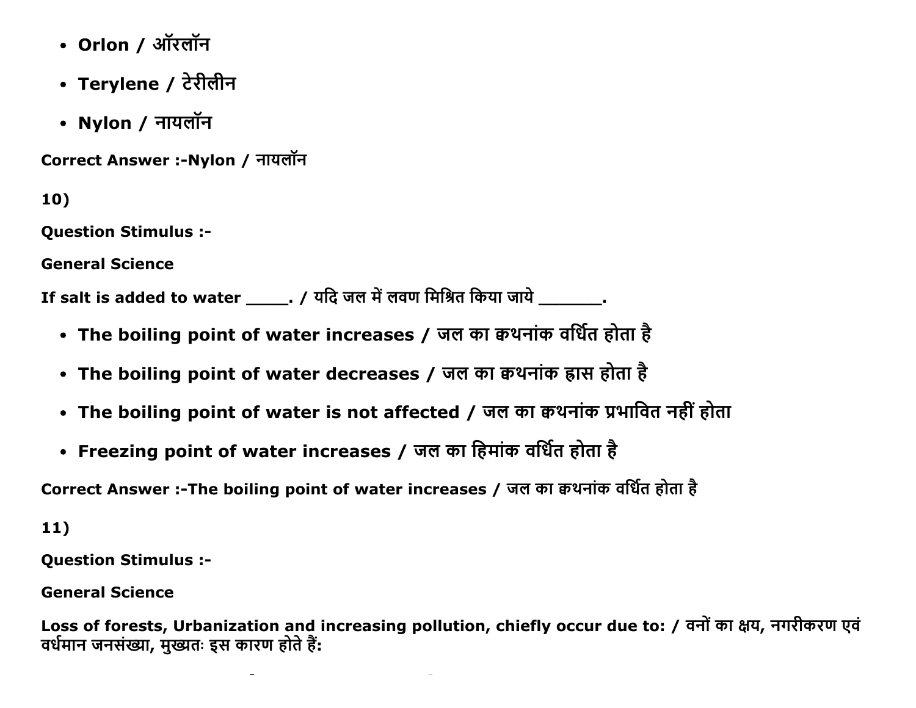- **Orlon / ऑरलॉन**
- **Terylene / टेरीलीन**
- **Nylon / नायलॉन**

**Correct Answer :-Nylon / नायलॉन**

**10)**

**Question Stimulus :-**

**General Science**

**If salt is added to water _____. / यदि जल में लवण मिश्रित किया जाये _______.**

- **The boiling point of water increases / जल का क्वथनांक वर्धित होता है**
- **The boiling point of water decreases / जल का क्वथनांक ह्रास होता है**
- **The boiling point of water is not affected / जल का क्वथनांक प्रभावित नहीं होता**
- **Freezing point of water increases / जल का हिमांक वर्धित होता है**

**Correct Answer :-The boiling point of water increases / जल का क्वथनांक वर्धित होता है**

**11)**

**Question Stimulus :-**

**General Science**

**Loss of forests, Urbanization and increasing pollution, chiefly occur due to: / वनों का क्षय, नगरीकरण एवं वर्धमान जनसंख्या, मुख्यतः इस कारण होते हैं:**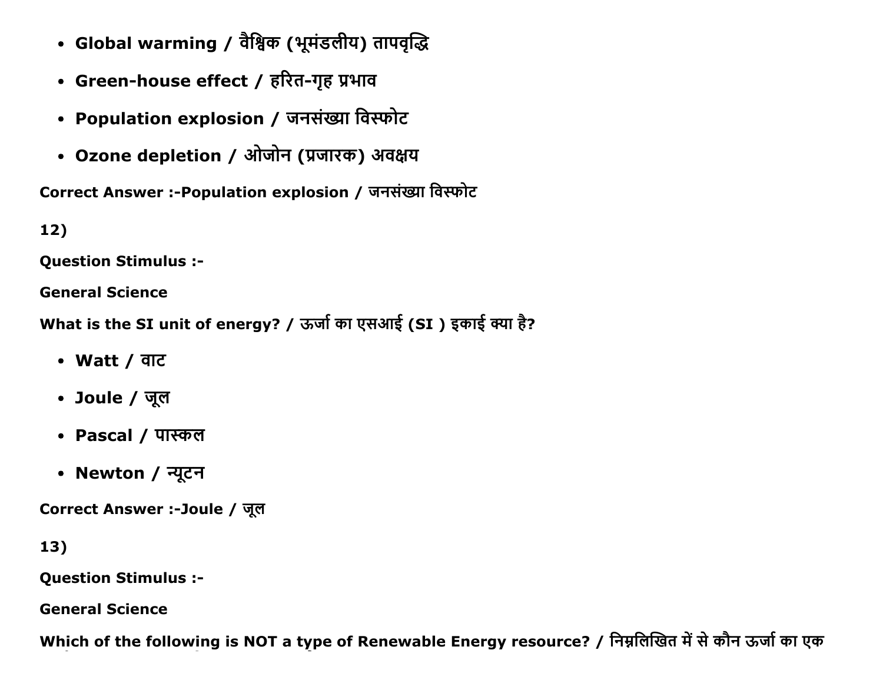- **Global warming / वैश्विक (भूमंडलीय) तापवृद्धि**
- **Green-house effect / हरित-गृह प्रभाव**
- **Population explosion / जनसंख्या विस्फोट**
- **Ozone depletion / ओजोन (प्रजारक) अवक्षय**

**Correct Answer :-Population explosion / जनसंख्या विस्फोट**

**12)**

**Question Stimulus :-**

**General Science**

**What is the SI unit of energy? / ऊर्जा का एसआई (SI ) इकाई क्या है?**

- **Watt / वाट**
- **Joule / जूल**
- **Pascal / पास्कल**
- **Newton / न्यूटन**

**Correct Answer :-Joule / जूल**

**13)**

**Question Stimulus :-**

**General Science**

**Which of the following is NOT a type of Renewable Energy resource? / निम्नलिखित में से कौन ऊर्जा का एक**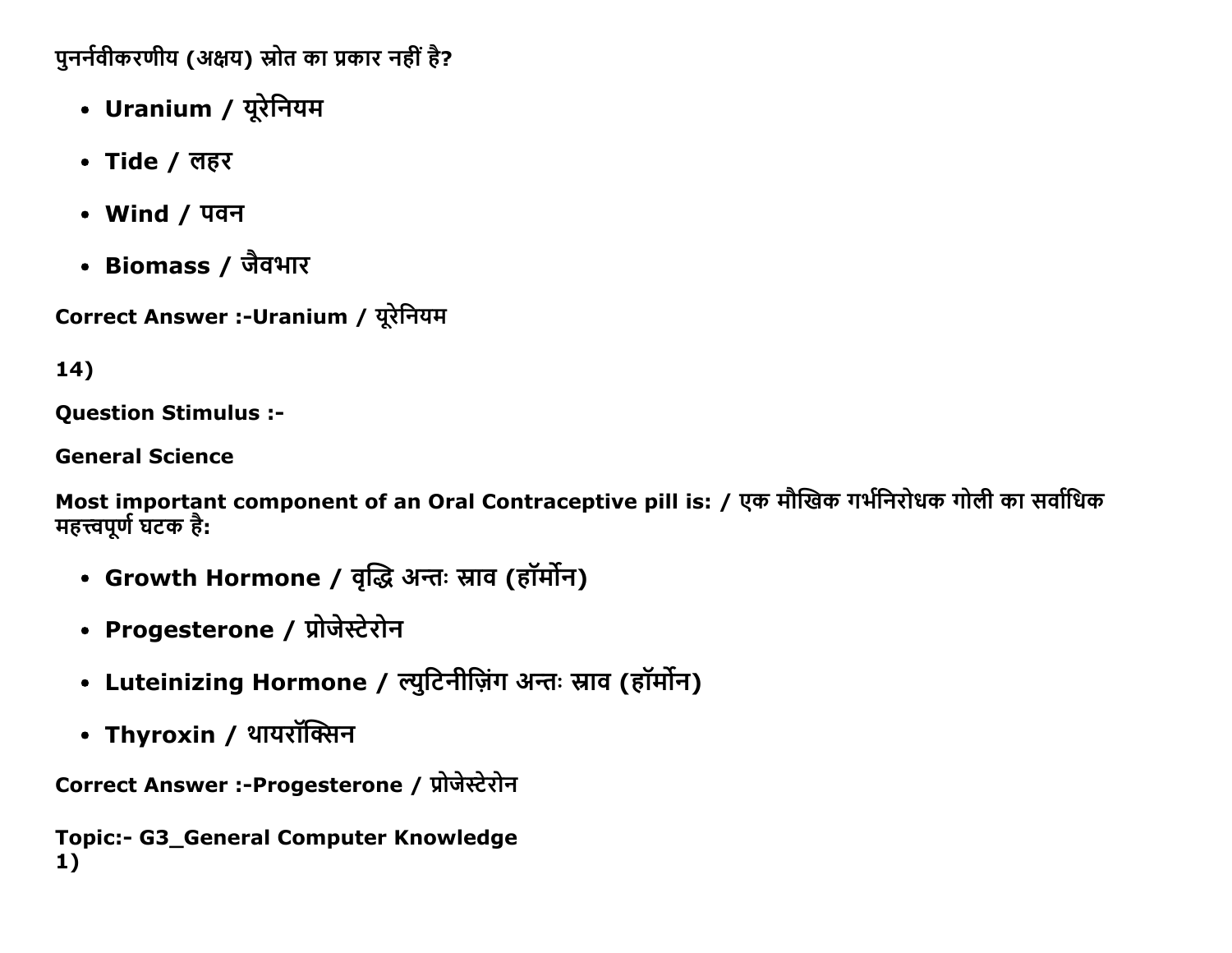पुनर्नवीकरणीय (अक्षय) स्रोत का प्रकार नहीं है?

- **Uranium / यूरेनियम**
- **Tide / लहर**
- **Wind / पवन**
- **Biomass / जैवभार**

**Correct Answer :-Uranium / यूरेनियम**

**14)**

**Question Stimulus :-**

**General Science**

**Most important component of an Oral Contraceptive pill is: / एक मौखिक गर्भनिरोधक गोली का सर्वाधिक महत्त्वपूर्ण घटक है:**

- **Growth Hormone / वृद्धि अन्तः स्राव (हॉर्मोन)**
- **Progesterone / प्रोजेस्टेरोन**
- **Luteinizing Hormone / ल्युटिनीज़िंग अन्तः स्राव (हॉर्मोन)**
- **Thyroxin / थायरॉक्सिन**

**Correct Answer :-Progesterone / प्रोजेस्टेरोन**

**Topic:- G3_General Computer Knowledge**
**1)**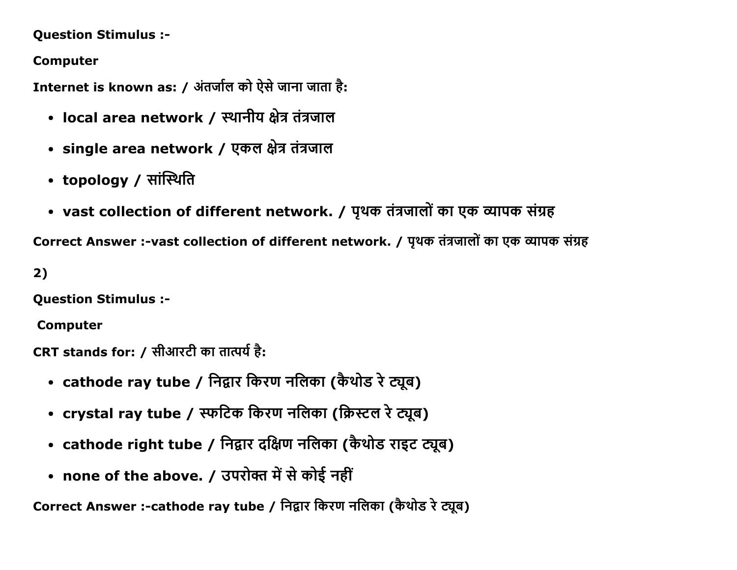**Question Stimulus :-**

**Computer**

**Internet is known as: / अंतर्जाल को ऐसे जाना जाता है:**

- **local area network / स्थानीय क्षेत्र तंत्रजाल**
- **single area network / एकल क्षेत्र तंत्रजाल**
- **topology / सांस्थिति**
- **vast collection of different network. / पृथक तंत्रजालों का एक व्यापक संग्रह**

**Correct Answer :-vast collection of different network. / पृथक तंत्रजालों का एक व्यापक संग्रह**

**2)**

**Question Stimulus :-**

**Computer**

**CRT stands for: / सीआरटी का तात्पर्य है:**

- **cathode ray tube / निद्वार किरण नलिका (कैथोड रे ट्यूब)**
- **crystal ray tube / स्फटिक किरण नलिका (क्रिस्टल रे ट्यूब)**
- **cathode right tube / निद्वार दक्षिण नलिका (कैथोड राइट ट्यूब)**
- **none of the above. / उपरोक्त में से कोई नहीं**

**Correct Answer :-cathode ray tube / निद्वार किरण नलिका (कैथोड रे ट्यूब)**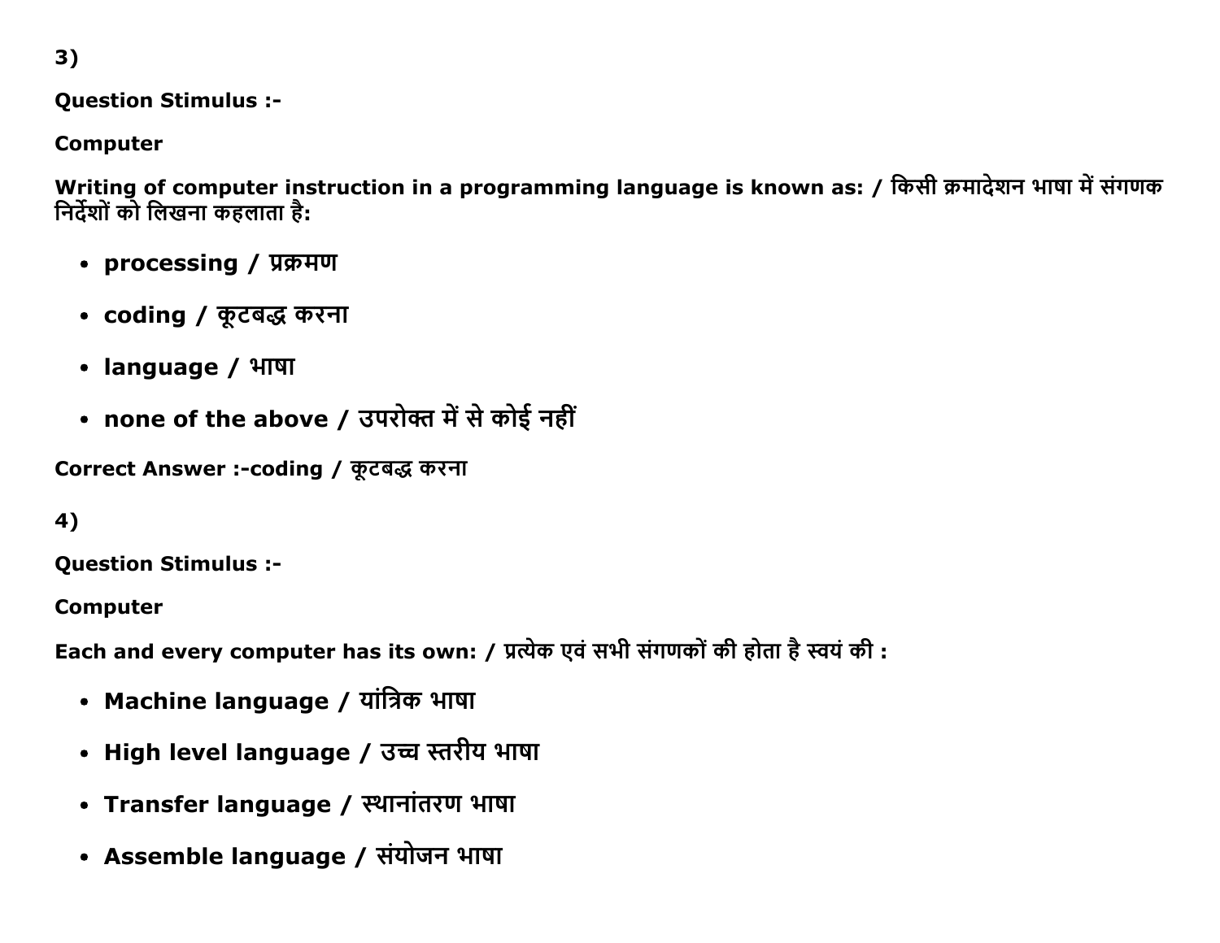3)

**Question Stimulus :-**

**Computer**

**Writing of computer instruction in a programming language is known as: / किसी क्रमादेशन भाषा में संगणक निर्देशों को लिखना कहलाता है:**

- **processing / प्रक्रमण**
- **coding / कूटबद्ध करना**
- **language / भाषा**
- **none of the above / उपरोक्त में से कोई नहीं**

**Correct Answer :-coding / कूटबद्ध करना**

4)

**Question Stimulus :-**

**Computer**

**Each and every computer has its own: / प्रत्येक एवं सभी संगणकों की होता है स्वयं की :**

- **Machine language / यांत्रिक भाषा**
- **High level language / उच्च स्तरीय भाषा**
- **Transfer language / स्थानांतरण भाषा**
- **Assemble language / संयोजन भाषा**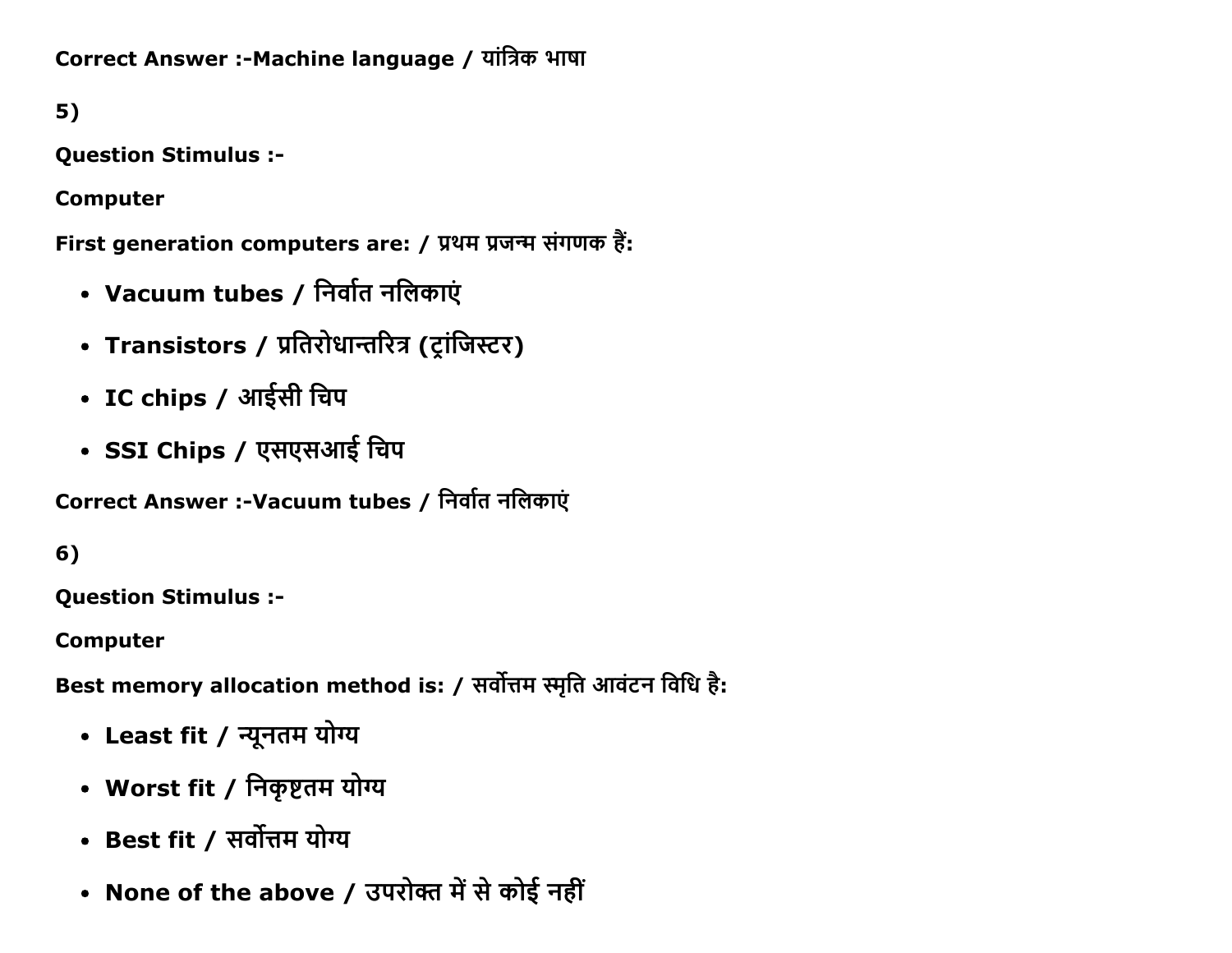**Correct Answer :-Machine language / यांत्रिक भाषा**

**5)**

**Question Stimulus :-**

**Computer**

**First generation computers are: / प्रथम प्रजन्म संगणक हैं:**

- **Vacuum tubes / निर्वात नलिकाएं**
- **Transistors / प्रतिरोधान्तरित्र (ट्रांजिस्टर)**
- **IC chips / आईसी चिप**
- **SSI Chips / एसएसआई चिप**

**Correct Answer :-Vacuum tubes / निर्वात नलिकाएं**

**6)**

**Question Stimulus :-**

**Computer**

**Best memory allocation method is: / सर्वोत्तम स्मृति आवंटन विधि है:**

- **Least fit / न्यूनतम योग्य**
- **Worst fit / निकृष्टतम योग्य**
- **Best fit / सर्वोत्तम योग्य**
- **None of the above / उपरोक्त में से कोई नहीं**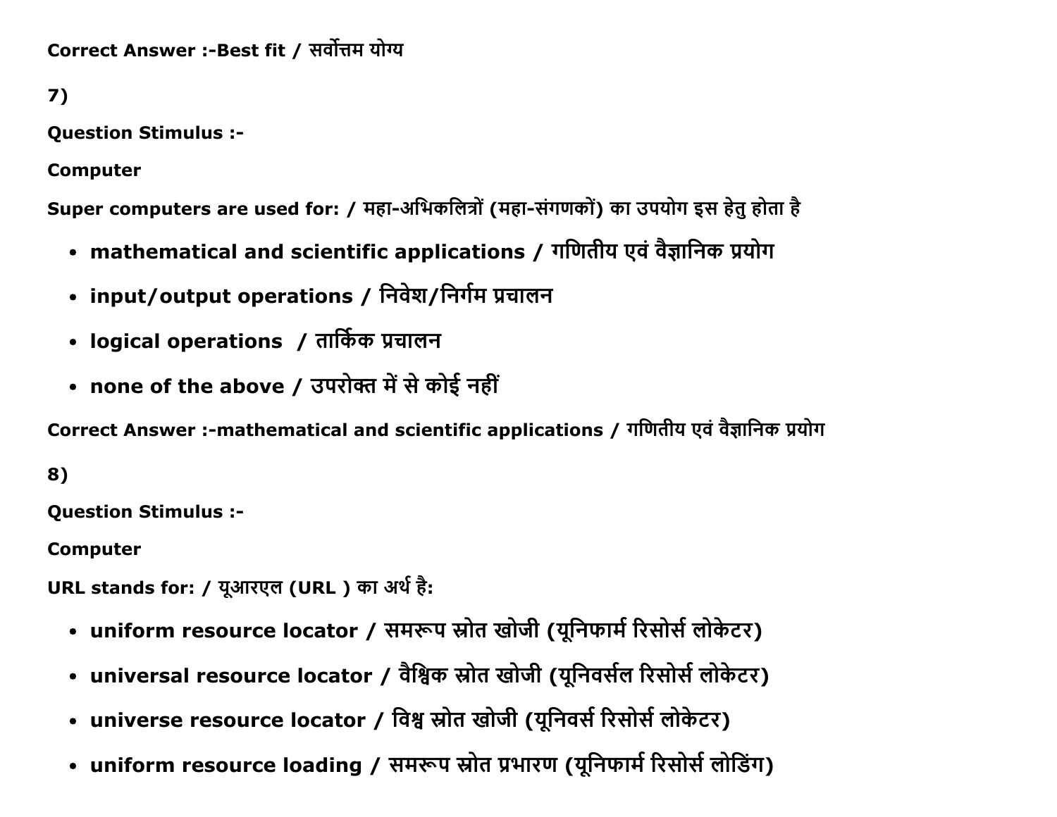Correct Answer :-Best fit / सर्वोत्तम योग्य

7)

**Question Stimulus :-**

**Computer**

**Super computers are used for: / महा-अभिकलित्रों (महा-संगणकों) का उपयोग इस हेतु होता है**

- **mathematical and scientific applications / गणितीय एवं वैज्ञानिक प्रयोग**
- **input/output operations / निवेश/निर्गम प्रचालन**
- **logical operations / तार्किक प्रचालन**
- **none of the above / उपरोक्त में से कोई नहीं**

**Correct Answer :-mathematical and scientific applications / गणितीय एवं वैज्ञानिक प्रयोग**

8)

**Question Stimulus :-**

**Computer**

**URL stands for: / यूआरएल (URL ) का अर्थ है:**

- **uniform resource locator / समरूप स्रोत खोजी (यूनिफार्म रिसोर्स लोकेटर)**
- **universal resource locator / वैश्विक स्रोत खोजी (यूनिवर्सल रिसोर्स लोकेटर)**
- **universe resource locator / विश्व स्रोत खोजी (यूनिवर्स रिसोर्स लोकेटर)**
- **uniform resource loading / समरूप स्रोत प्रभारण (यूनिफार्म रिसोर्स लोडिंग)**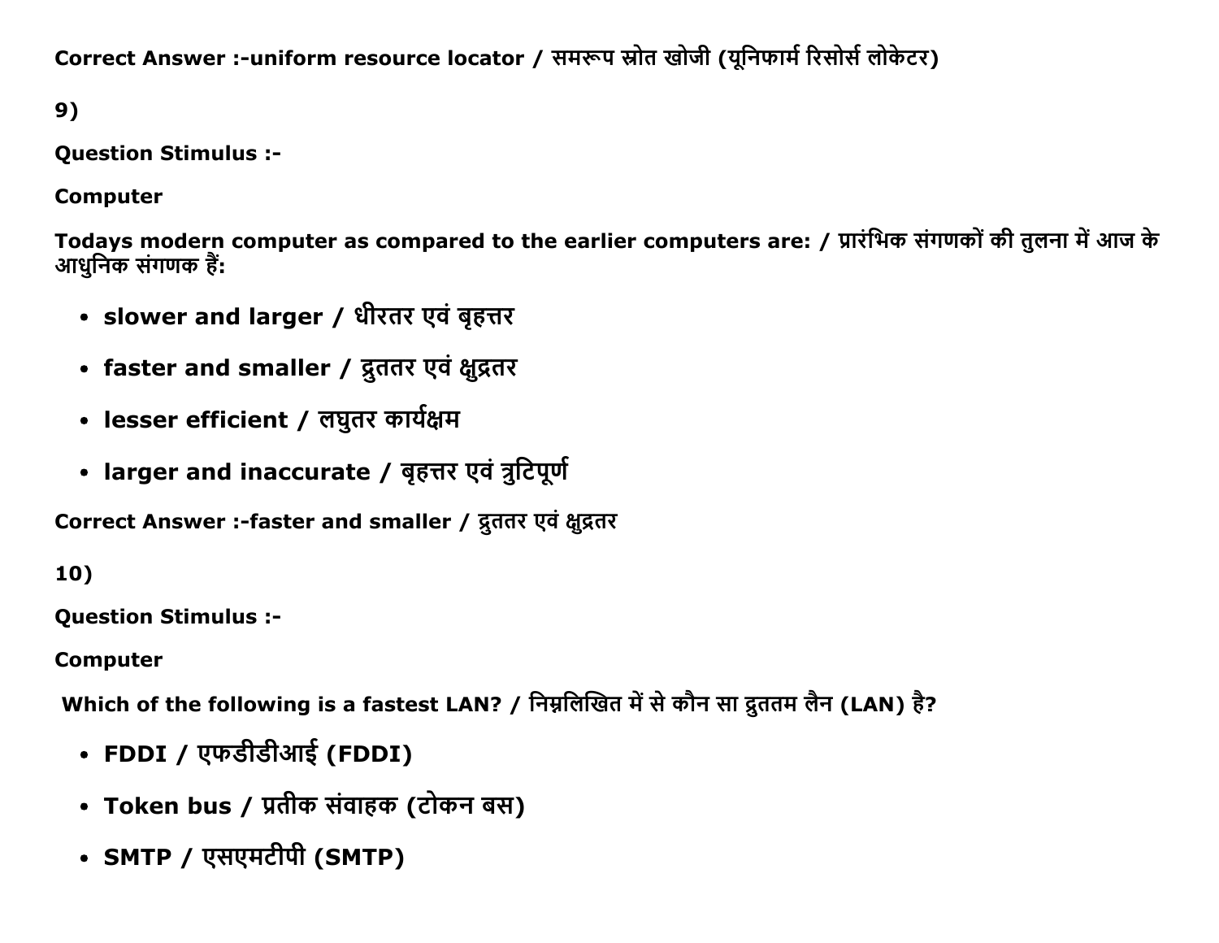Correct Answer :-uniform resource locator / समरूप स्रोत खोजी (यूनिफार्म रिसोर्स लोकेटर)

9)

**Question Stimulus :-**

**Computer**

**Todays modern computer as compared to the earlier computers are: / प्रारंभिक संगणकों की तुलना में आज के आधुनिक संगणक हैं:**

- **slower and larger / धीरतर एवं बृहत्तर**
- **faster and smaller / द्रुततर एवं क्षुद्रतर**
- **lesser efficient / लघुतर कार्यक्षम**
- **larger and inaccurate / बृहत्तर एवं त्रुटिपूर्ण**

**Correct Answer :-faster and smaller / द्रुततर एवं क्षुद्रतर**

10)

**Question Stimulus :-**

**Computer**

**Which of the following is a fastest LAN? / निम्नलिखित में से कौन सा द्रुततम लैन (LAN) है?**

- **FDDI / एफडीडीआई (FDDI)**
- **Token bus / प्रतीक संवाहक (टोकन बस)**
- **SMTP / एसएमटीपी (SMTP)**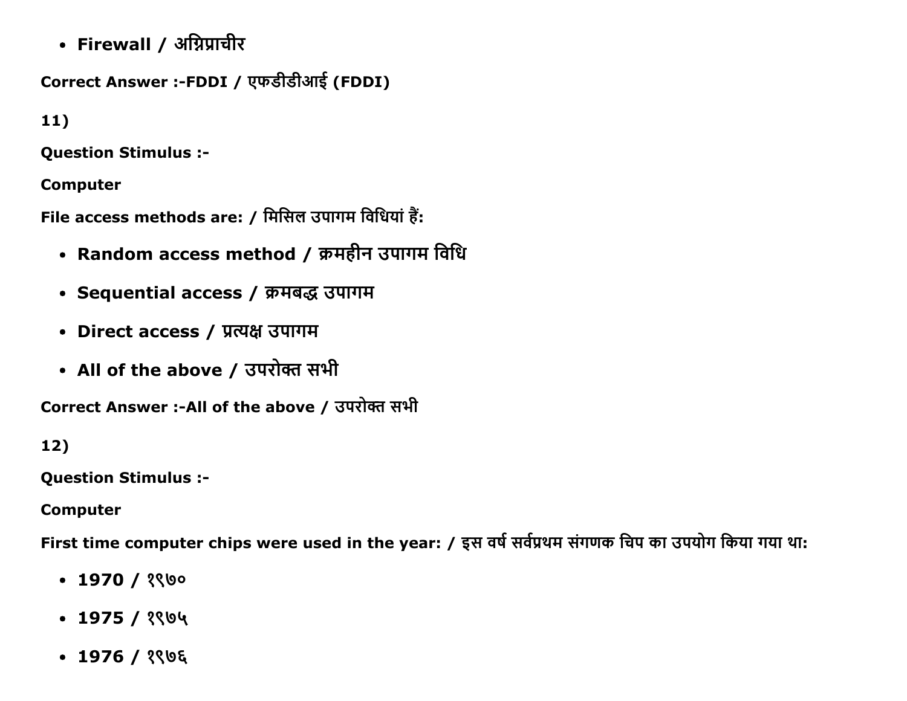- **Firewall / अग्निप्राचीर**

**Correct Answer :-FDDI / एफडीडीआई (FDDI)**

**11)**

**Question Stimulus :-**

**Computer**

**File access methods are: / मिसिल उपागम विधियां हैं:**

- **Random access method / क्रमहीन उपागम विधि**
- **Sequential access / क्रमबद्ध उपागम**
- **Direct access / प्रत्यक्ष उपागम**
- **All of the above / उपरोक्त सभी**

**Correct Answer :-All of the above / उपरोक्त सभी**

**12)**

**Question Stimulus :-**

**Computer**

**First time computer chips were used in the year: / इस वर्ष सर्वप्रथम संगणक चिप का उपयोग किया गया था:**

- **1970 / १९७०**
- **1975 / १९७५**
- **1976 / १९७६**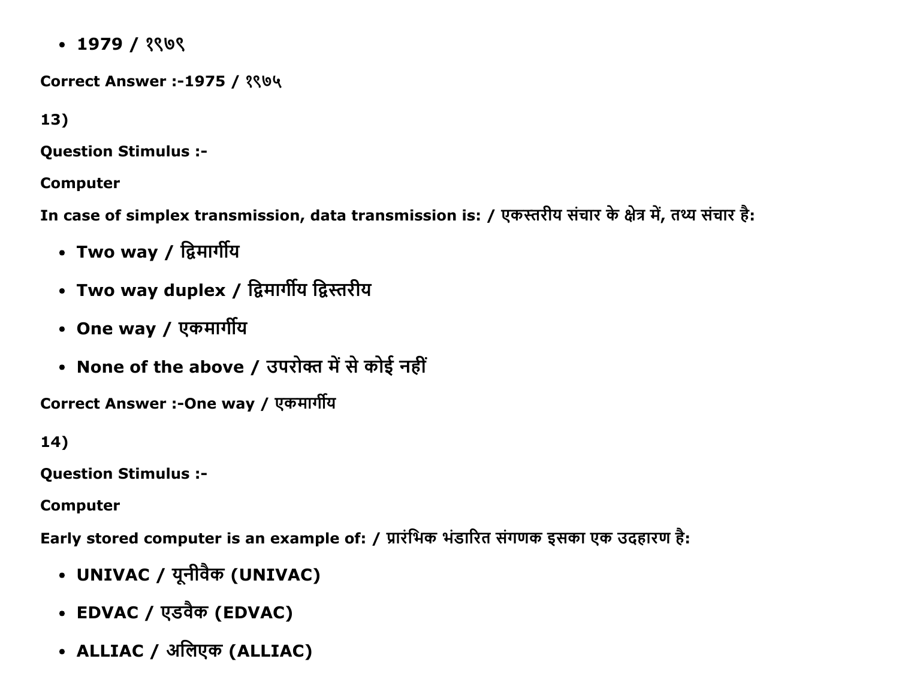- 1979 / १९७९

**Correct Answer :-1975 / १९७५**

**13)**

**Question Stimulus :-**

**Computer**

**In case of simplex transmission, data transmission is: / एकस्तरीय संचार के क्षेत्र में, तथ्य संचार है:**

- **Two way / द्विमार्गीय**
- **Two way duplex / द्विमार्गीय द्विस्तरीय**
- **One way / एकमार्गीय**
- **None of the above / उपरोक्त में से कोई नहीं**

**Correct Answer :-One way / एकमार्गीय**

**14)**

**Question Stimulus :-**

**Computer**

**Early stored computer is an example of: / प्रारंभिक भंडारित संगणक इसका एक उदहारण है:**

- **UNIVAC / यूनीवैक (UNIVAC)**
- **EDVAC / एडवैक (EDVAC)**
- **ALLIAC / अलिएक (ALLIAC)**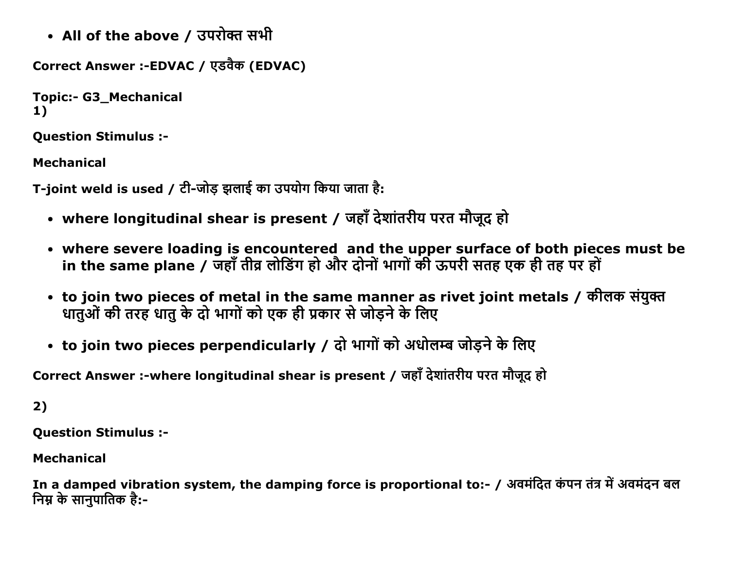- All of the above / उपरोक्त सभी

**Correct Answer :-EDVAC / एडवैक (EDVAC)**

**Topic:- G3_Mechanical**
**1)**

**Question Stimulus :-**

**Mechanical**

**T-joint weld is used / टी-जोड़ झलाई का उपयोग किया जाता है:**

- **where longitudinal shear is present / जहाँ देशांतरीय परत मौजूद हो**
- **where severe loading is encountered and the upper surface of both pieces must be in the same plane / जहाँ तीव्र लोडिंग हो और दोनों भागों की ऊपरी सतह एक ही तह पर हों**
- **to join two pieces of metal in the same manner as rivet joint metals / कीलक संयुक्त धातुओं की तरह धातु के दो भागों को एक ही प्रकार से जोड़ने के लिए**
- **to join two pieces perpendicularly / दो भागों को अधोलम्ब जोड़ने के लिए**

**Correct Answer :-where longitudinal shear is present / जहाँ देशांतरीय परत मौजूद हो**

**2)**

**Question Stimulus :-**

**Mechanical**

**In a damped vibration system, the damping force is proportional to:- / अवमंदित कंपन तंत्र में अवमंदन बल निम्न के सानुपातिक है:-**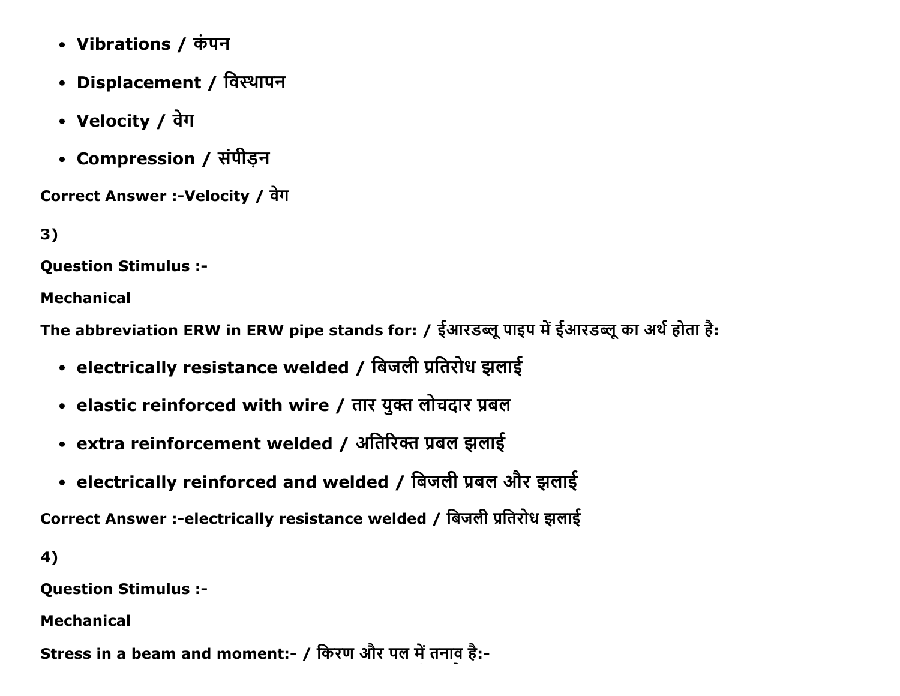- **Vibrations / कंपन**
- **Displacement / विस्थापन**
- **Velocity / वेग**
- **Compression / संपीड़न**

**Correct Answer :-Velocity / वेग**

**3)**

**Question Stimulus :-**

**Mechanical**

**The abbreviation ERW in ERW pipe stands for: / ईआरडब्लू पाइप में ईआरडब्लू का अर्थ होता है:**

- **electrically resistance welded / बिजली प्रतिरोध झलाई**
- **elastic reinforced with wire / तार युक्त लोचदार प्रबल**
- **extra reinforcement welded / अतिरिक्त प्रबल झलाई**
- **electrically reinforced and welded / बिजली प्रबल और झलाई**

**Correct Answer :-electrically resistance welded / बिजली प्रतिरोध झलाई**

**4)**

**Question Stimulus :-**

**Mechanical**

**Stress in a beam and moment:- / किरण और पल में तनाव है:-**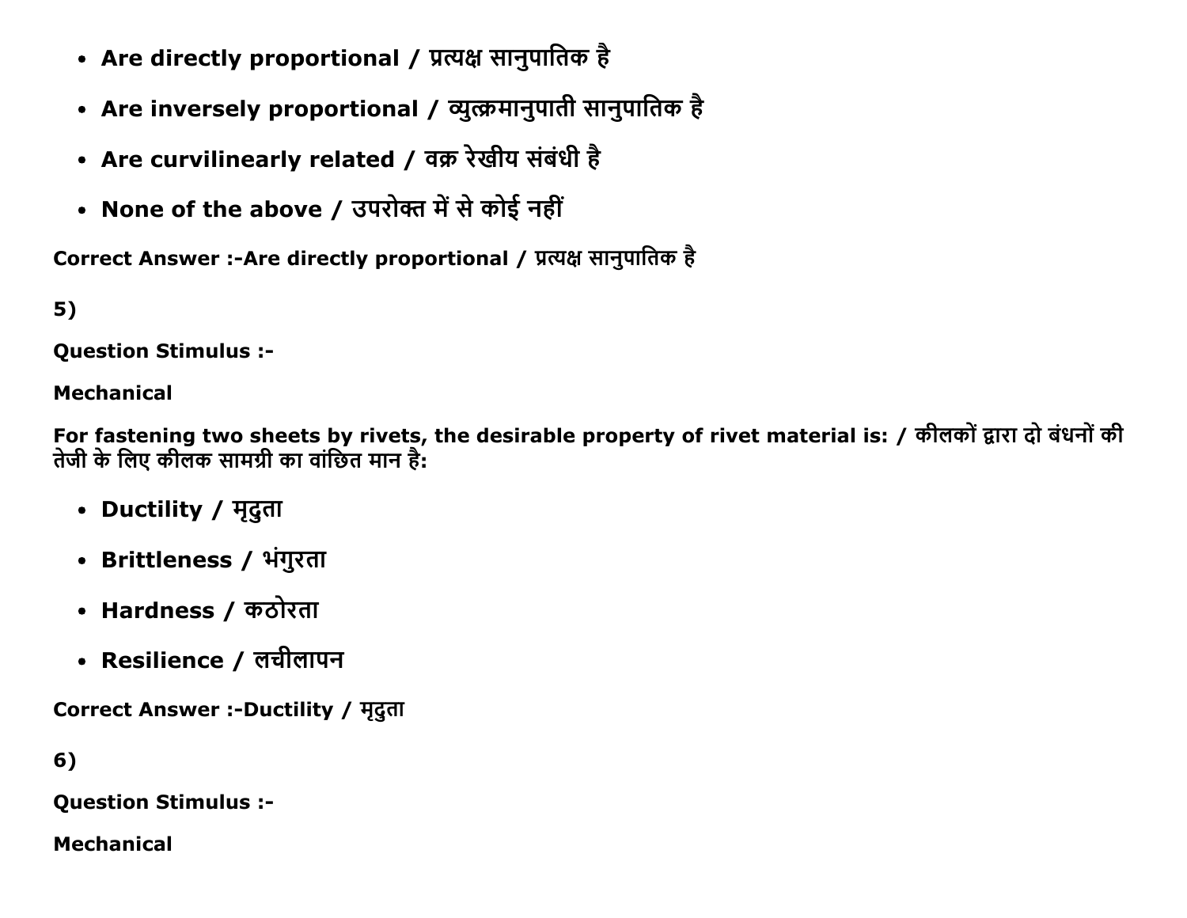- **Are directly proportional / प्रत्यक्ष सानुपातिक है**
- **Are inversely proportional / व्युत्क्रमानुपाती सानुपातिक है**
- **Are curvilinearly related / वक्र रेखीय संबंधी है**
- **None of the above / उपरोक्त में से कोई नहीं**

**Correct Answer :-Are directly proportional / प्रत्यक्ष सानुपातिक है**

**5)**

**Question Stimulus :-**

**Mechanical**

**For fastening two sheets by rivets, the desirable property of rivet material is: / कीलकों द्वारा दो बंधनों की तेजी के लिए कीलक सामग्री का वांछित मान है:**

- **Ductility / मृदुता**
- **Brittleness / भंगुरता**
- **Hardness / कठोरता**
- **Resilience / लचीलापन**

**Correct Answer :-Ductility / मृदुता**

**6)**

**Question Stimulus :-**

**Mechanical**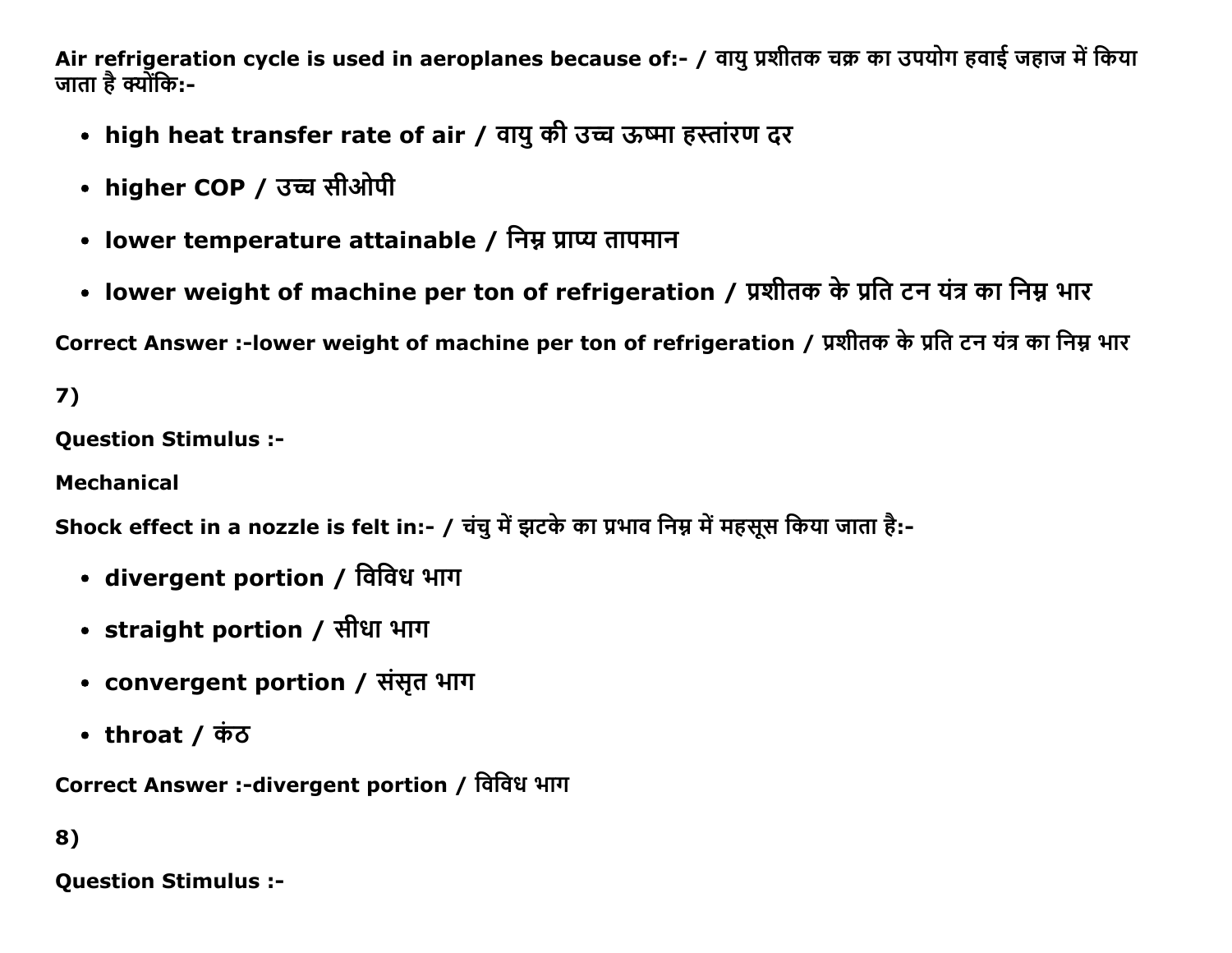**Air refrigeration cycle is used in aeroplanes because of:- / वायु प्रशीतक चक्र का उपयोग हवाई जहाज में किया जाता है क्योंकि:-**

- **high heat transfer rate of air / वायु की उच्च ऊष्मा हस्तांरण दर**
- **higher COP / उच्च सीओपी**
- **lower temperature attainable / निम्न प्राप्य तापमान**
- **lower weight of machine per ton of refrigeration / प्रशीतक के प्रति टन यंत्र का निम्न भार**

**Correct Answer :-lower weight of machine per ton of refrigeration / प्रशीतक के प्रति टन यंत्र का निम्न भार**

**7)**

**Question Stimulus :-**

**Mechanical**

**Shock effect in a nozzle is felt in:- / चंचु में झटके का प्रभाव निम्न में महसूस किया जाता है:-**

- **divergent portion / विविध भाग**
- **straight portion / सीधा भाग**
- **convergent portion / संसृत भाग**
- **throat / कंठ**

**Correct Answer :-divergent portion / विविध भाग**

**8)**

**Question Stimulus :-**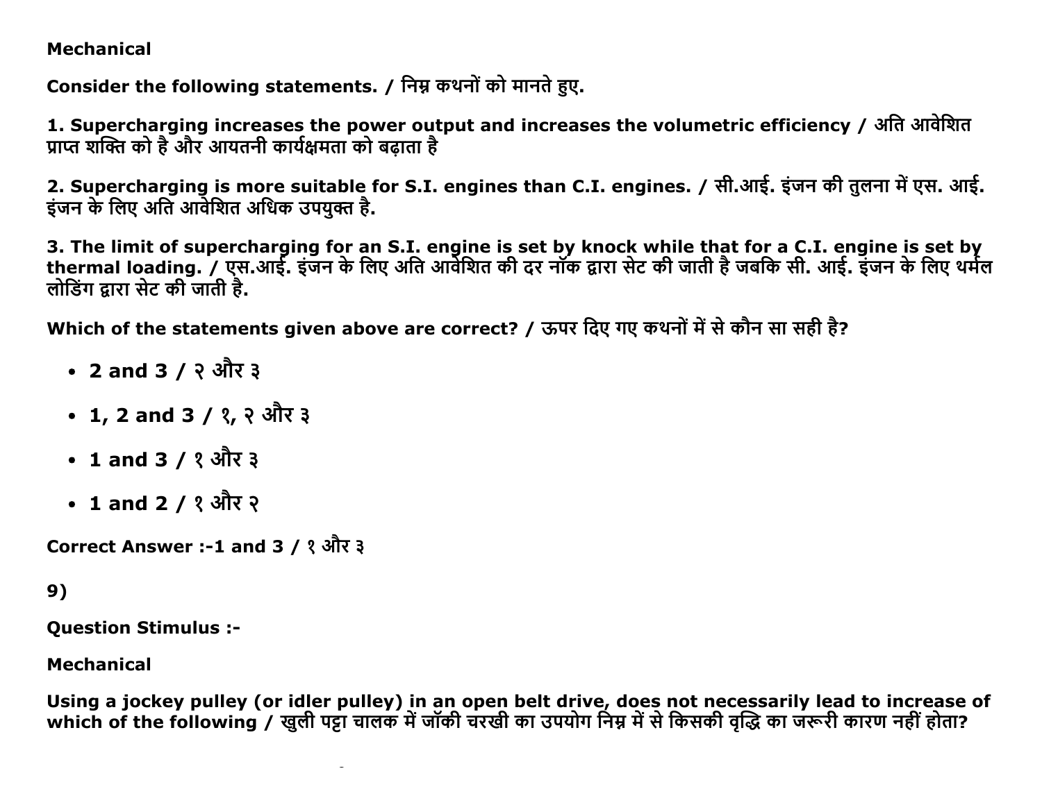**Mechanical**

**Consider the following statements. / निम्न कथनों को मानते हुए.**

**1. Supercharging increases the power output and increases the volumetric efficiency / अति आवेशित प्राप्त शक्ति को है और आयतनी कार्यक्षमता को बढ़ाता है**

**2. Supercharging is more suitable for S.I. engines than C.I. engines. / सी.आई. इंजन की तुलना में एस. आई. इंजन के लिए अति आवेशित अधिक उपयुक्त है.**

**3. The limit of supercharging for an S.I. engine is set by knock while that for a C.I. engine is set by thermal loading. / एस.आई. इंजन के लिए अति आवेशित की दर नॉक द्वारा सेट की जाती है जबकि सी. आई. इंजन के लिए थर्मल लोडिंग द्वारा सेट की जाती है.**

**Which of the statements given above are correct? / ऊपर दिए गए कथनों में से कौन सा सही है?**

- **2 and 3 / २ और ३**
- **1, 2 and 3 / १, २ और ३**
- **1 and 3 / १ और ३**
- **1 and 2 / १ और २**

**Correct Answer :-1 and 3 / १ और ३**

**9)**

**Question Stimulus :-**

**Mechanical**

**Using a jockey pulley (or idler pulley) in an open belt drive, does not necessarily lead to increase of which of the following / खुली पट्टा चालक में जॉकी चरखी का उपयोग निम्न में से किसकी वृद्धि का जरूरी कारण नहीं होता?**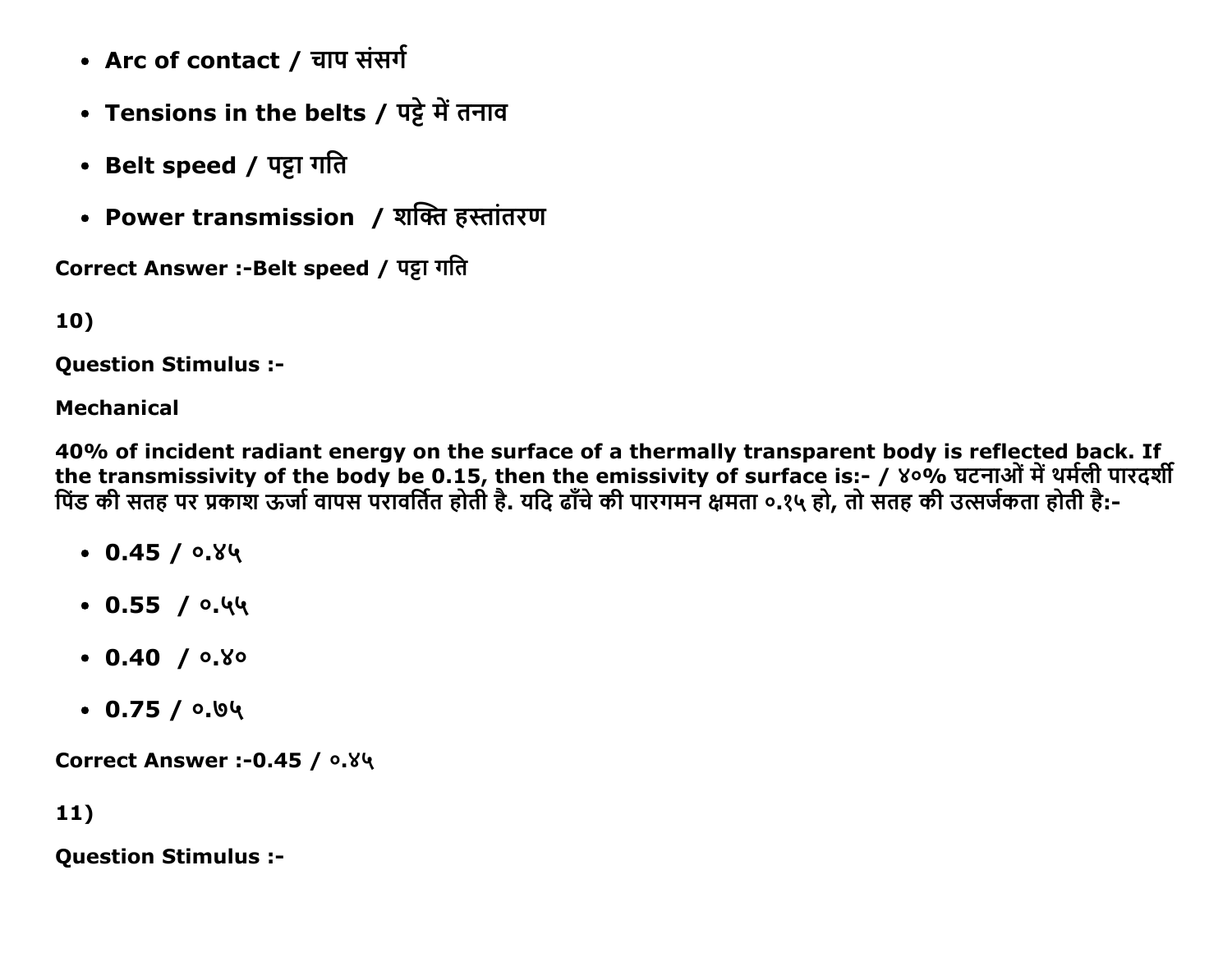- **Arc of contact / चाप संसर्ग**
- **Tensions in the belts / पट्टे में तनाव**
- **Belt speed / पट्टा गति**
- **Power transmission / शक्ति हस्तांतरण**

**Correct Answer :-Belt speed / पट्टा गति**

**10)**

**Question Stimulus :-**

**Mechanical**

**40% of incident radiant energy on the surface of a thermally transparent body is reflected back. If the transmissivity of the body be 0.15, then the emissivity of surface is:- / ४०% घटनाओं में थर्मली पारदर्शी पिंड की सतह पर प्रकाश ऊर्जा वापस परावर्तित होती है. यदि ढाँचे की पारगमन क्षमता ०.१५ हो, तो सतह की उत्सर्जकता होती है:-**

- **0.45 / ०.४५**
- **0.55 / ०.५५**
- **0.40 / ०.४०**
- **0.75 / ०.७५**

**Correct Answer :-0.45 / ०.४५**

**11)**

**Question Stimulus :-**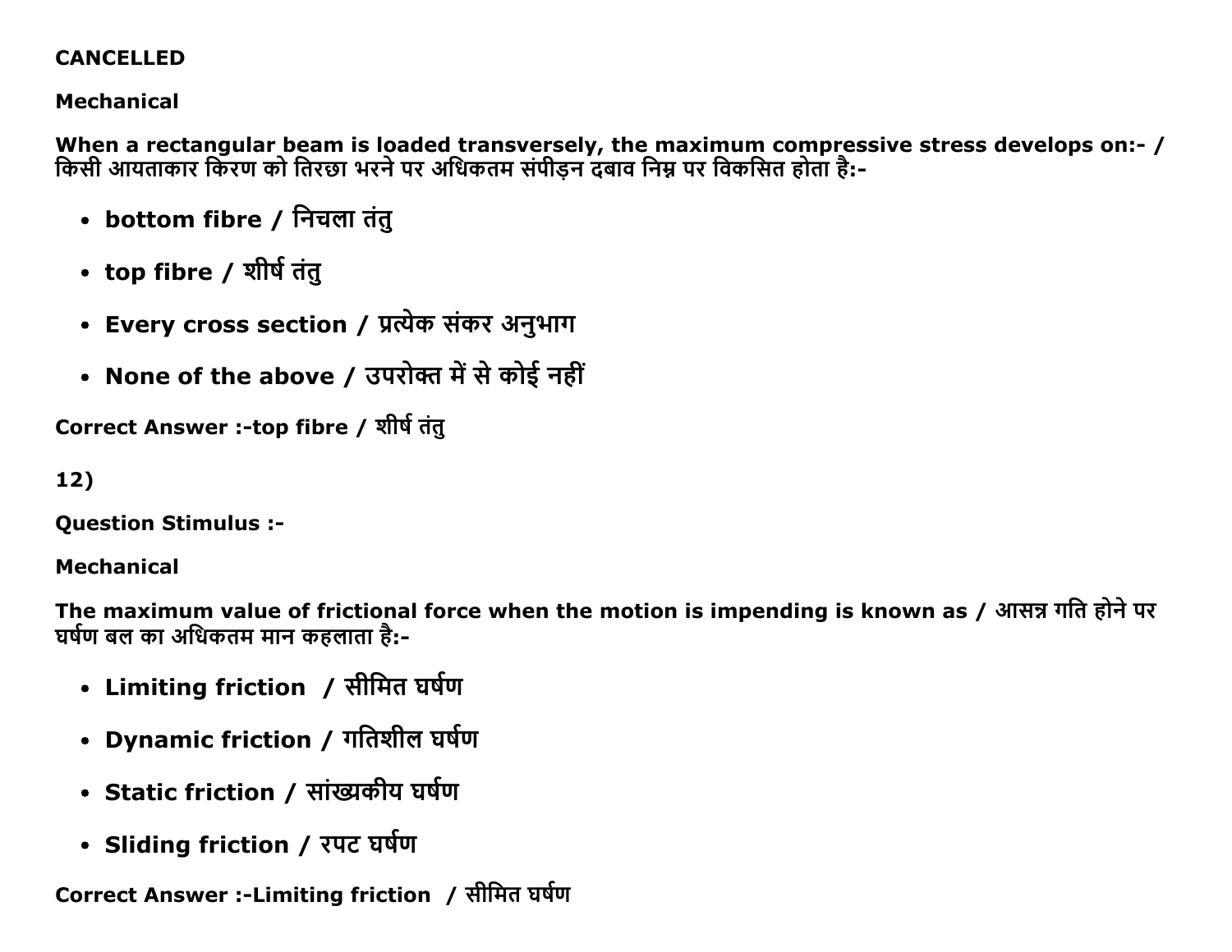**CANCELLED**

**Mechanical**

**When a rectangular beam is loaded transversely, the maximum compressive stress develops on:- / किसी आयताकार किरण को तिरछा भरने पर अधिकतम संपीड़न दबाव निम्न पर विकसित होता है:-**

- **bottom fibre / निचला तंतु**
- **top fibre / शीर्ष तंतु**
- **Every cross section / प्रत्येक संकर अनुभाग**
- **None of the above / उपरोक्त में से कोई नहीं**

**Correct Answer :-top fibre / शीर्ष तंतु**

**12)**

**Question Stimulus :-**

**Mechanical**

**The maximum value of frictional force when the motion is impending is known as / आसन्न गति होने पर घर्षण बल का अधिकतम मान कहलाता है:-**

- **Limiting friction / सीमित घर्षण**
- **Dynamic friction / गतिशील घर्षण**
- **Static friction / सांख्यकीय घर्षण**
- **Sliding friction / रपट घर्षण**

**Correct Answer :-Limiting friction / सीमित घर्षण**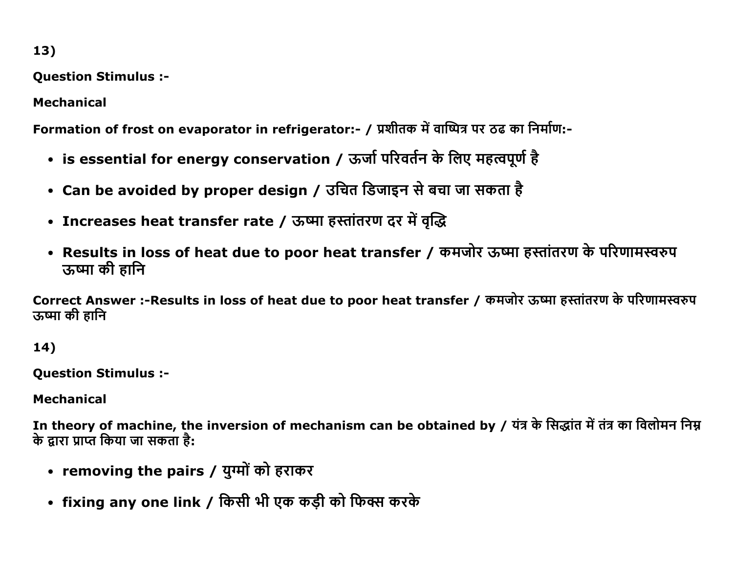13)

**Question Stimulus :-**

**Mechanical**

**Formation of frost on evaporator in refrigerator:- / प्रशीतक में वाष्पित्र पर ठढ का निर्माण:-**

- **is essential for energy conservation / ऊर्जा परिवर्तन के लिए महत्वपूर्ण है**
- **Can be avoided by proper design / उचित डिजाइन से बचा जा सकता है**
- **Increases heat transfer rate / ऊष्मा हस्तांतरण दर में वृद्धि**
- **Results in loss of heat due to poor heat transfer / कमजोर ऊष्मा हस्तांतरण के परिणामस्वरुप ऊष्मा की हानि**

**Correct Answer :-Results in loss of heat due to poor heat transfer / कमजोर ऊष्मा हस्तांतरण के परिणामस्वरुप ऊष्मा की हानि**

14)

**Question Stimulus :-**

**Mechanical**

**In theory of machine, the inversion of mechanism can be obtained by / यंत्र के सिद्धांत में तंत्र का विलोमन निम्न के द्वारा प्राप्त किया जा सकता है:**

- **removing the pairs / युग्मों को हराकर**
- **fixing any one link / किसी भी एक कड़ी को फिक्स करके**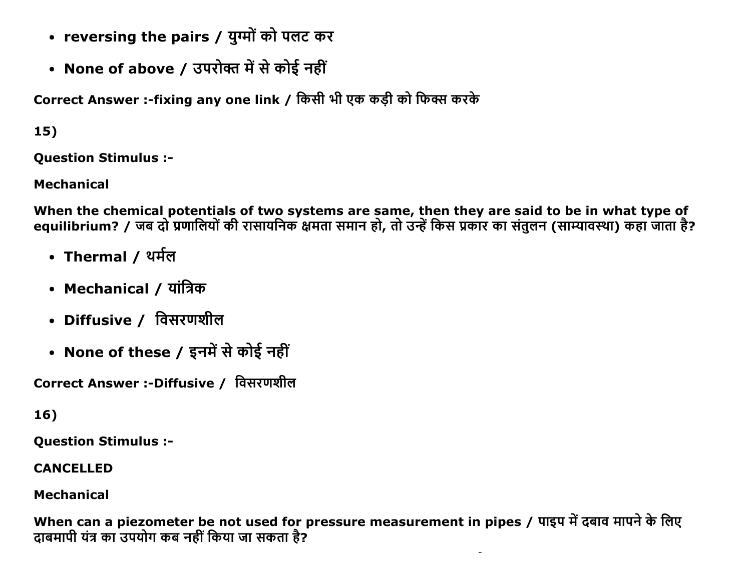- **reversing the pairs / युग्मों को पलट कर**
- **None of above / उपरोक्त में से कोई नहीं**

**Correct Answer :-fixing any one link / किसी भी एक कड़ी को फिक्स करके**

**15)**

**Question Stimulus :-**

**Mechanical**

**When the chemical potentials of two systems are same, then they are said to be in what type of equilibrium? / जब दो प्रणालियों की रासायनिक क्षमता समान हो, तो उन्हें किस प्रकार का संतुलन (साम्यावस्था) कहा जाता है?**

- **Thermal / थर्मल**
- **Mechanical / यांत्रिक**
- **Diffusive / विसरणशील**
- **None of these / इनमें से कोई नहीं**

**Correct Answer :-Diffusive / विसरणशील**

**16)**

**Question Stimulus :-**

**CANCELLED**

**Mechanical**

**When can a piezometer be not used for pressure measurement in pipes / पाइप में दबाव मापने के लिए दाबमापी यंत्र का उपयोग कब नहीं किया जा सकता है?**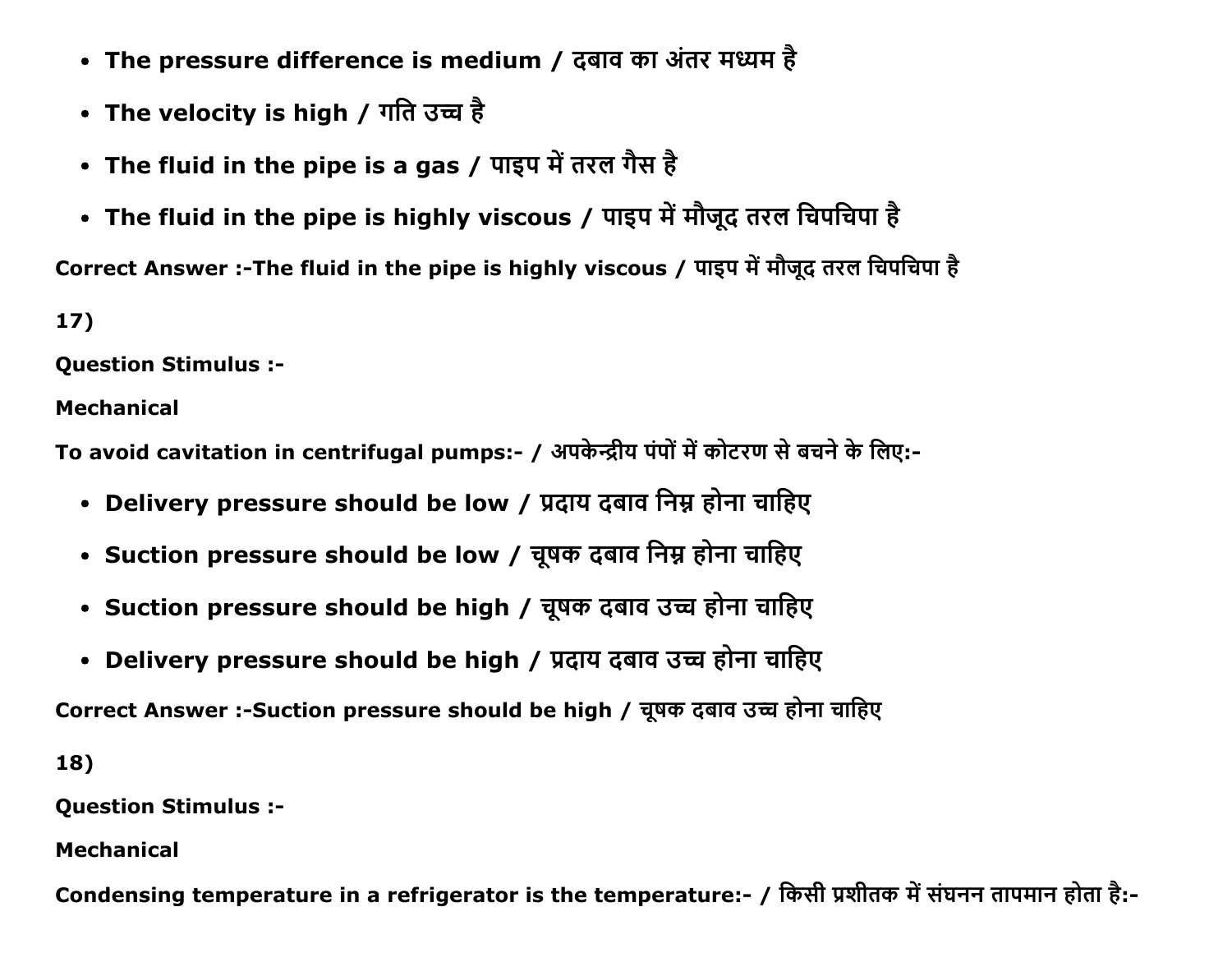- **The pressure difference is medium / दबाव का अंतर मध्यम है**
- **The velocity is high / गति उच्च है**
- **The fluid in the pipe is a gas / पाइप में तरल गैस है**
- **The fluid in the pipe is highly viscous / पाइप में मौजूद तरल चिपचिपा है**

**Correct Answer :-The fluid in the pipe is highly viscous / पाइप में मौजूद तरल चिपचिपा है**

**17)**

**Question Stimulus :-**

**Mechanical**

**To avoid cavitation in centrifugal pumps:- / अपकेन्द्रीय पंपों में कोटरण से बचने के लिए:-**

- **Delivery pressure should be low / प्रदाय दबाव निम्न होना चाहिए**
- **Suction pressure should be low / चूषक दबाव निम्न होना चाहिए**
- **Suction pressure should be high / चूषक दबाव उच्च होना चाहिए**
- **Delivery pressure should be high / प्रदाय दबाव उच्च होना चाहिए**

**Correct Answer :-Suction pressure should be high / चूषक दबाव उच्च होना चाहिए**

**18)**

**Question Stimulus :-**

**Mechanical**

**Condensing temperature in a refrigerator is the temperature:- / किसी प्रशीतक में संघनन तापमान होता है:-**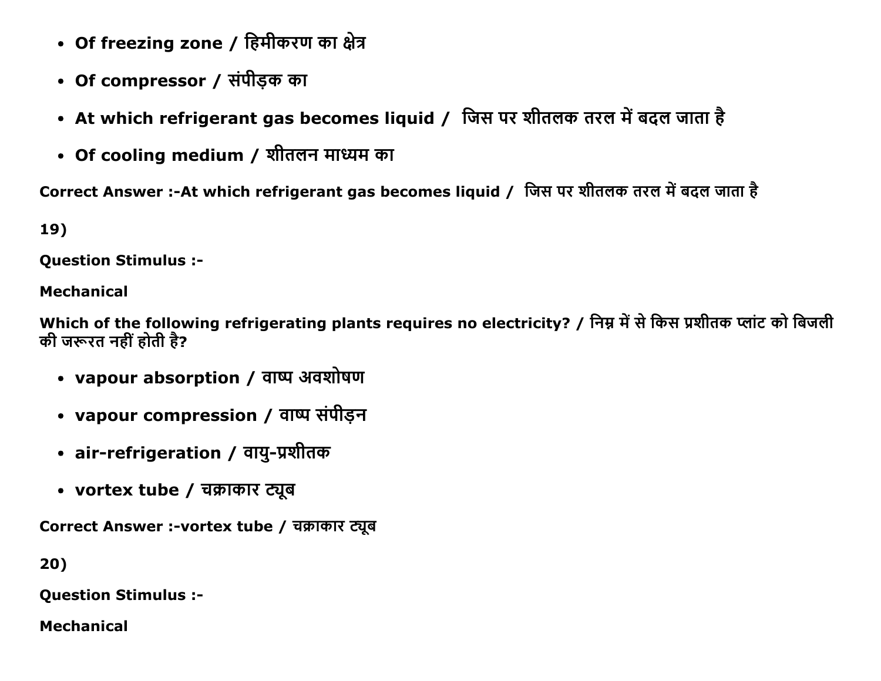- Of freezing zone / हिमीकरण का क्षेत्र
- Of compressor / संपीड़क का
- At which refrigerant gas becomes liquid / जिस पर शीतलक तरल में बदल जाता है
- Of cooling medium / शीतलन माध्यम का

**Correct Answer :-At which refrigerant gas becomes liquid / जिस पर शीतलक तरल में बदल जाता है**

**19)**

**Question Stimulus :-**

**Mechanical**

**Which of the following refrigerating plants requires no electricity? / निम्न में से किस प्रशीतक प्लांट को बिजली की जरूरत नहीं होती है?**

- vapour absorption / वाष्प अवशोषण
- vapour compression / वाष्प संपीड़न
- air-refrigeration / वायु-प्रशीतक
- vortex tube / चक्राकार ट्यूब

**Correct Answer :-vortex tube / चक्राकार ट्यूब**

**20)**

**Question Stimulus :-**

**Mechanical**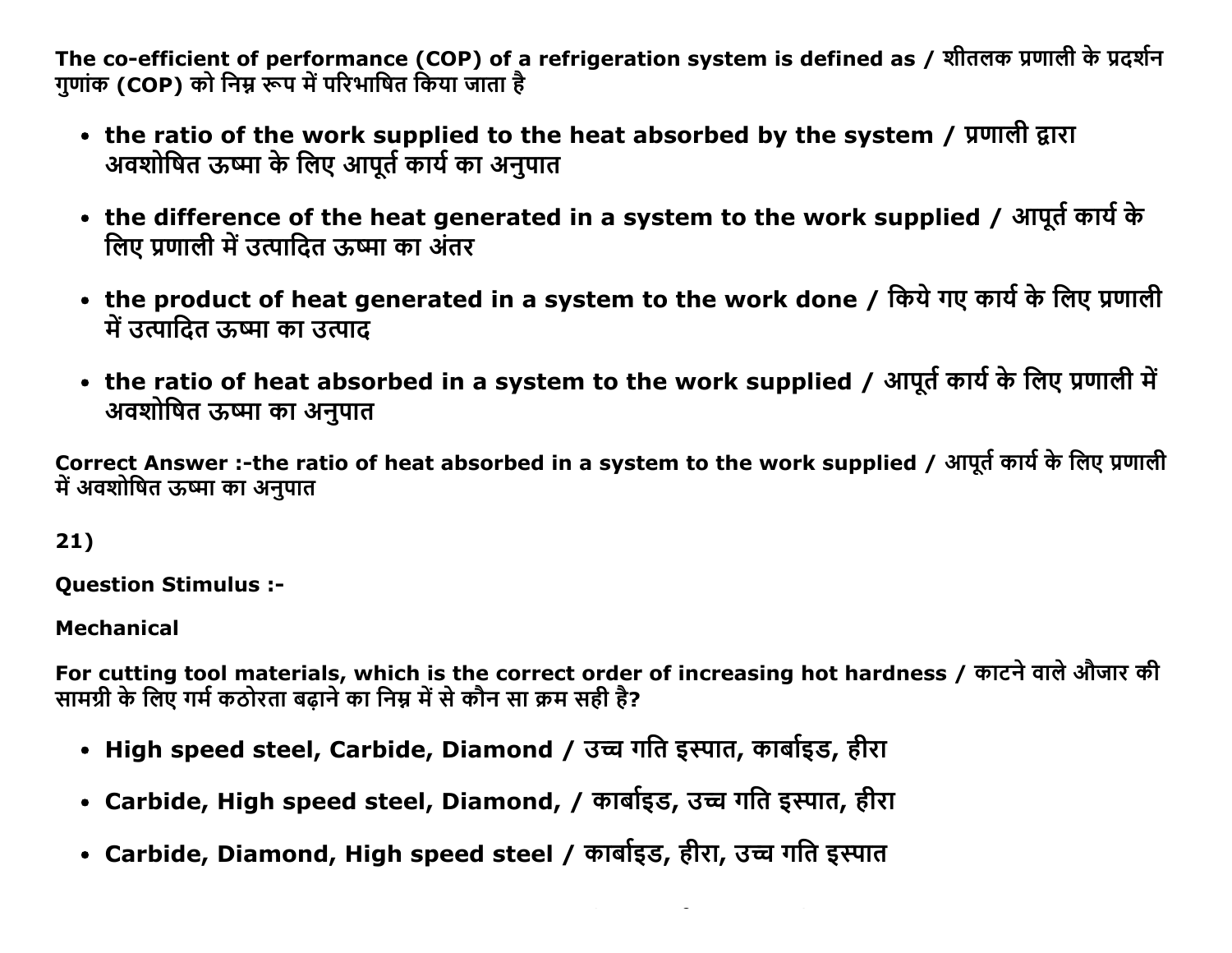**The co-efficient of performance (COP) of a refrigeration system is defined as / शीतलक प्रणाली के प्रदर्शन गुणांक (COP) को निम्न रूप में परिभाषित किया जाता है**

- **the ratio of the work supplied to the heat absorbed by the system / प्रणाली द्वारा अवशोषित ऊष्मा के लिए आपूर्त कार्य का अनुपात**
- **the difference of the heat generated in a system to the work supplied / आपूर्त कार्य के लिए प्रणाली में उत्पादित ऊष्मा का अंतर**
- **the product of heat generated in a system to the work done / किये गए कार्य के लिए प्रणाली में उत्पादित ऊष्मा का उत्पाद**
- **the ratio of heat absorbed in a system to the work supplied / आपूर्त कार्य के लिए प्रणाली में अवशोषित ऊष्मा का अनुपात**

**Correct Answer :-the ratio of heat absorbed in a system to the work supplied / आपूर्त कार्य के लिए प्रणाली में अवशोषित ऊष्मा का अनुपात**

**21)**

**Question Stimulus :-**

**Mechanical**

**For cutting tool materials, which is the correct order of increasing hot hardness / काटने वाले औजार की सामग्री के लिए गर्म कठोरता बढ़ाने का निम्न में से कौन सा क्रम सही है?**

- **High speed steel, Carbide, Diamond / उच्च गति इस्पात, कार्बाइड, हीरा**
- **Carbide, High speed steel, Diamond, / कार्बाइड, उच्च गति इस्पात, हीरा**
- **Carbide, Diamond, High speed steel / कार्बाइड, हीरा, उच्च गति इस्पात**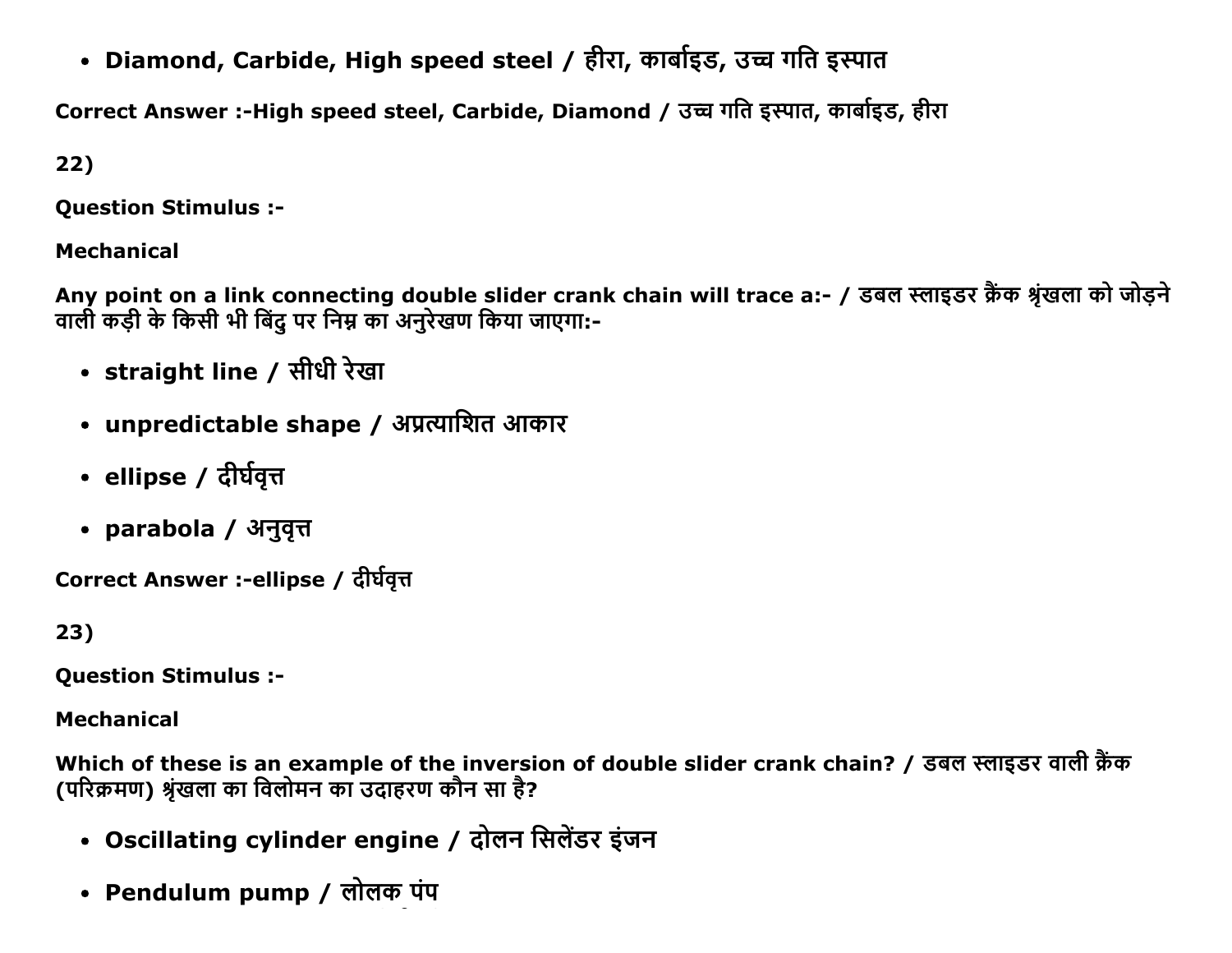- **Diamond, Carbide, High speed steel / हीरा, कार्बाइड, उच्च गति इस्पात**

**Correct Answer :-High speed steel, Carbide, Diamond / उच्च गति इस्पात, कार्बाइड, हीरा**

**22)**

**Question Stimulus :-**

**Mechanical**

**Any point on a link connecting double slider crank chain will trace a:- / डबल स्लाइडर क्रैंक श्रृंखला को जोड़ने वाली कड़ी के किसी भी बिंदु पर निम्न का अनुरेखण किया जाएगा:-**

- **straight line / सीधी रेखा**
- **unpredictable shape / अप्रत्याशित आकार**
- **ellipse / दीर्घवृत्त**
- **parabola / अनुवृत्त**

**Correct Answer :-ellipse / दीर्घवृत्त**

**23)**

**Question Stimulus :-**

**Mechanical**

**Which of these is an example of the inversion of double slider crank chain? / डबल स्लाइडर वाली क्रैंक (परिक्रमण) श्रृंखला का विलोमन का उदाहरण कौन सा है?**

- **Oscillating cylinder engine / दोलन सिलेंडर इंजन**
- **Pendulum pump / लोलक पंप**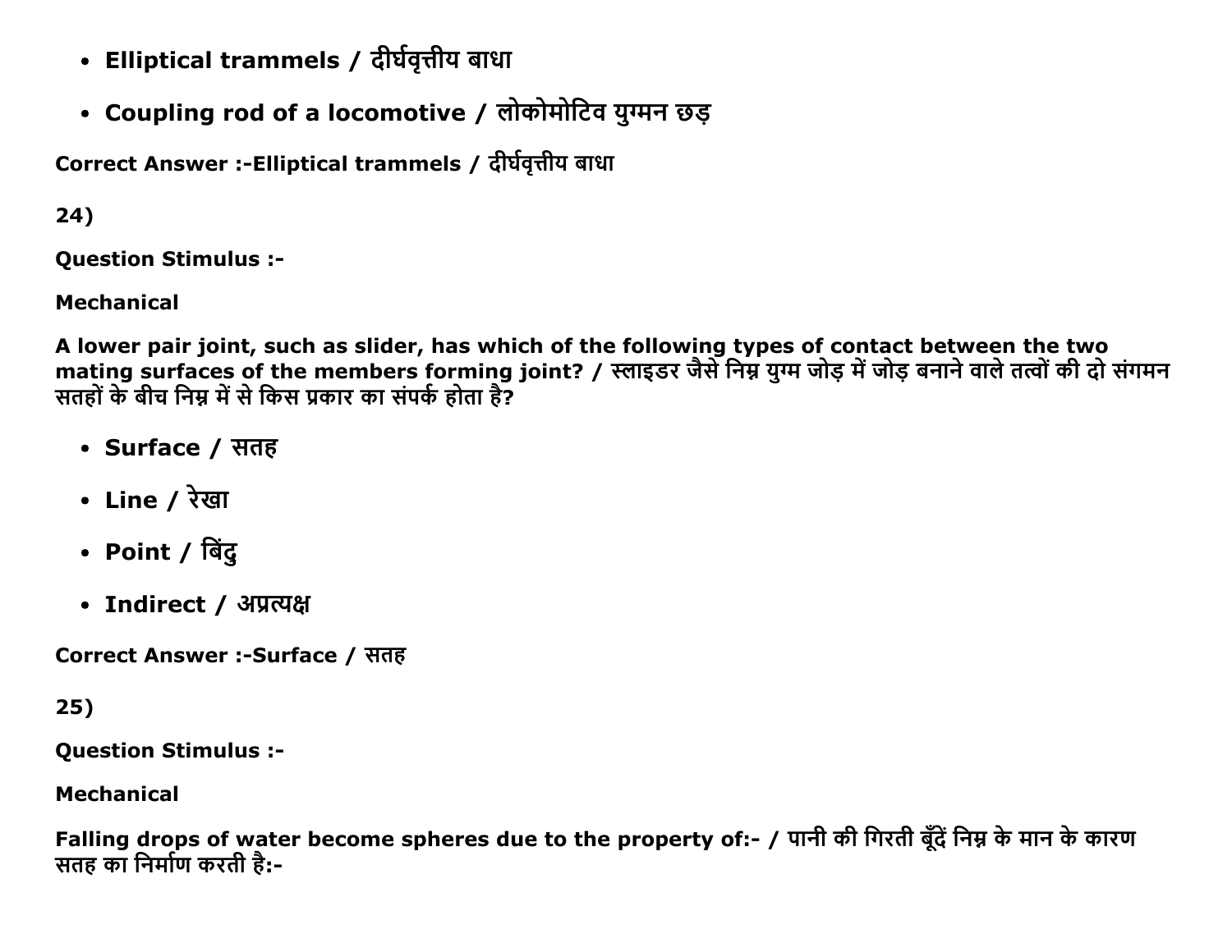- Elliptical trammels / दीर्घवृत्तीय बाधा
- Coupling rod of a locomotive / लोकोमोटिव युग्मन छड़

Correct Answer :-Elliptical trammels / दीर्घवृत्तीय बाधा

24)

Question Stimulus :-

Mechanical

A lower pair joint, such as slider, has which of the following types of contact between the two mating surfaces of the members forming joint? / स्लाइडर जैसे निम्न युग्म जोड़ में जोड़ बनाने वाले तत्वों की दो संगमन सतहों के बीच निम्न में से किस प्रकार का संपर्क होता है?

- Surface / सतह
- Line / रेखा
- Point / बिंदु
- Indirect / अप्रत्यक्ष

Correct Answer :-Surface / सतह

25)

Question Stimulus :-

Mechanical

Falling drops of water become spheres due to the property of:- / पानी की गिरती बूँदें निम्न के मान के कारण सतह का निर्माण करती है:-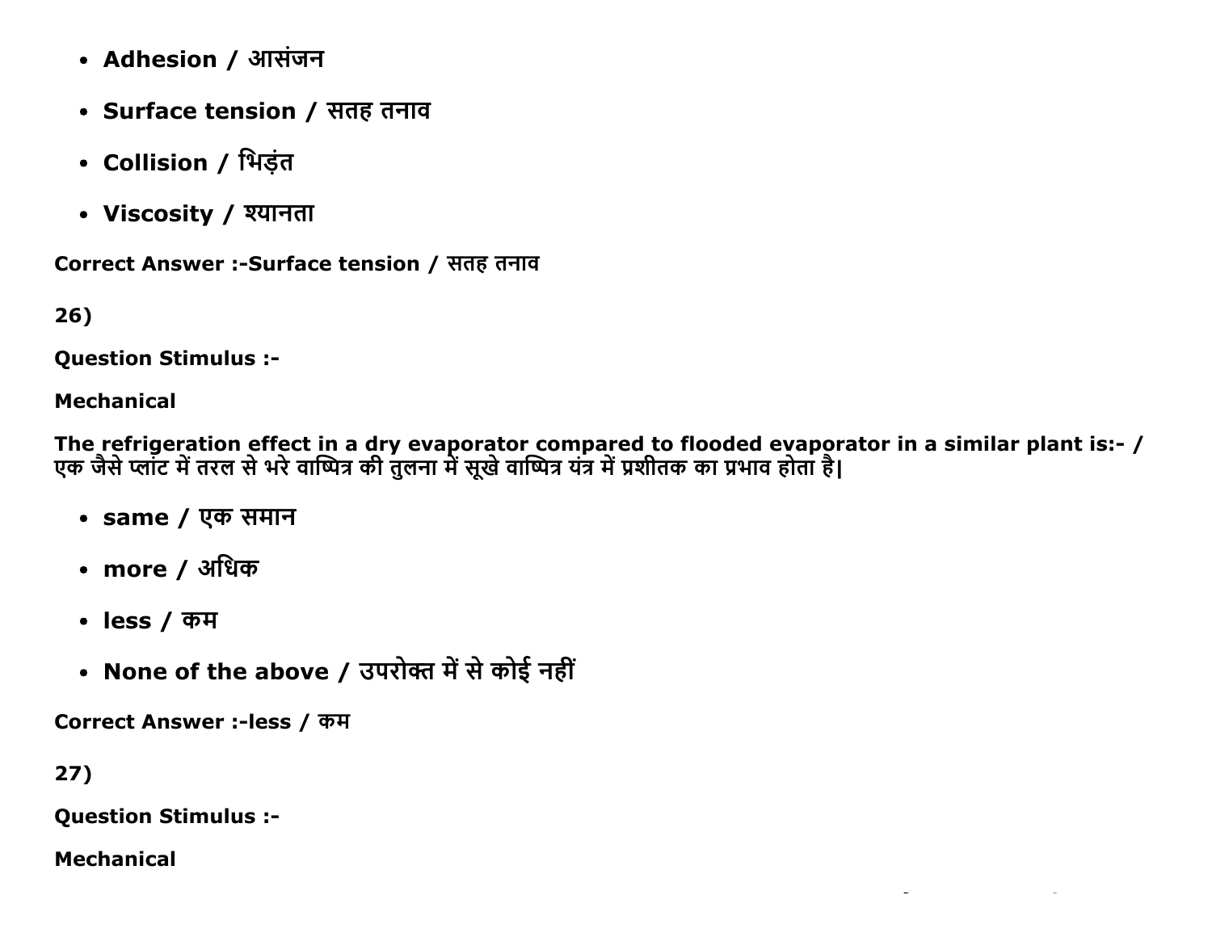- **Adhesion / आसंजन**
- **Surface tension / सतह तनाव**
- **Collision / भिड़ंत**
- **Viscosity / श्यानता**

**Correct Answer :-Surface tension / सतह तनाव**

**26)**

**Question Stimulus :-**

**Mechanical**

**The refrigeration effect in a dry evaporator compared to flooded evaporator in a similar plant is:- / एक जैसे प्लांट में तरल से भरे वाष्पित्र की तुलना में सूखे वाष्पित्र यंत्र में प्रशीतक का प्रभाव होता है|**

- **same / एक समान**
- **more / अधिक**
- **less / कम**
- **None of the above / उपरोक्त में से कोई नहीं**

**Correct Answer :-less / कम**

**27)**

**Question Stimulus :-**

**Mechanical**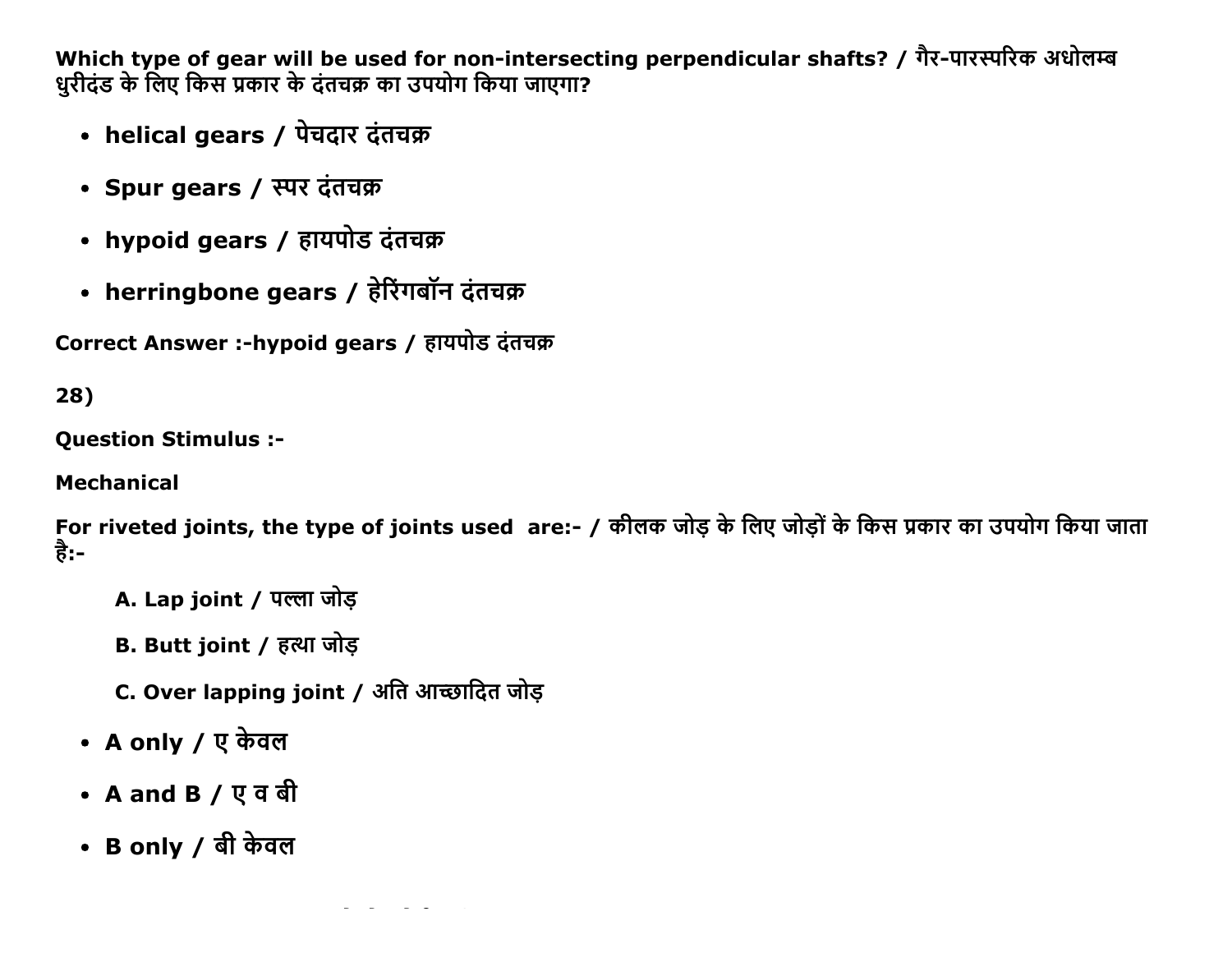**Which type of gear will be used for non-intersecting perpendicular shafts? / गैर-पारस्परिक अधोलम्ब धुरीदंड के लिए किस प्रकार के दंतचक्र का उपयोग किया जाएगा?**

- **helical gears / पेचदार दंतचक्र**
- **Spur gears / स्पर दंतचक्र**
- **hypoid gears / हायपोड दंतचक्र**
- **herringbone gears / हेरिंगबॉन दंतचक्र**

**Correct Answer :-hypoid gears / हायपोड दंतचक्र**

**28)**

**Question Stimulus :-**

**Mechanical**

**For riveted joints, the type of joints used are:- / कीलक जोड़ के लिए जोड़ों के किस प्रकार का उपयोग किया जाता है:-**

**A. Lap joint / पल्ला जोड़**

**B. Butt joint / हत्था जोड़**

**C. Over lapping joint / अति आच्छादित जोड़**

- **A only / ए केवल**
- **A and B / ए व बी**
- **B only / बी केवल**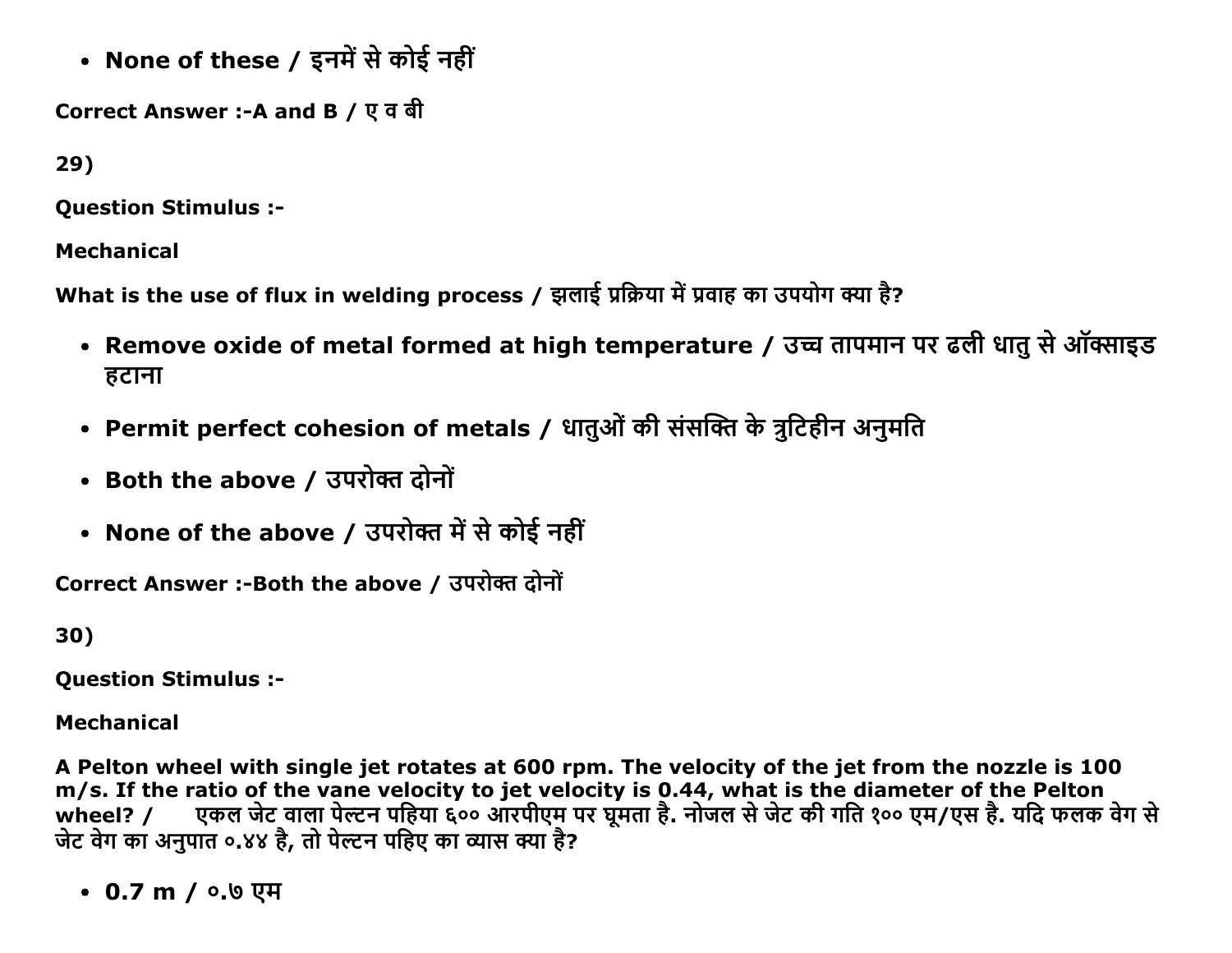- **None of these / इनमें से कोई नहीं**

**Correct Answer :-A and B / ए व बी**

**29)**

**Question Stimulus :-**

**Mechanical**

**What is the use of flux in welding process / झलाई प्रक्रिया में प्रवाह का उपयोग क्या है?**

- **Remove oxide of metal formed at high temperature / उच्च तापमान पर ढली धातु से ऑक्साइड हटाना**
- **Permit perfect cohesion of metals / धातुओं की संसक्ति के त्रुटिहीन अनुमति**
- **Both the above / उपरोक्त दोनों**
- **None of the above / उपरोक्त में से कोई नहीं**

**Correct Answer :-Both the above / उपरोक्त दोनों**

**30)**

**Question Stimulus :-**

**Mechanical**

**A Pelton wheel with single jet rotates at 600 rpm. The velocity of the jet from the nozzle is 100 m/s. If the ratio of the vane velocity to jet velocity is 0.44, what is the diameter of the Pelton wheel? / एकल जेट वाला पेल्टन पहिया ६०० आरपीएम पर घूमता है. नोजल से जेट की गति १०० एम/एस है. यदि फलक वेग से जेट वेग का अनुपात ०.४४ है, तो पेल्टन पहिए का व्यास क्या है?**

- **0.7 m / ०.७ एम**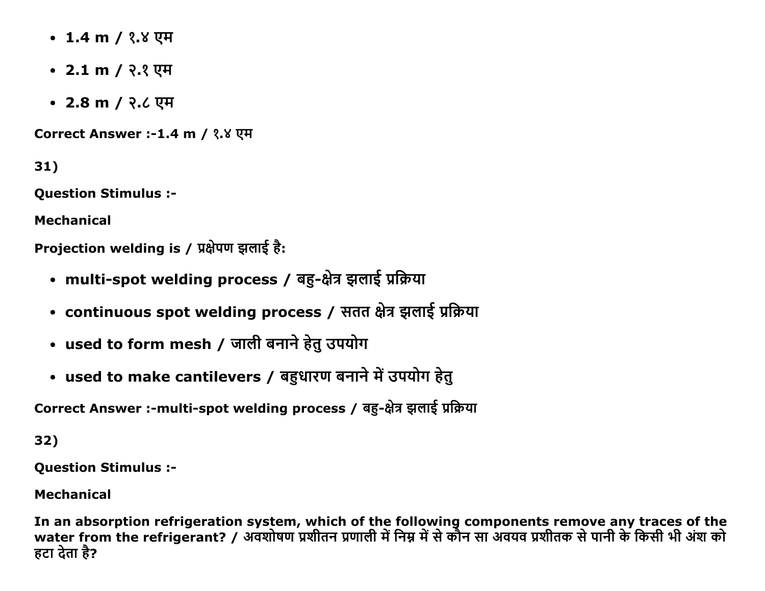- **1.4 m / १.४ एम**
- **2.1 m / २.१ एम**
- **2.8 m / २.८ एम**

**Correct Answer :-1.4 m / १.४ एम**

**31)**

**Question Stimulus :-**

**Mechanical**

**Projection welding is / प्रक्षेपण झलाई है:**

- **multi-spot welding process / बहु-क्षेत्र झलाई प्रक्रिया**
- **continuous spot welding process / सतत क्षेत्र झलाई प्रक्रिया**
- **used to form mesh / जाली बनाने हेतु उपयोग**
- **used to make cantilevers / बहुधारण बनाने में उपयोग हेतु**

**Correct Answer :-multi-spot welding process / बहु-क्षेत्र झलाई प्रक्रिया**

**32)**

**Question Stimulus :-**

**Mechanical**

**In an absorption refrigeration system, which of the following components remove any traces of the water from the refrigerant? / अवशोषण प्रशीतन प्रणाली में निम्न में से कौन सा अवयव प्रशीतक से पानी के किसी भी अंश को हटा देता है?**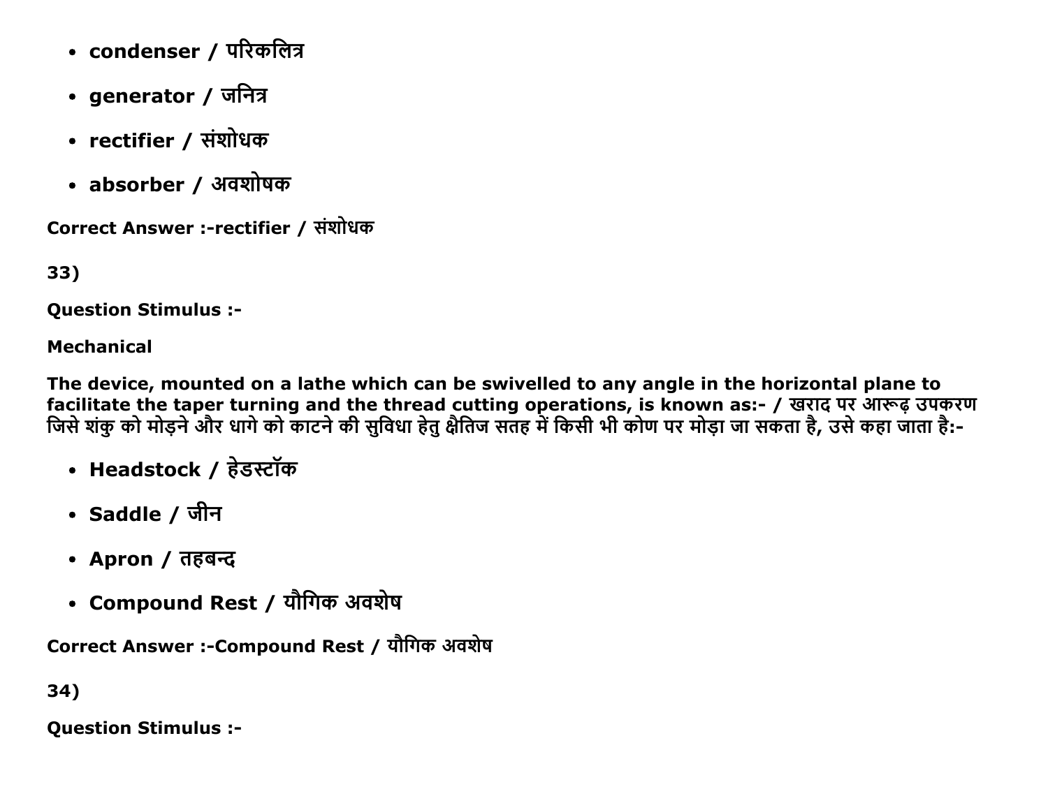- **condenser / परिकलित्र**
- **generator / जनित्र**
- **rectifier / संशोधक**
- **absorber / अवशोषक**

**Correct Answer :-rectifier / संशोधक**

**33)**

**Question Stimulus :-**

**Mechanical**

**The device, mounted on a lathe which can be swivelled to any angle in the horizontal plane to facilitate the taper turning and the thread cutting operations, is known as:- / खराद पर आरूढ़ उपकरण जिसे शंकु को मोड़ने और धागे को काटने की सुविधा हेतु क्षैतिज सतह में किसी भी कोण पर मोड़ा जा सकता है, उसे कहा जाता है:-**

- **Headstock / हेडस्टॉक**
- **Saddle / जीन**
- **Apron / तहबन्द**
- **Compound Rest / यौगिक अवशेष**

**Correct Answer :-Compound Rest / यौगिक अवशेष**

**34)**

**Question Stimulus :-**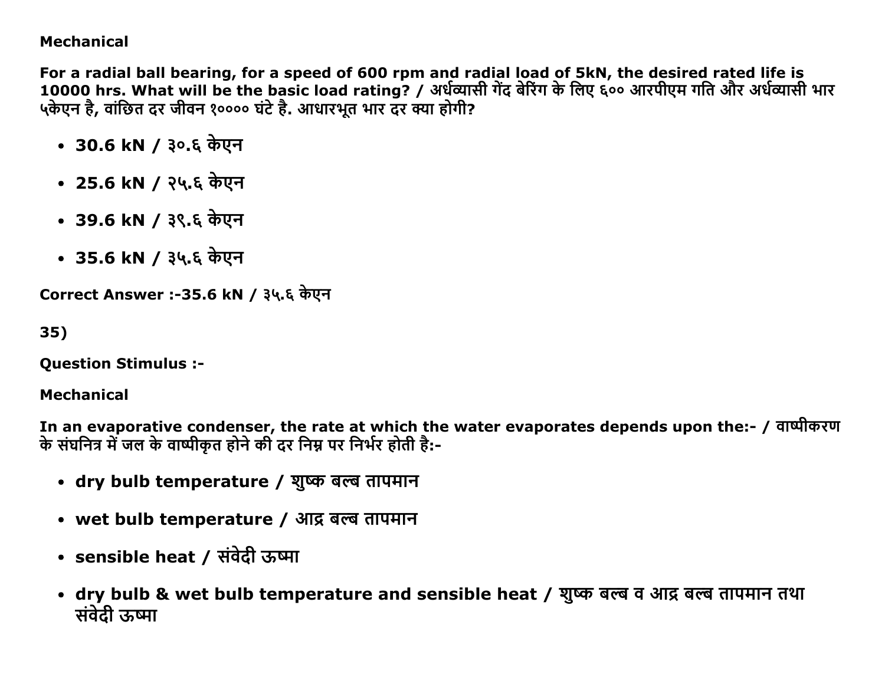**Mechanical**

**For a radial ball bearing, for a speed of 600 rpm and radial load of 5kN, the desired rated life is 10000 hrs. What will be the basic load rating? / अर्धव्यासी गेंद बेरिंग के लिए ६०० आरपीएम गति और अर्धव्यासी भार ५केएन है, वांछित दर जीवन १०००० घंटे है. आधारभूत भार दर क्या होगी?**

- **30.6 kN / ३०.६ केएन**
- **25.6 kN / २५.६ केएन**
- **39.6 kN / ३९.६ केएन**
- **35.6 kN / ३५.६ केएन**

**Correct Answer :-35.6 kN / ३५.६ केएन**

**35)**

**Question Stimulus :-**

**Mechanical**

**In an evaporative condenser, the rate at which the water evaporates depends upon the:- / वाष्पीकरण के संघनित्र में जल के वाष्पीकृत होने की दर निम्न पर निर्भर होती है:-**

- **dry bulb temperature / शुष्क बल्ब तापमान**
- **wet bulb temperature / आद्र बल्ब तापमान**
- **sensible heat / संवेदी ऊष्मा**
- **dry bulb & wet bulb temperature and sensible heat / शुष्क बल्ब व आद्र बल्ब तापमान तथा संवेदी ऊष्मा**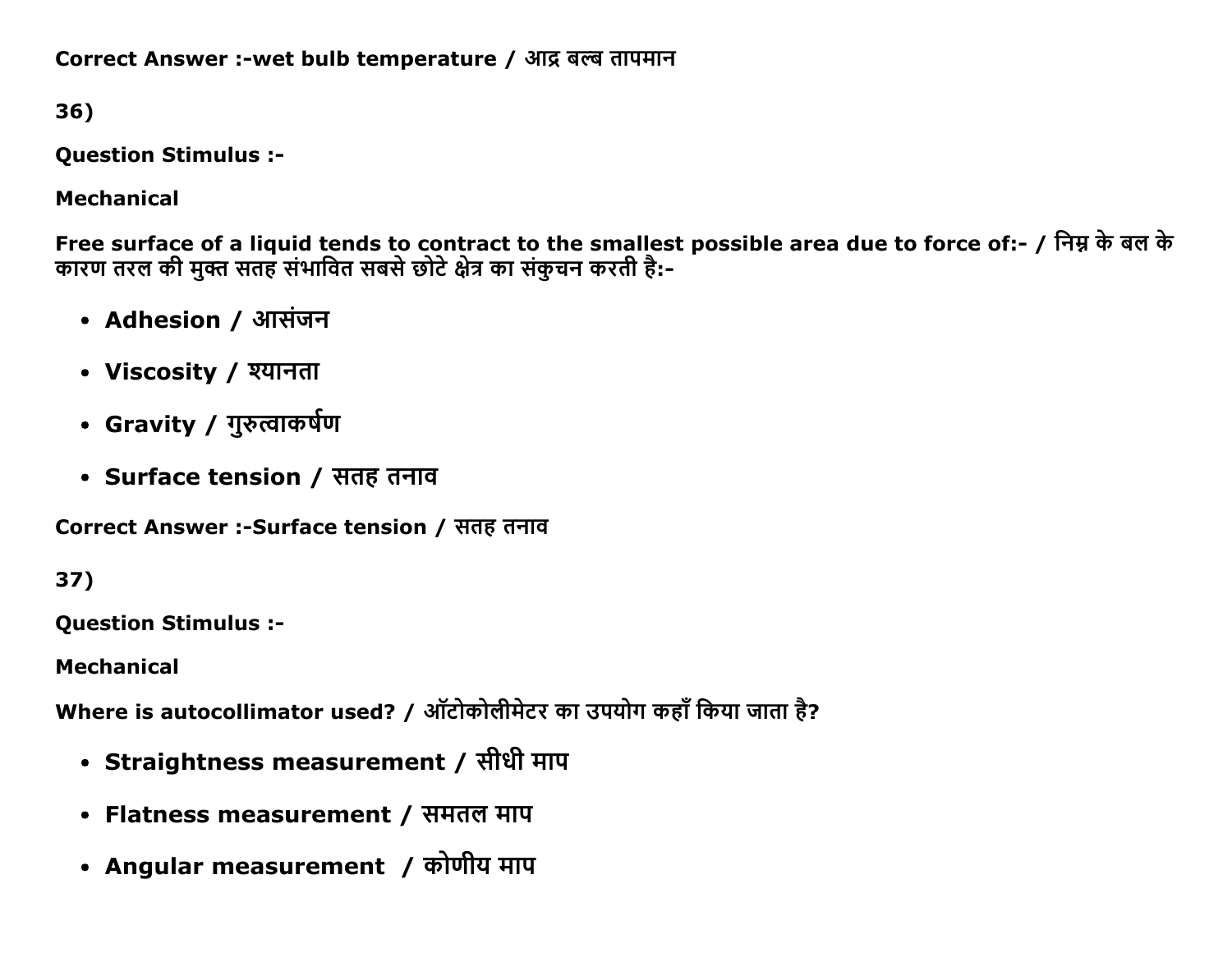Correct Answer :-wet bulb temperature / आद्र बल्ब तापमान

36)

**Question Stimulus :-**

**Mechanical**

**Free surface of a liquid tends to contract to the smallest possible area due to force of:- / निम्न के बल के कारण तरल की मुक्त सतह संभावित सबसे छोटे क्षेत्र का संकुचन करती है:-**

- Adhesion / आसंजन
- Viscosity / श्यानता
- Gravity / गुरुत्वाकर्षण
- Surface tension / सतह तनाव

Correct Answer :-Surface tension / सतह तनाव

37)

**Question Stimulus :-**

**Mechanical**

**Where is autocollimator used? / ऑटोकोलीमेटर का उपयोग कहाँ किया जाता है?**

- Straightness measurement / सीधी माप
- Flatness measurement / समतल माप
- Angular measurement / कोणीय माप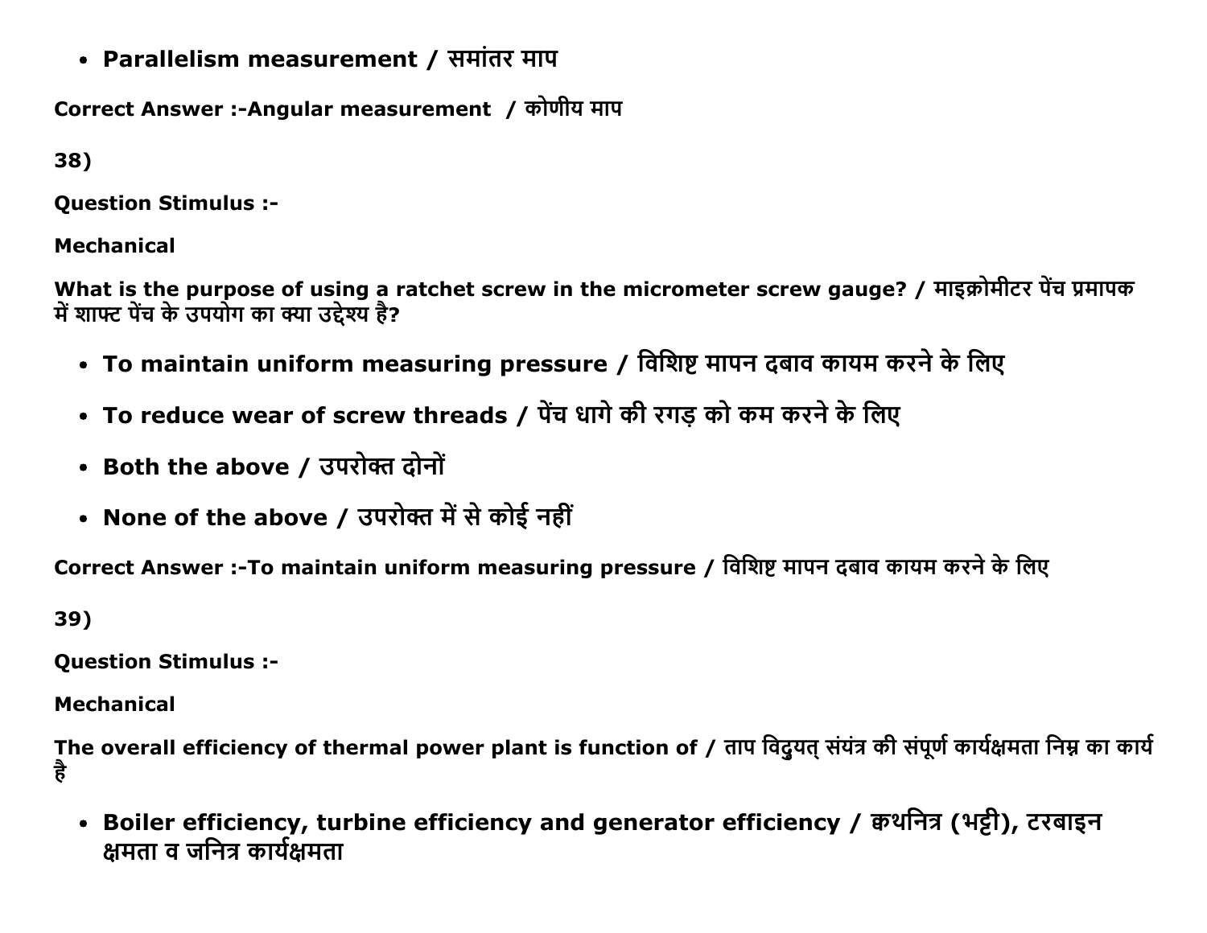- **Parallelism measurement / समांतर माप**

**Correct Answer :-Angular measurement / कोणीय माप**

**38)**

**Question Stimulus :-**

**Mechanical**

**What is the purpose of using a ratchet screw in the micrometer screw gauge? / माइक्रोमीटर पेंच प्रमापक में शाफ्ट पेंच के उपयोग का क्या उद्देश्य है?**

- **To maintain uniform measuring pressure / विशिष्ट मापन दबाव कायम करने के लिए**
- **To reduce wear of screw threads / पेंच धागे की रगड़ को कम करने के लिए**
- **Both the above / उपरोक्त दोनों**
- **None of the above / उपरोक्त में से कोई नहीं**

**Correct Answer :-To maintain uniform measuring pressure / विशिष्ट मापन दबाव कायम करने के लिए**

**39)**

**Question Stimulus :-**

**Mechanical**

**The overall efficiency of thermal power plant is function of / ताप विद्युयत् संयंत्र की संपूर्ण कार्यक्षमता निम्न का कार्य है**

- **Boiler efficiency, turbine efficiency and generator efficiency / क्वथनित्र (भट्टी), टरबाइन क्षमता व जनित्र कार्यक्षमता**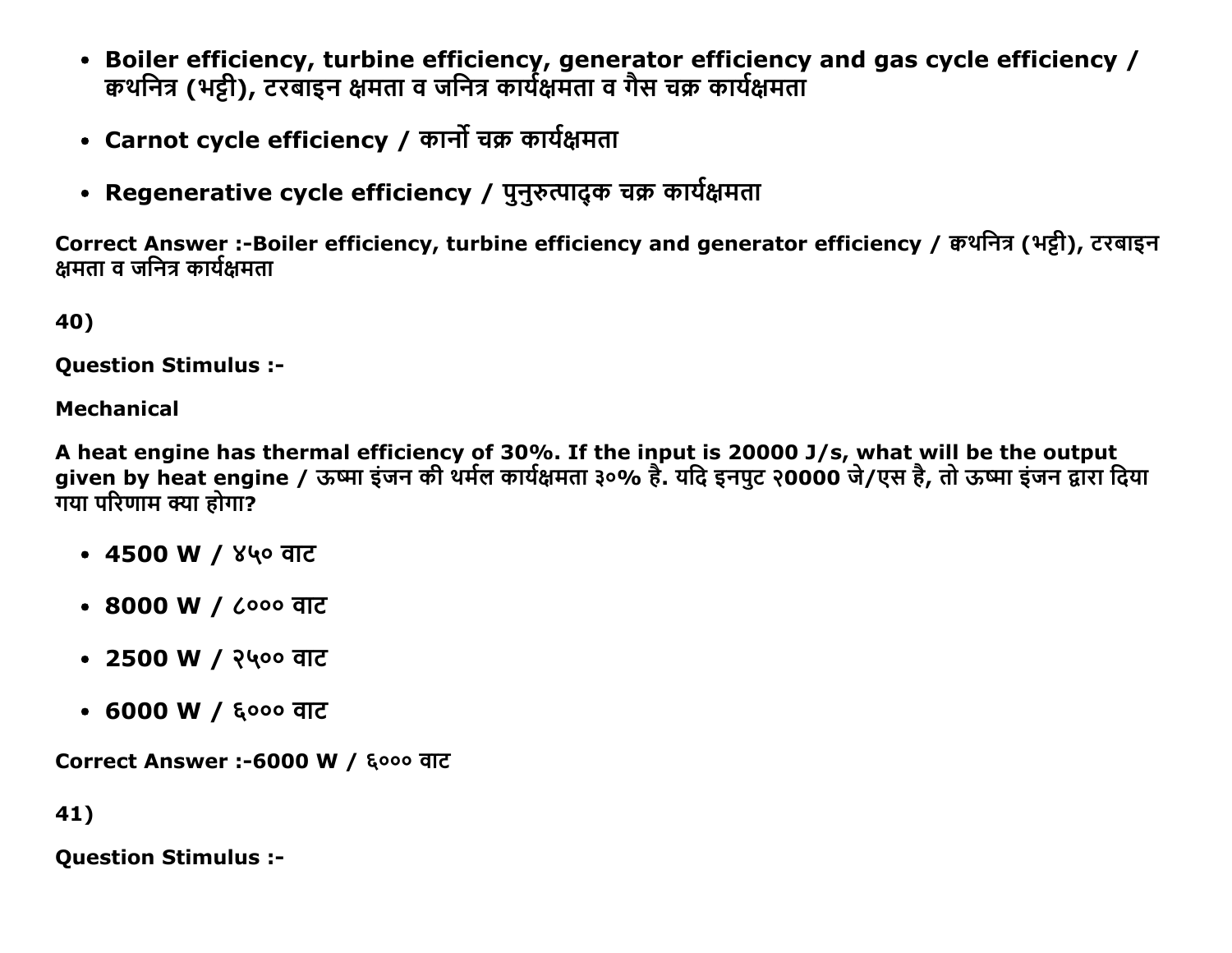- **Boiler efficiency, turbine efficiency, generator efficiency and gas cycle efficiency / क्वथनित्र (भट्टी), टरबाइन क्षमता व जनित्र कार्यक्षमता व गैस चक्र कार्यक्षमता**

- **Carnot cycle efficiency / कार्नो चक्र कार्यक्षमता**

- **Regenerative cycle efficiency / पुनुरुत्पादक चक्र कार्यक्षमता**

**Correct Answer :-Boiler efficiency, turbine efficiency and generator efficiency / क्वथनित्र (भट्टी), टरबाइन क्षमता व जनित्र कार्यक्षमता**

**40)**

**Question Stimulus :-**

**Mechanical**

**A heat engine has thermal efficiency of 30%. If the input is 20000 J/s, what will be the output given by heat engine / ऊष्मा इंजन की थर्मल कार्यक्षमता ३०% है. यदि इनपुट २0000 जे/एस है, तो ऊष्मा इंजन द्वारा दिया गया परिणाम क्या होगा?**

- **4500 W / ४५० वाट**

- **8000 W / ८००० वाट**

- **2500 W / २५०० वाट**

- **6000 W / ६००० वाट**

**Correct Answer :-6000 W / ६००० वाट**

**41)**

**Question Stimulus :-**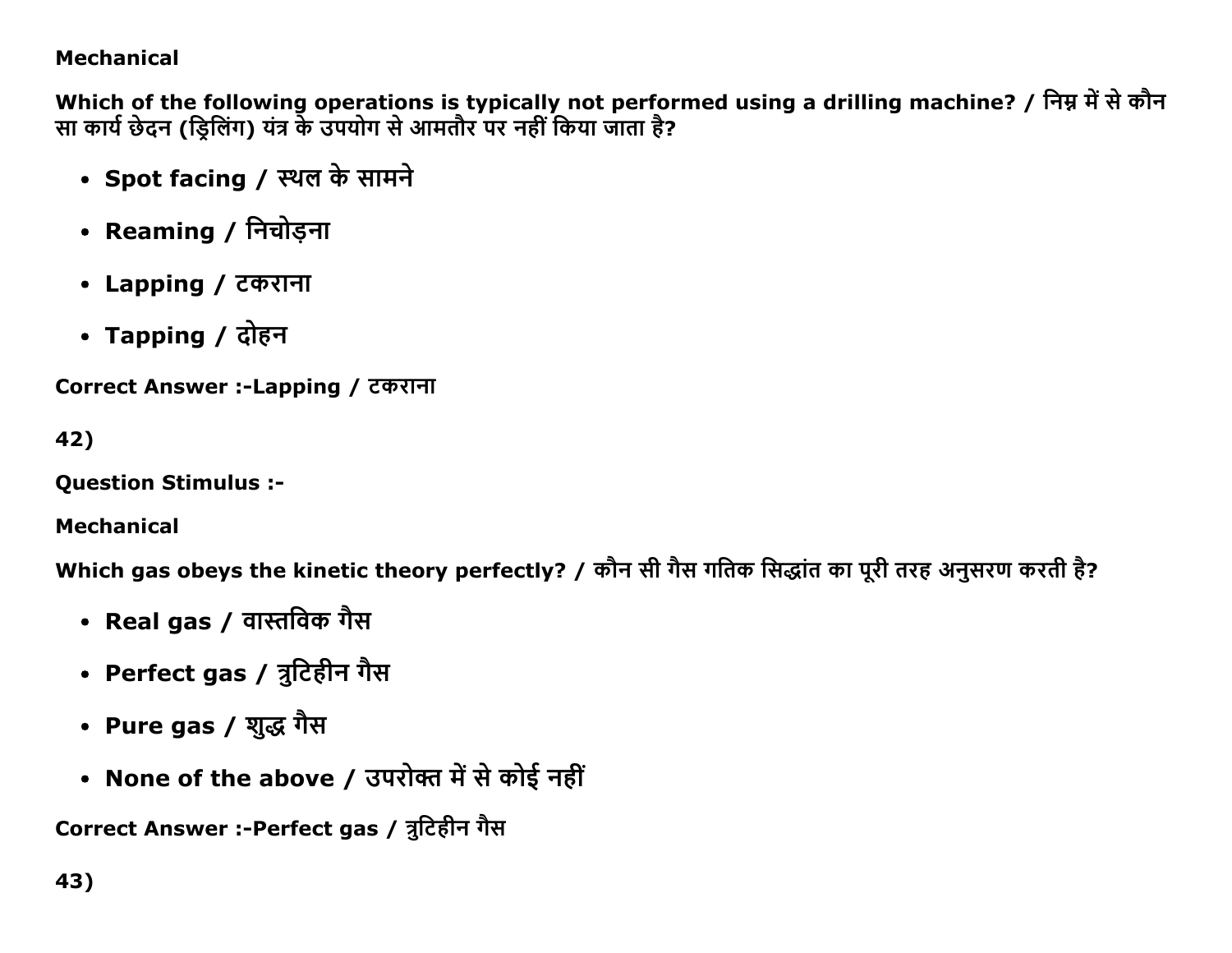Mechanical

**Which of the following operations is typically not performed using a drilling machine? / निम्न में से कौन सा कार्य छेदन (ड्रिलिंग) यंत्र के उपयोग से आमतौर पर नहीं किया जाता है?**

- **Spot facing / स्थल के सामने**
- **Reaming / निचोड़ना**
- **Lapping / टकराना**
- **Tapping / दोहन**

**Correct Answer :-Lapping / टकराना**

**42)**

**Question Stimulus :-**

**Mechanical**

**Which gas obeys the kinetic theory perfectly? / कौन सी गैस गतिक सिद्धांत का पूरी तरह अनुसरण करती है?**

- **Real gas / वास्तविक गैस**
- **Perfect gas / त्रुटिहीन गैस**
- **Pure gas / शुद्ध गैस**
- **None of the above / उपरोक्त में से कोई नहीं**

**Correct Answer :-Perfect gas / त्रुटिहीन गैस**

**43)**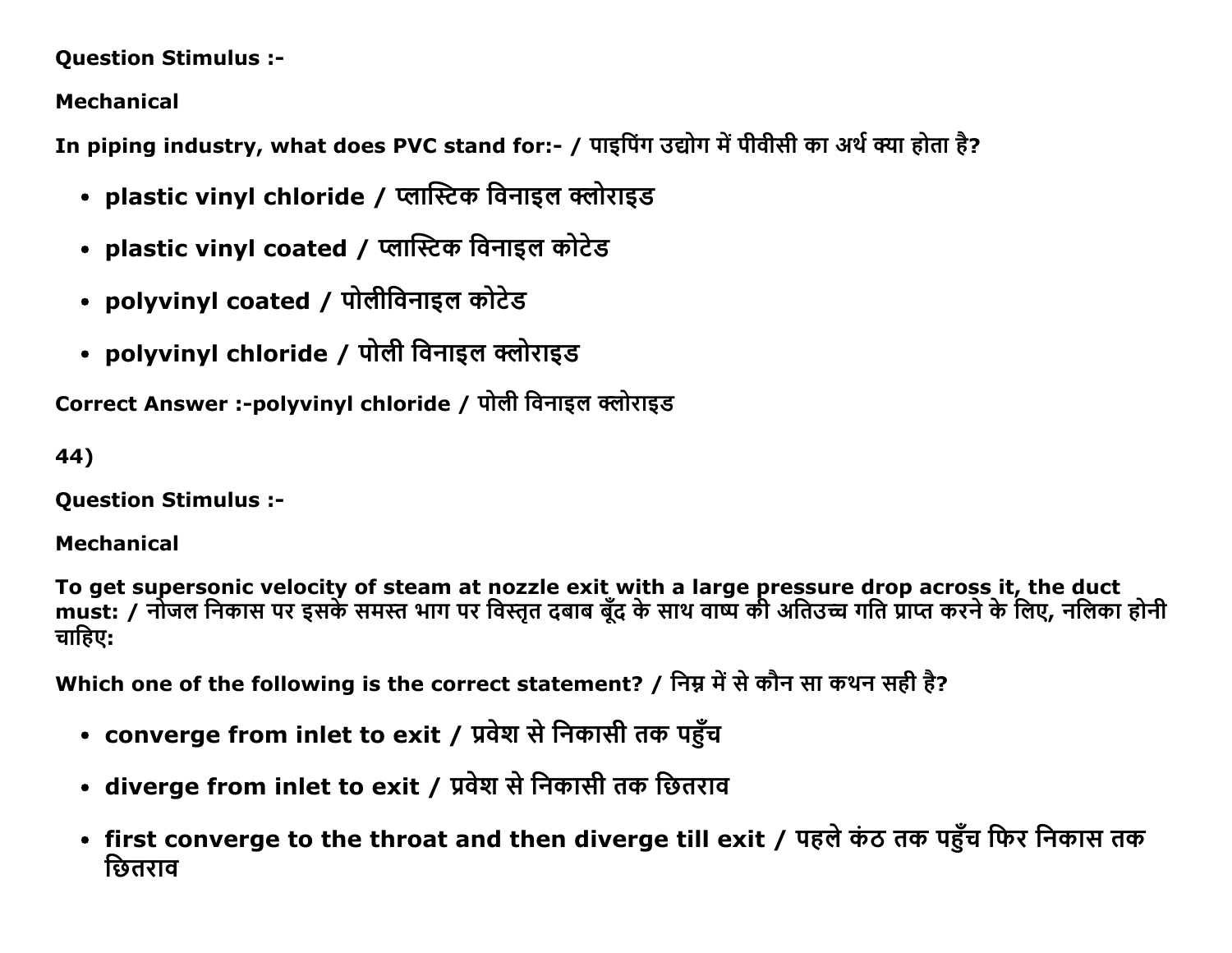**Question Stimulus :-**

**Mechanical**

**In piping industry, what does PVC stand for:- / पाइपिंग उद्योग में पीवीसी का अर्थ क्या होता है?**

- **plastic vinyl chloride / प्लास्टिक विनाइल क्लोराइड**
- **plastic vinyl coated / प्लास्टिक विनाइल कोटेड**
- **polyvinyl coated / पोलीविनाइल कोटेड**
- **polyvinyl chloride / पोली विनाइल क्लोराइड**

**Correct Answer :-polyvinyl chloride / पोली विनाइल क्लोराइड**

**44)**

**Question Stimulus :-**

**Mechanical**

**To get supersonic velocity of steam at nozzle exit with a large pressure drop across it, the duct must: / नोजल निकास पर इसके समस्त भाग पर विस्तृत दबाब बूँद के साथ वाष्प की अतिउच्च गति प्राप्त करने के लिए, नलिका होनी चाहिए:**

**Which one of the following is the correct statement? / निम्न में से कौन सा कथन सही है?**

- **converge from inlet to exit / प्रवेश से निकासी तक पहुँच**
- **diverge from inlet to exit / प्रवेश से निकासी तक छितराव**
- **first converge to the throat and then diverge till exit / पहले कंठ तक पहुँच फिर निकास तक छितराव**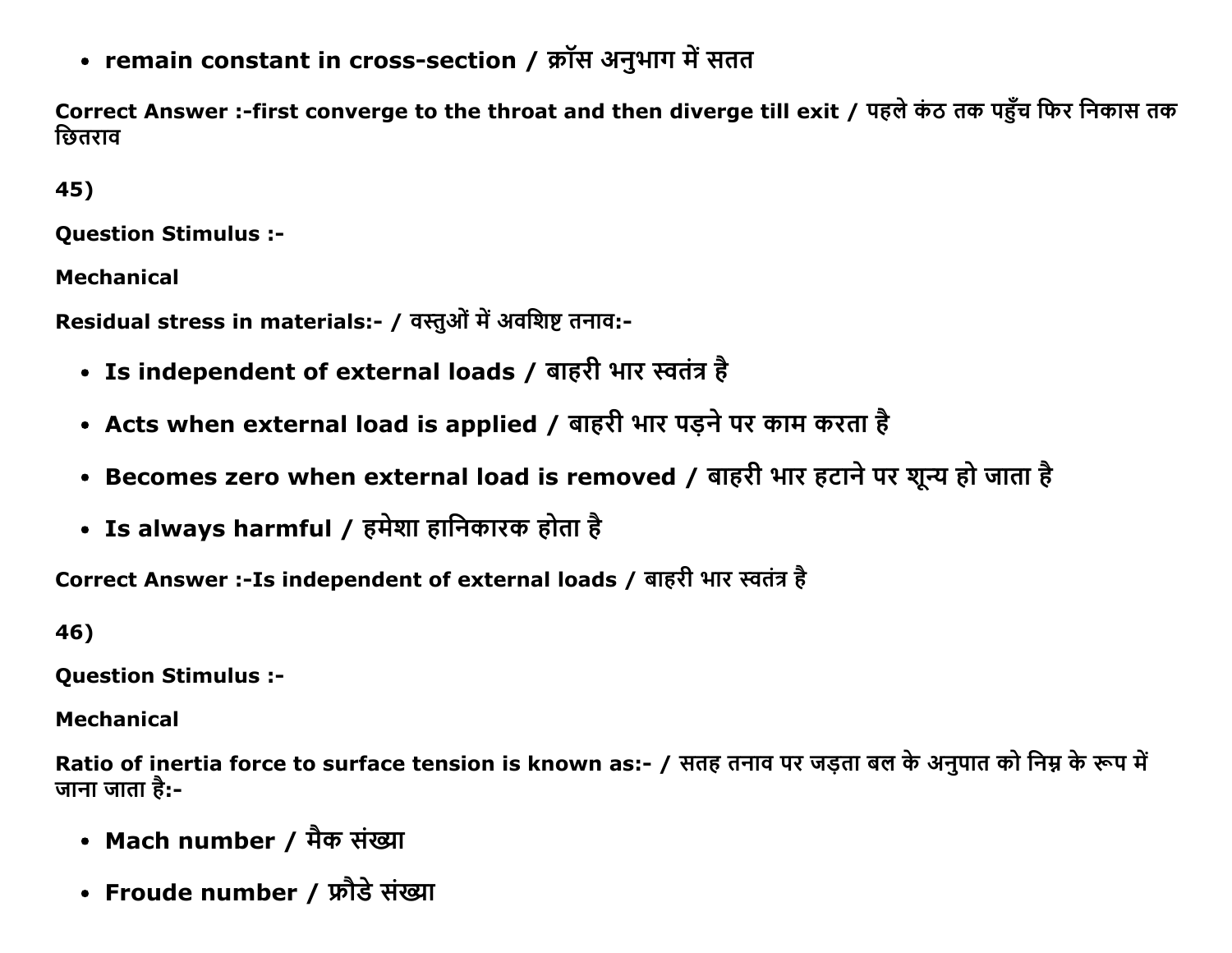- **remain constant in cross-section / क्रॉस अनुभाग में सतत**

**Correct Answer :-first converge to the throat and then diverge till exit / पहले कंठ तक पहुँच फिर निकास तक छितराव**

**45)**

**Question Stimulus :-**

**Mechanical**

**Residual stress in materials:- / वस्तुओं में अवशिष्ट तनाव:-**

- **Is independent of external loads / बाहरी भार स्वतंत्र है**
- **Acts when external load is applied / बाहरी भार पड़ने पर काम करता है**
- **Becomes zero when external load is removed / बाहरी भार हटाने पर शून्य हो जाता है**
- **Is always harmful / हमेशा हानिकारक होता है**

**Correct Answer :-Is independent of external loads / बाहरी भार स्वतंत्र है**

**46)**

**Question Stimulus :-**

**Mechanical**

**Ratio of inertia force to surface tension is known as:- / सतह तनाव पर जड़ता बल के अनुपात को निम्न के रूप में जाना जाता है:-**

- **Mach number / मैक संख्या**
- **Froude number / फ्रौडे संख्या**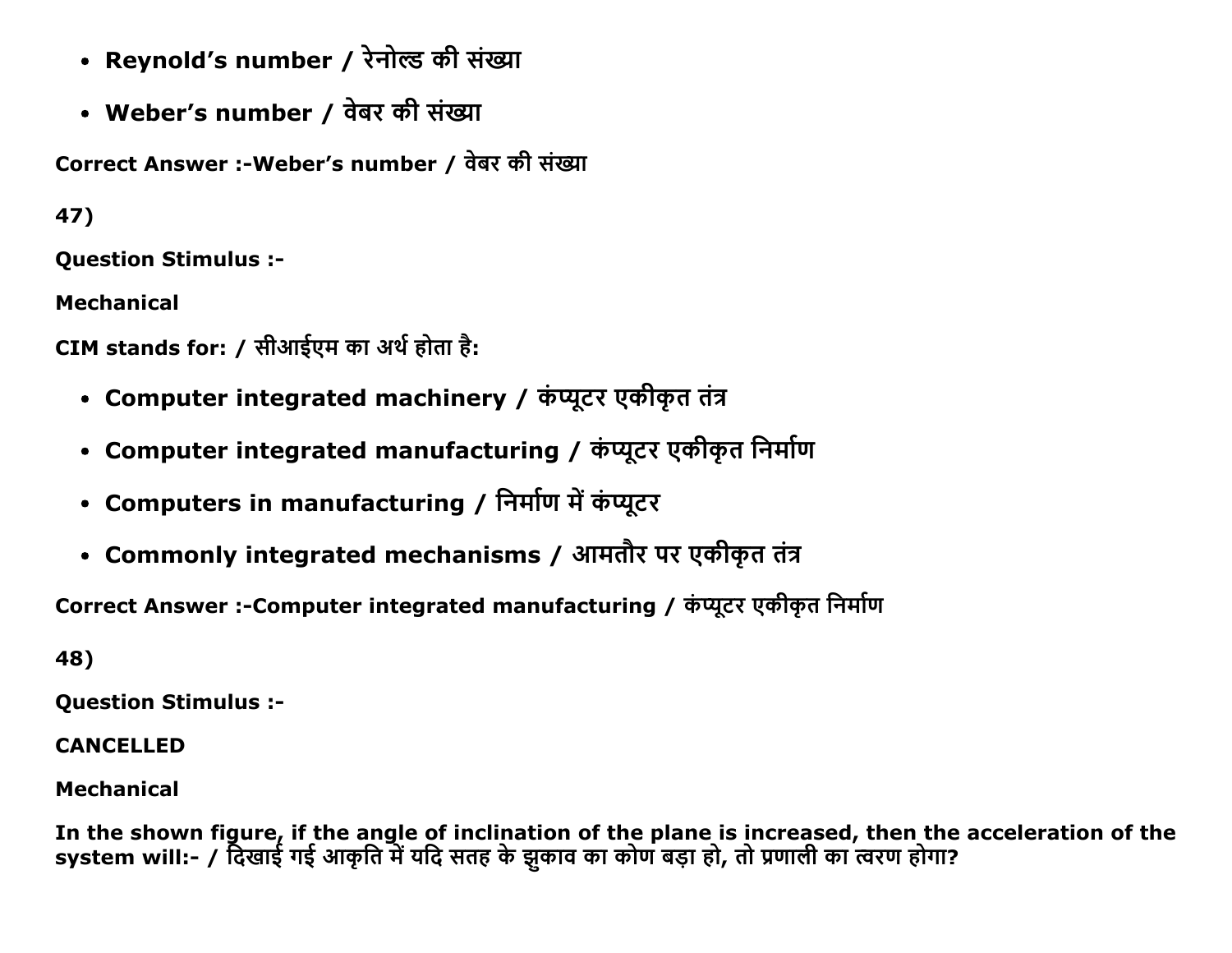- **Reynold's number / रेनोल्ड की संख्या**
- **Weber's number / वेबर की संख्या**

**Correct Answer :-Weber's number / वेबर की संख्या**

**47)**

**Question Stimulus :-**

**Mechanical**

**CIM stands for: / सीआईएम का अर्थ होता है:**

- **Computer integrated machinery / कंप्यूटर एकीकृत तंत्र**
- **Computer integrated manufacturing / कंप्यूटर एकीकृत निर्माण**
- **Computers in manufacturing / निर्माण में कंप्यूटर**
- **Commonly integrated mechanisms / आमतौर पर एकीकृत तंत्र**

**Correct Answer :-Computer integrated manufacturing / कंप्यूटर एकीकृत निर्माण**

**48)**

**Question Stimulus :-**

**CANCELLED**

**Mechanical**

**In the shown figure, if the angle of inclination of the plane is increased, then the acceleration of the system will:- / दिखाई गई आकृति में यदि सतह के झुकाव का कोण बड़ा हो, तो प्रणाली का त्वरण होगा?**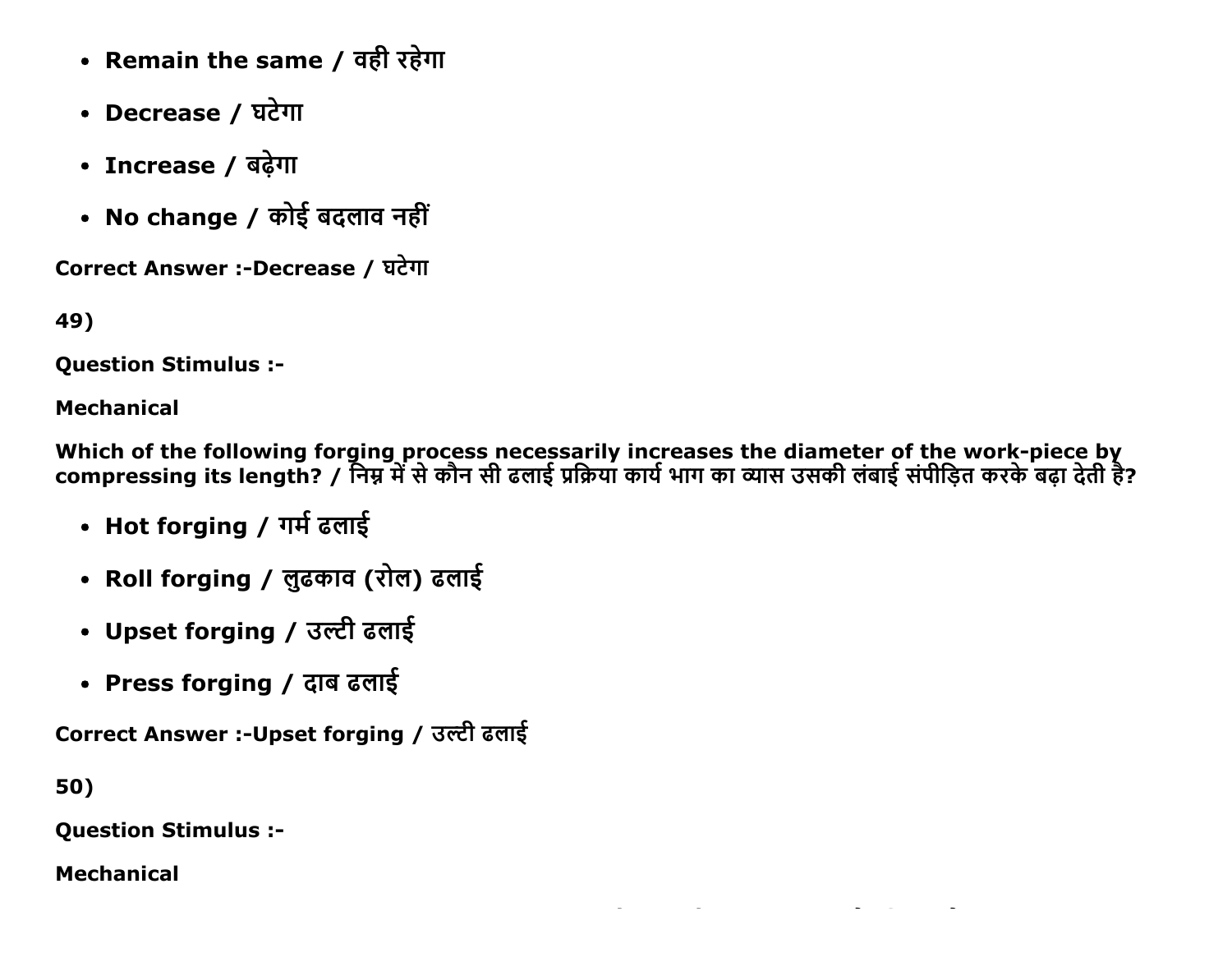- **Remain the same / वही रहेगा**
- **Decrease / घटेगा**
- **Increase / बढ़ेगा**
- **No change / कोई बदलाव नहीं**

**Correct Answer :-Decrease / घटेगा**

**49)**

**Question Stimulus :-**

**Mechanical**

**Which of the following forging process necessarily increases the diameter of the work-piece by compressing its length? / निम्न में से कौन सी ढलाई प्रक्रिया कार्य भाग का व्यास उसकी लंबाई संपीड़ित करके बढ़ा देती है?**

- **Hot forging / गर्म ढलाई**
- **Roll forging / लुढकाव (रोल) ढलाई**
- **Upset forging / उल्टी ढलाई**
- **Press forging / दाब ढलाई**

**Correct Answer :-Upset forging / उल्टी ढलाई**

**50)**

**Question Stimulus :-**

**Mechanical**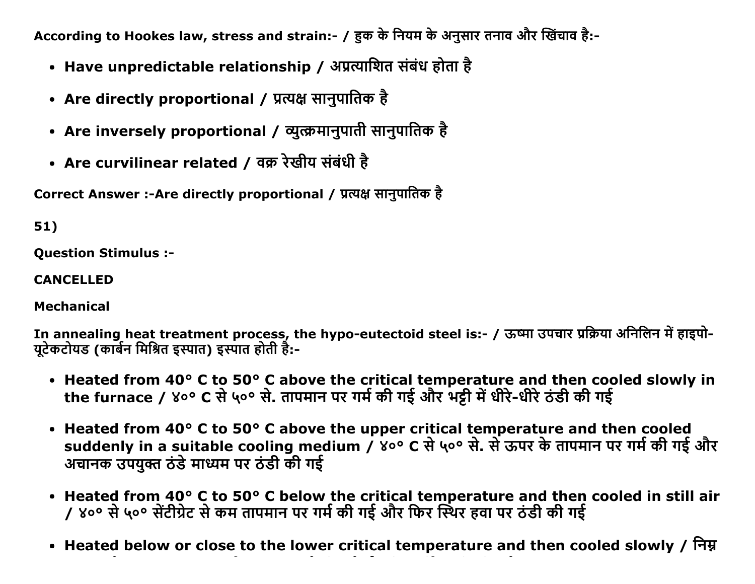According to Hookes law, stress and strain:- / हुक के नियम के अनुसार तनाव और खिंचाव है:-

- **Have unpredictable relationship / अप्रत्याशित संबंध होता है**
- **Are directly proportional / प्रत्यक्ष सानुपातिक है**
- **Are inversely proportional / व्युत्क्रमानुपाती सानुपातिक है**
- **Are curvilinear related / वक्र रेखीय संबंधी है**

Correct Answer :-Are directly proportional / प्रत्यक्ष सानुपातिक है

51)

Question Stimulus :-

CANCELLED

Mechanical

In annealing heat treatment process, the hypo-eutectoid steel is:- / ऊष्मा उपचार प्रक्रिया अनिलिन में हाइपो-यूटेकटोयड (कार्बन मिश्रित इस्पात) इस्पात होती है:-

- **Heated from 40° C to 50° C above the critical temperature and then cooled slowly in the furnace / ४०° C से ५०° से. तापमान पर गर्म की गई और भट्टी में धीरे-धीरे ठंडी की गई**
- **Heated from 40° C to 50° C above the upper critical temperature and then cooled suddenly in a suitable cooling medium / ४०° C से ५०° से. से ऊपर के तापमान पर गर्म की गई और अचानक उपयुक्त ठंडे माध्यम पर ठंडी की गई**
- **Heated from 40° C to 50° C below the critical temperature and then cooled in still air / ४०° से ५०° सेंटीग्रेट से कम तापमान पर गर्म की गई और फिर स्थिर हवा पर ठंडी की गई**
- **Heated below or close to the lower critical temperature and then cooled slowly / निम्न**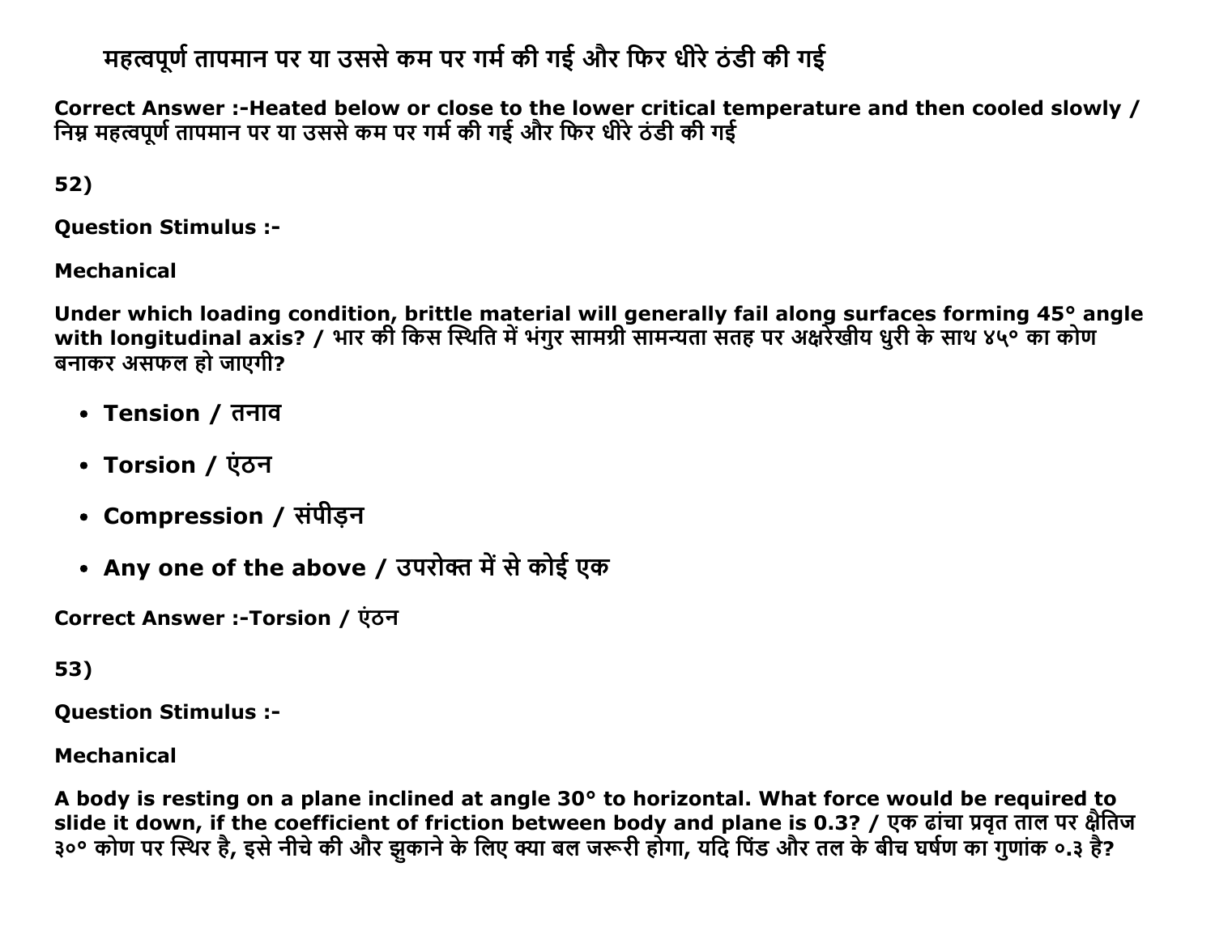महत्वपूर्ण तापमान पर या उससे कम पर गर्म की गई और फिर धीरे ठंडी की गई

**Correct Answer :-Heated below or close to the lower critical temperature and then cooled slowly / निम्न महत्वपूर्ण तापमान पर या उससे कम पर गर्म की गई और फिर धीरे ठंडी की गई**

**52)**

**Question Stimulus :-**

**Mechanical**

**Under which loading condition, brittle material will generally fail along surfaces forming 45° angle with longitudinal axis? / भार की किस स्थिति में भंगुर सामग्री सामन्यता सतह पर अक्षरेखीय धुरी के साथ ४५° का कोण बनाकर असफल हो जाएगी?**

- **Tension / तनाव**
- **Torsion / एंठन**
- **Compression / संपीड़न**
- **Any one of the above / उपरोक्त में से कोई एक**

**Correct Answer :-Torsion / एंठन**

**53)**

**Question Stimulus :-**

**Mechanical**

**A body is resting on a plane inclined at angle 30° to horizontal. What force would be required to slide it down, if the coefficient of friction between body and plane is 0.3? / एक ढांचा प्रवृत ताल पर क्षैतिज ३०° कोण पर स्थिर है, इसे नीचे की और झुकाने के लिए क्या बल जरूरी होगा, यदि पिंड और तल के बीच घर्षण का गुणांक ०.३ है?**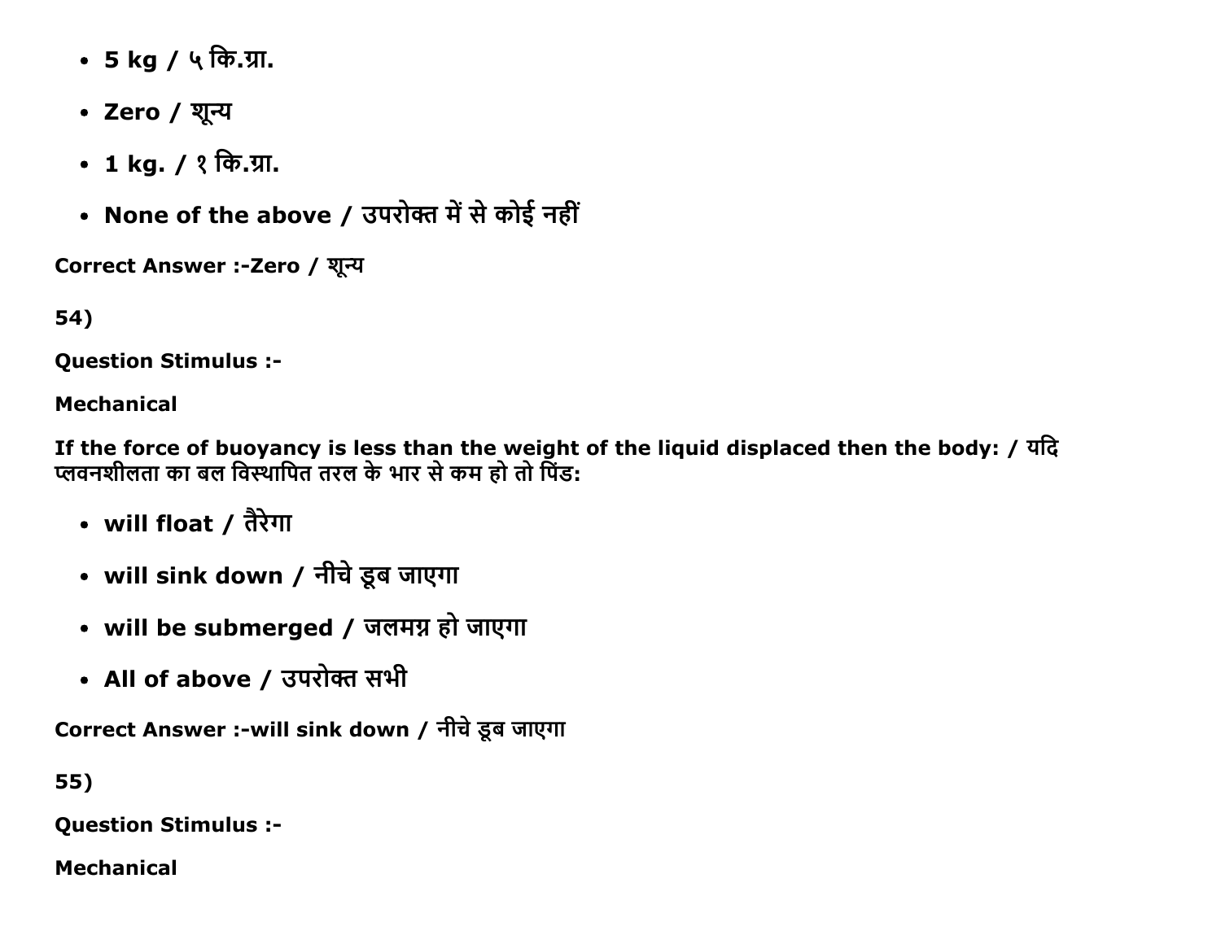- **5 kg / ५ कि.ग्रा.**
- **Zero / शून्य**
- **1 kg. / १ कि.ग्रा.**
- **None of the above / उपरोक्त में से कोई नहीं**

**Correct Answer :-Zero / शून्य**

**54)**

**Question Stimulus :-**

**Mechanical**

**If the force of buoyancy is less than the weight of the liquid displaced then the body: / यदि प्लवनशीलता का बल विस्थापित तरल के भार से कम हो तो पिंड:**

- **will float / तैरेगा**
- **will sink down / नीचे डूब जाएगा**
- **will be submerged / जलमग्न हो जाएगा**
- **All of above / उपरोक्त सभी**

**Correct Answer :-will sink down / नीचे डूब जाएगा**

**55)**

**Question Stimulus :-**

**Mechanical**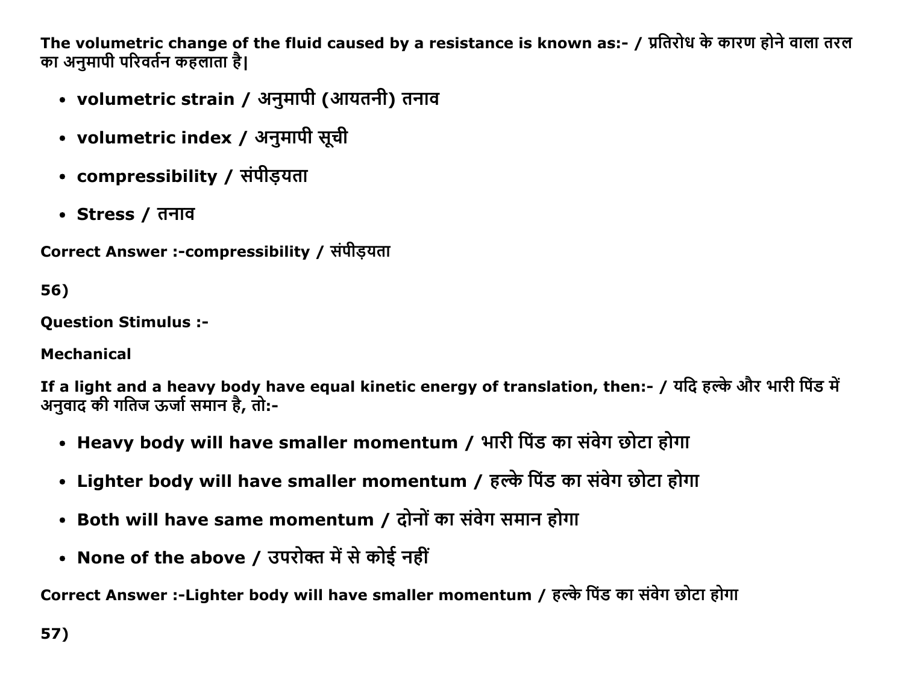**The volumetric change of the fluid caused by a resistance is known as:- / प्रतिरोध के कारण होने वाला तरल का अनुमापी परिवर्तन कहलाता है|**

- **volumetric strain / अनुमापी (आयतनी) तनाव**
- **volumetric index / अनुमापी सूची**
- **compressibility / संपीड़यता**
- **Stress / तनाव**

**Correct Answer :-compressibility / संपीड़यता**

**56)**

**Question Stimulus :-**

**Mechanical**

**If a light and a heavy body have equal kinetic energy of translation, then:- / यदि हल्के और भारी पिंड में अनुवाद की गतिज ऊर्जा समान है, तो:-**

- **Heavy body will have smaller momentum / भारी पिंड का संवेग छोटा होगा**
- **Lighter body will have smaller momentum / हल्के पिंड का संवेग छोटा होगा**
- **Both will have same momentum / दोनों का संवेग समान होगा**
- **None of the above / उपरोक्त में से कोई नहीं**

**Correct Answer :-Lighter body will have smaller momentum / हल्के पिंड का संवेग छोटा होगा**

**57)**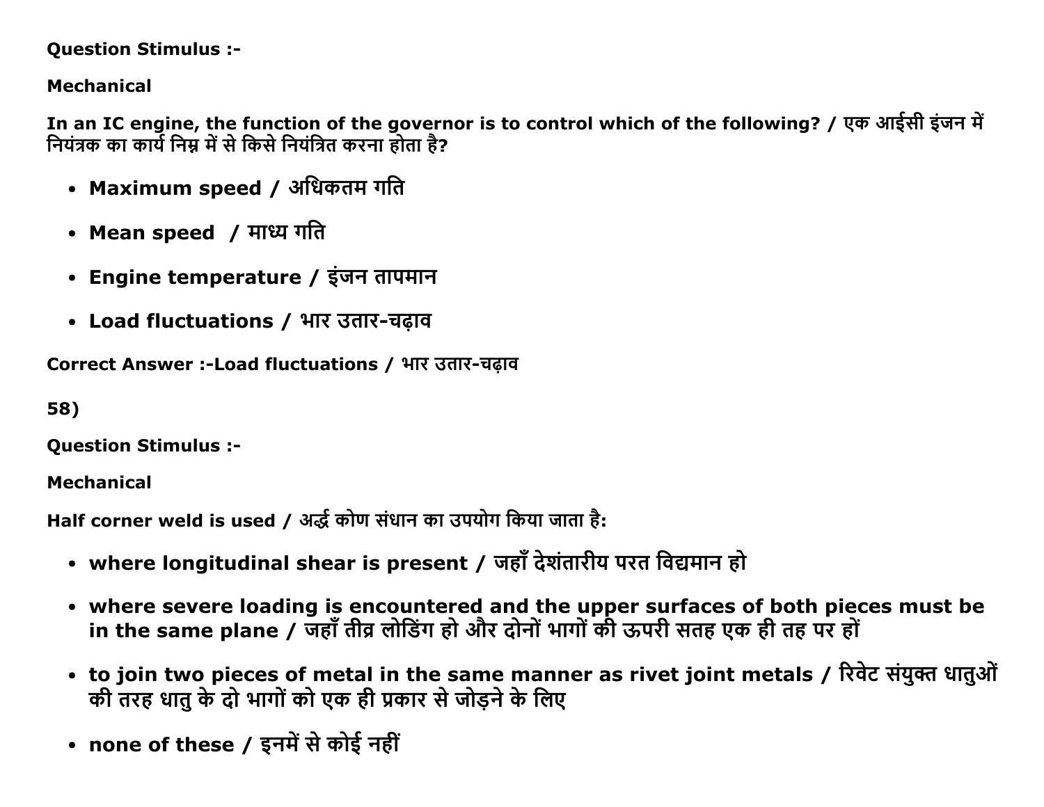**Question Stimulus :-**

**Mechanical**

**In an IC engine, the function of the governor is to control which of the following? / एक आईसी इंजन में नियंत्रक का कार्य निम्न में से किसे नियंत्रित करना होता है?**

- **Maximum speed / अधिकतम गति**
- **Mean speed / माध्य गति**
- **Engine temperature / इंजन तापमान**
- **Load fluctuations / भार उतार-चढ़ाव**

**Correct Answer :-Load fluctuations / भार उतार-चढ़ाव**

**58)**

**Question Stimulus :-**

**Mechanical**

**Half corner weld is used / अर्द्ध कोण संधान का उपयोग किया जाता है:**

- **where longitudinal shear is present / जहाँ देशंतारीय परत विद्यमान हो**
- **where severe loading is encountered and the upper surfaces of both pieces must be in the same plane / जहाँ तीव्र लोडिंग हो और दोनों भागों की ऊपरी सतह एक ही तह पर हों**
- **to join two pieces of metal in the same manner as rivet joint metals / रिवेट संयुक्त धातुओं की तरह धातु के दो भागों को एक ही प्रकार से जोड़ने के लिए**
- **none of these / इनमें से कोई नहीं**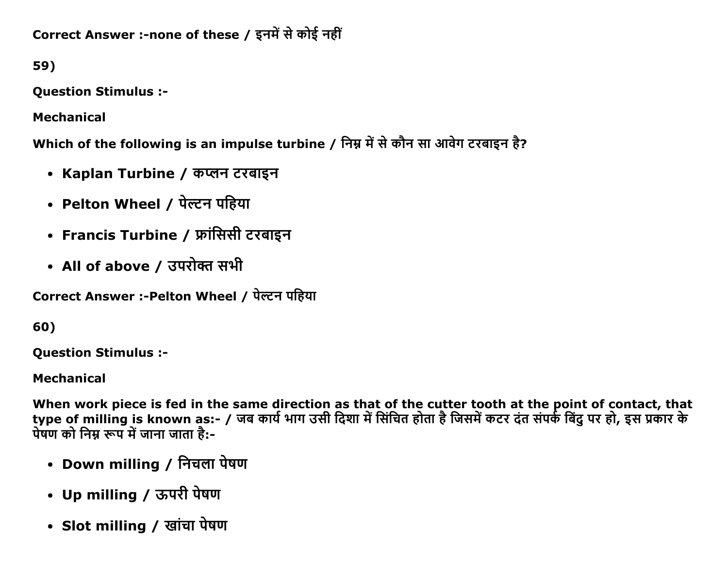**Correct Answer :-none of these / इनमें से कोई नहीं**

**59)**

**Question Stimulus :-**

**Mechanical**

**Which of the following is an impulse turbine / निम्न में से कौन सा आवेग टरबाइन है?**

- **Kaplan Turbine / कप्लन टरबाइन**
- **Pelton Wheel / पेल्टन पहिया**
- **Francis Turbine / फ्रांसिसी टरबाइन**
- **All of above / उपरोक्त सभी**

**Correct Answer :-Pelton Wheel / पेल्टन पहिया**

**60)**

**Question Stimulus :-**

**Mechanical**

**When work piece is fed in the same direction as that of the cutter tooth at the point of contact, that type of milling is known as:- / जब कार्य भाग उसी दिशा में सिंचित होता है जिसमें कटर दंत संपर्क बिंदु पर हो, इस प्रकार के पेषण को निम्न रूप में जाना जाता है:-**

- **Down milling / निचला पेषण**
- **Up milling / ऊपरी पेषण**
- **Slot milling / खांचा पेषण**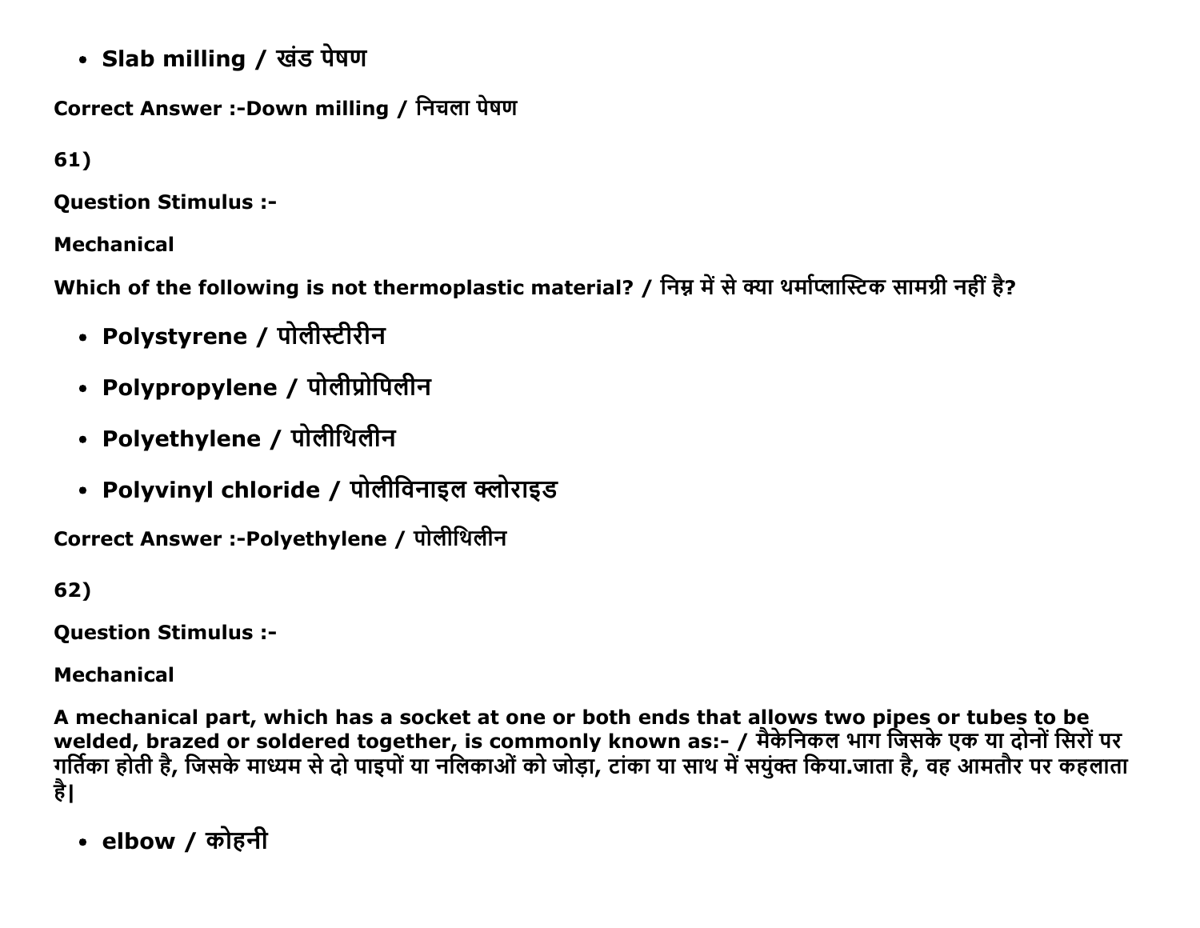- **Slab milling / खंड पेषण**

**Correct Answer :-Down milling / निचला पेषण**

**61)**

**Question Stimulus :-**

**Mechanical**

**Which of the following is not thermoplastic material? / निम्न में से क्या थर्माप्लास्टिक सामग्री नहीं है?**

- **Polystyrene / पोलीस्टीरीन**
- **Polypropylene / पोलीप्रोपिलीन**
- **Polyethylene / पोलीथिलीन**
- **Polyvinyl chloride / पोलीविनाइल क्लोराइड**

**Correct Answer :-Polyethylene / पोलीथिलीन**

**62)**

**Question Stimulus :-**

**Mechanical**

**A mechanical part, which has a socket at one or both ends that allows two pipes or tubes to be welded, brazed or soldered together, is commonly known as:- / मैकेनिकल भाग जिसके एक या दोनों सिरों पर गर्तिका होती है, जिसके माध्यम से दो पाइपों या नलिकाओं को जोड़ा, टांका या साथ में सयुंक्त किया.जाता है, वह आमतौर पर कहलाता है|**

- **elbow / कोहनी**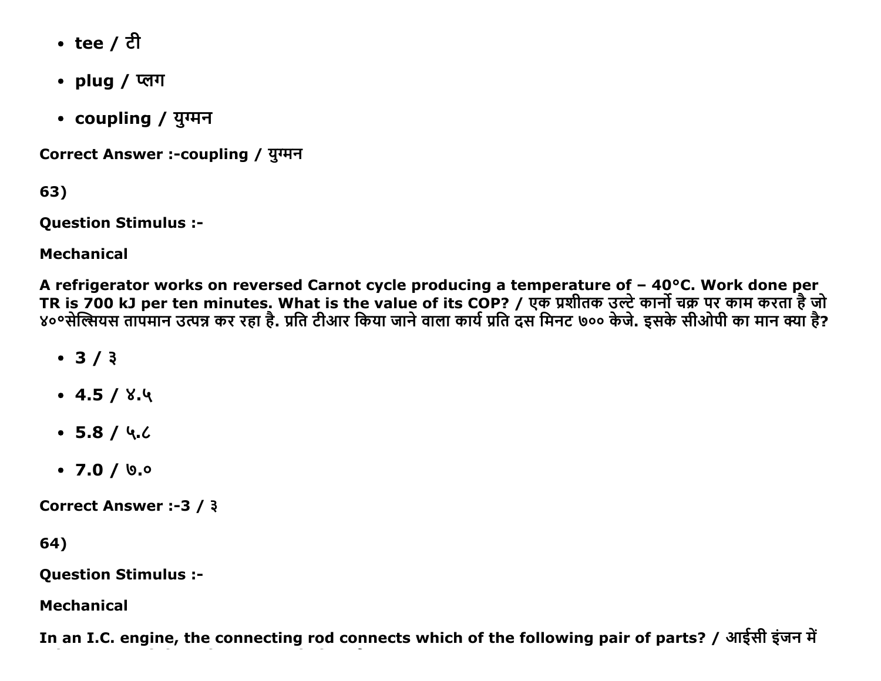- tee / टी
- plug / प्लग
- coupling / युग्मन

Correct Answer :-coupling / युग्मन

63)

Question Stimulus :-

Mechanical

A refrigerator works on reversed Carnot cycle producing a temperature of – 40°C. Work done per TR is 700 kJ per ten minutes. What is the value of its COP? / एक प्रशीतक उल्टे कार्नो चक्र पर काम करता है जो ४०°सेल्सियस तापमान उत्पन्न कर रहा है. प्रति टीआर किया जाने वाला कार्य प्रति दस मिनट ७०० केजे. इसके सीओपी का मान क्या है?

- 3 / ३
- 4.5 / ४.५
- 5.8 / ५.८
- 7.0 / ७.०

Correct Answer :-3 / ३

64)

Question Stimulus :-

Mechanical

In an I.C. engine, the connecting rod connects which of the following pair of parts? / आईसी इंजन में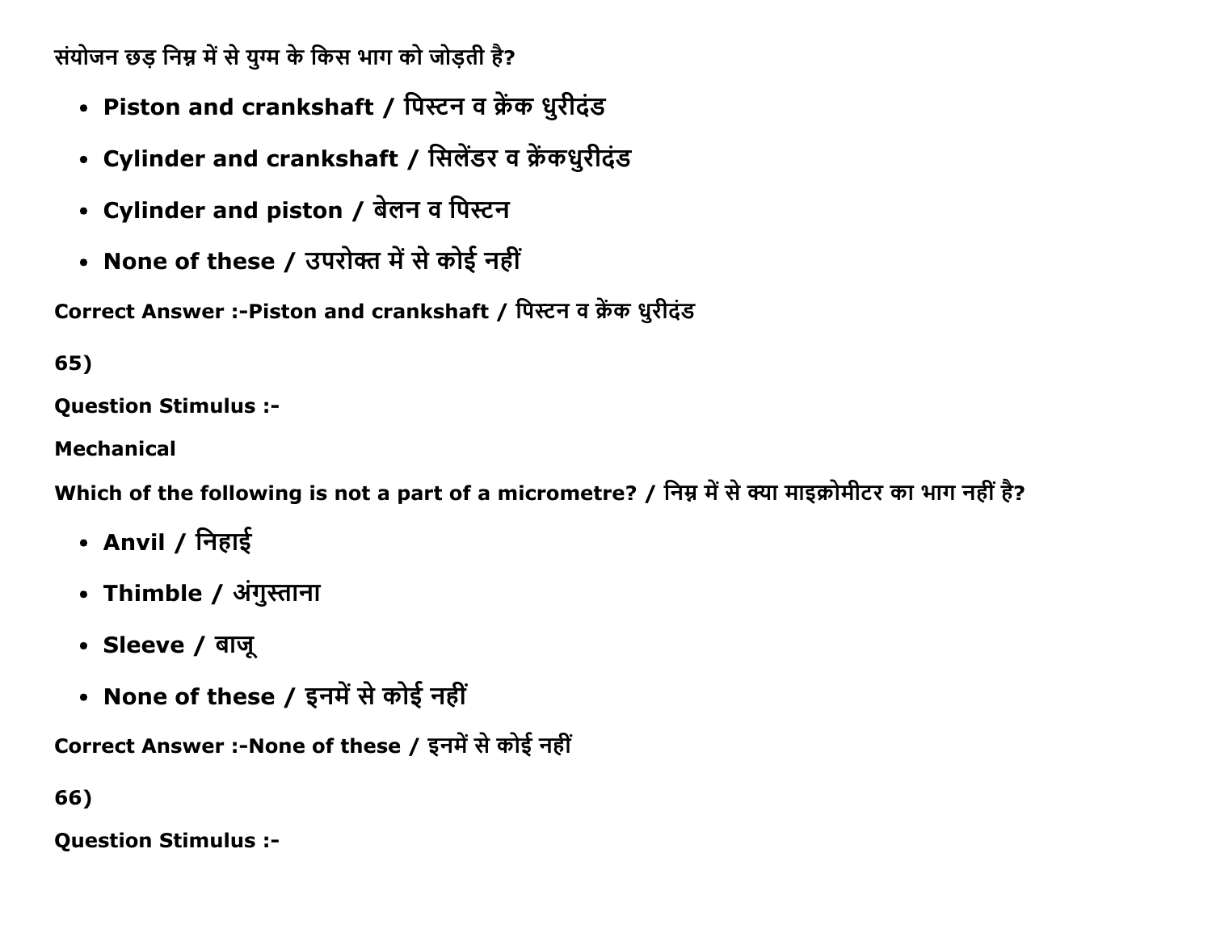संयोजन छड़ निम्न में से युग्म के किस भाग को जोड़ती है?

- **Piston and crankshaft / पिस्टन व क्रेंक धुरीदंड**
- **Cylinder and crankshaft / सिलेंडर व क्रेंकधुरीदंड**
- **Cylinder and piston / बेलन व पिस्टन**
- **None of these / उपरोक्त में से कोई नहीं**

**Correct Answer :-Piston and crankshaft / पिस्टन व क्रेंक धुरीदंड**

**65)**

**Question Stimulus :-**

**Mechanical**

**Which of the following is not a part of a micrometre? / निम्न में से क्या माइक्रोमीटर का भाग नहीं है?**

- **Anvil / निहाई**
- **Thimble / अंगुस्ताना**
- **Sleeve / बाजू**
- **None of these / इनमें से कोई नहीं**

**Correct Answer :-None of these / इनमें से कोई नहीं**

**66)**

**Question Stimulus :-**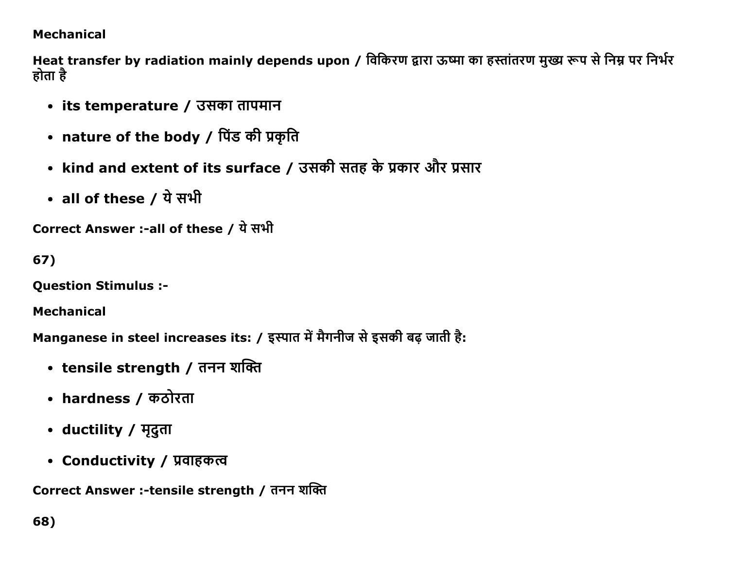**Mechanical**

**Heat transfer by radiation mainly depends upon / विकिरण द्वारा ऊष्मा का हस्तांतरण मुख्य रूप से निम्न पर निर्भर होता है**

- **its temperature / उसका तापमान**
- **nature of the body / पिंड की प्रकृति**
- **kind and extent of its surface / उसकी सतह के प्रकार और प्रसार**
- **all of these / ये सभी**

**Correct Answer :-all of these / ये सभी**

**67)**

**Question Stimulus :-**

**Mechanical**

**Manganese in steel increases its: / इस्पात में मैगनीज से इसकी बढ़ जाती है:**

- **tensile strength / तनन शक्ति**
- **hardness / कठोरता**
- **ductility / मृदुता**
- **Conductivity / प्रवाहकत्व**

**Correct Answer :-tensile strength / तनन शक्ति**

**68)**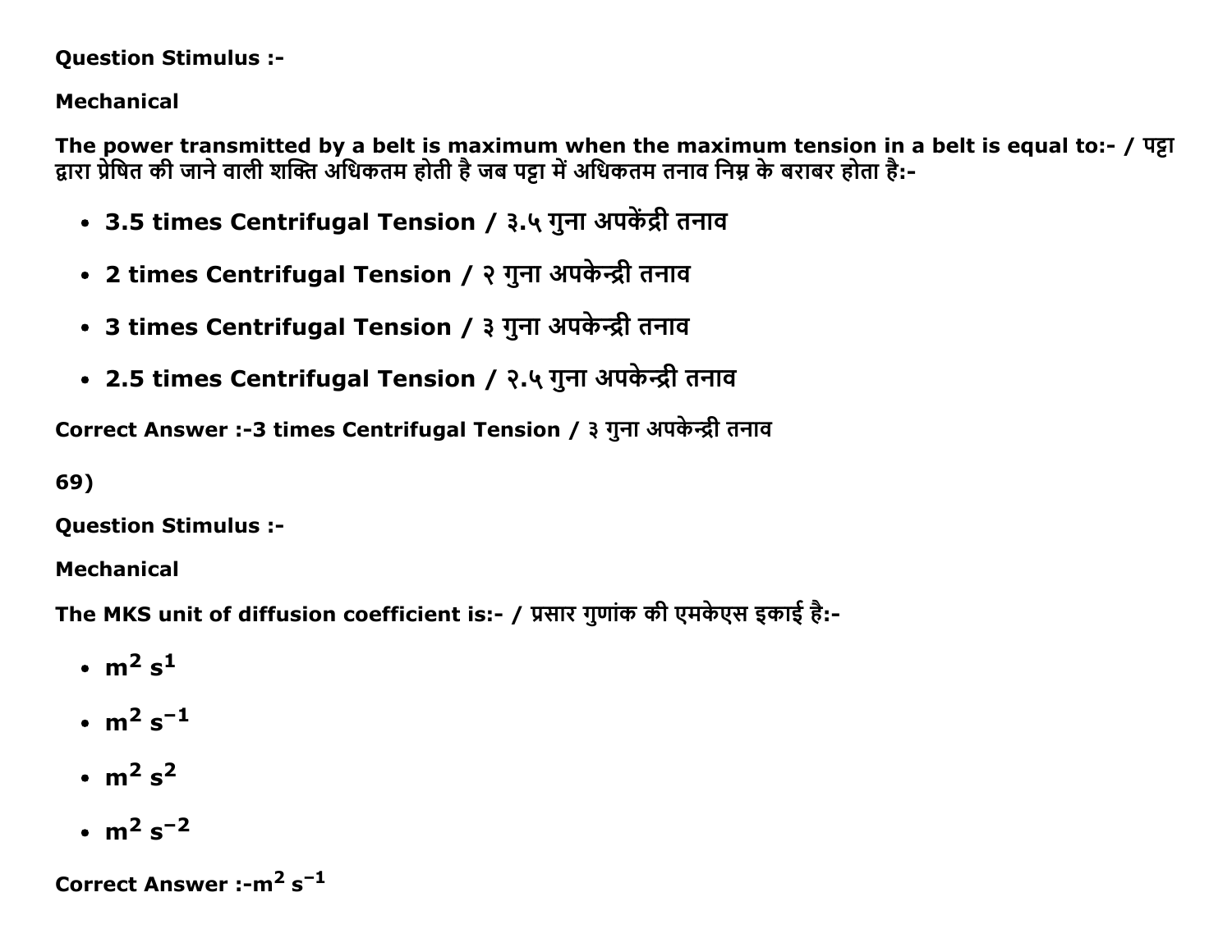**Question Stimulus :-**

**Mechanical**

**The power transmitted by a belt is maximum when the maximum tension in a belt is equal to:- / पट्टा द्वारा प्रेषित की जाने वाली शक्ति अधिकतम होती है जब पट्टा में अधिकतम तनाव निम्न के बराबर होता है:-**

- **3.5 times Centrifugal Tension / ३.५ गुना अपकेंद्री तनाव**
- **2 times Centrifugal Tension / २ गुना अपकेन्द्री तनाव**
- **3 times Centrifugal Tension / ३ गुना अपकेन्द्री तनाव**
- **2.5 times Centrifugal Tension / २.५ गुना अपकेन्द्री तनाव**

**Correct Answer :-3 times Centrifugal Tension / ३ गुना अपकेन्द्री तनाव**

**69)**

**Question Stimulus :-**

**Mechanical**

**The MKS unit of diffusion coefficient is:- / प्रसार गुणांक की एमकेएस इकाई है:-**

- $m^2\ s^1$
- $m^2\ s^{-1}$
- $m^2\ s^2$
- $m^2\ s^{-2}$

**Correct Answer :-**$m^2\ s^{-1}$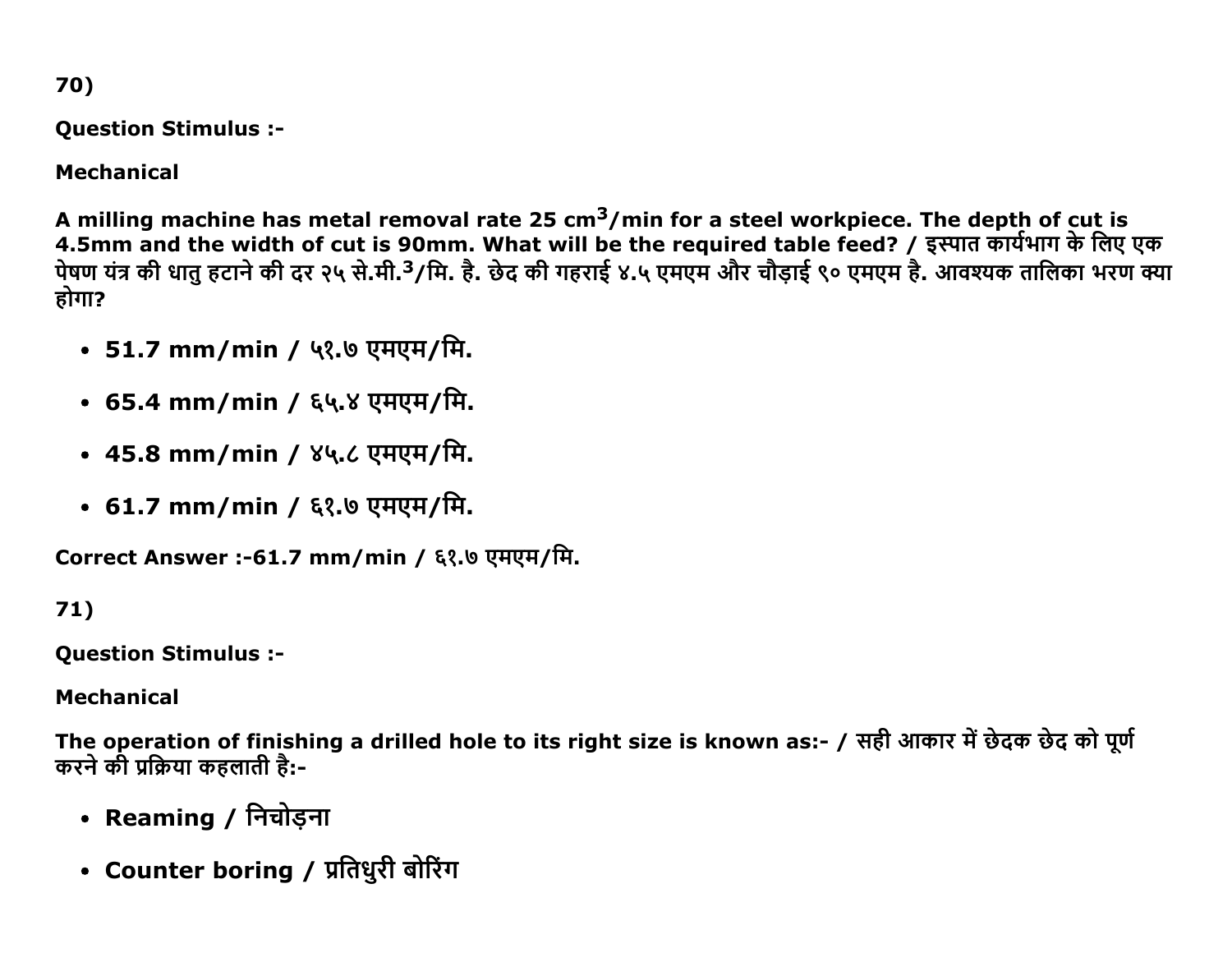70)

**Question Stimulus :-**

**Mechanical**

**A milling machine has metal removal rate 25 cm$^3$/min for a steel workpiece. The depth of cut is 4.5mm and the width of cut is 90mm. What will be the required table feed? / इस्पात कार्यभाग के लिए एक पेषण यंत्र की धातु हटाने की दर २५ से.मी.$^3$/मि. है. छेद की गहराई ४.५ एमएम और चौड़ाई ९० एमएम है. आवश्यक तालिका भरण क्या होगा?**

- **51.7 mm/min / ५१.७ एमएम/मि.**
- **65.4 mm/min / ६५.४ एमएम/मि.**
- **45.8 mm/min / ४५.८ एमएम/मि.**
- **61.7 mm/min / ६१.७ एमएम/मि.**

**Correct Answer :-61.7 mm/min / ६१.७ एमएम/मि.**

71)

**Question Stimulus :-**

**Mechanical**

**The operation of finishing a drilled hole to its right size is known as:- / सही आकार में छेदक छेद को पूर्ण करने की प्रक्रिया कहलाती है:-**

- **Reaming / निचोड़ना**
- **Counter boring / प्रतिधुरी बोरिंग**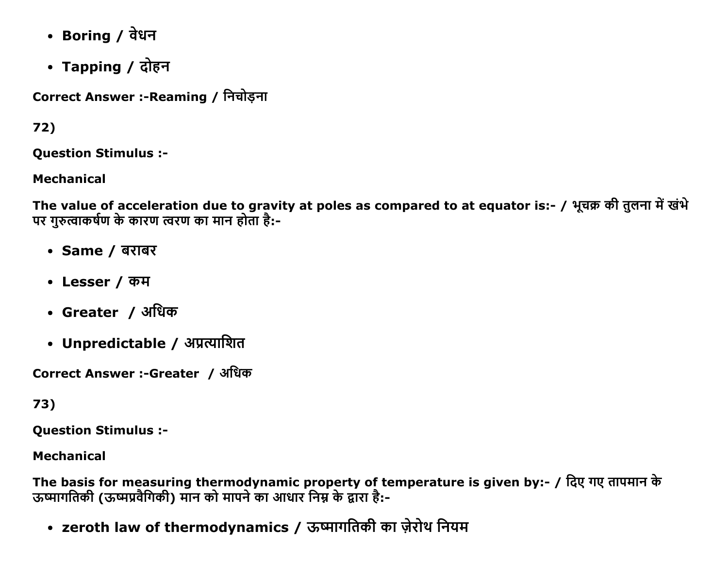- **Boring / वेधन**
- **Tapping / दोहन**

**Correct Answer :-Reaming / निचोड़ना**

**72)**

**Question Stimulus :-**

**Mechanical**

**The value of acceleration due to gravity at poles as compared to at equator is:- / भूचक्र की तुलना में खंभे पर गुरुत्वाकर्षण के कारण त्वरण का मान होता है:-**

- **Same / बराबर**
- **Lesser / कम**
- **Greater / अधिक**
- **Unpredictable / अप्रत्याशित**

**Correct Answer :-Greater / अधिक**

**73)**

**Question Stimulus :-**

**Mechanical**

**The basis for measuring thermodynamic property of temperature is given by:- / दिए गए तापमान के ऊष्मागतिकी (ऊष्मप्रवैगिकी) मान को मापने का आधार निम्न के द्वारा है:-**

- **zeroth law of thermodynamics / ऊष्मागतिकी का ज़ेरोथ नियम**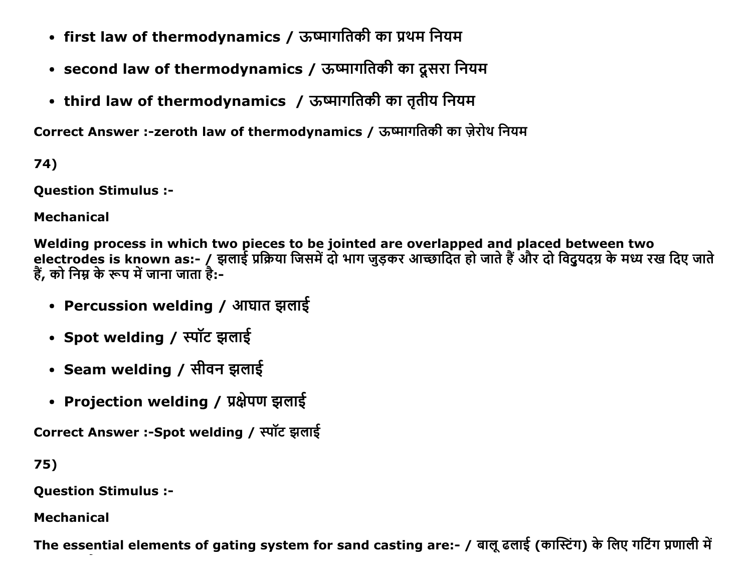- **first law of thermodynamics / ऊष्मागतिकी का प्रथम नियम**
- **second law of thermodynamics / ऊष्मागतिकी का दूसरा नियम**
- **third law of thermodynamics / ऊष्मागतिकी का तृतीय नियम**

**Correct Answer :-zeroth law of thermodynamics / ऊष्मागतिकी का ज़ेरोथ नियम**

**74)**

**Question Stimulus :-**

**Mechanical**

**Welding process in which two pieces to be jointed are overlapped and placed between two electrodes is known as:- / झलाई प्रक्रिया जिसमें दो भाग जुड़कर आच्छादित हो जाते हैं और दो विद्युयदग्र के मध्य रख दिए जाते हैं, को निम्न के रूप में जाना जाता है:-**

- **Percussion welding / आघात झलाई**
- **Spot welding / स्पॉट झलाई**
- **Seam welding / सीवन झलाई**
- **Projection welding / प्रक्षेपण झलाई**

**Correct Answer :-Spot welding / स्पॉट झलाई**

**75)**

**Question Stimulus :-**

**Mechanical**

**The essential elements of gating system for sand casting are:- / बालू ढलाई (कास्टिंग) के लिए गटिंग प्रणाली में**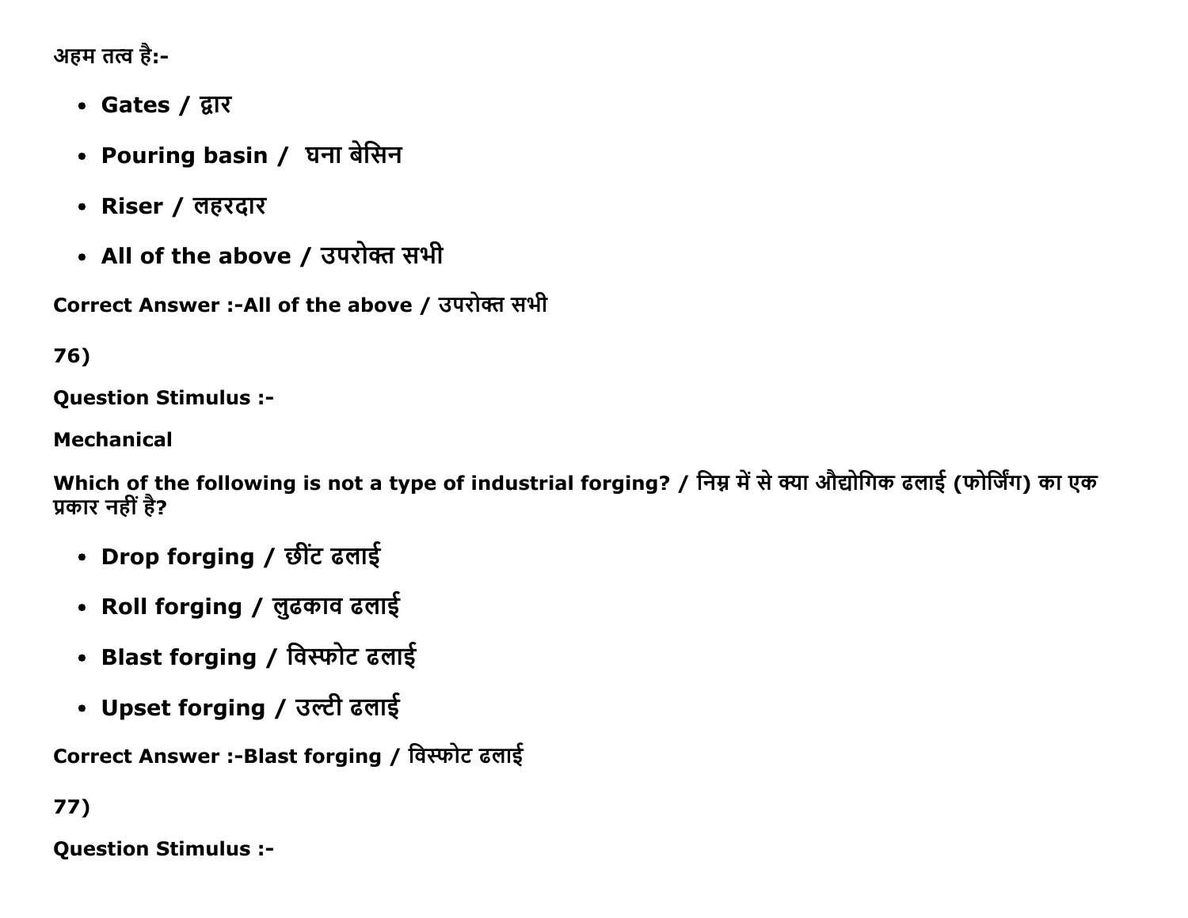अहम तत्व है:-

- **Gates / द्वार**
- **Pouring basin /  घना बेसिन**
- **Riser / लहरदार**
- **All of the above / उपरोक्त सभी**

**Correct Answer :-All of the above / उपरोक्त सभी**

**76)**

**Question Stimulus :-**

**Mechanical**

**Which of the following is not a type of industrial forging? / निम्न में से क्या औद्योगिक ढलाई (फोर्जिंग) का एक प्रकार नहीं है?**

- **Drop forging / छींट ढलाई**
- **Roll forging / लुढकाव ढलाई**
- **Blast forging / विस्फोट ढलाई**
- **Upset forging / उल्टी ढलाई**

**Correct Answer :-Blast forging / विस्फोट ढलाई**

**77)**

**Question Stimulus :-**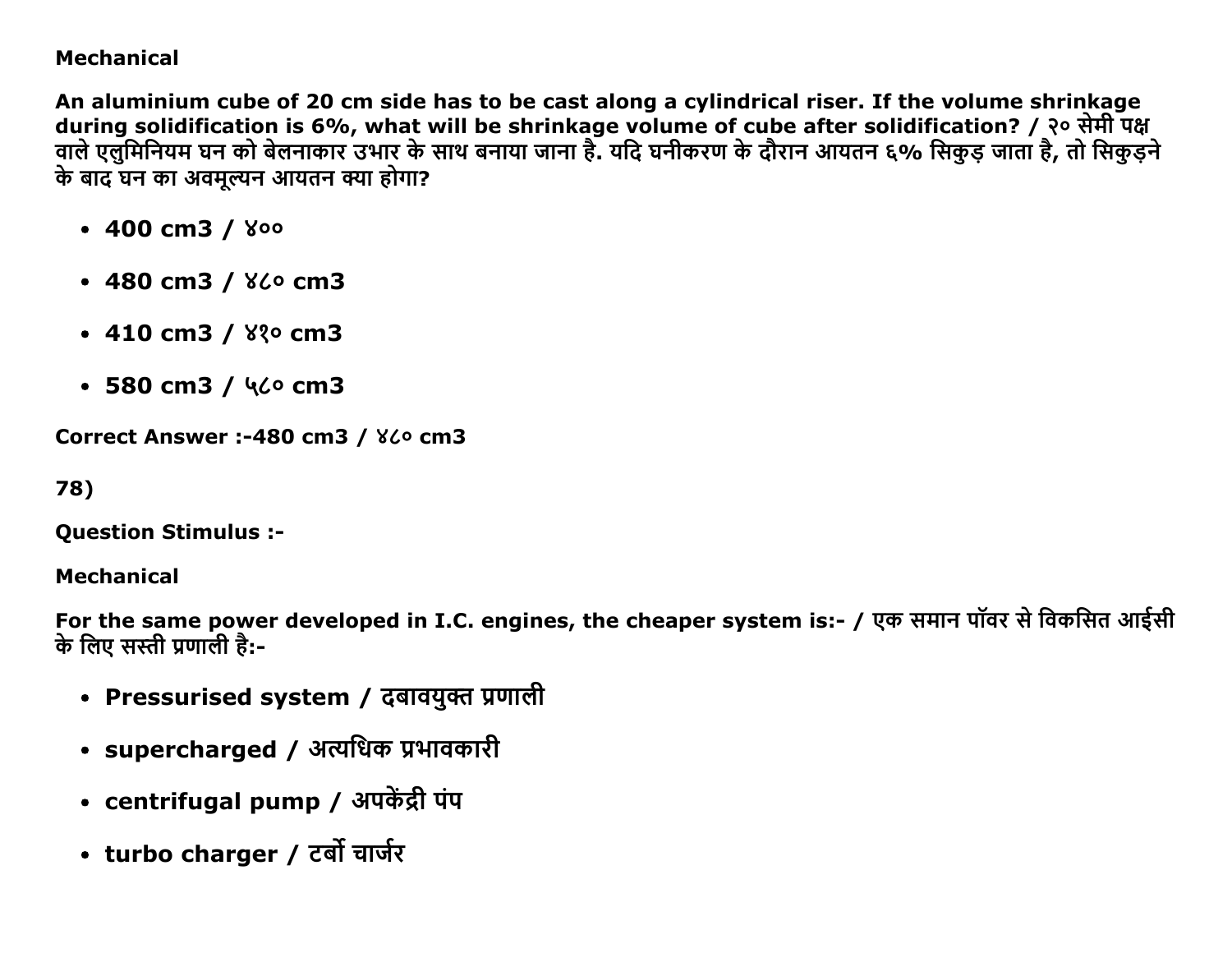**Mechanical**

**An aluminium cube of 20 cm side has to be cast along a cylindrical riser. If the volume shrinkage during solidification is 6%, what will be shrinkage volume of cube after solidification? / २० सेमी पक्ष वाले एलुमिनियम घन को बेलनाकार उभार के साथ बनाया जाना है. यदि घनीकरण के दौरान आयतन ६% सिकुड़ जाता है, तो सिकुड़ने के बाद घन का अवमूल्यन आयतन क्या होगा?**

- **400 cm3 / ४००**
- **480 cm3 / ४८० cm3**
- **410 cm3 / ४१० cm3**
- **580 cm3 / ५८० cm3**

**Correct Answer :-480 cm3 / ४८० cm3**

**78)**

**Question Stimulus :-**

**Mechanical**

**For the same power developed in I.C. engines, the cheaper system is:- / एक समान पॉवर से विकसित आईसी के लिए सस्ती प्रणाली है:-**

- **Pressurised system / दबावयुक्त प्रणाली**
- **supercharged / अत्यधिक प्रभावकारी**
- **centrifugal pump / अपकेंद्री पंप**
- **turbo charger / टर्बो चार्जर**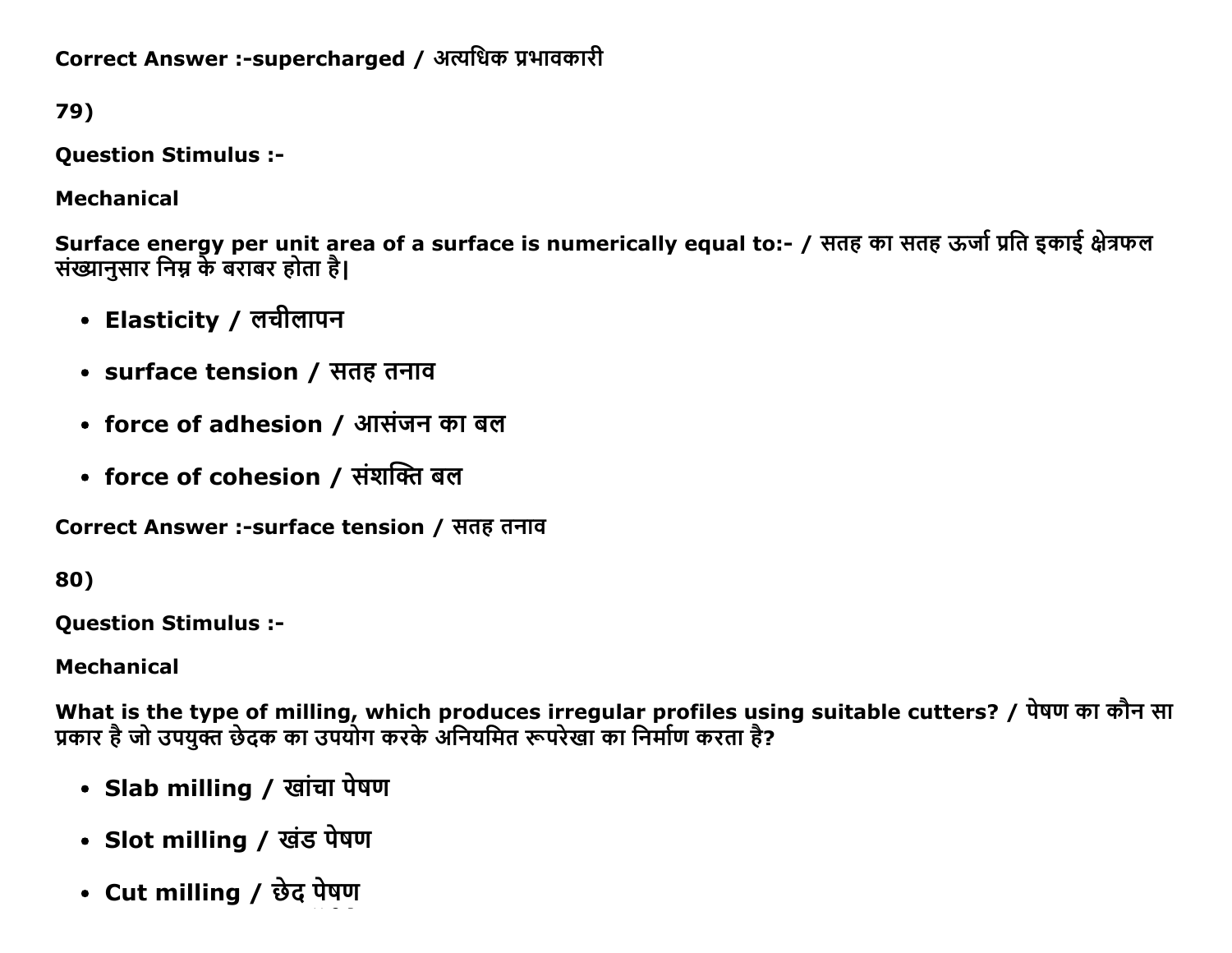**Correct Answer :-supercharged / अत्यधिक प्रभावकारी**

**79)**

**Question Stimulus :-**

**Mechanical**

**Surface energy per unit area of a surface is numerically equal to:- / सतह का सतह ऊर्जा प्रति इकाई क्षेत्रफल संख्यानुसार निम्न के बराबर होता है|**

- **Elasticity / लचीलापन**
- **surface tension / सतह तनाव**
- **force of adhesion / आसंजन का बल**
- **force of cohesion / संशक्ति बल**

**Correct Answer :-surface tension / सतह तनाव**

**80)**

**Question Stimulus :-**

**Mechanical**

**What is the type of milling, which produces irregular profiles using suitable cutters? / पेषण का कौन सा प्रकार है जो उपयुक्त छेदक का उपयोग करके अनियमित रूपरेखा का निर्माण करता है?**

- **Slab milling / खांचा पेषण**
- **Slot milling / खंड पेषण**
- **Cut milling / छेद पेषण**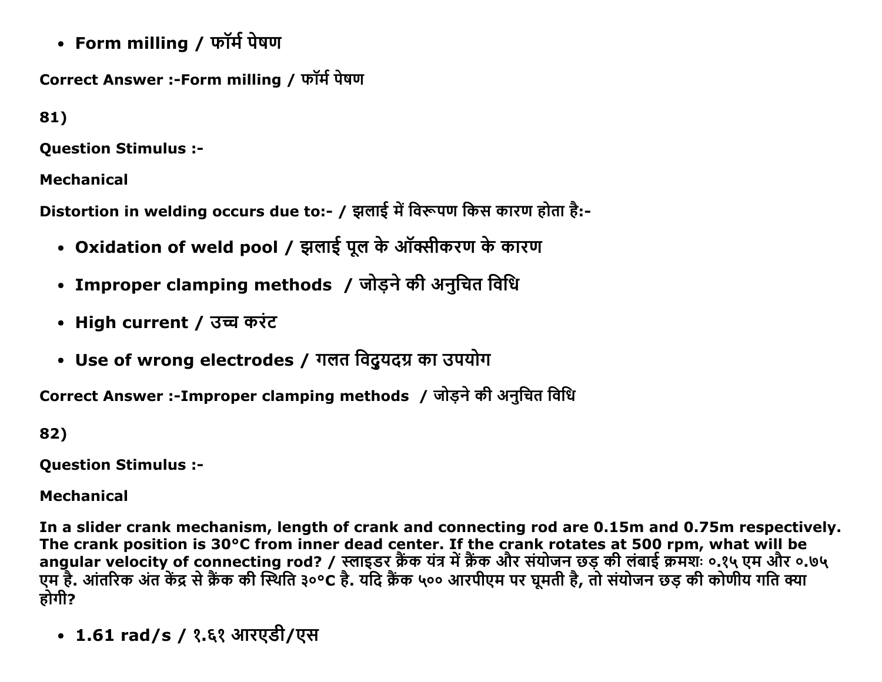- **Form milling / फॉर्म पेषण**

**Correct Answer :-Form milling / फॉर्म पेषण**

**81)**

**Question Stimulus :-**

**Mechanical**

**Distortion in welding occurs due to:- / झलाई में विरूपण किस कारण होता है:-**

- **Oxidation of weld pool / झलाई पूल के ऑक्सीकरण के कारण**
- **Improper clamping methods / जोड़ने की अनुचित विधि**
- **High current / उच्च करंट**
- **Use of wrong electrodes / गलत विद्युयदग्र का उपयोग**

**Correct Answer :-Improper clamping methods / जोड़ने की अनुचित विधि**

**82)**

**Question Stimulus :-**

**Mechanical**

**In a slider crank mechanism, length of crank and connecting rod are 0.15m and 0.75m respectively. The crank position is 30°C from inner dead center. If the crank rotates at 500 rpm, what will be angular velocity of connecting rod? / स्लाइडर क्रैंक यंत्र में क्रैंक और संयोजन छड़ की लंबाई क्रमशः ०.१५ एम और ०.७५ एम है. आंतरिक अंत केंद्र से क्रैंक की स्थिति ३०°C है. यदि क्रैंक ५०० आरपीएम पर घूमती है, तो संयोजन छड़ की कोणीय गति क्या होगी?**

- **1.61 rad/s / १.६१ आरएडी/एस**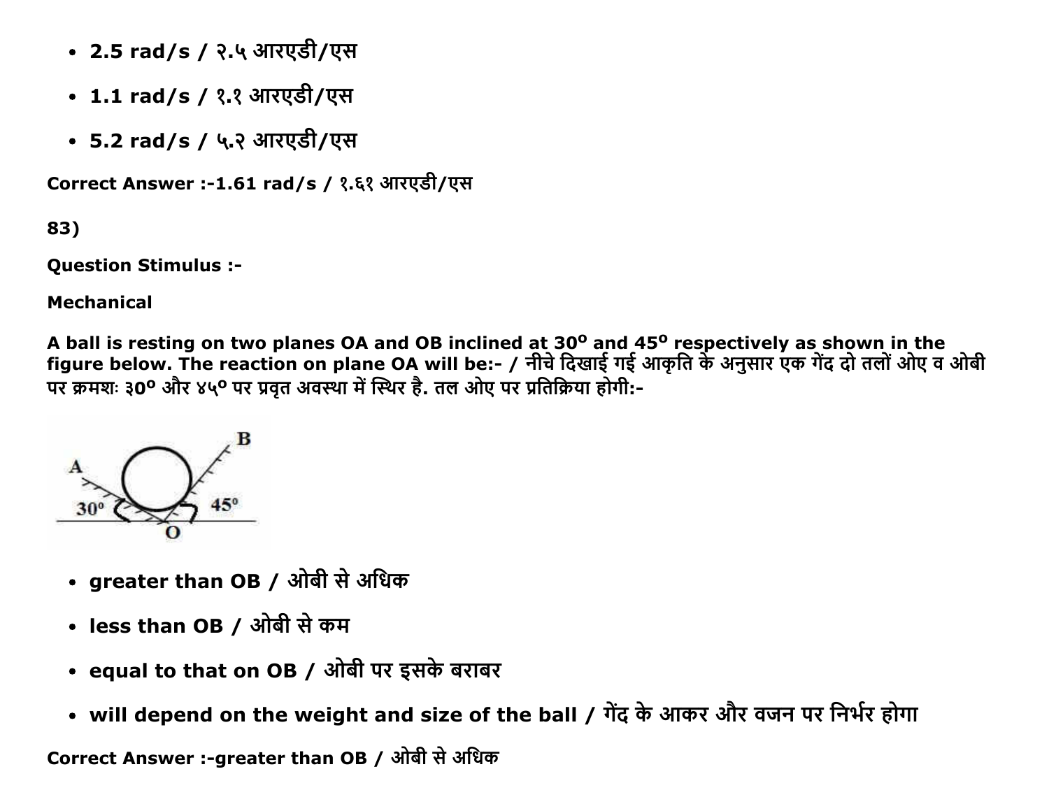- 2.5 rad/s / २.५ आरएडी/एस
- 1.1 rad/s / १.१ आरएडी/एस
- 5.2 rad/s / ५.२ आरएडी/एस

**Correct Answer :-1.61 rad/s / १.६१ आरएडी/एस**

**83)**

**Question Stimulus :-**

**Mechanical**

**A ball is resting on two planes OA and OB inclined at 30$^o$ and 45$^o$ respectively as shown in the figure below. The reaction on plane OA will be:- / नीचे दिखाई गई आकृति के अनुसार एक गेंद दो तलों ओए व ओबी पर क्रमशः ३0$^o$ और ४५$^o$ पर प्रवृत अवस्था में स्थिर है. तल ओए पर प्रतिक्रिया होगी:-**

- **greater than OB / ओबी से अधिक**
- **less than OB / ओबी से कम**
- **equal to that on OB / ओबी पर इसके बराबर**
- **will depend on the weight and size of the ball / गेंद के आकर और वजन पर निर्भर होगा**

**Correct Answer :-greater than OB / ओबी से अधिक**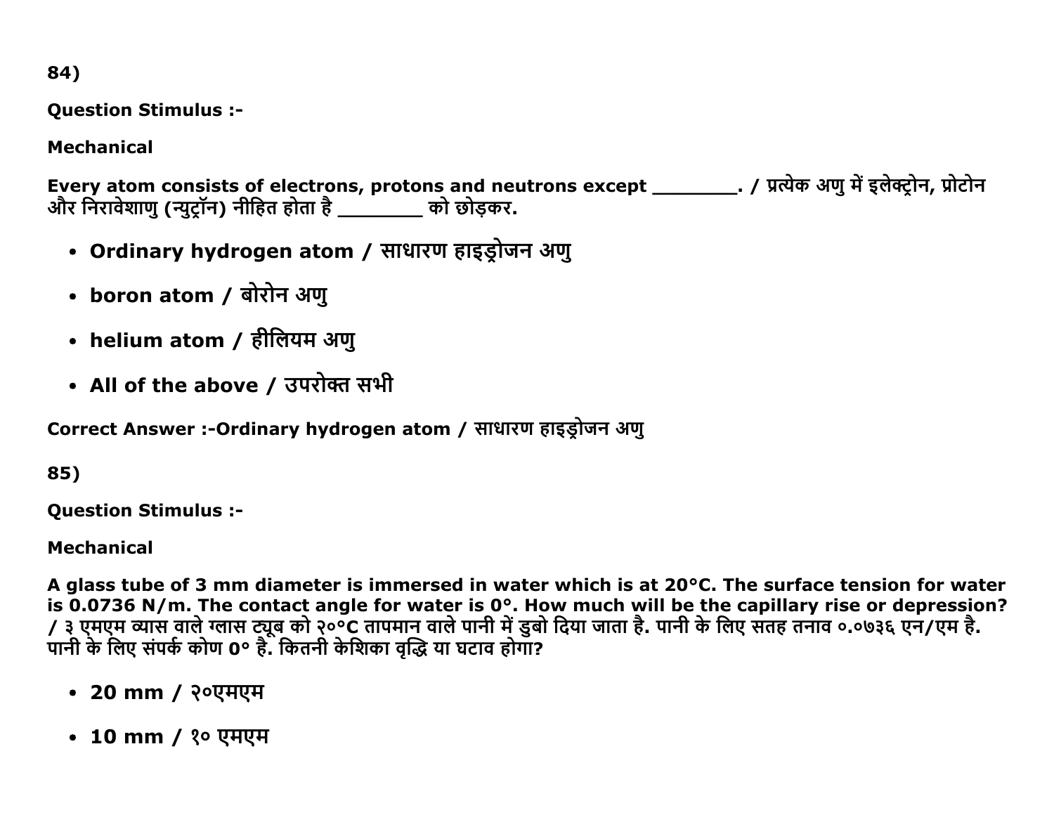84)

**Question Stimulus :-**

**Mechanical**

**Every atom consists of electrons, protons and neutrons except ________. / प्रत्येक अणु में इलेक्ट्रोन, प्रोटोन और निरावेशाणु (न्युट्रॉन) नीहित होता है ________ को छोड़कर.**

- **Ordinary hydrogen atom / साधारण हाइड्रोजन अणु**
- **boron atom / बोरोन अणु**
- **helium atom / हीलियम अणु**
- **All of the above / उपरोक्त सभी**

**Correct Answer :-Ordinary hydrogen atom / साधारण हाइड्रोजन अणु**

85)

**Question Stimulus :-**

**Mechanical**

**A glass tube of 3 mm diameter is immersed in water which is at 20°C. The surface tension for water is 0.0736 N/m. The contact angle for water is 0°. How much will be the capillary rise or depression? / ३ एमएम व्यास वाले ग्लास ट्यूब को २०°C तापमान वाले पानी में डुबो दिया जाता है. पानी के लिए सतह तनाव ०.०७३६ एन/एम है. पानी के लिए संपर्क कोण 0° है. कितनी केशिका वृद्धि या घटाव होगा?**

- **20 mm / २०एमएम**
- **10 mm / १० एमएम**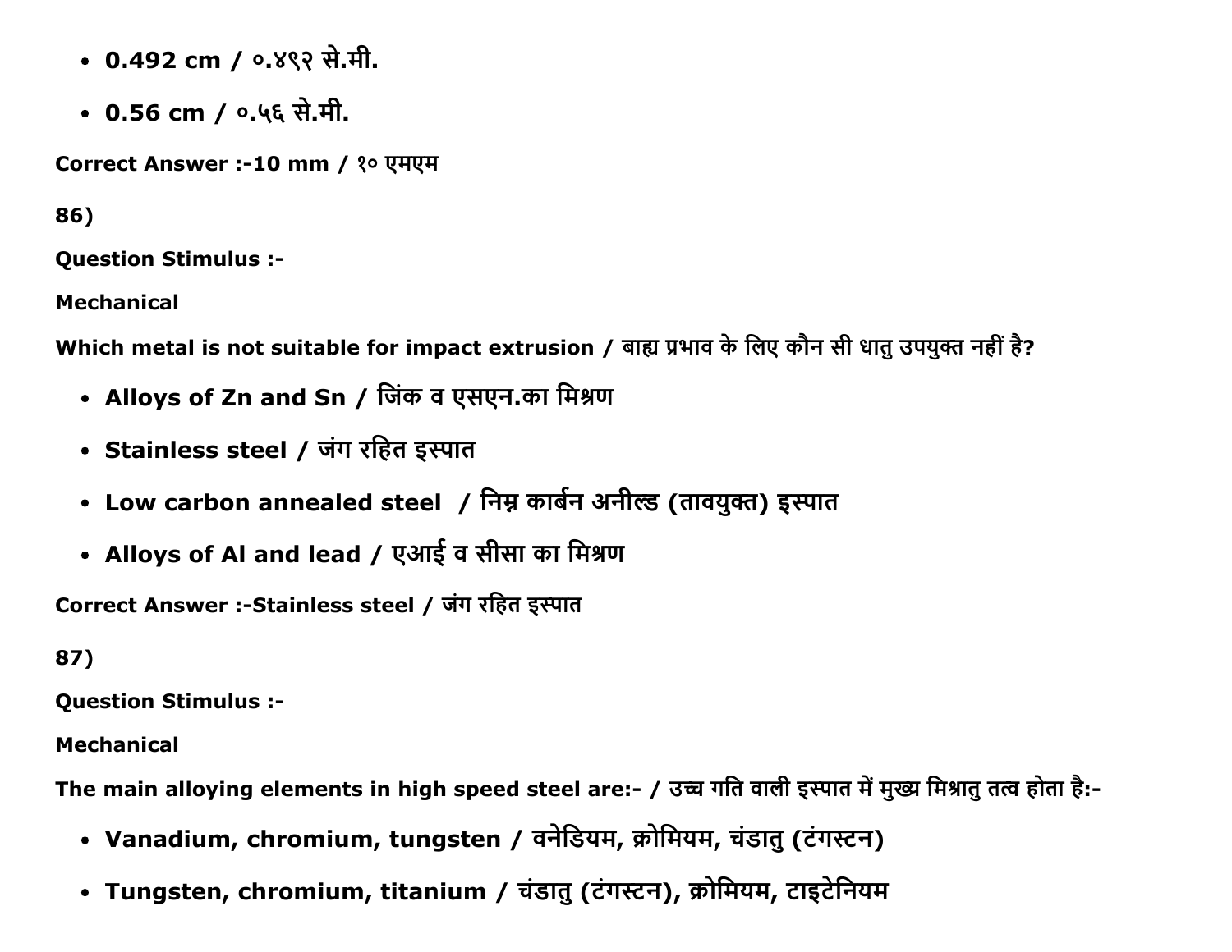- **0.492 cm / ०.४९२ से.मी.**
- **0.56 cm / ०.५६ से.मी.**

**Correct Answer :-10 mm / १० एमएम**

**86)**

**Question Stimulus :-**

**Mechanical**

**Which metal is not suitable for impact extrusion / बाह्य प्रभाव के लिए कौन सी धातु उपयुक्त नहीं है?**

- **Alloys of Zn and Sn / जिंक व एसएन.का मिश्रण**
- **Stainless steel / जंग रहित इस्पात**
- **Low carbon annealed steel / निम्न कार्बन अनील्ड (तावयुक्त) इस्पात**
- **Alloys of Al and lead / एआई व सीसा का मिश्रण**

**Correct Answer :-Stainless steel / जंग रहित इस्पात**

**87)**

**Question Stimulus :-**

**Mechanical**

**The main alloying elements in high speed steel are:- / उच्च गति वाली इस्पात में मुख्य मिश्रातु तत्व होता है:-**

- **Vanadium, chromium, tungsten / वनेडियम, क्रोमियम, चंडातु (टंगस्टन)**
- **Tungsten, chromium, titanium / चंडातु (टंगस्टन), क्रोमियम, टाइटेनियम**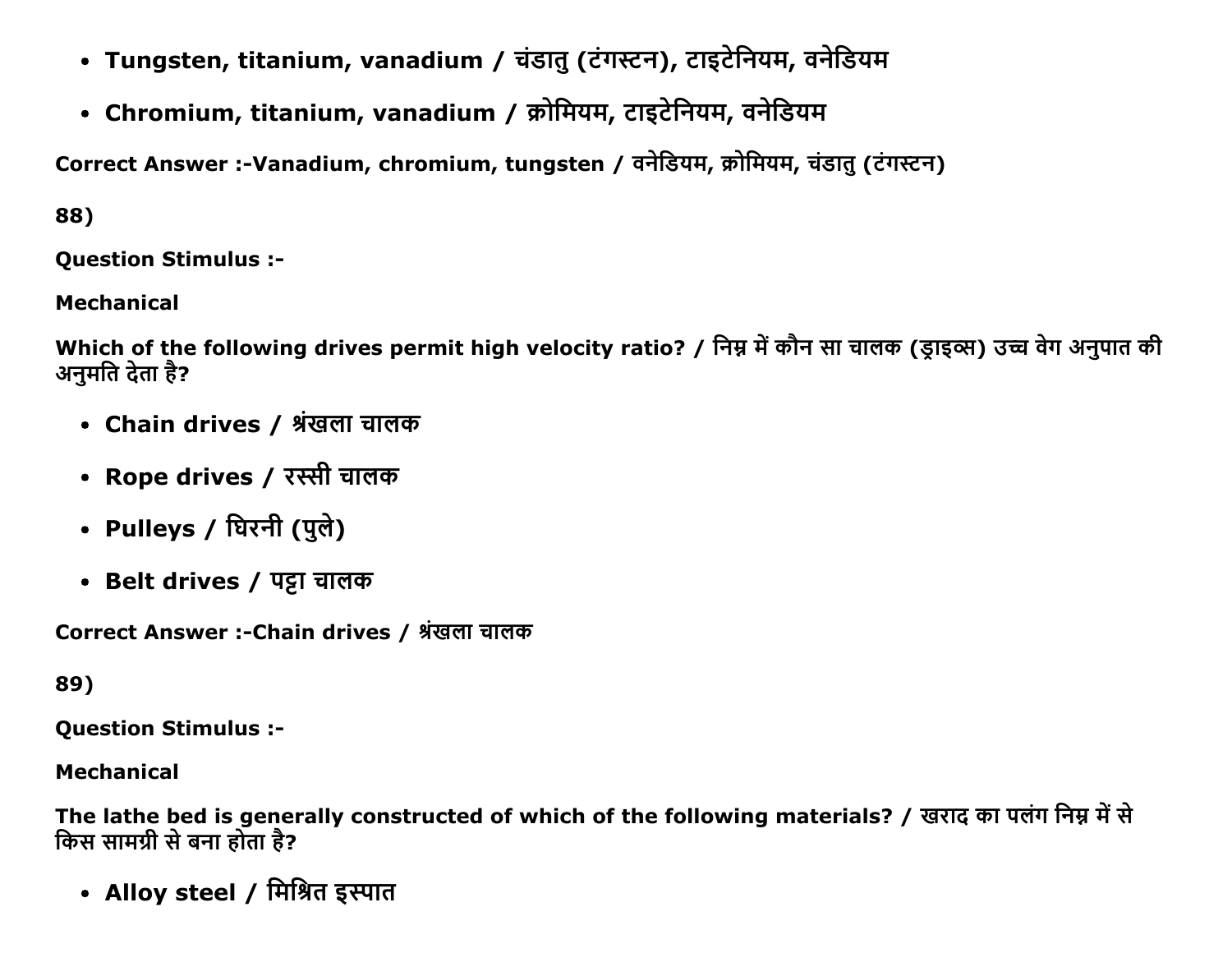- **Tungsten, titanium, vanadium / चंडातु (टंगस्टन), टाइटेनियम, वनेडियम**
- **Chromium, titanium, vanadium / क्रोमियम, टाइटेनियम, वनेडियम**

**Correct Answer :-Vanadium, chromium, tungsten / वनेडियम, क्रोमियम, चंडातु (टंगस्टन)**

**88)**

**Question Stimulus :-**

**Mechanical**

**Which of the following drives permit high velocity ratio? / निम्न में कौन सा चालक (ड्राइव्स) उच्च वेग अनुपात की अनुमति देता है?**

- **Chain drives / श्रंखला चालक**
- **Rope drives / रस्सी चालक**
- **Pulleys / घिरनी (पुले)**
- **Belt drives / पट्टा चालक**

**Correct Answer :-Chain drives / श्रंखला चालक**

**89)**

**Question Stimulus :-**

**Mechanical**

**The lathe bed is generally constructed of which of the following materials? / खराद का पलंग निम्न में से किस सामग्री से बना होता है?**

- **Alloy steel / मिश्रित इस्पात**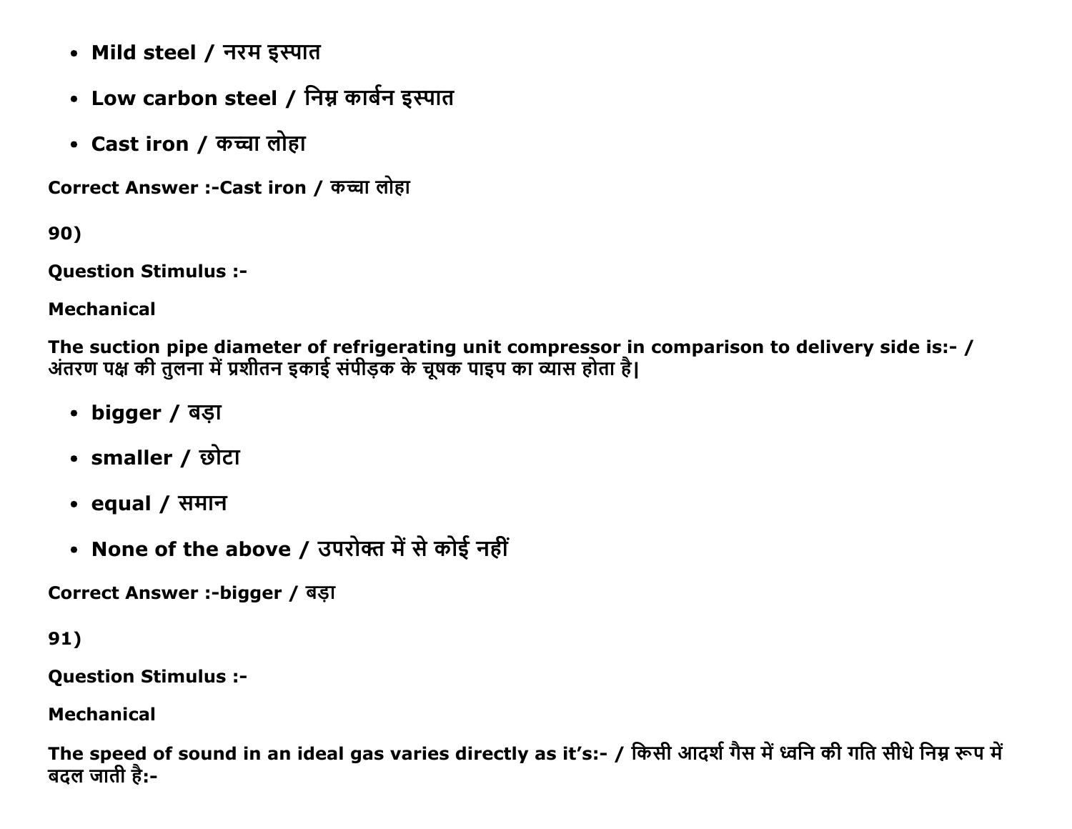- **Mild steel / नरम इस्पात**
- **Low carbon steel / निम्न कार्बन इस्पात**
- **Cast iron / कच्चा लोहा**

**Correct Answer :-Cast iron / कच्चा लोहा**

**90)**

**Question Stimulus :-**

**Mechanical**

**The suction pipe diameter of refrigerating unit compressor in comparison to delivery side is:- / अंतरण पक्ष की तुलना में प्रशीतन इकाई संपीड़क के चूषक पाइप का व्यास होता है|**

- **bigger / बड़ा**
- **smaller / छोटा**
- **equal / समान**
- **None of the above / उपरोक्त में से कोई नहीं**

**Correct Answer :-bigger / बड़ा**

**91)**

**Question Stimulus :-**

**Mechanical**

**The speed of sound in an ideal gas varies directly as it's:- / किसी आदर्श गैस में ध्वनि की गति सीधे निम्न रूप में बदल जाती है:-**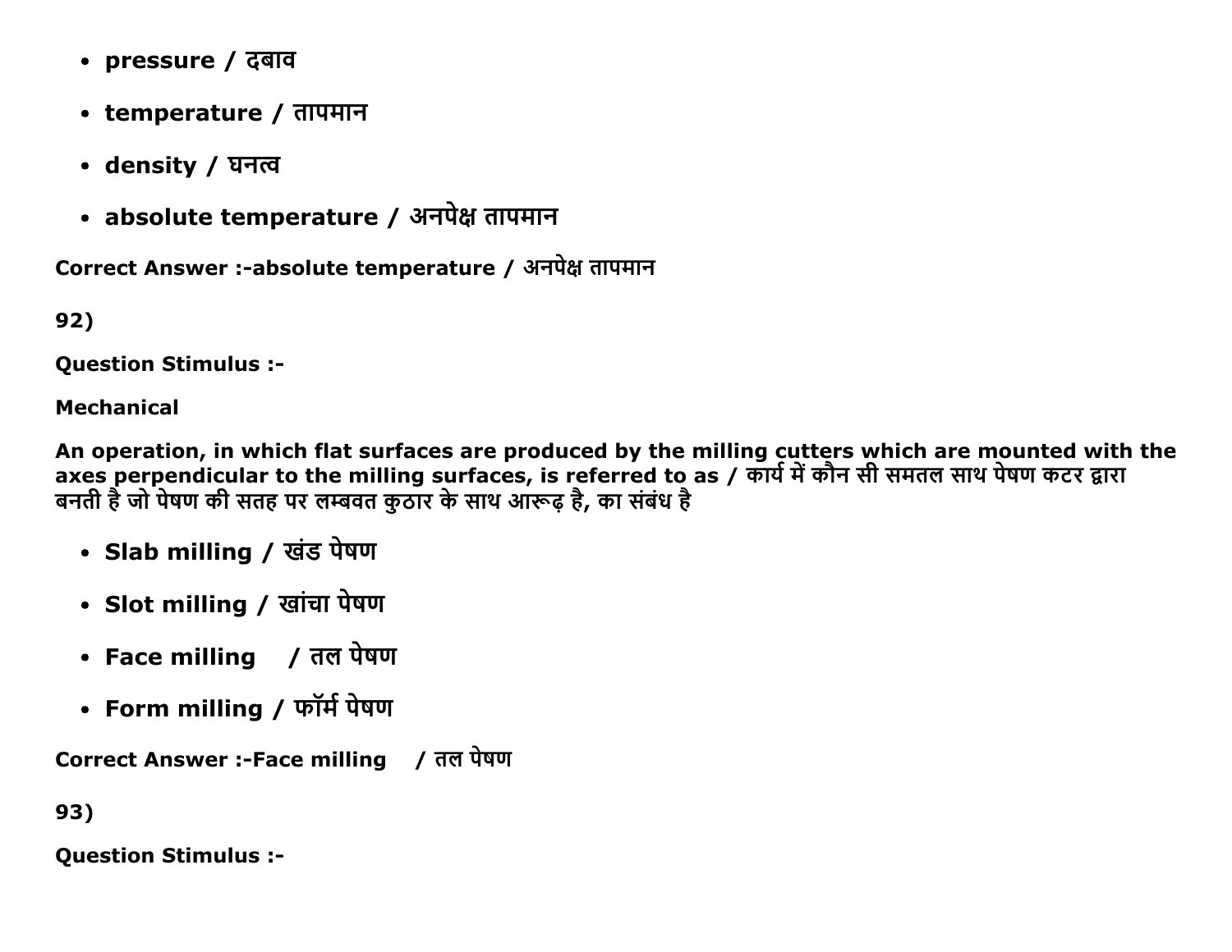- **pressure / दबाव**
- **temperature / तापमान**
- **density / घनत्व**
- **absolute temperature / अनपेक्ष तापमान**

**Correct Answer :-absolute temperature / अनपेक्ष तापमान**

**92)**

**Question Stimulus :-**

**Mechanical**

**An operation, in which flat surfaces are produced by the milling cutters which are mounted with the axes perpendicular to the milling surfaces, is referred to as / कार्य में कौन सी समतल साथ पेषण कटर द्वारा बनती है जो पेषण की सतह पर लम्बवत कुठार के साथ आरूढ़ है, का संबंध है**

- **Slab milling / खंड पेषण**
- **Slot milling / खांचा पेषण**
- **Face milling / तल पेषण**
- **Form milling / फॉर्म पेषण**

**Correct Answer :-Face milling / तल पेषण**

**93)**

**Question Stimulus :-**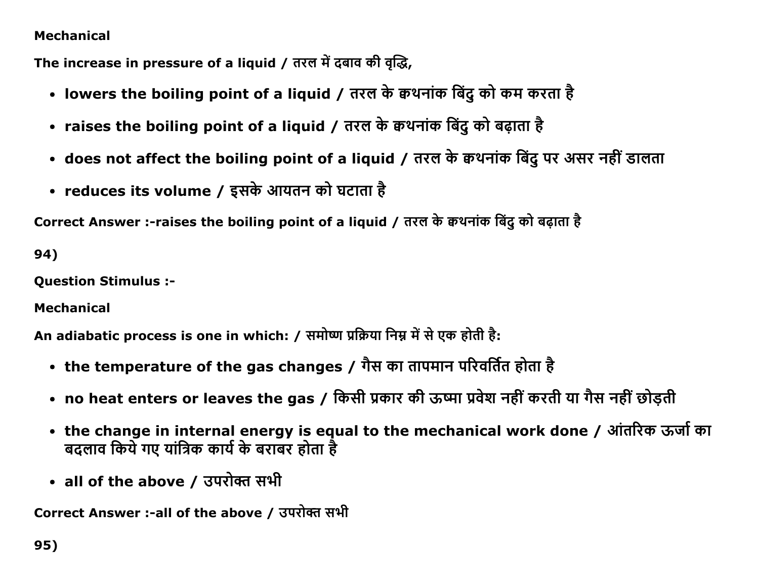Mechanical

The increase in pressure of a liquid / तरल में दबाव की वृद्धि,

- lowers the boiling point of a liquid / तरल के क्वथनांक बिंदु को कम करता है
- raises the boiling point of a liquid / तरल के क्वथनांक बिंदु को बढ़ाता है
- does not affect the boiling point of a liquid / तरल के क्वथनांक बिंदु पर असर नहीं डालता
- reduces its volume / इसके आयतन को घटाता है

Correct Answer :-raises the boiling point of a liquid / तरल के क्वथनांक बिंदु को बढ़ाता है

94)

Question Stimulus :-

Mechanical

An adiabatic process is one in which: / समोष्ण प्रक्रिया निम्न में से एक होती है:

- the temperature of the gas changes / गैस का तापमान परिवर्तित होता है
- no heat enters or leaves the gas / किसी प्रकार की ऊष्मा प्रवेश नहीं करती या गैस नहीं छोड़ती
- the change in internal energy is equal to the mechanical work done / आंतरिक ऊर्जा का बदलाव किये गए यांत्रिक कार्य के बराबर होता है
- all of the above / उपरोक्त सभी

Correct Answer :-all of the above / उपरोक्त सभी

95)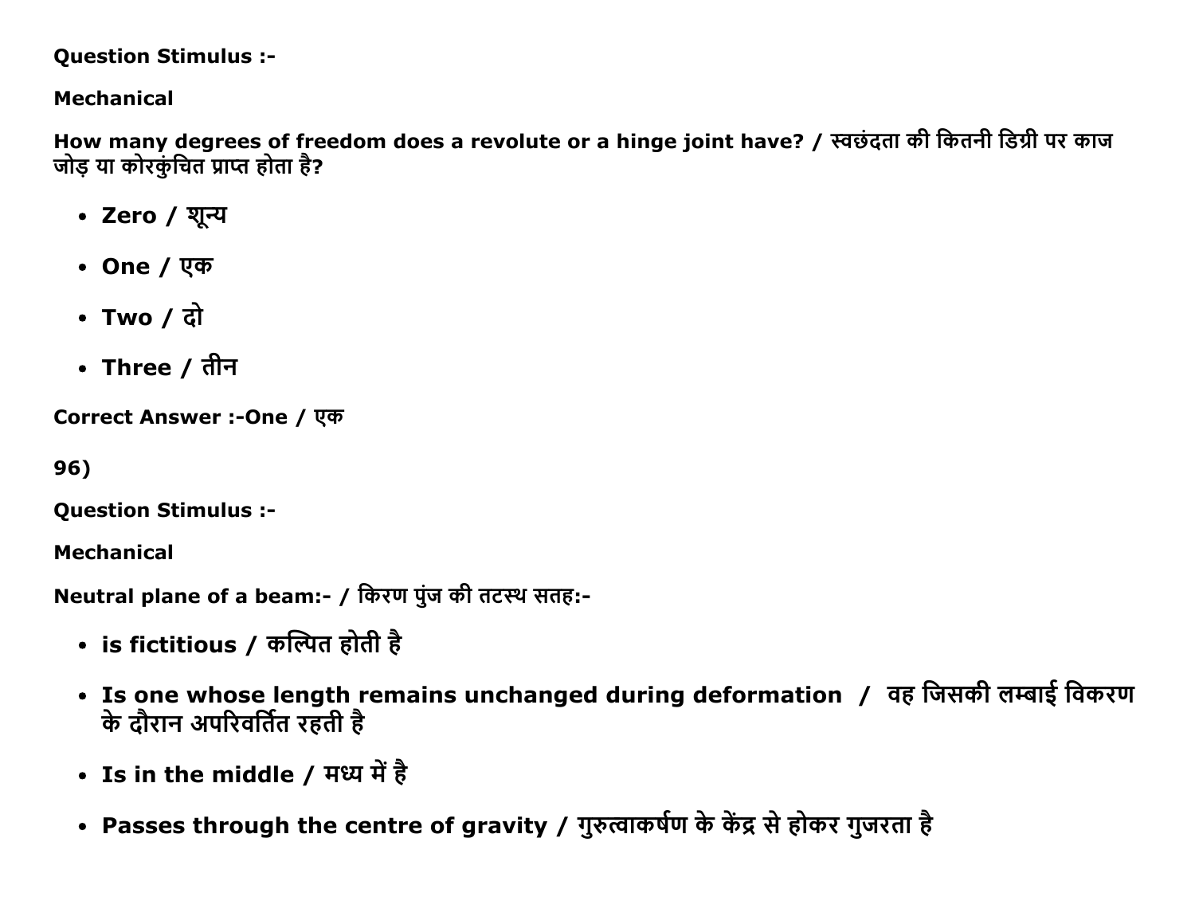**Question Stimulus :-**

**Mechanical**

**How many degrees of freedom does a revolute or a hinge joint have? / स्वच्छंदता की कितनी डिग्री पर काज जोड़ या कोरकुंचित प्राप्त होता है?**

- **Zero / शून्य**
- **One / एक**
- **Two / दो**
- **Three / तीन**

**Correct Answer :-One / एक**

**96)**

**Question Stimulus :-**

**Mechanical**

**Neutral plane of a beam:- / किरण पुंज की तटस्थ सतह:-**

- **is fictitious / कल्पित होती है**
- **Is one whose length remains unchanged during deformation / वह जिसकी लम्बाई विकरण के दौरान अपरिवर्तित रहती है**
- **Is in the middle / मध्य में है**
- **Passes through the centre of gravity / गुरुत्वाकर्षण के केंद्र से होकर गुजरता है**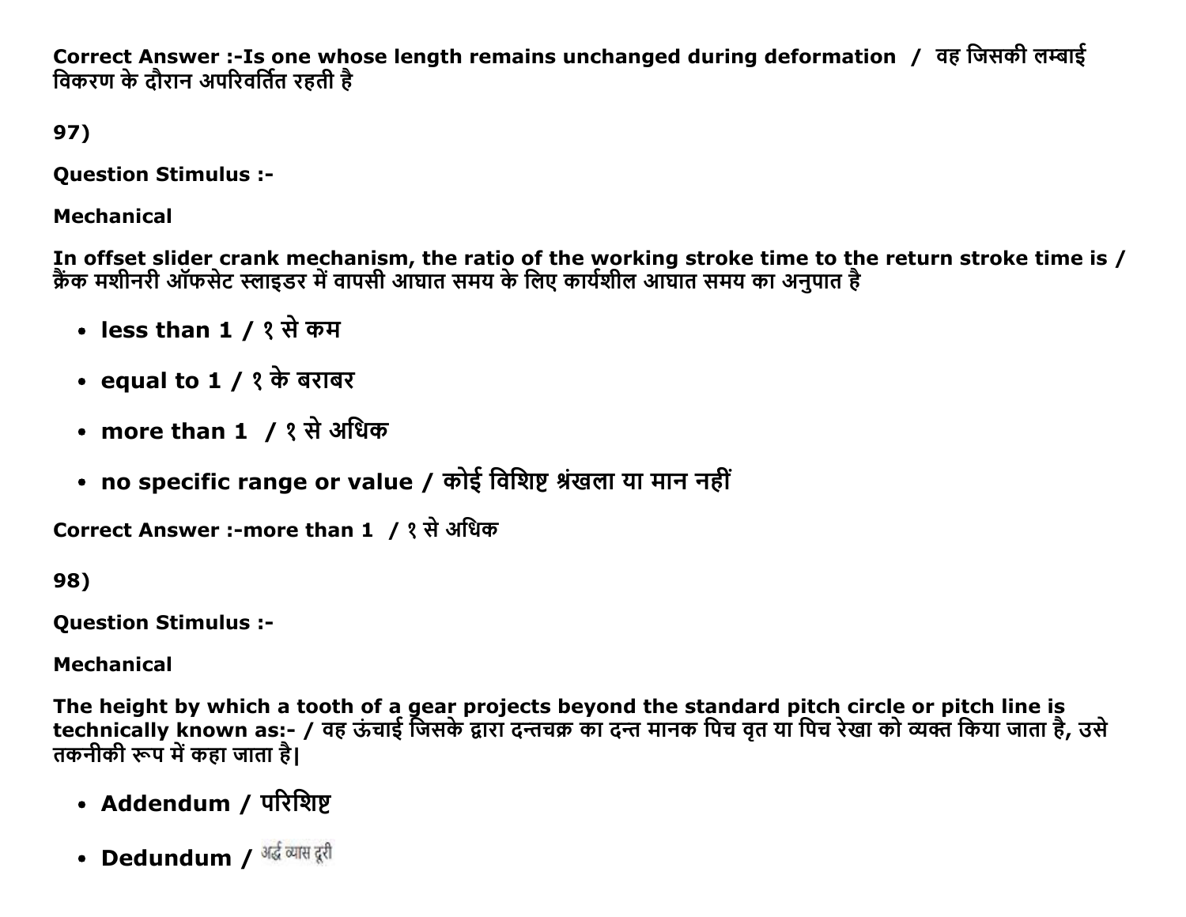**Correct Answer :-Is one whose length remains unchanged during deformation / वह जिसकी लम्बाई विकरण के दौरान अपरिवर्तित रहती है**

**97)**

**Question Stimulus :-**

**Mechanical**

**In offset slider crank mechanism, the ratio of the working stroke time to the return stroke time is / क्रैंक मशीनरी ऑफसेट स्लाइडर में वापसी आघात समय के लिए कार्यशील आघात समय का अनुपात है**

- **less than 1 / १ से कम**
- **equal to 1 / १ के बराबर**
- **more than 1 / १ से अधिक**
- **no specific range or value / कोई विशिष्ट श्रंखला या मान नहीं**

**Correct Answer :-more than 1 / १ से अधिक**

**98)**

**Question Stimulus :-**

**Mechanical**

**The height by which a tooth of a gear projects beyond the standard pitch circle or pitch line is technically known as:- / वह ऊंचाई जिसके द्वारा दन्तचक्र का दन्त मानक पिच वृत या पिच रेखा को व्यक्त किया जाता है, उसे तकनीकी रूप में कहा जाता है|**

- **Addendum / परिशिष्ट**
- **Dedundum /** अर्द्ध व्यास दूरी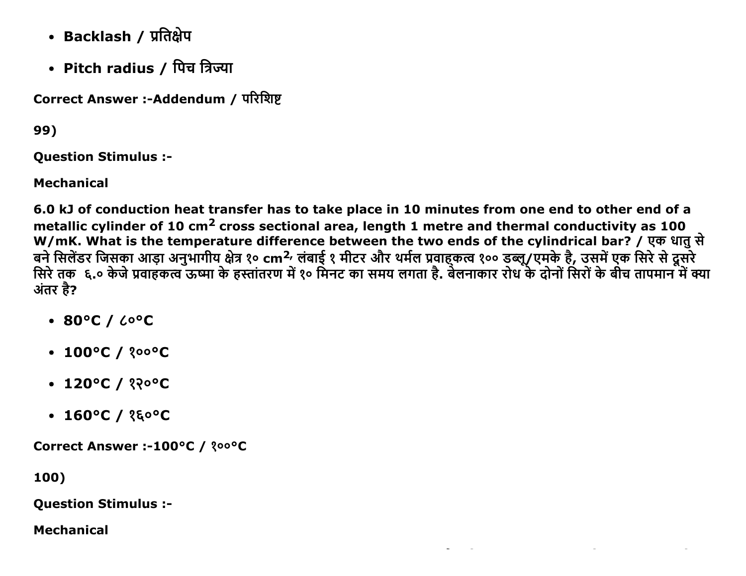- Backlash / प्रतिक्षेप
- Pitch radius / पिच त्रिज्या

Correct Answer :-Addendum / परिशिष्ट

99)

Question Stimulus :-

Mechanical

6.0 kJ of conduction heat transfer has to take place in 10 minutes from one end to other end of a metallic cylinder of 10 $cm^2$ cross sectional area, length 1 metre and thermal conductivity as 100 W/mK. What is the temperature difference between the two ends of the cylindrical bar? / एक धातु से बने सिलेंडर जिसका आड़ा अनुभागीय क्षेत्र १० $cm^2$, लंबाई १ मीटर और थर्मल प्रवाहकत्व १०० डब्लू/एमके है, उसमें एक सिरे से दूसरे सिरे तक ६.० केजे प्रवाहकत्व ऊष्मा के हस्तांतरण में १० मिनट का समय लगता है. बेलनाकार रोध के दोनों सिरों के बीच तापमान में क्या अंतर है?

- 80°C / ८०°C
- 100°C / १००°C
- 120°C / १२०°C
- 160°C / १६०°C

Correct Answer :-100°C / १००°C

100)

Question Stimulus :-

Mechanical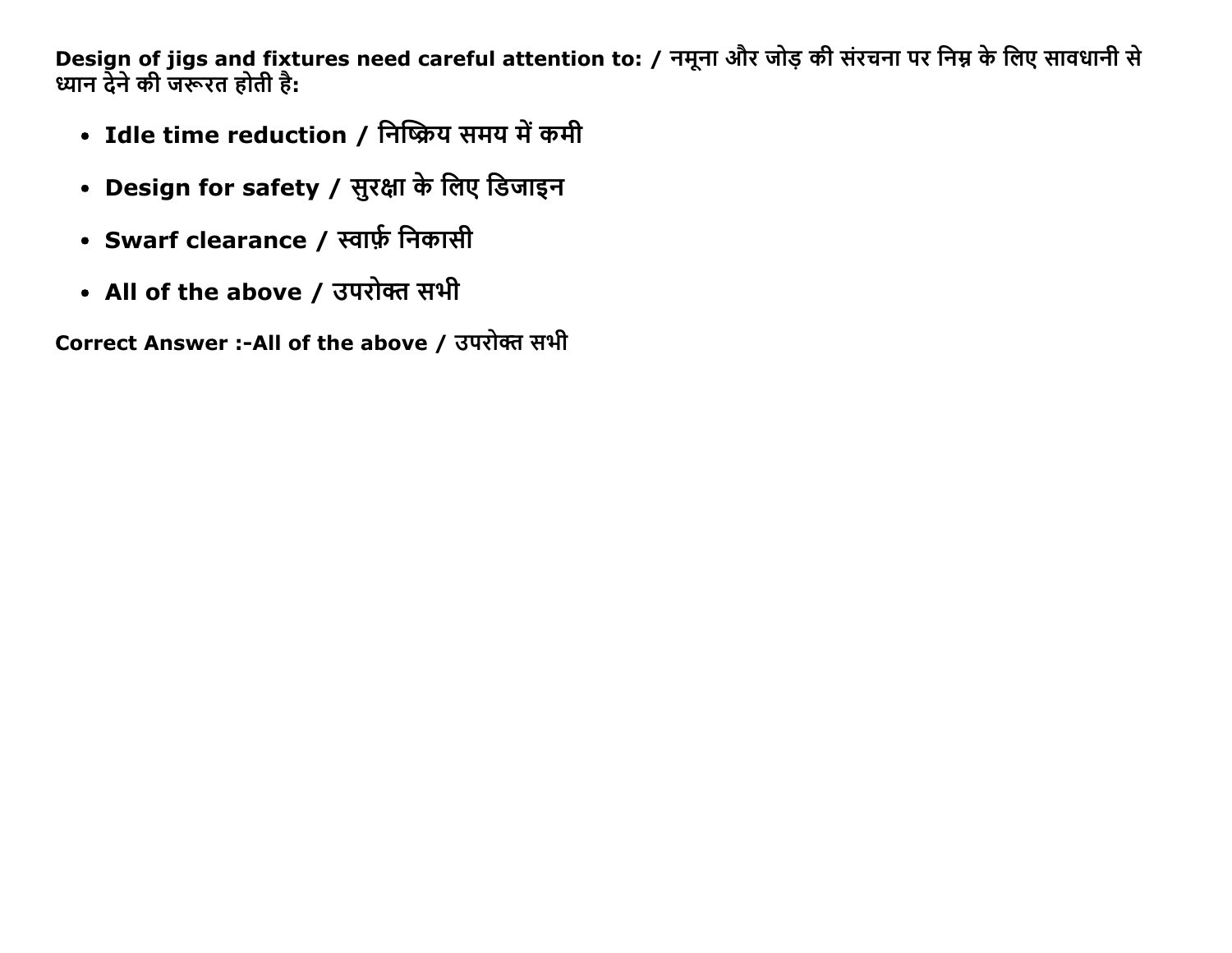**Design of jigs and fixtures need careful attention to: / नमूना और जोड़ की संरचना पर निम्न के लिए सावधानी से ध्यान देने की जरूरत होती है:**

- **Idle time reduction / निष्क्रिय समय में कमी**
- **Design for safety / सुरक्षा के लिए डिजाइन**
- **Swarf clearance / स्वार्फ़ निकासी**
- **All of the above / उपरोक्त सभी**

**Correct Answer :-All of the above / उपरोक्त सभी**